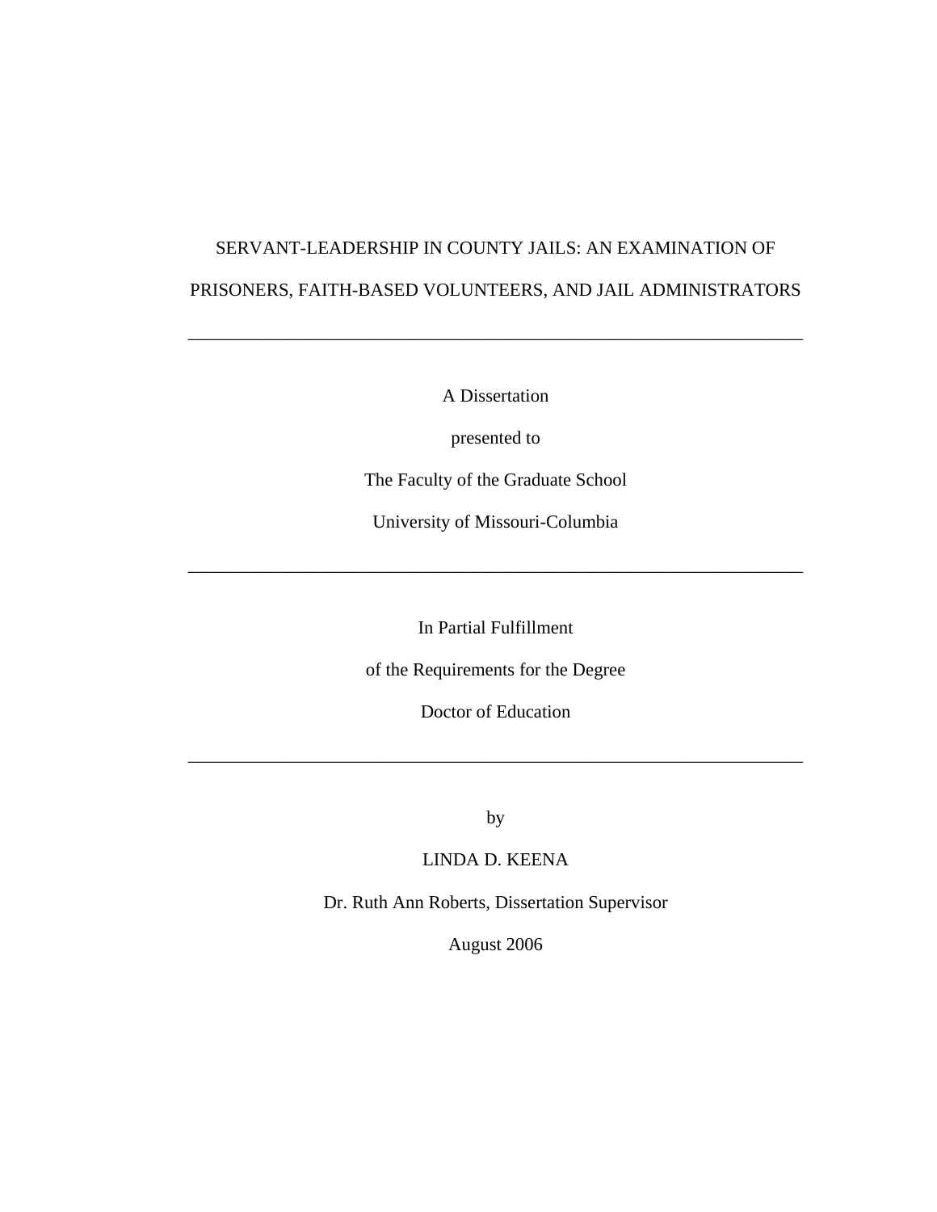SERVANT-LEADERSHIP IN COUNTY JAILS: AN EXAMINATION OF PRISONERS, FAITH-BASED VOLUNTEERS, AND JAIL ADMINISTRATORS

---

A Dissertation

presented to

The Faculty of the Graduate School

University of Missouri-Columbia

---

In Partial Fulfillment

of the Requirements for the Degree

Doctor of Education

---

by

LINDA D. KEENA

Dr. Ruth Ann Roberts, Dissertation Supervisor

August 2006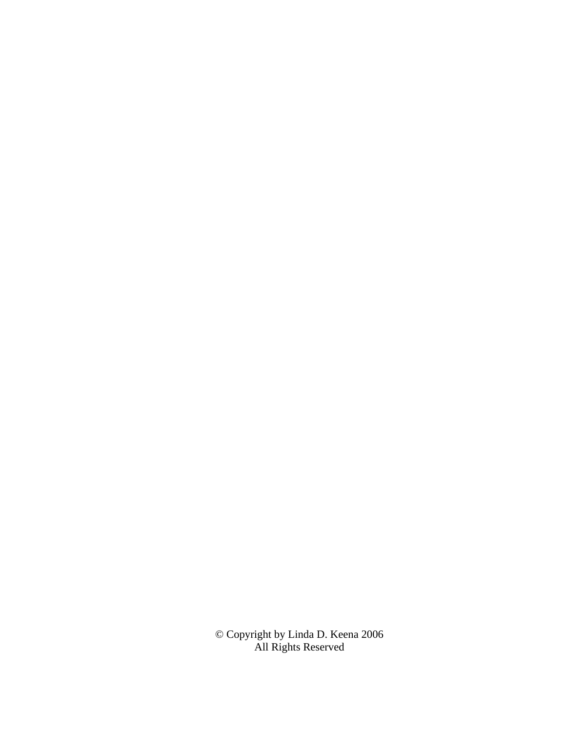© Copyright by Linda D. Keena 2006
All Rights Reserved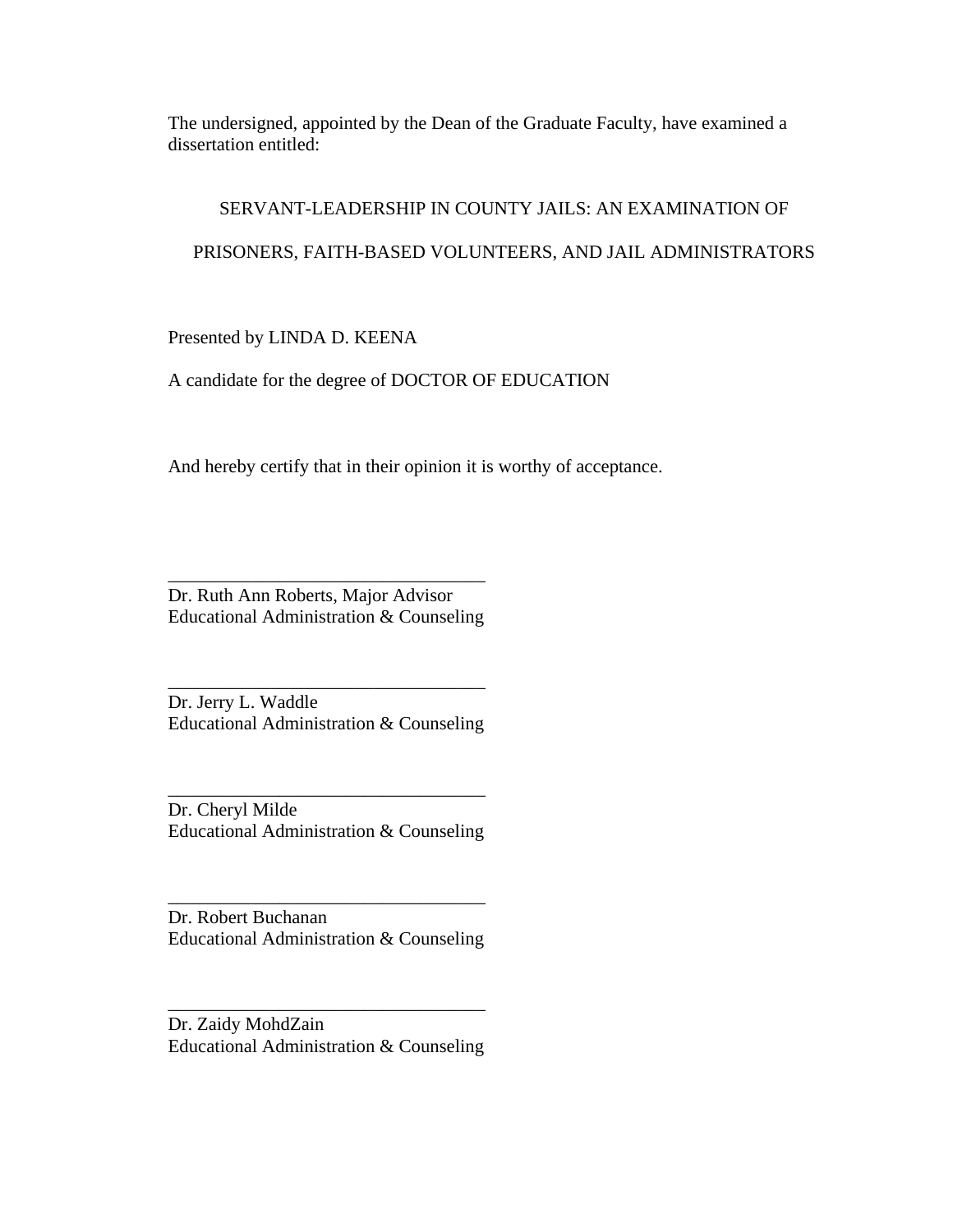The undersigned, appointed by the Dean of the Graduate Faculty, have examined a dissertation entitled:

SERVANT-LEADERSHIP IN COUNTY JAILS: AN EXAMINATION OF

PRISONERS, FAITH-BASED VOLUNTEERS, AND JAIL ADMINISTRATORS

Presented by LINDA D. KEENA

A candidate for the degree of DOCTOR OF EDUCATION

And hereby certify that in their opinion it is worthy of acceptance.

___________________________________
Dr. Ruth Ann Roberts, Major Advisor
Educational Administration & Counseling

___________________________________
Dr. Jerry L. Waddle
Educational Administration & Counseling

___________________________________
Dr. Cheryl Milde
Educational Administration & Counseling

___________________________________
Dr. Robert Buchanan
Educational Administration & Counseling

___________________________________
Dr. Zaidy MohdZain
Educational Administration & Counseling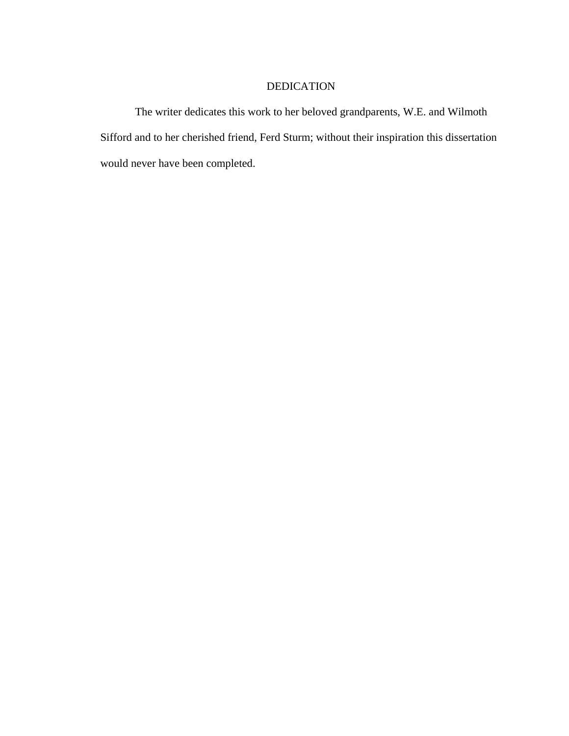# DEDICATION

The writer dedicates this work to her beloved grandparents, W.E. and Wilmoth Sifford and to her cherished friend, Ferd Sturm; without their inspiration this dissertation would never have been completed.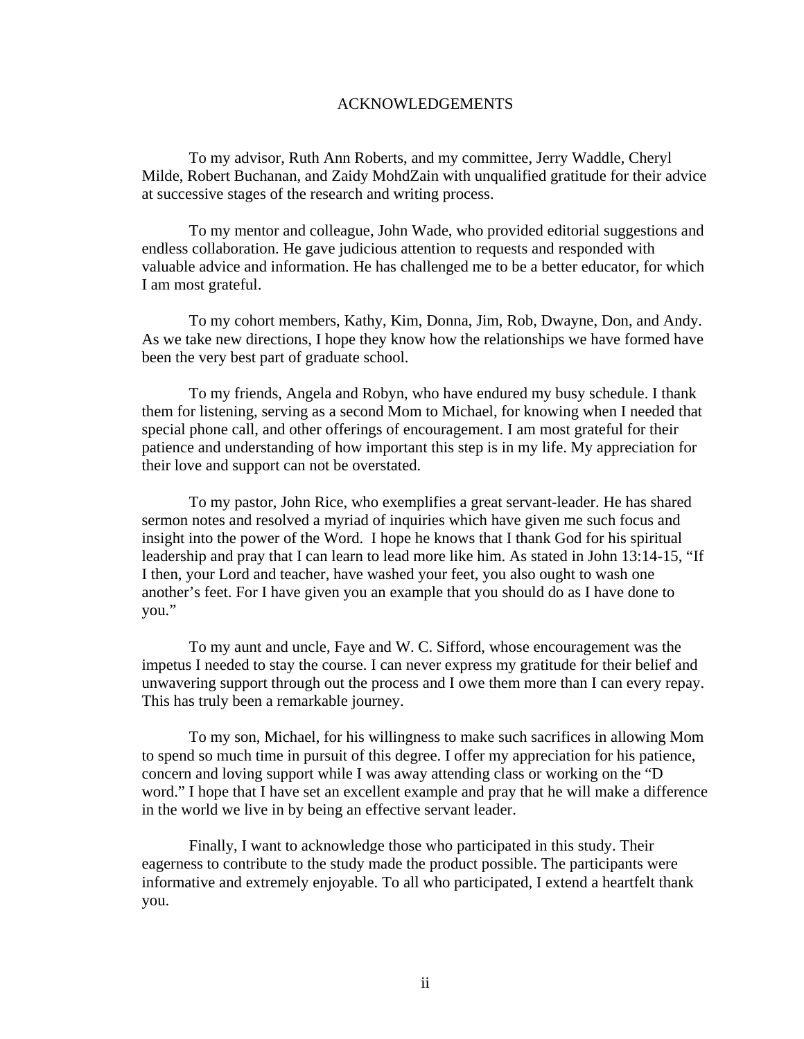# ACKNOWLEDGEMENTS

To my advisor, Ruth Ann Roberts, and my committee, Jerry Waddle, Cheryl Milde, Robert Buchanan, and Zaidy MohdZain with unqualified gratitude for their advice at successive stages of the research and writing process.

To my mentor and colleague, John Wade, who provided editorial suggestions and endless collaboration. He gave judicious attention to requests and responded with valuable advice and information. He has challenged me to be a better educator, for which I am most grateful.

To my cohort members, Kathy, Kim, Donna, Jim, Rob, Dwayne, Don, and Andy. As we take new directions, I hope they know how the relationships we have formed have been the very best part of graduate school.

To my friends, Angela and Robyn, who have endured my busy schedule. I thank them for listening, serving as a second Mom to Michael, for knowing when I needed that special phone call, and other offerings of encouragement. I am most grateful for their patience and understanding of how important this step is in my life. My appreciation for their love and support can not be overstated.

To my pastor, John Rice, who exemplifies a great servant-leader. He has shared sermon notes and resolved a myriad of inquiries which have given me such focus and insight into the power of the Word. I hope he knows that I thank God for his spiritual leadership and pray that I can learn to lead more like him. As stated in John 13:14-15, "If I then, your Lord and teacher, have washed your feet, you also ought to wash one another's feet. For I have given you an example that you should do as I have done to you."

To my aunt and uncle, Faye and W. C. Sifford, whose encouragement was the impetus I needed to stay the course. I can never express my gratitude for their belief and unwavering support through out the process and I owe them more than I can every repay. This has truly been a remarkable journey.

To my son, Michael, for his willingness to make such sacrifices in allowing Mom to spend so much time in pursuit of this degree. I offer my appreciation for his patience, concern and loving support while I was away attending class or working on the "D word." I hope that I have set an excellent example and pray that he will make a difference in the world we live in by being an effective servant leader.

Finally, I want to acknowledge those who participated in this study. Their eagerness to contribute to the study made the product possible. The participants were informative and extremely enjoyable. To all who participated, I extend a heartfelt thank you.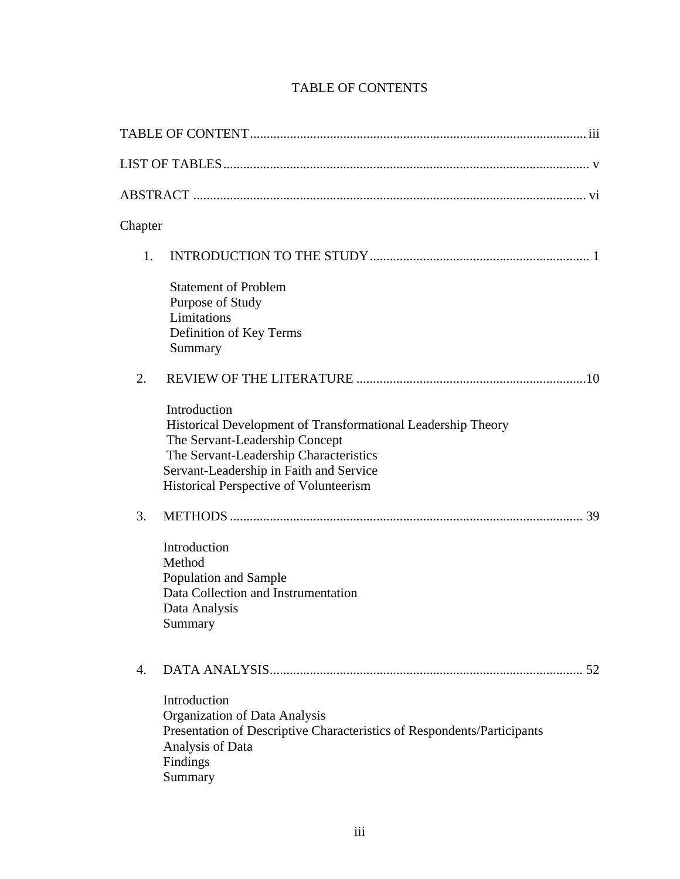# TABLE OF CONTENTS

TABLE OF CONTENT ... iii

LIST OF TABLES ... v

ABSTRACT ... vi

Chapter

1. INTRODUCTION TO THE STUDY ... 1

   Statement of Problem
   Purpose of Study
   Limitations
   Definition of Key Terms
   Summary

2. REVIEW OF THE LITERATURE ... 10

   Introduction
   Historical Development of Transformational Leadership Theory
   The Servant-Leadership Concept
   The Servant-Leadership Characteristics
   Servant-Leadership in Faith and Service
   Historical Perspective of Volunteerism

3. METHODS ... 39

   Introduction
   Method
   Population and Sample
   Data Collection and Instrumentation
   Data Analysis
   Summary

4. DATA ANALYSIS ... 52

   Introduction
   Organization of Data Analysis
   Presentation of Descriptive Characteristics of Respondents/Participants
   Analysis of Data
   Findings
   Summary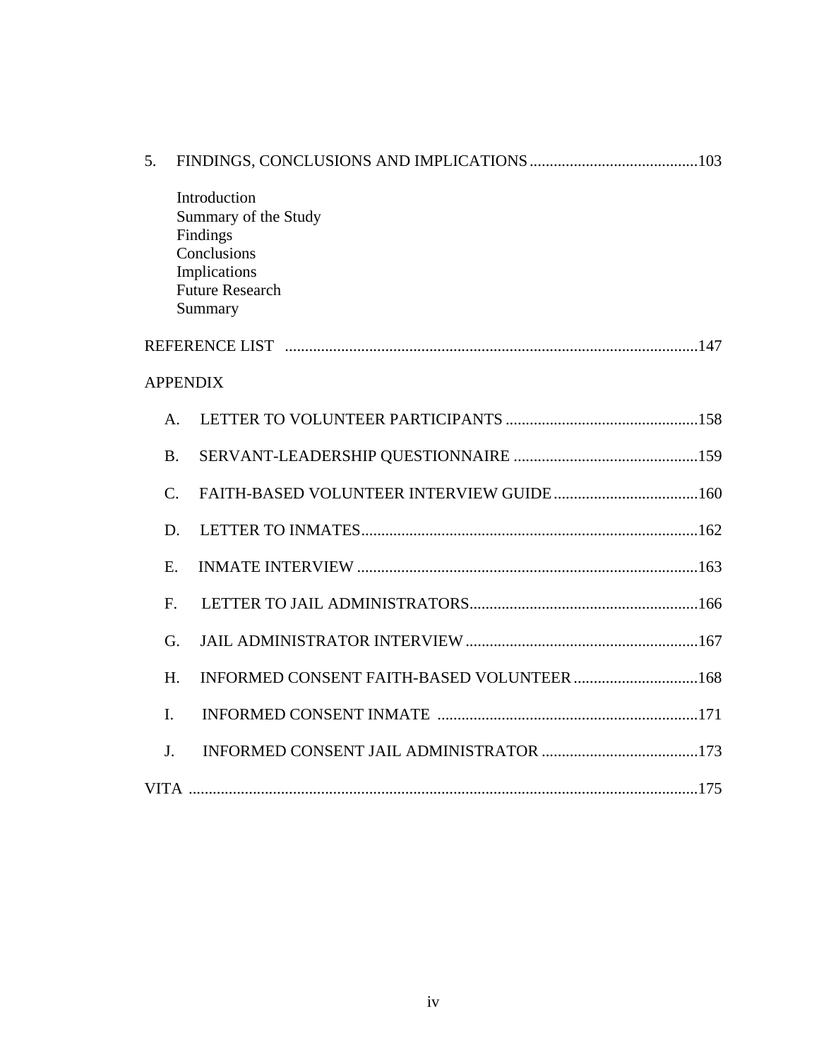5. FINDINGS, CONCLUSIONS AND IMPLICATIONS ..........................................103

    Introduction
    Summary of the Study
    Findings
    Conclusions
    Implications
    Future Research
    Summary

REFERENCE LIST ......................................................................................................147

APPENDIX

A. LETTER TO VOLUNTEER PARTICIPANTS ................................................158

B. SERVANT-LEADERSHIP QUESTIONNAIRE ..............................................159

C. FAITH-BASED VOLUNTEER INTERVIEW GUIDE ....................................160

D. LETTER TO INMATES....................................................................................162

E. INMATE INTERVIEW .....................................................................................163

F. LETTER TO JAIL ADMINISTRATORS.........................................................166

G. JAIL ADMINISTRATOR INTERVIEW ..........................................................167

H. INFORMED CONSENT FAITH-BASED VOLUNTEER ...............................168

I. INFORMED CONSENT INMATE .................................................................171

J. INFORMED CONSENT JAIL ADMINISTRATOR .......................................173

VITA ...............................................................................................................................175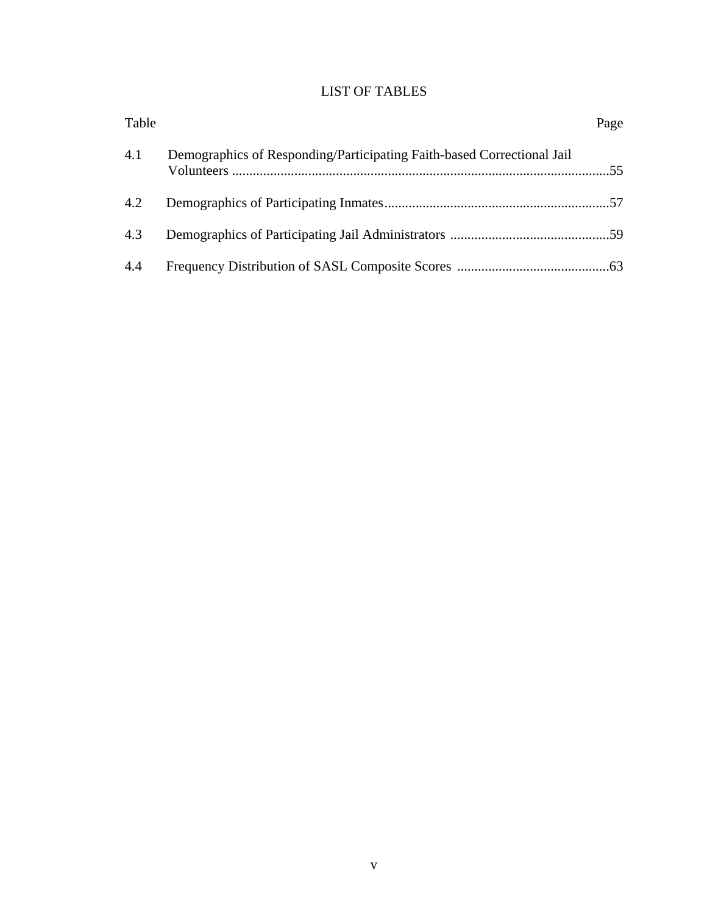# LIST OF TABLES

| Table | | Page |
|---|---|---|
| 4.1 | Demographics of Responding/Participating Faith-based Correctional Jail Volunteers | 55 |
| 4.2 | Demographics of Participating Inmates | 57 |
| 4.3 | Demographics of Participating Jail Administrators | 59 |
| 4.4 | Frequency Distribution of SASL Composite Scores | 63 |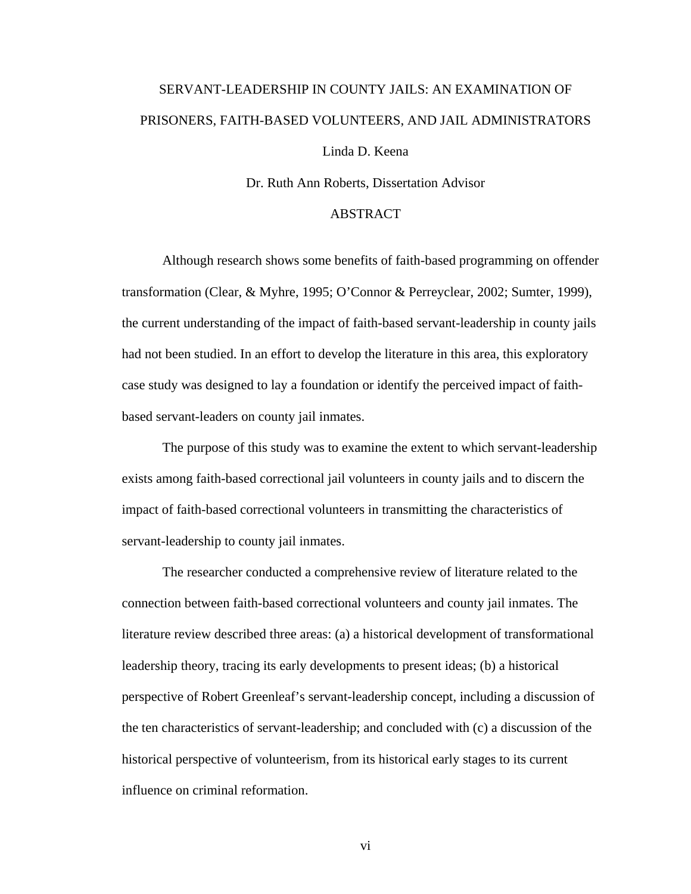SERVANT-LEADERSHIP IN COUNTY JAILS: AN EXAMINATION OF PRISONERS, FAITH-BASED VOLUNTEERS, AND JAIL ADMINISTRATORS

Linda D. Keena

Dr. Ruth Ann Roberts, Dissertation Advisor

ABSTRACT

Although research shows some benefits of faith-based programming on offender transformation (Clear, & Myhre, 1995; O'Connor & Perreyclear, 2002; Sumter, 1999), the current understanding of the impact of faith-based servant-leadership in county jails had not been studied. In an effort to develop the literature in this area, this exploratory case study was designed to lay a foundation or identify the perceived impact of faith-based servant-leaders on county jail inmates.

The purpose of this study was to examine the extent to which servant-leadership exists among faith-based correctional jail volunteers in county jails and to discern the impact of faith-based correctional volunteers in transmitting the characteristics of servant-leadership to county jail inmates.

The researcher conducted a comprehensive review of literature related to the connection between faith-based correctional volunteers and county jail inmates. The literature review described three areas: (a) a historical development of transformational leadership theory, tracing its early developments to present ideas; (b) a historical perspective of Robert Greenleaf's servant-leadership concept, including a discussion of the ten characteristics of servant-leadership; and concluded with (c) a discussion of the historical perspective of volunteerism, from its historical early stages to its current influence on criminal reformation.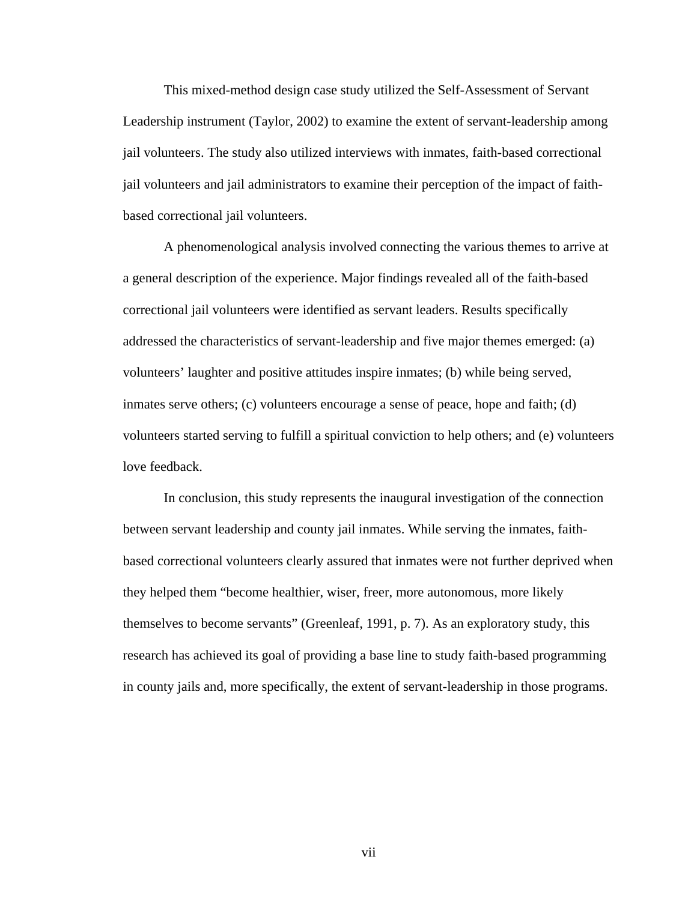This mixed-method design case study utilized the Self-Assessment of Servant Leadership instrument (Taylor, 2002) to examine the extent of servant-leadership among jail volunteers. The study also utilized interviews with inmates, faith-based correctional jail volunteers and jail administrators to examine their perception of the impact of faith-based correctional jail volunteers.

A phenomenological analysis involved connecting the various themes to arrive at a general description of the experience. Major findings revealed all of the faith-based correctional jail volunteers were identified as servant leaders. Results specifically addressed the characteristics of servant-leadership and five major themes emerged: (a) volunteers' laughter and positive attitudes inspire inmates; (b) while being served, inmates serve others; (c) volunteers encourage a sense of peace, hope and faith; (d) volunteers started serving to fulfill a spiritual conviction to help others; and (e) volunteers love feedback.

In conclusion, this study represents the inaugural investigation of the connection between servant leadership and county jail inmates. While serving the inmates, faith-based correctional volunteers clearly assured that inmates were not further deprived when they helped them "become healthier, wiser, freer, more autonomous, more likely themselves to become servants" (Greenleaf, 1991, p. 7). As an exploratory study, this research has achieved its goal of providing a base line to study faith-based programming in county jails and, more specifically, the extent of servant-leadership in those programs.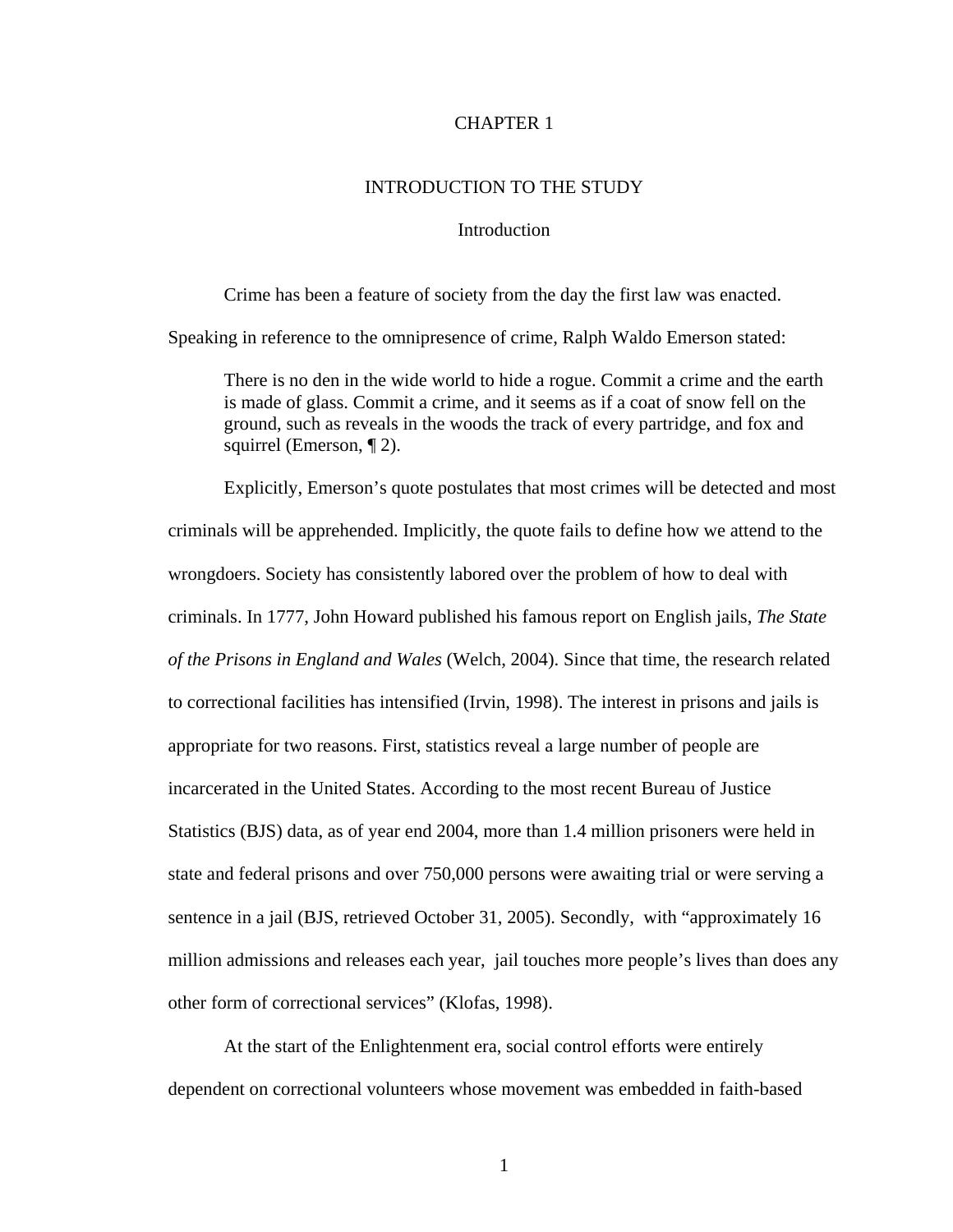# CHAPTER 1

## INTRODUCTION TO THE STUDY

### Introduction

Crime has been a feature of society from the day the first law was enacted. Speaking in reference to the omnipresence of crime, Ralph Waldo Emerson stated:

> There is no den in the wide world to hide a rogue. Commit a crime and the earth is made of glass. Commit a crime, and it seems as if a coat of snow fell on the ground, such as reveals in the woods the track of every partridge, and fox and squirrel (Emerson, ¶ 2).

Explicitly, Emerson's quote postulates that most crimes will be detected and most criminals will be apprehended. Implicitly, the quote fails to define how we attend to the wrongdoers. Society has consistently labored over the problem of how to deal with criminals. In 1777, John Howard published his famous report on English jails, *The State of the Prisons in England and Wales* (Welch, 2004). Since that time, the research related to correctional facilities has intensified (Irvin, 1998). The interest in prisons and jails is appropriate for two reasons. First, statistics reveal a large number of people are incarcerated in the United States. According to the most recent Bureau of Justice Statistics (BJS) data, as of year end 2004, more than 1.4 million prisoners were held in state and federal prisons and over 750,000 persons were awaiting trial or were serving a sentence in a jail (BJS, retrieved October 31, 2005). Secondly, with "approximately 16 million admissions and releases each year, jail touches more people's lives than does any other form of correctional services" (Klofas, 1998).

At the start of the Enlightenment era, social control efforts were entirely dependent on correctional volunteers whose movement was embedded in faith-based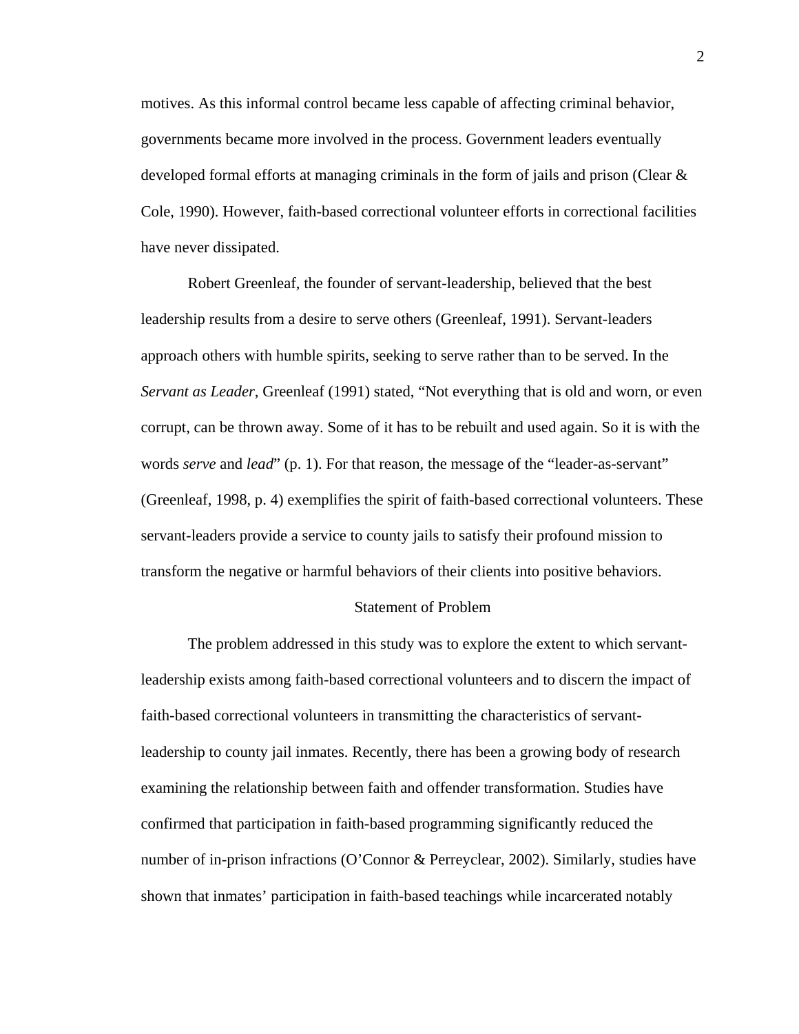motives. As this informal control became less capable of affecting criminal behavior, governments became more involved in the process. Government leaders eventually developed formal efforts at managing criminals in the form of jails and prison (Clear & Cole, 1990). However, faith-based correctional volunteer efforts in correctional facilities have never dissipated.

Robert Greenleaf, the founder of servant-leadership, believed that the best leadership results from a desire to serve others (Greenleaf, 1991). Servant-leaders approach others with humble spirits, seeking to serve rather than to be served. In the *Servant as Leader*, Greenleaf (1991) stated, "Not everything that is old and worn, or even corrupt, can be thrown away. Some of it has to be rebuilt and used again. So it is with the words *serve* and *lead*" (p. 1). For that reason, the message of the "leader-as-servant" (Greenleaf, 1998, p. 4) exemplifies the spirit of faith-based correctional volunteers. These servant-leaders provide a service to county jails to satisfy their profound mission to transform the negative or harmful behaviors of their clients into positive behaviors.

## Statement of Problem

The problem addressed in this study was to explore the extent to which servant-leadership exists among faith-based correctional volunteers and to discern the impact of faith-based correctional volunteers in transmitting the characteristics of servant-leadership to county jail inmates. Recently, there has been a growing body of research examining the relationship between faith and offender transformation. Studies have confirmed that participation in faith-based programming significantly reduced the number of in-prison infractions (O'Connor & Perreyclear, 2002). Similarly, studies have shown that inmates' participation in faith-based teachings while incarcerated notably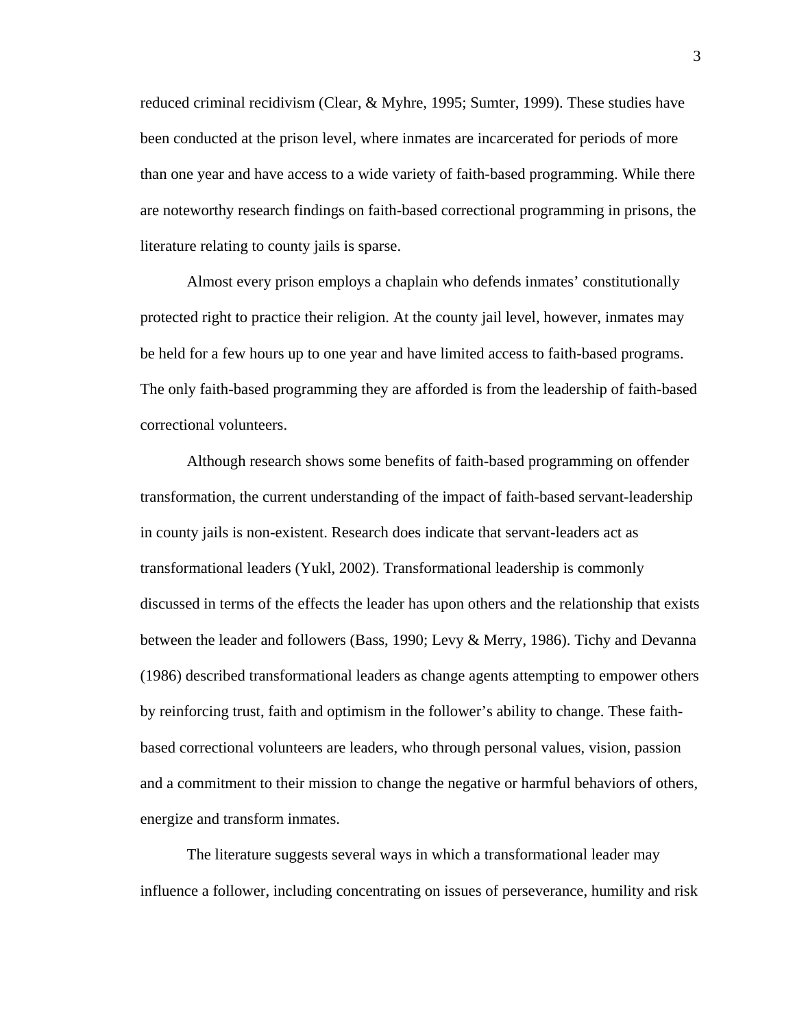reduced criminal recidivism (Clear, & Myhre, 1995; Sumter, 1999). These studies have been conducted at the prison level, where inmates are incarcerated for periods of more than one year and have access to a wide variety of faith-based programming. While there are noteworthy research findings on faith-based correctional programming in prisons, the literature relating to county jails is sparse.

Almost every prison employs a chaplain who defends inmates' constitutionally protected right to practice their religion. At the county jail level, however, inmates may be held for a few hours up to one year and have limited access to faith-based programs. The only faith-based programming they are afforded is from the leadership of faith-based correctional volunteers.

Although research shows some benefits of faith-based programming on offender transformation, the current understanding of the impact of faith-based servant-leadership in county jails is non-existent. Research does indicate that servant-leaders act as transformational leaders (Yukl, 2002). Transformational leadership is commonly discussed in terms of the effects the leader has upon others and the relationship that exists between the leader and followers (Bass, 1990; Levy & Merry, 1986). Tichy and Devanna (1986) described transformational leaders as change agents attempting to empower others by reinforcing trust, faith and optimism in the follower's ability to change. These faith-based correctional volunteers are leaders, who through personal values, vision, passion and a commitment to their mission to change the negative or harmful behaviors of others, energize and transform inmates.

The literature suggests several ways in which a transformational leader may influence a follower, including concentrating on issues of perseverance, humility and risk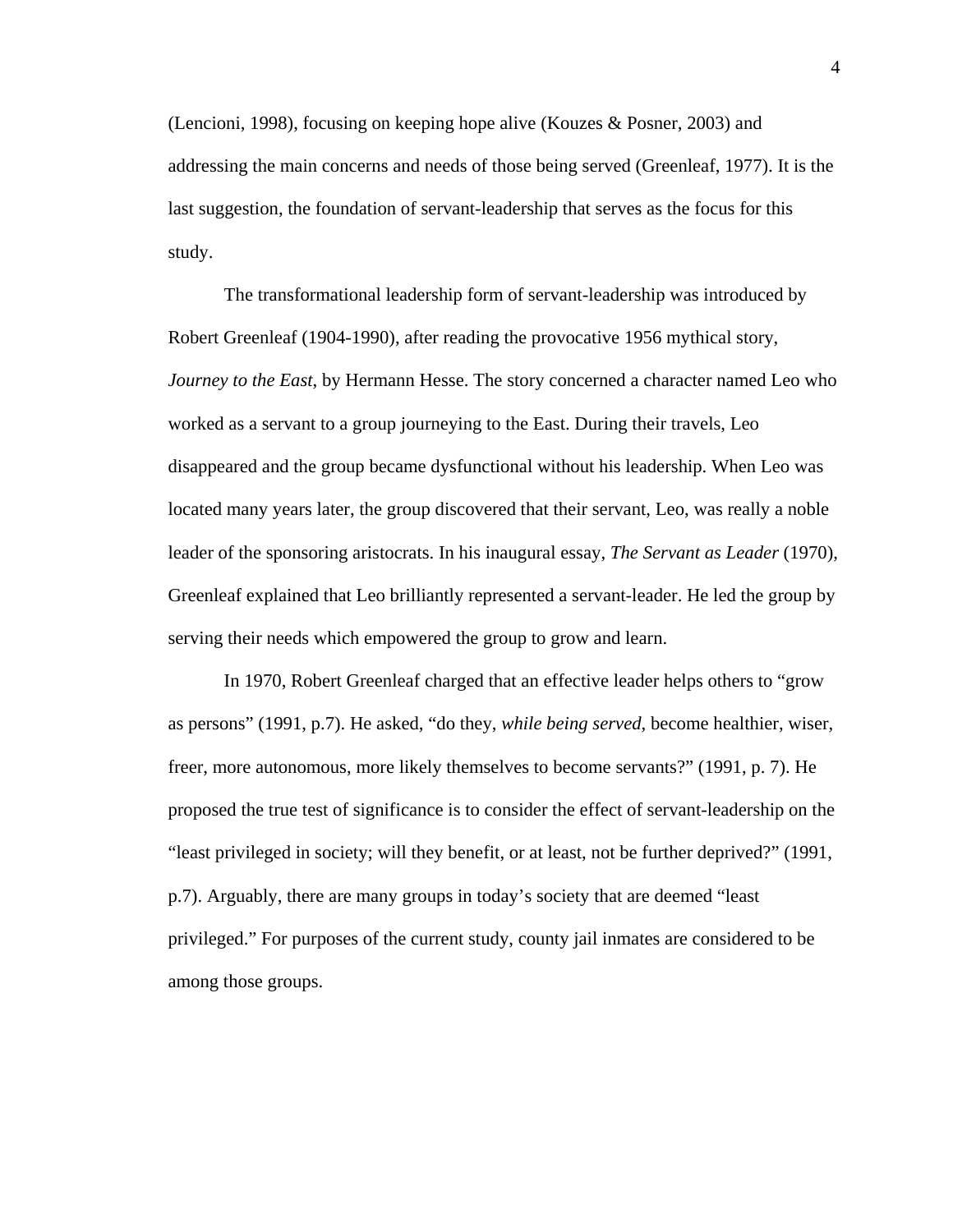(Lencioni, 1998), focusing on keeping hope alive (Kouzes & Posner, 2003) and addressing the main concerns and needs of those being served (Greenleaf, 1977). It is the last suggestion, the foundation of servant-leadership that serves as the focus for this study.

The transformational leadership form of servant-leadership was introduced by Robert Greenleaf (1904-1990), after reading the provocative 1956 mythical story, *Journey to the East*, by Hermann Hesse. The story concerned a character named Leo who worked as a servant to a group journeying to the East. During their travels, Leo disappeared and the group became dysfunctional without his leadership. When Leo was located many years later, the group discovered that their servant, Leo, was really a noble leader of the sponsoring aristocrats. In his inaugural essay, *The Servant as Leader* (1970), Greenleaf explained that Leo brilliantly represented a servant-leader. He led the group by serving their needs which empowered the group to grow and learn.

In 1970, Robert Greenleaf charged that an effective leader helps others to "grow as persons" (1991, p.7). He asked, "do they, *while being served*, become healthier, wiser, freer, more autonomous, more likely themselves to become servants?" (1991, p. 7). He proposed the true test of significance is to consider the effect of servant-leadership on the "least privileged in society; will they benefit, or at least, not be further deprived?" (1991, p.7). Arguably, there are many groups in today's society that are deemed "least privileged." For purposes of the current study, county jail inmates are considered to be among those groups.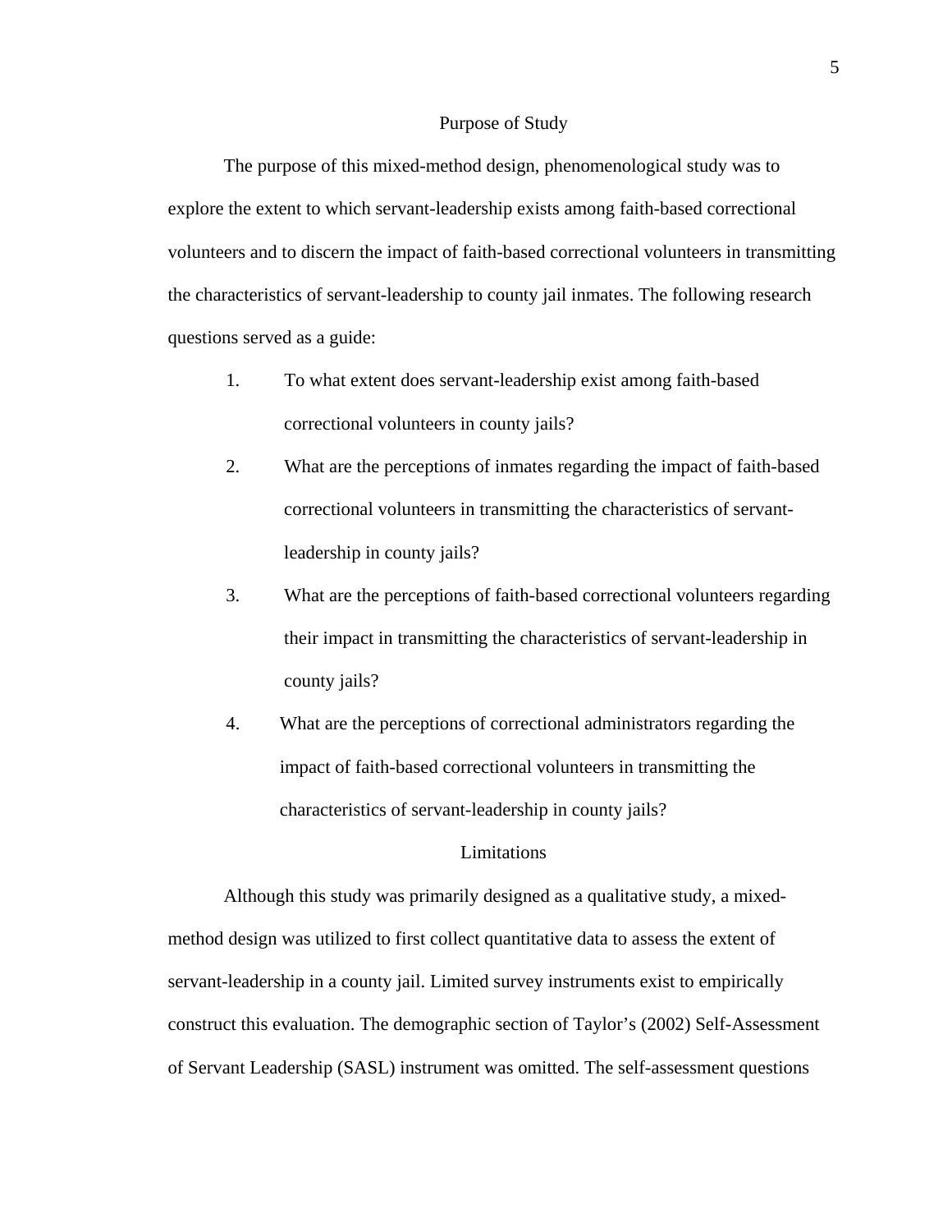## Purpose of Study

The purpose of this mixed-method design, phenomenological study was to explore the extent to which servant-leadership exists among faith-based correctional volunteers and to discern the impact of faith-based correctional volunteers in transmitting the characteristics of servant-leadership to county jail inmates. The following research questions served as a guide:

1. To what extent does servant-leadership exist among faith-based correctional volunteers in county jails?
2. What are the perceptions of inmates regarding the impact of faith-based correctional volunteers in transmitting the characteristics of servant-leadership in county jails?
3. What are the perceptions of faith-based correctional volunteers regarding their impact in transmitting the characteristics of servant-leadership in county jails?
4. What are the perceptions of correctional administrators regarding the impact of faith-based correctional volunteers in transmitting the characteristics of servant-leadership in county jails?

## Limitations

Although this study was primarily designed as a qualitative study, a mixed-method design was utilized to first collect quantitative data to assess the extent of servant-leadership in a county jail. Limited survey instruments exist to empirically construct this evaluation. The demographic section of Taylor's (2002) Self-Assessment of Servant Leadership (SASL) instrument was omitted. The self-assessment questions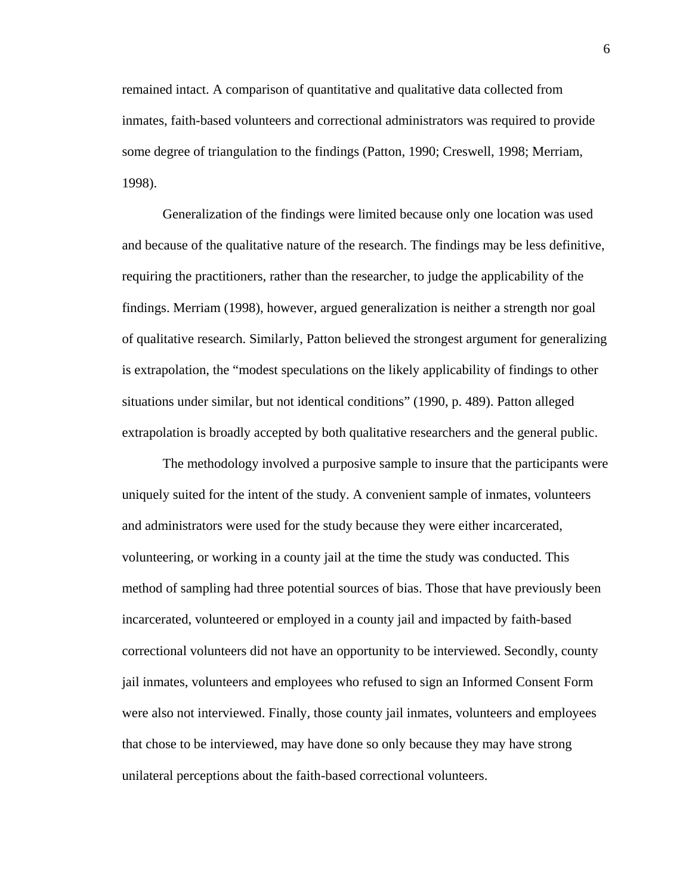remained intact. A comparison of quantitative and qualitative data collected from inmates, faith-based volunteers and correctional administrators was required to provide some degree of triangulation to the findings (Patton, 1990; Creswell, 1998; Merriam, 1998).

Generalization of the findings were limited because only one location was used and because of the qualitative nature of the research. The findings may be less definitive, requiring the practitioners, rather than the researcher, to judge the applicability of the findings. Merriam (1998), however, argued generalization is neither a strength nor goal of qualitative research. Similarly, Patton believed the strongest argument for generalizing is extrapolation, the "modest speculations on the likely applicability of findings to other situations under similar, but not identical conditions" (1990, p. 489). Patton alleged extrapolation is broadly accepted by both qualitative researchers and the general public.

The methodology involved a purposive sample to insure that the participants were uniquely suited for the intent of the study. A convenient sample of inmates, volunteers and administrators were used for the study because they were either incarcerated, volunteering, or working in a county jail at the time the study was conducted. This method of sampling had three potential sources of bias. Those that have previously been incarcerated, volunteered or employed in a county jail and impacted by faith-based correctional volunteers did not have an opportunity to be interviewed. Secondly, county jail inmates, volunteers and employees who refused to sign an Informed Consent Form were also not interviewed. Finally, those county jail inmates, volunteers and employees that chose to be interviewed, may have done so only because they may have strong unilateral perceptions about the faith-based correctional volunteers.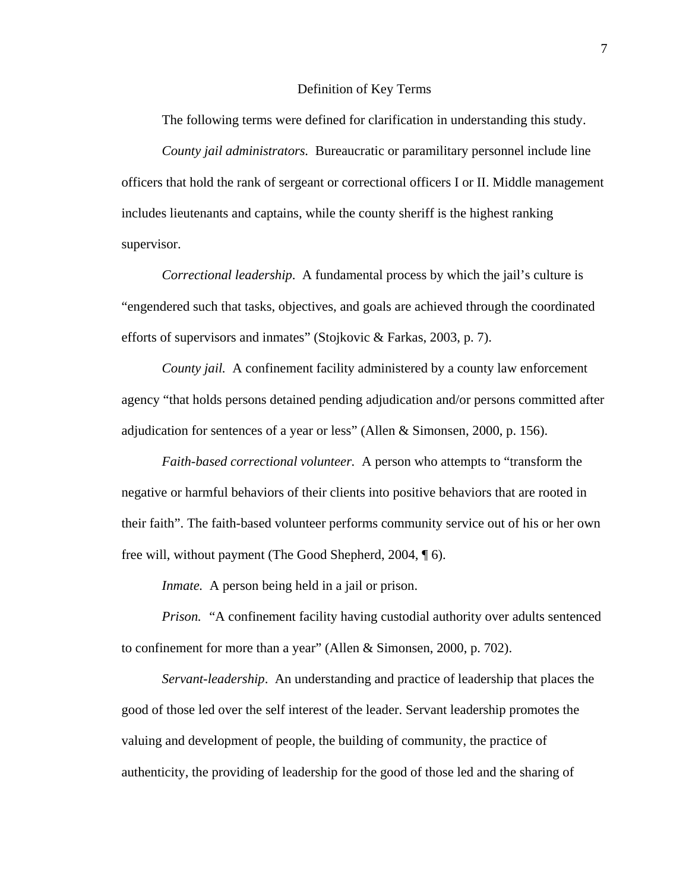## Definition of Key Terms

The following terms were defined for clarification in understanding this study.

*County jail administrators.* Bureaucratic or paramilitary personnel include line officers that hold the rank of sergeant or correctional officers I or II. Middle management includes lieutenants and captains, while the county sheriff is the highest ranking supervisor.

*Correctional leadership*. A fundamental process by which the jail's culture is "engendered such that tasks, objectives, and goals are achieved through the coordinated efforts of supervisors and inmates" (Stojkovic & Farkas, 2003, p. 7).

*County jail.* A confinement facility administered by a county law enforcement agency "that holds persons detained pending adjudication and/or persons committed after adjudication for sentences of a year or less" (Allen & Simonsen, 2000, p. 156).

*Faith-based correctional volunteer.* A person who attempts to "transform the negative or harmful behaviors of their clients into positive behaviors that are rooted in their faith". The faith-based volunteer performs community service out of his or her own free will, without payment (The Good Shepherd, 2004, ¶ 6).

*Inmate.* A person being held in a jail or prison.

*Prison.* "A confinement facility having custodial authority over adults sentenced to confinement for more than a year" (Allen & Simonsen, 2000, p. 702).

*Servant-leadership*. An understanding and practice of leadership that places the good of those led over the self interest of the leader. Servant leadership promotes the valuing and development of people, the building of community, the practice of authenticity, the providing of leadership for the good of those led and the sharing of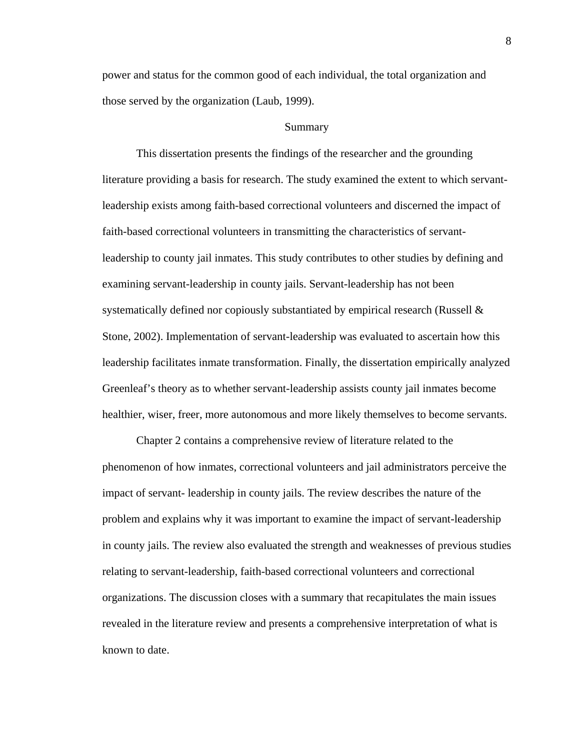power and status for the common good of each individual, the total organization and those served by the organization (Laub, 1999).

## Summary

This dissertation presents the findings of the researcher and the grounding literature providing a basis for research. The study examined the extent to which servant-leadership exists among faith-based correctional volunteers and discerned the impact of faith-based correctional volunteers in transmitting the characteristics of servant-leadership to county jail inmates. This study contributes to other studies by defining and examining servant-leadership in county jails. Servant-leadership has not been systematically defined nor copiously substantiated by empirical research (Russell & Stone, 2002). Implementation of servant-leadership was evaluated to ascertain how this leadership facilitates inmate transformation. Finally, the dissertation empirically analyzed Greenleaf's theory as to whether servant-leadership assists county jail inmates become healthier, wiser, freer, more autonomous and more likely themselves to become servants.

Chapter 2 contains a comprehensive review of literature related to the phenomenon of how inmates, correctional volunteers and jail administrators perceive the impact of servant- leadership in county jails. The review describes the nature of the problem and explains why it was important to examine the impact of servant-leadership in county jails. The review also evaluated the strength and weaknesses of previous studies relating to servant-leadership, faith-based correctional volunteers and correctional organizations. The discussion closes with a summary that recapitulates the main issues revealed in the literature review and presents a comprehensive interpretation of what is known to date.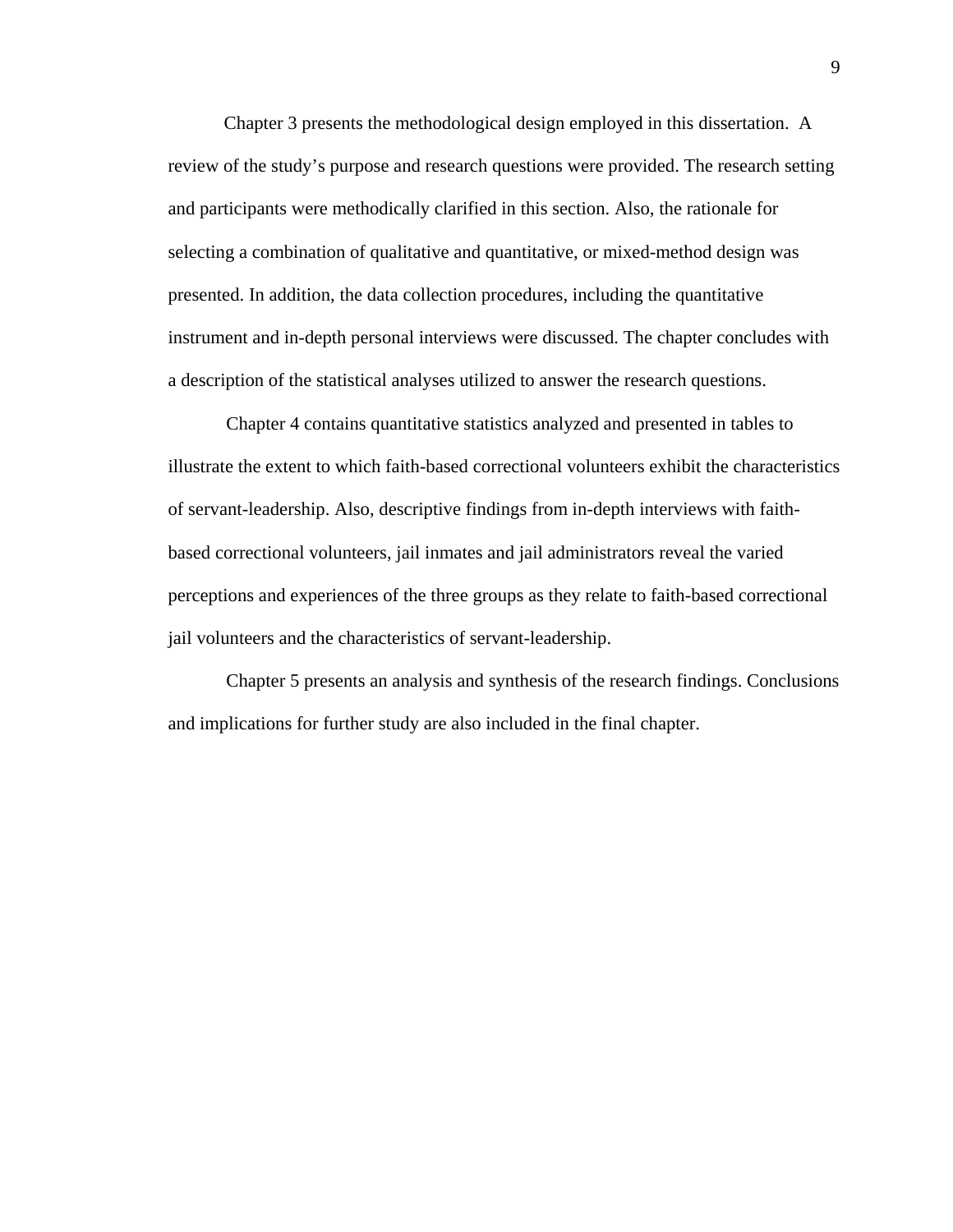Chapter 3 presents the methodological design employed in this dissertation. A review of the study's purpose and research questions were provided. The research setting and participants were methodically clarified in this section. Also, the rationale for selecting a combination of qualitative and quantitative, or mixed-method design was presented. In addition, the data collection procedures, including the quantitative instrument and in-depth personal interviews were discussed. The chapter concludes with a description of the statistical analyses utilized to answer the research questions.

Chapter 4 contains quantitative statistics analyzed and presented in tables to illustrate the extent to which faith-based correctional volunteers exhibit the characteristics of servant-leadership. Also, descriptive findings from in-depth interviews with faith-based correctional volunteers, jail inmates and jail administrators reveal the varied perceptions and experiences of the three groups as they relate to faith-based correctional jail volunteers and the characteristics of servant-leadership.

Chapter 5 presents an analysis and synthesis of the research findings. Conclusions and implications for further study are also included in the final chapter.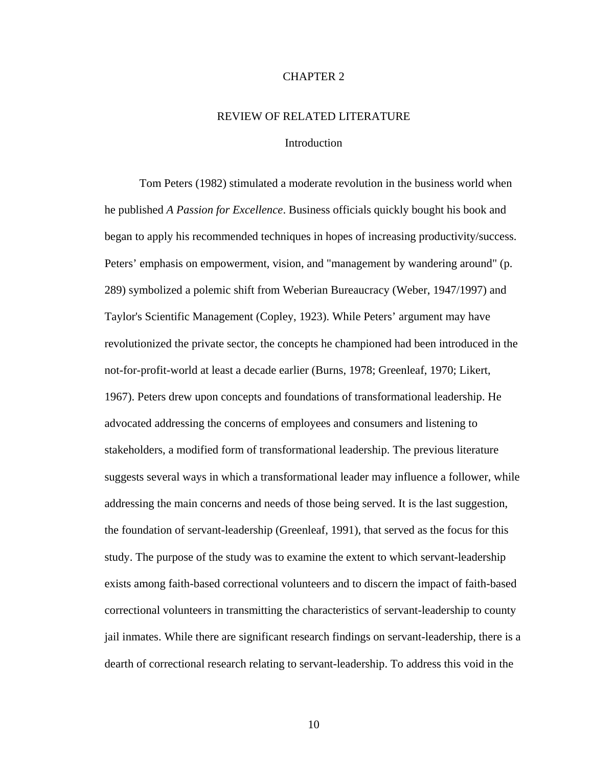# CHAPTER 2

## REVIEW OF RELATED LITERATURE

### Introduction

Tom Peters (1982) stimulated a moderate revolution in the business world when he published *A Passion for Excellence*. Business officials quickly bought his book and began to apply his recommended techniques in hopes of increasing productivity/success. Peters' emphasis on empowerment, vision, and "management by wandering around" (p. 289) symbolized a polemic shift from Weberian Bureaucracy (Weber, 1947/1997) and Taylor's Scientific Management (Copley, 1923). While Peters' argument may have revolutionized the private sector, the concepts he championed had been introduced in the not-for-profit-world at least a decade earlier (Burns, 1978; Greenleaf, 1970; Likert, 1967). Peters drew upon concepts and foundations of transformational leadership. He advocated addressing the concerns of employees and consumers and listening to stakeholders, a modified form of transformational leadership. The previous literature suggests several ways in which a transformational leader may influence a follower, while addressing the main concerns and needs of those being served. It is the last suggestion, the foundation of servant-leadership (Greenleaf, 1991), that served as the focus for this study. The purpose of the study was to examine the extent to which servant-leadership exists among faith-based correctional volunteers and to discern the impact of faith-based correctional volunteers in transmitting the characteristics of servant-leadership to county jail inmates. While there are significant research findings on servant-leadership, there is a dearth of correctional research relating to servant-leadership. To address this void in the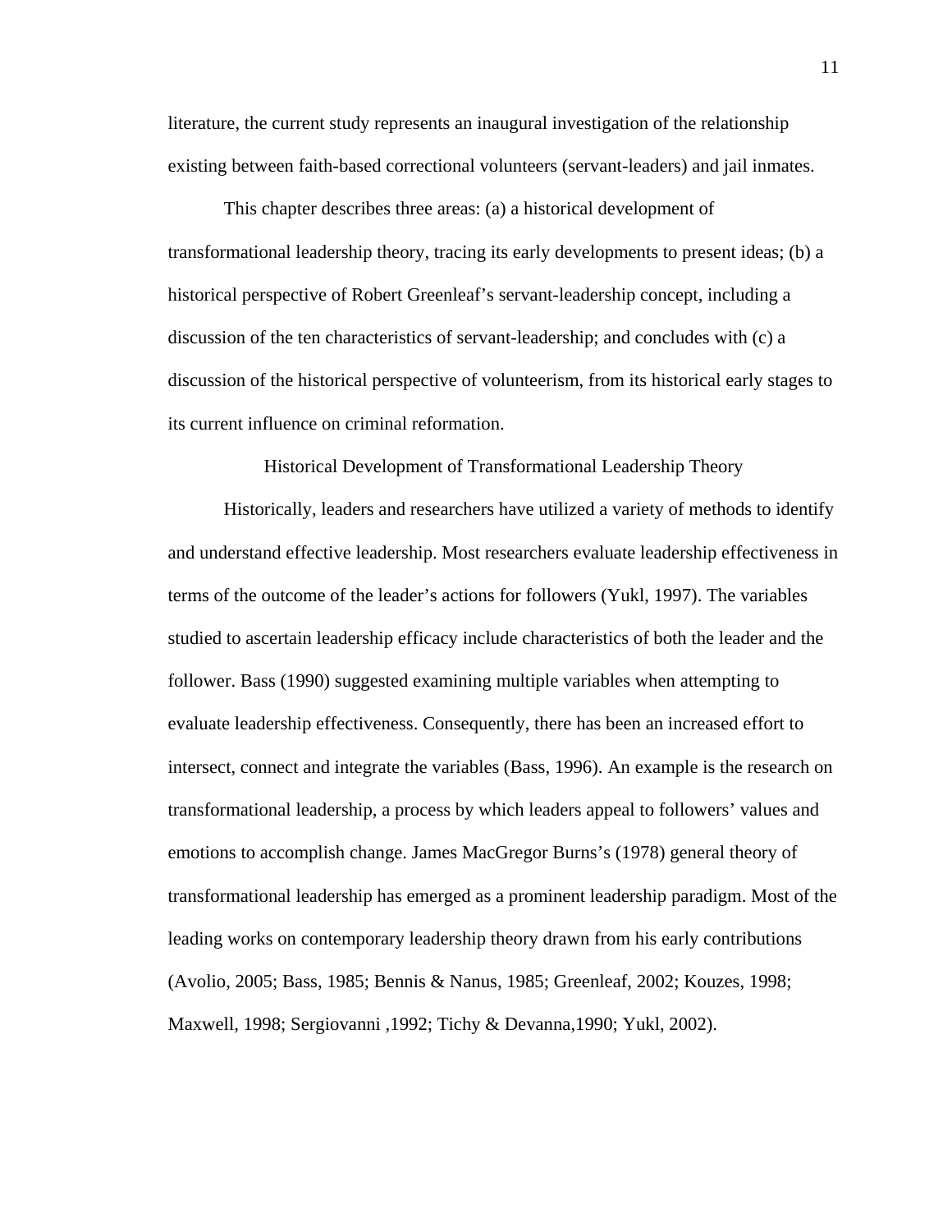literature, the current study represents an inaugural investigation of the relationship existing between faith-based correctional volunteers (servant-leaders) and jail inmates.

This chapter describes three areas: (a) a historical development of transformational leadership theory, tracing its early developments to present ideas; (b) a historical perspective of Robert Greenleaf's servant-leadership concept, including a discussion of the ten characteristics of servant-leadership; and concludes with (c) a discussion of the historical perspective of volunteerism, from its historical early stages to its current influence on criminal reformation.

## Historical Development of Transformational Leadership Theory

Historically, leaders and researchers have utilized a variety of methods to identify and understand effective leadership. Most researchers evaluate leadership effectiveness in terms of the outcome of the leader's actions for followers (Yukl, 1997). The variables studied to ascertain leadership efficacy include characteristics of both the leader and the follower. Bass (1990) suggested examining multiple variables when attempting to evaluate leadership effectiveness. Consequently, there has been an increased effort to intersect, connect and integrate the variables (Bass, 1996). An example is the research on transformational leadership, a process by which leaders appeal to followers' values and emotions to accomplish change. James MacGregor Burns's (1978) general theory of transformational leadership has emerged as a prominent leadership paradigm. Most of the leading works on contemporary leadership theory drawn from his early contributions (Avolio, 2005; Bass, 1985; Bennis & Nanus, 1985; Greenleaf, 2002; Kouzes, 1998; Maxwell, 1998; Sergiovanni ,1992; Tichy & Devanna,1990; Yukl, 2002).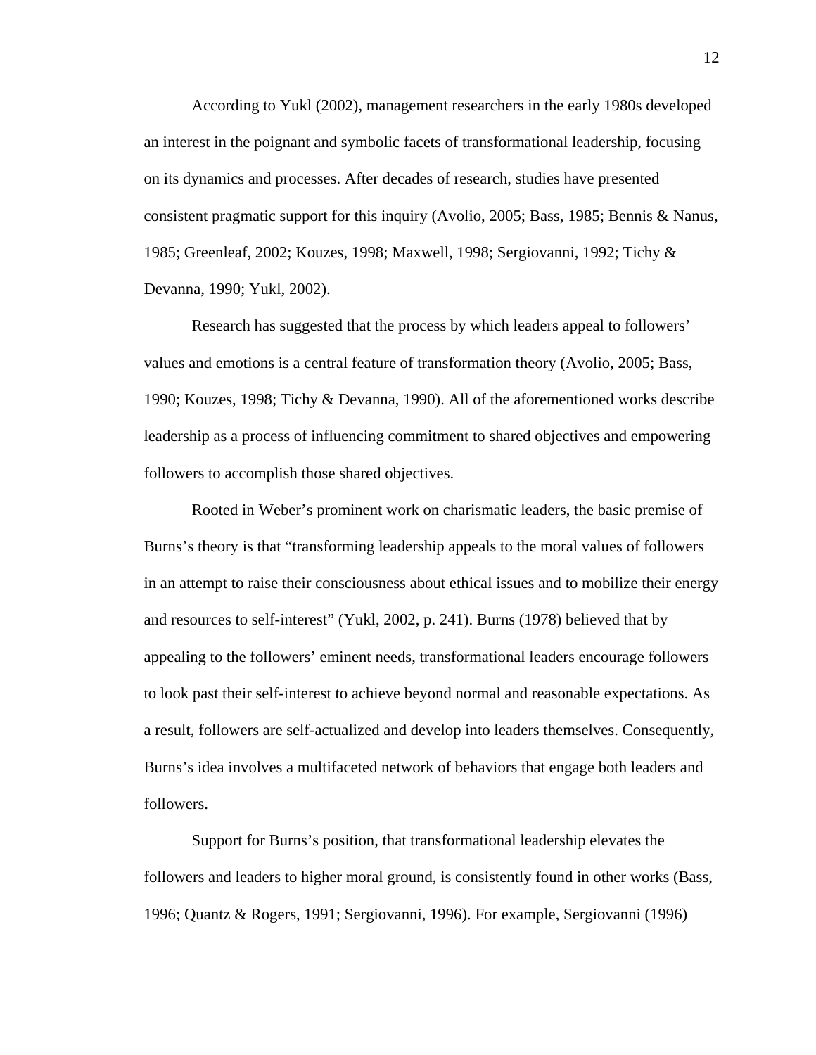According to Yukl (2002), management researchers in the early 1980s developed an interest in the poignant and symbolic facets of transformational leadership, focusing on its dynamics and processes. After decades of research, studies have presented consistent pragmatic support for this inquiry (Avolio, 2005; Bass, 1985; Bennis & Nanus, 1985; Greenleaf, 2002; Kouzes, 1998; Maxwell, 1998; Sergiovanni, 1992; Tichy & Devanna, 1990; Yukl, 2002).

Research has suggested that the process by which leaders appeal to followers' values and emotions is a central feature of transformation theory (Avolio, 2005; Bass, 1990; Kouzes, 1998; Tichy & Devanna, 1990). All of the aforementioned works describe leadership as a process of influencing commitment to shared objectives and empowering followers to accomplish those shared objectives.

Rooted in Weber's prominent work on charismatic leaders, the basic premise of Burns's theory is that "transforming leadership appeals to the moral values of followers in an attempt to raise their consciousness about ethical issues and to mobilize their energy and resources to self-interest" (Yukl, 2002, p. 241). Burns (1978) believed that by appealing to the followers' eminent needs, transformational leaders encourage followers to look past their self-interest to achieve beyond normal and reasonable expectations. As a result, followers are self-actualized and develop into leaders themselves. Consequently, Burns's idea involves a multifaceted network of behaviors that engage both leaders and followers.

Support for Burns's position, that transformational leadership elevates the followers and leaders to higher moral ground, is consistently found in other works (Bass, 1996; Quantz & Rogers, 1991; Sergiovanni, 1996). For example, Sergiovanni (1996)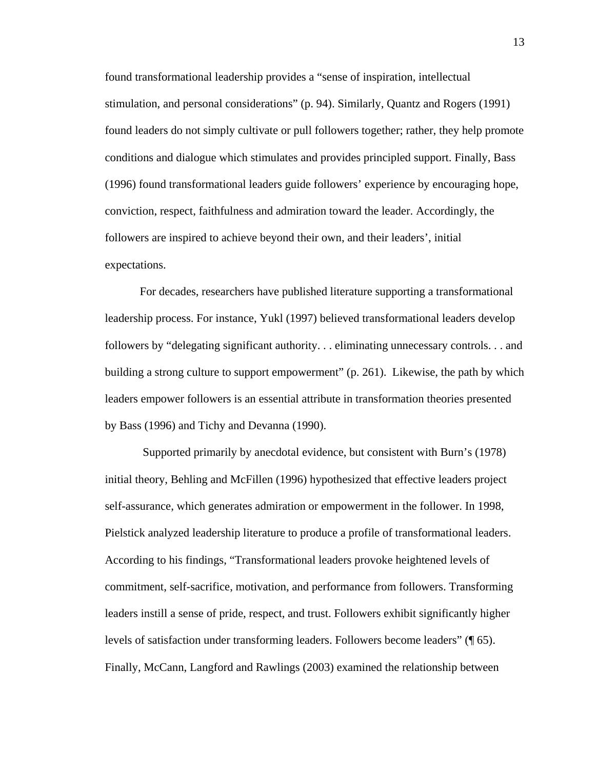found transformational leadership provides a "sense of inspiration, intellectual stimulation, and personal considerations" (p. 94). Similarly, Quantz and Rogers (1991) found leaders do not simply cultivate or pull followers together; rather, they help promote conditions and dialogue which stimulates and provides principled support. Finally, Bass (1996) found transformational leaders guide followers' experience by encouraging hope, conviction, respect, faithfulness and admiration toward the leader. Accordingly, the followers are inspired to achieve beyond their own, and their leaders', initial expectations.

For decades, researchers have published literature supporting a transformational leadership process. For instance, Yukl (1997) believed transformational leaders develop followers by "delegating significant authority. . . eliminating unnecessary controls. . . and building a strong culture to support empowerment" (p. 261). Likewise, the path by which leaders empower followers is an essential attribute in transformation theories presented by Bass (1996) and Tichy and Devanna (1990).

Supported primarily by anecdotal evidence, but consistent with Burn's (1978) initial theory, Behling and McFillen (1996) hypothesized that effective leaders project self-assurance, which generates admiration or empowerment in the follower. In 1998, Pielstick analyzed leadership literature to produce a profile of transformational leaders. According to his findings, "Transformational leaders provoke heightened levels of commitment, self-sacrifice, motivation, and performance from followers. Transforming leaders instill a sense of pride, respect, and trust. Followers exhibit significantly higher levels of satisfaction under transforming leaders. Followers become leaders" (¶ 65). Finally, McCann, Langford and Rawlings (2003) examined the relationship between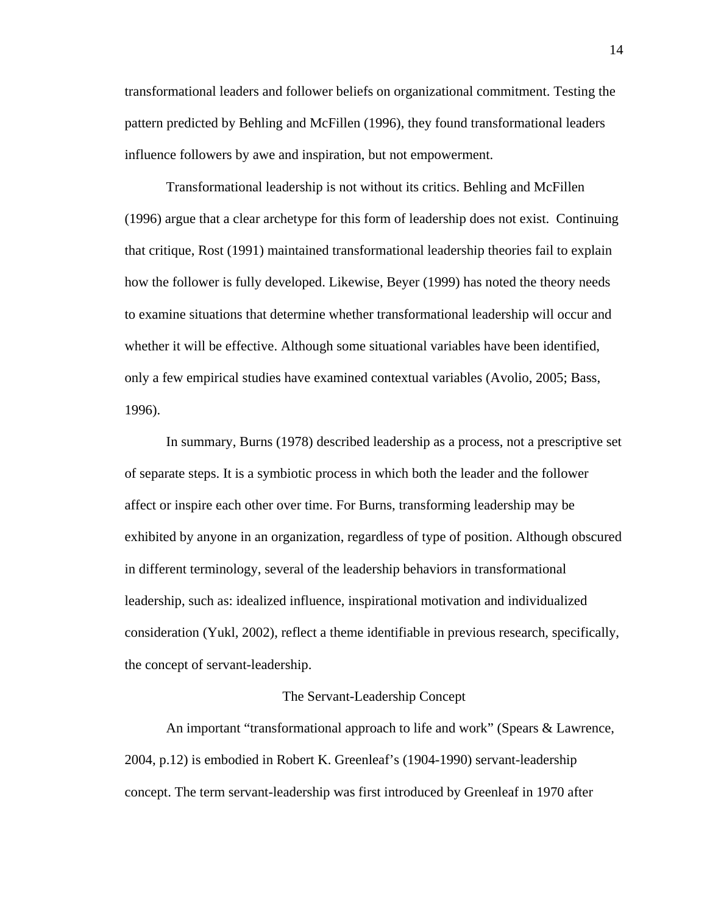transformational leaders and follower beliefs on organizational commitment. Testing the pattern predicted by Behling and McFillen (1996), they found transformational leaders influence followers by awe and inspiration, but not empowerment.

Transformational leadership is not without its critics. Behling and McFillen (1996) argue that a clear archetype for this form of leadership does not exist. Continuing that critique, Rost (1991) maintained transformational leadership theories fail to explain how the follower is fully developed. Likewise, Beyer (1999) has noted the theory needs to examine situations that determine whether transformational leadership will occur and whether it will be effective. Although some situational variables have been identified, only a few empirical studies have examined contextual variables (Avolio, 2005; Bass, 1996).

In summary, Burns (1978) described leadership as a process, not a prescriptive set of separate steps. It is a symbiotic process in which both the leader and the follower affect or inspire each other over time. For Burns, transforming leadership may be exhibited by anyone in an organization, regardless of type of position. Although obscured in different terminology, several of the leadership behaviors in transformational leadership, such as: idealized influence, inspirational motivation and individualized consideration (Yukl, 2002), reflect a theme identifiable in previous research, specifically, the concept of servant-leadership.

## The Servant-Leadership Concept

An important "transformational approach to life and work" (Spears & Lawrence, 2004, p.12) is embodied in Robert K. Greenleaf's (1904-1990) servant-leadership concept. The term servant-leadership was first introduced by Greenleaf in 1970 after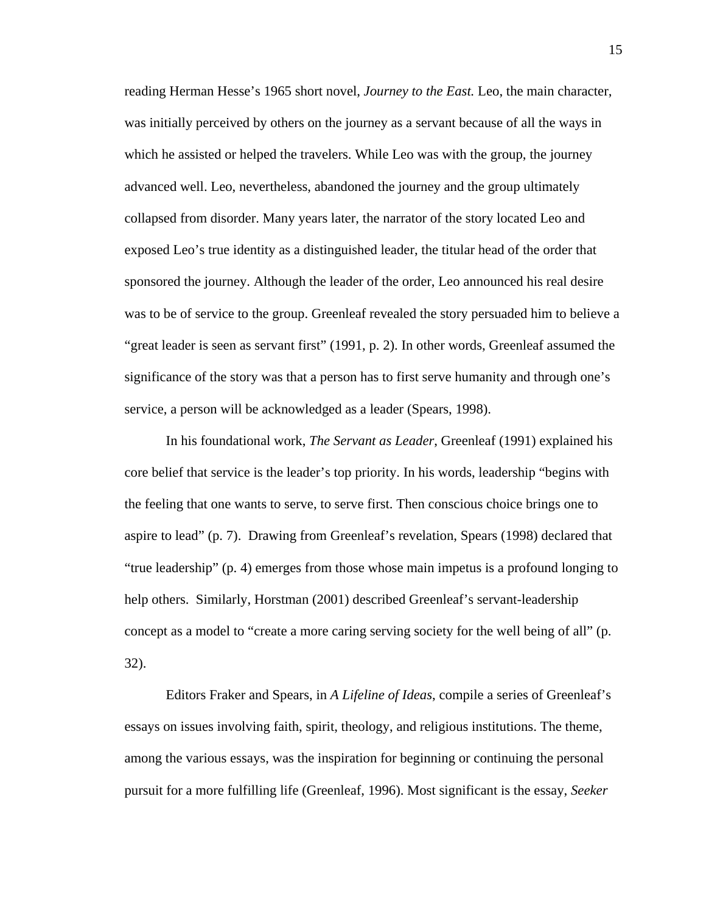reading Herman Hesse's 1965 short novel, *Journey to the East.* Leo, the main character, was initially perceived by others on the journey as a servant because of all the ways in which he assisted or helped the travelers. While Leo was with the group, the journey advanced well. Leo, nevertheless, abandoned the journey and the group ultimately collapsed from disorder. Many years later, the narrator of the story located Leo and exposed Leo's true identity as a distinguished leader, the titular head of the order that sponsored the journey. Although the leader of the order, Leo announced his real desire was to be of service to the group. Greenleaf revealed the story persuaded him to believe a "great leader is seen as servant first" (1991, p. 2). In other words, Greenleaf assumed the significance of the story was that a person has to first serve humanity and through one's service, a person will be acknowledged as a leader (Spears, 1998).

In his foundational work, *The Servant as Leader*, Greenleaf (1991) explained his core belief that service is the leader's top priority. In his words, leadership "begins with the feeling that one wants to serve, to serve first. Then conscious choice brings one to aspire to lead" (p. 7). Drawing from Greenleaf's revelation, Spears (1998) declared that "true leadership" (p. 4) emerges from those whose main impetus is a profound longing to help others. Similarly, Horstman (2001) described Greenleaf's servant-leadership concept as a model to "create a more caring serving society for the well being of all" (p. 32).

Editors Fraker and Spears, in *A Lifeline of Ideas*, compile a series of Greenleaf's essays on issues involving faith, spirit, theology, and religious institutions. The theme, among the various essays, was the inspiration for beginning or continuing the personal pursuit for a more fulfilling life (Greenleaf, 1996). Most significant is the essay, *Seeker*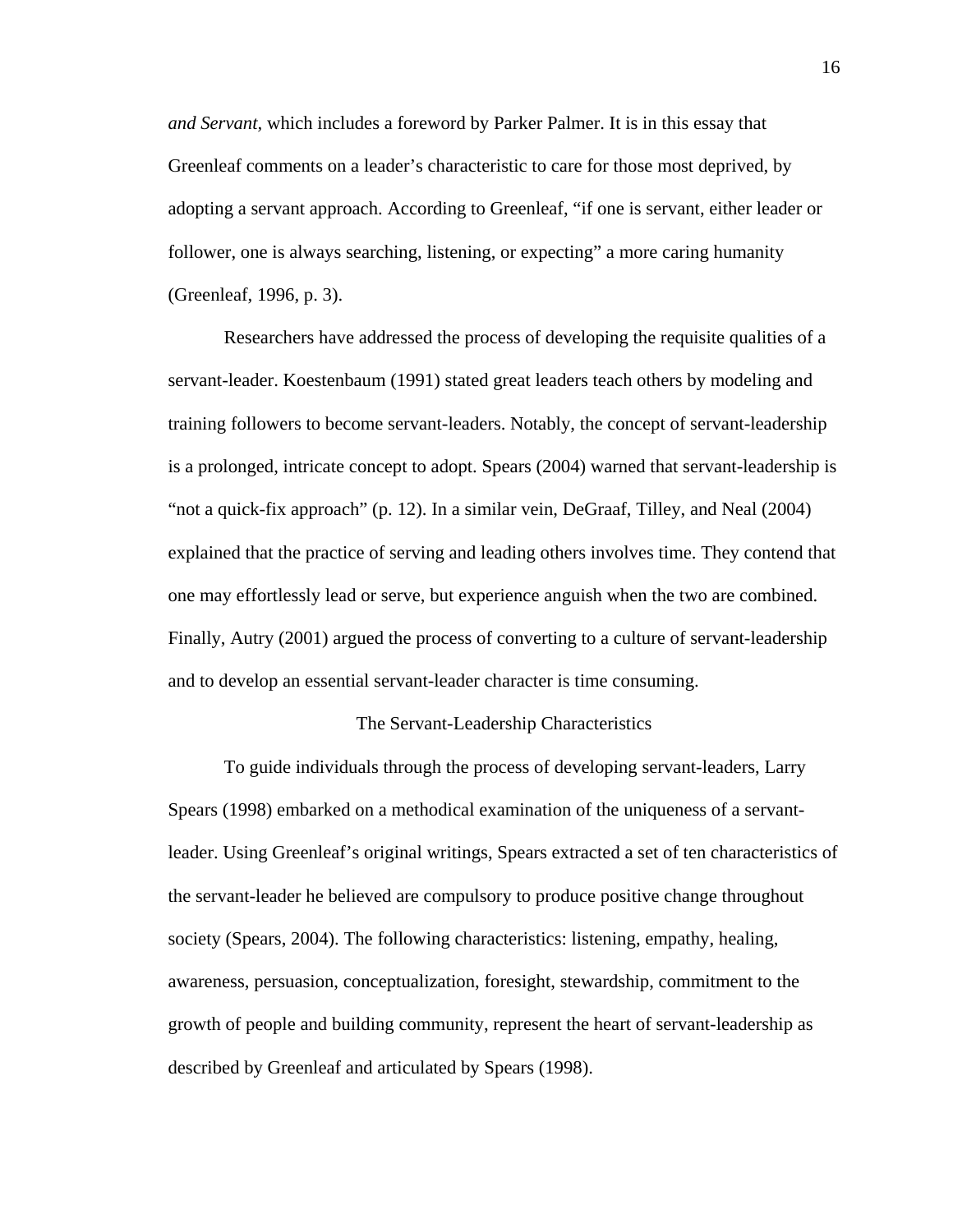*and Servant,* which includes a foreword by Parker Palmer. It is in this essay that Greenleaf comments on a leader's characteristic to care for those most deprived, by adopting a servant approach. According to Greenleaf, "if one is servant, either leader or follower, one is always searching, listening, or expecting" a more caring humanity (Greenleaf, 1996, p. 3).

Researchers have addressed the process of developing the requisite qualities of a servant-leader. Koestenbaum (1991) stated great leaders teach others by modeling and training followers to become servant-leaders. Notably, the concept of servant-leadership is a prolonged, intricate concept to adopt. Spears (2004) warned that servant-leadership is "not a quick-fix approach" (p. 12). In a similar vein, DeGraaf, Tilley, and Neal (2004) explained that the practice of serving and leading others involves time. They contend that one may effortlessly lead or serve, but experience anguish when the two are combined. Finally, Autry (2001) argued the process of converting to a culture of servant-leadership and to develop an essential servant-leader character is time consuming.

## The Servant-Leadership Characteristics

To guide individuals through the process of developing servant-leaders, Larry Spears (1998) embarked on a methodical examination of the uniqueness of a servant-leader. Using Greenleaf's original writings, Spears extracted a set of ten characteristics of the servant-leader he believed are compulsory to produce positive change throughout society (Spears, 2004). The following characteristics: listening, empathy, healing, awareness, persuasion, conceptualization, foresight, stewardship, commitment to the growth of people and building community, represent the heart of servant-leadership as described by Greenleaf and articulated by Spears (1998).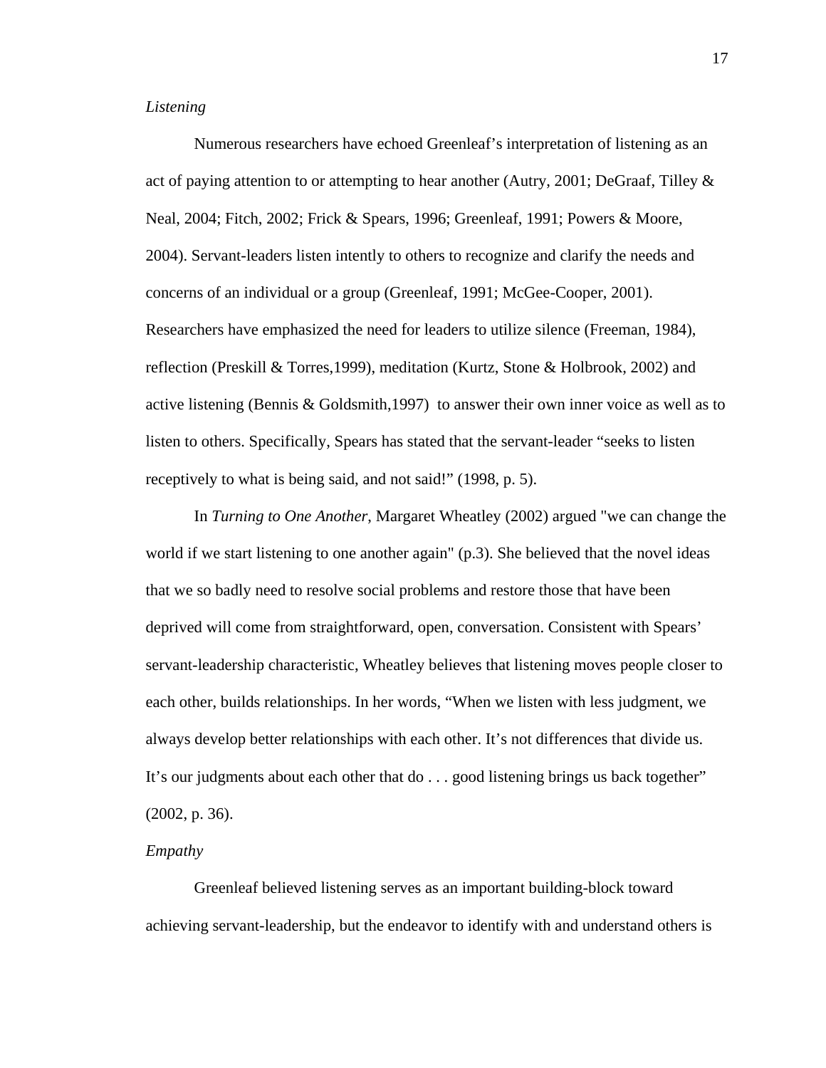*Listening*

Numerous researchers have echoed Greenleaf's interpretation of listening as an act of paying attention to or attempting to hear another (Autry, 2001; DeGraaf, Tilley & Neal, 2004; Fitch, 2002; Frick & Spears, 1996; Greenleaf, 1991; Powers & Moore, 2004). Servant-leaders listen intently to others to recognize and clarify the needs and concerns of an individual or a group (Greenleaf, 1991; McGee-Cooper, 2001). Researchers have emphasized the need for leaders to utilize silence (Freeman, 1984), reflection (Preskill & Torres,1999), meditation (Kurtz, Stone & Holbrook, 2002) and active listening (Bennis & Goldsmith,1997) to answer their own inner voice as well as to listen to others. Specifically, Spears has stated that the servant-leader "seeks to listen receptively to what is being said, and not said!" (1998, p. 5).

In *Turning to One Another*, Margaret Wheatley (2002) argued "we can change the world if we start listening to one another again" (p.3). She believed that the novel ideas that we so badly need to resolve social problems and restore those that have been deprived will come from straightforward, open, conversation. Consistent with Spears' servant-leadership characteristic, Wheatley believes that listening moves people closer to each other, builds relationships. In her words, "When we listen with less judgment, we always develop better relationships with each other. It's not differences that divide us. It's our judgments about each other that do . . . good listening brings us back together" (2002, p. 36).

*Empathy*

Greenleaf believed listening serves as an important building-block toward achieving servant-leadership, but the endeavor to identify with and understand others is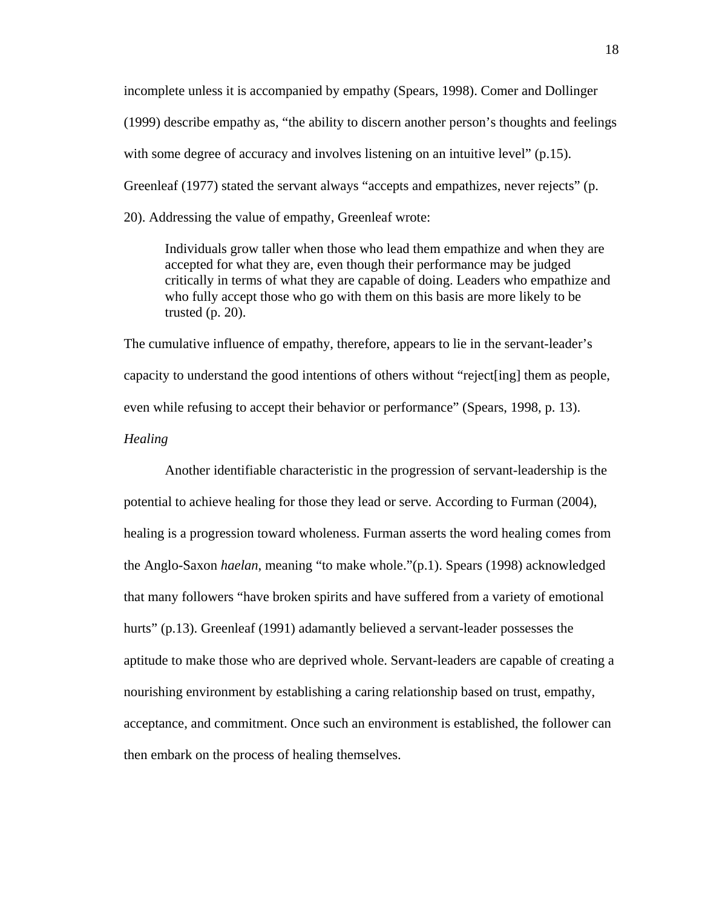incomplete unless it is accompanied by empathy (Spears, 1998). Comer and Dollinger (1999) describe empathy as, "the ability to discern another person's thoughts and feelings with some degree of accuracy and involves listening on an intuitive level" (p.15). Greenleaf (1977) stated the servant always "accepts and empathizes, never rejects" (p. 20). Addressing the value of empathy, Greenleaf wrote:

> Individuals grow taller when those who lead them empathize and when they are accepted for what they are, even though their performance may be judged critically in terms of what they are capable of doing. Leaders who empathize and who fully accept those who go with them on this basis are more likely to be trusted (p. 20).

The cumulative influence of empathy, therefore, appears to lie in the servant-leader's capacity to understand the good intentions of others without "reject[ing] them as people, even while refusing to accept their behavior or performance" (Spears, 1998, p. 13).

*Healing*

Another identifiable characteristic in the progression of servant-leadership is the potential to achieve healing for those they lead or serve. According to Furman (2004), healing is a progression toward wholeness. Furman asserts the word healing comes from the Anglo-Saxon *haelan*, meaning "to make whole."(p.1). Spears (1998) acknowledged that many followers "have broken spirits and have suffered from a variety of emotional hurts" (p.13). Greenleaf (1991) adamantly believed a servant-leader possesses the aptitude to make those who are deprived whole. Servant-leaders are capable of creating a nourishing environment by establishing a caring relationship based on trust, empathy, acceptance, and commitment. Once such an environment is established, the follower can then embark on the process of healing themselves.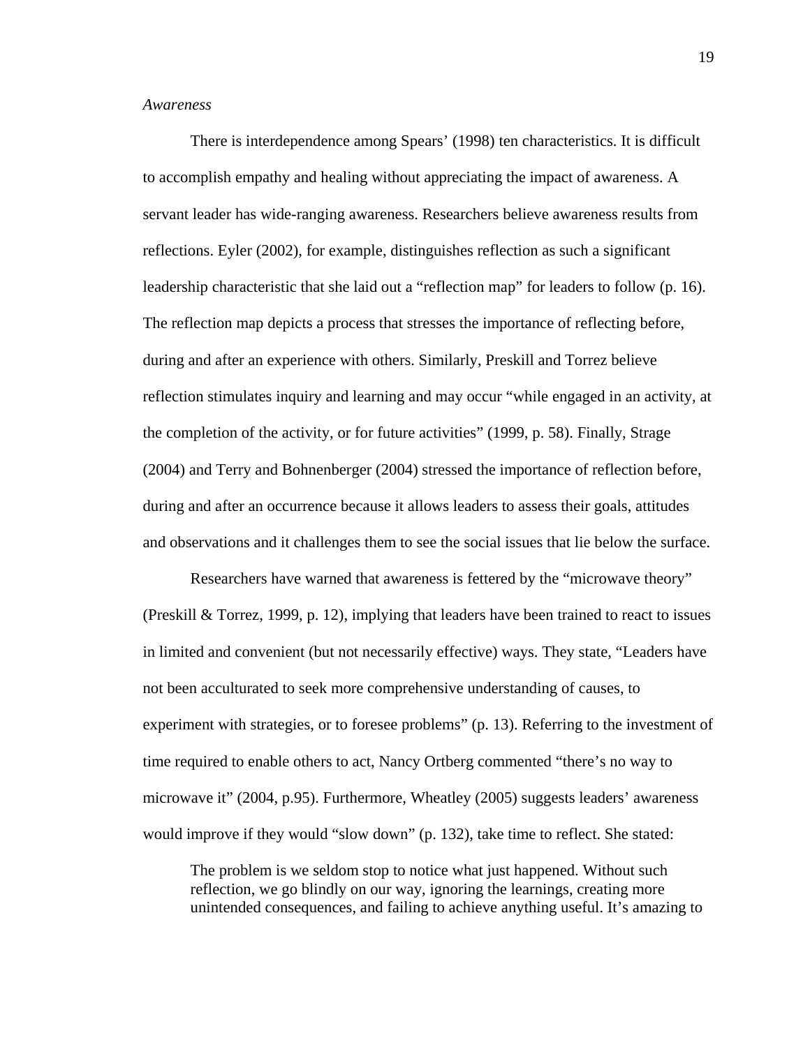*Awareness*

There is interdependence among Spears' (1998) ten characteristics. It is difficult to accomplish empathy and healing without appreciating the impact of awareness. A servant leader has wide-ranging awareness. Researchers believe awareness results from reflections. Eyler (2002), for example, distinguishes reflection as such a significant leadership characteristic that she laid out a "reflection map" for leaders to follow (p. 16). The reflection map depicts a process that stresses the importance of reflecting before, during and after an experience with others. Similarly, Preskill and Torrez believe reflection stimulates inquiry and learning and may occur "while engaged in an activity, at the completion of the activity, or for future activities" (1999, p. 58). Finally, Strage (2004) and Terry and Bohnenberger (2004) stressed the importance of reflection before, during and after an occurrence because it allows leaders to assess their goals, attitudes and observations and it challenges them to see the social issues that lie below the surface.

Researchers have warned that awareness is fettered by the "microwave theory" (Preskill & Torrez, 1999, p. 12), implying that leaders have been trained to react to issues in limited and convenient (but not necessarily effective) ways. They state, "Leaders have not been acculturated to seek more comprehensive understanding of causes, to experiment with strategies, or to foresee problems" (p. 13). Referring to the investment of time required to enable others to act, Nancy Ortberg commented "there's no way to microwave it" (2004, p.95). Furthermore, Wheatley (2005) suggests leaders' awareness would improve if they would "slow down" (p. 132), take time to reflect. She stated:

> The problem is we seldom stop to notice what just happened. Without such reflection, we go blindly on our way, ignoring the learnings, creating more unintended consequences, and failing to achieve anything useful. It's amazing to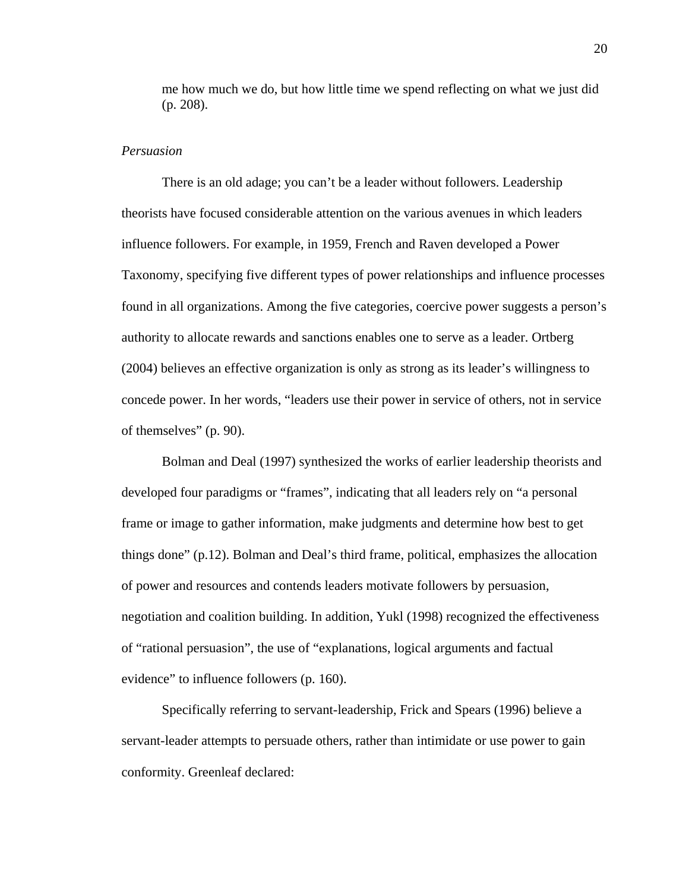> me how much we do, but how little time we spend reflecting on what we just did (p. 208).

*Persuasion*

There is an old adage; you can't be a leader without followers. Leadership theorists have focused considerable attention on the various avenues in which leaders influence followers. For example, in 1959, French and Raven developed a Power Taxonomy, specifying five different types of power relationships and influence processes found in all organizations. Among the five categories, coercive power suggests a person's authority to allocate rewards and sanctions enables one to serve as a leader. Ortberg (2004) believes an effective organization is only as strong as its leader's willingness to concede power. In her words, "leaders use their power in service of others, not in service of themselves" (p. 90).

Bolman and Deal (1997) synthesized the works of earlier leadership theorists and developed four paradigms or "frames", indicating that all leaders rely on "a personal frame or image to gather information, make judgments and determine how best to get things done" (p.12). Bolman and Deal's third frame, political, emphasizes the allocation of power and resources and contends leaders motivate followers by persuasion, negotiation and coalition building. In addition, Yukl (1998) recognized the effectiveness of "rational persuasion", the use of "explanations, logical arguments and factual evidence" to influence followers (p. 160).

Specifically referring to servant-leadership, Frick and Spears (1996) believe a servant-leader attempts to persuade others, rather than intimidate or use power to gain conformity. Greenleaf declared: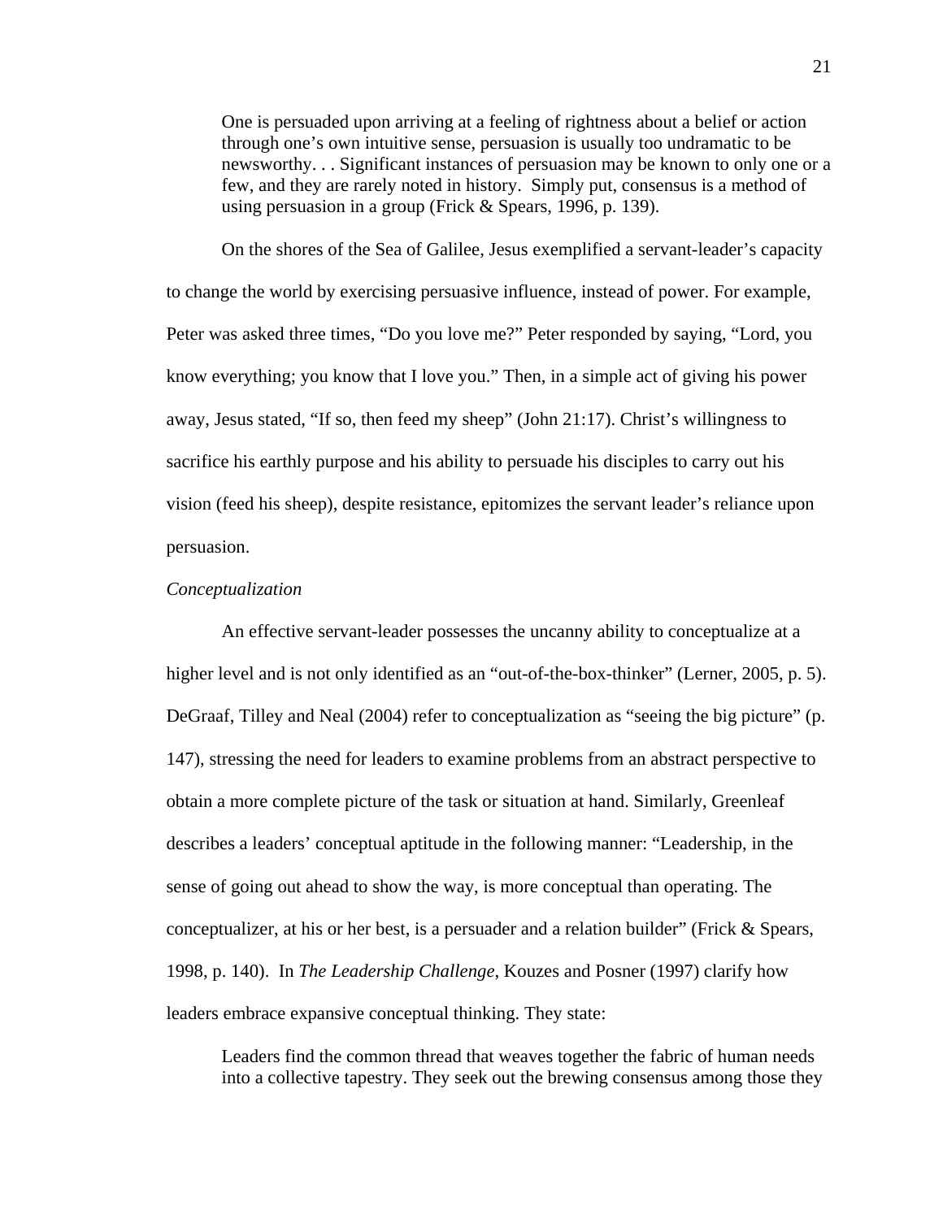> One is persuaded upon arriving at a feeling of rightness about a belief or action through one's own intuitive sense, persuasion is usually too undramatic to be newsworthy. . . Significant instances of persuasion may be known to only one or a few, and they are rarely noted in history. Simply put, consensus is a method of using persuasion in a group (Frick & Spears, 1996, p. 139).

On the shores of the Sea of Galilee, Jesus exemplified a servant-leader's capacity to change the world by exercising persuasive influence, instead of power. For example, Peter was asked three times, "Do you love me?" Peter responded by saying, "Lord, you know everything; you know that I love you." Then, in a simple act of giving his power away, Jesus stated, "If so, then feed my sheep" (John 21:17). Christ's willingness to sacrifice his earthly purpose and his ability to persuade his disciples to carry out his vision (feed his sheep), despite resistance, epitomizes the servant leader's reliance upon persuasion.

*Conceptualization*

An effective servant-leader possesses the uncanny ability to conceptualize at a higher level and is not only identified as an "out-of-the-box-thinker" (Lerner, 2005, p. 5). DeGraaf, Tilley and Neal (2004) refer to conceptualization as "seeing the big picture" (p. 147), stressing the need for leaders to examine problems from an abstract perspective to obtain a more complete picture of the task or situation at hand. Similarly, Greenleaf describes a leaders' conceptual aptitude in the following manner: "Leadership, in the sense of going out ahead to show the way, is more conceptual than operating. The conceptualizer, at his or her best, is a persuader and a relation builder" (Frick & Spears, 1998, p. 140). In *The Leadership Challenge*, Kouzes and Posner (1997) clarify how leaders embrace expansive conceptual thinking. They state:

> Leaders find the common thread that weaves together the fabric of human needs into a collective tapestry. They seek out the brewing consensus among those they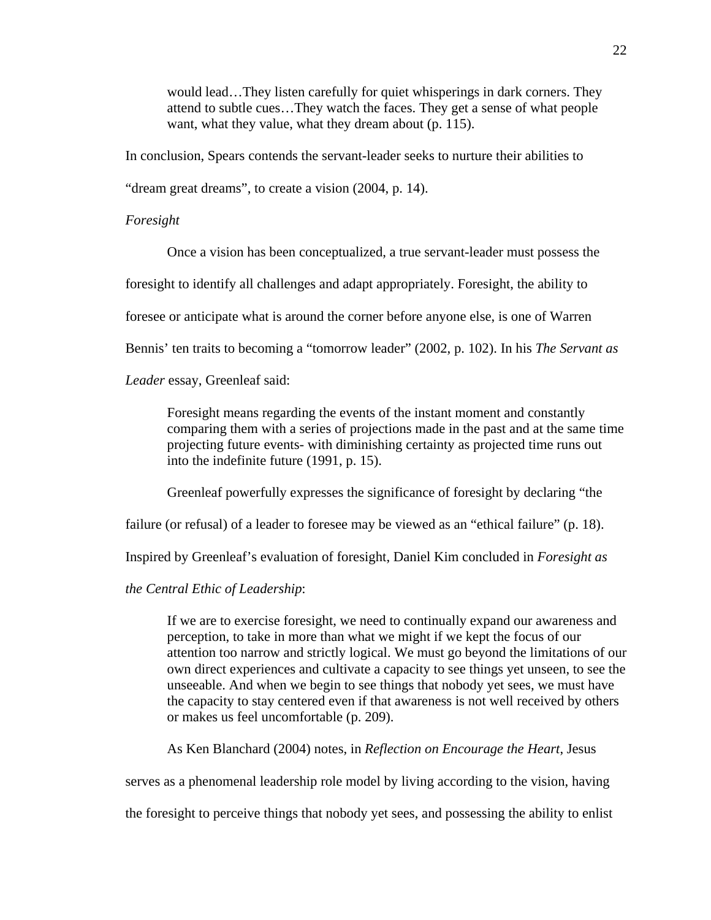> would lead…They listen carefully for quiet whisperings in dark corners. They attend to subtle cues…They watch the faces. They get a sense of what people want, what they value, what they dream about (p. 115).

In conclusion, Spears contends the servant-leader seeks to nurture their abilities to "dream great dreams", to create a vision (2004, p. 14).

*Foresight*

Once a vision has been conceptualized, a true servant-leader must possess the foresight to identify all challenges and adapt appropriately. Foresight, the ability to foresee or anticipate what is around the corner before anyone else, is one of Warren Bennis' ten traits to becoming a "tomorrow leader" (2002, p. 102). In his *The Servant as Leader* essay, Greenleaf said:

> Foresight means regarding the events of the instant moment and constantly comparing them with a series of projections made in the past and at the same time projecting future events- with diminishing certainty as projected time runs out into the indefinite future (1991, p. 15).

Greenleaf powerfully expresses the significance of foresight by declaring "the failure (or refusal) of a leader to foresee may be viewed as an "ethical failure" (p. 18). Inspired by Greenleaf's evaluation of foresight, Daniel Kim concluded in *Foresight as the Central Ethic of Leadership*:

> If we are to exercise foresight, we need to continually expand our awareness and perception, to take in more than what we might if we kept the focus of our attention too narrow and strictly logical. We must go beyond the limitations of our own direct experiences and cultivate a capacity to see things yet unseen, to see the unseeable. And when we begin to see things that nobody yet sees, we must have the capacity to stay centered even if that awareness is not well received by others or makes us feel uncomfortable (p. 209).

As Ken Blanchard (2004) notes, in *Reflection on Encourage the Heart*, Jesus serves as a phenomenal leadership role model by living according to the vision, having the foresight to perceive things that nobody yet sees, and possessing the ability to enlist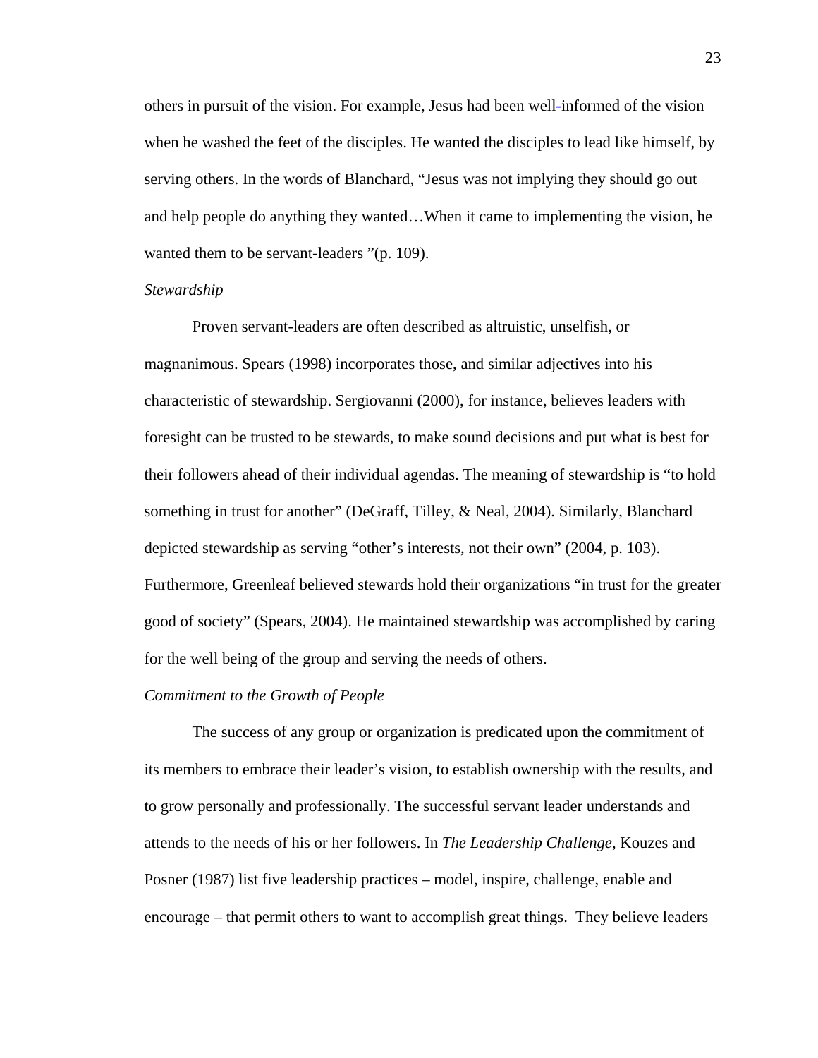others in pursuit of the vision. For example, Jesus had been well-informed of the vision when he washed the feet of the disciples. He wanted the disciples to lead like himself, by serving others. In the words of Blanchard, "Jesus was not implying they should go out and help people do anything they wanted…When it came to implementing the vision, he wanted them to be servant-leaders "(p. 109).

*Stewardship*

Proven servant-leaders are often described as altruistic, unselfish, or magnanimous. Spears (1998) incorporates those, and similar adjectives into his characteristic of stewardship. Sergiovanni (2000), for instance, believes leaders with foresight can be trusted to be stewards, to make sound decisions and put what is best for their followers ahead of their individual agendas. The meaning of stewardship is "to hold something in trust for another" (DeGraff, Tilley, & Neal, 2004). Similarly, Blanchard depicted stewardship as serving "other's interests, not their own" (2004, p. 103). Furthermore, Greenleaf believed stewards hold their organizations "in trust for the greater good of society" (Spears, 2004). He maintained stewardship was accomplished by caring for the well being of the group and serving the needs of others.

*Commitment to the Growth of People*

The success of any group or organization is predicated upon the commitment of its members to embrace their leader's vision, to establish ownership with the results, and to grow personally and professionally. The successful servant leader understands and attends to the needs of his or her followers. In *The Leadership Challenge*, Kouzes and Posner (1987) list five leadership practices – model, inspire, challenge, enable and encourage – that permit others to want to accomplish great things. They believe leaders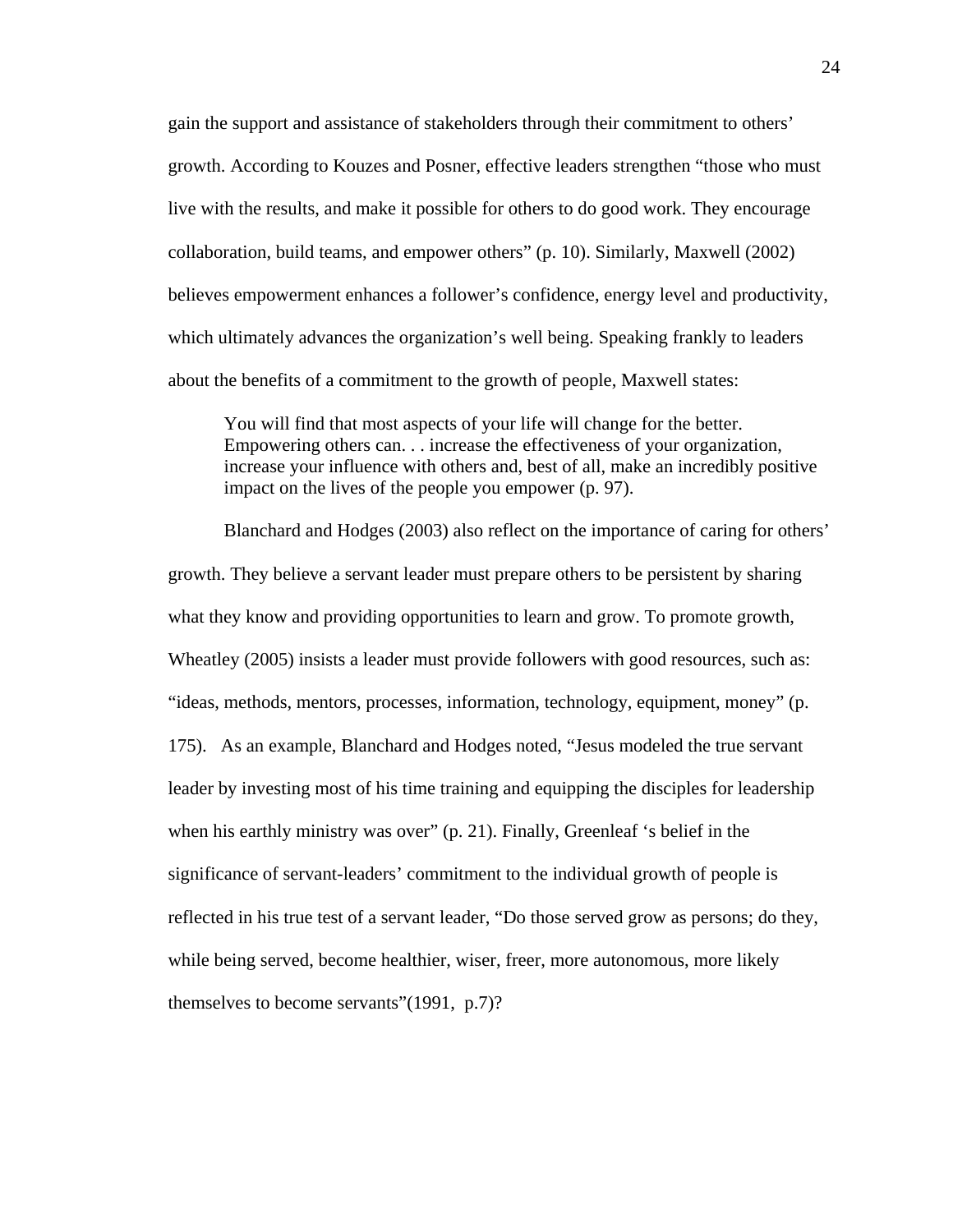gain the support and assistance of stakeholders through their commitment to others' growth. According to Kouzes and Posner, effective leaders strengthen "those who must live with the results, and make it possible for others to do good work. They encourage collaboration, build teams, and empower others" (p. 10). Similarly, Maxwell (2002) believes empowerment enhances a follower's confidence, energy level and productivity, which ultimately advances the organization's well being. Speaking frankly to leaders about the benefits of a commitment to the growth of people, Maxwell states:

> You will find that most aspects of your life will change for the better. Empowering others can. . . increase the effectiveness of your organization, increase your influence with others and, best of all, make an incredibly positive impact on the lives of the people you empower (p. 97).

Blanchard and Hodges (2003) also reflect on the importance of caring for others' growth. They believe a servant leader must prepare others to be persistent by sharing what they know and providing opportunities to learn and grow. To promote growth, Wheatley (2005) insists a leader must provide followers with good resources, such as: "ideas, methods, mentors, processes, information, technology, equipment, money" (p. 175). As an example, Blanchard and Hodges noted, "Jesus modeled the true servant leader by investing most of his time training and equipping the disciples for leadership when his earthly ministry was over" (p. 21). Finally, Greenleaf 's belief in the significance of servant-leaders' commitment to the individual growth of people is reflected in his true test of a servant leader, "Do those served grow as persons; do they, while being served, become healthier, wiser, freer, more autonomous, more likely themselves to become servants"(1991, p.7)?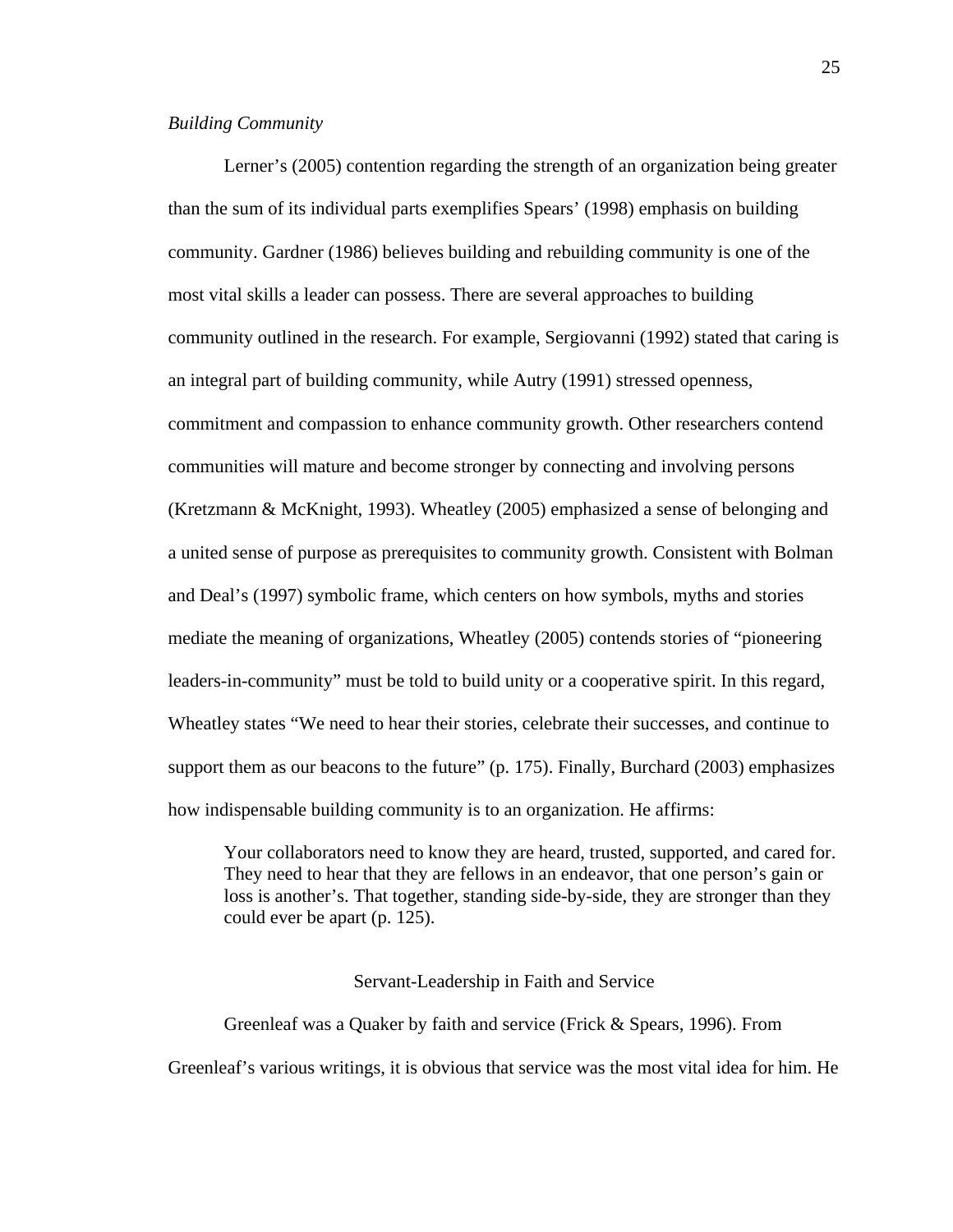*Building Community*

Lerner's (2005) contention regarding the strength of an organization being greater than the sum of its individual parts exemplifies Spears' (1998) emphasis on building community. Gardner (1986) believes building and rebuilding community is one of the most vital skills a leader can possess. There are several approaches to building community outlined in the research. For example, Sergiovanni (1992) stated that caring is an integral part of building community, while Autry (1991) stressed openness, commitment and compassion to enhance community growth. Other researchers contend communities will mature and become stronger by connecting and involving persons (Kretzmann & McKnight, 1993). Wheatley (2005) emphasized a sense of belonging and a united sense of purpose as prerequisites to community growth. Consistent with Bolman and Deal's (1997) symbolic frame, which centers on how symbols, myths and stories mediate the meaning of organizations, Wheatley (2005) contends stories of "pioneering leaders-in-community" must be told to build unity or a cooperative spirit. In this regard, Wheatley states "We need to hear their stories, celebrate their successes, and continue to support them as our beacons to the future" (p. 175). Finally, Burchard (2003) emphasizes how indispensable building community is to an organization. He affirms:

> Your collaborators need to know they are heard, trusted, supported, and cared for. They need to hear that they are fellows in an endeavor, that one person's gain or loss is another's. That together, standing side-by-side, they are stronger than they could ever be apart (p. 125).

## Servant-Leadership in Faith and Service

Greenleaf was a Quaker by faith and service (Frick & Spears, 1996). From Greenleaf's various writings, it is obvious that service was the most vital idea for him. He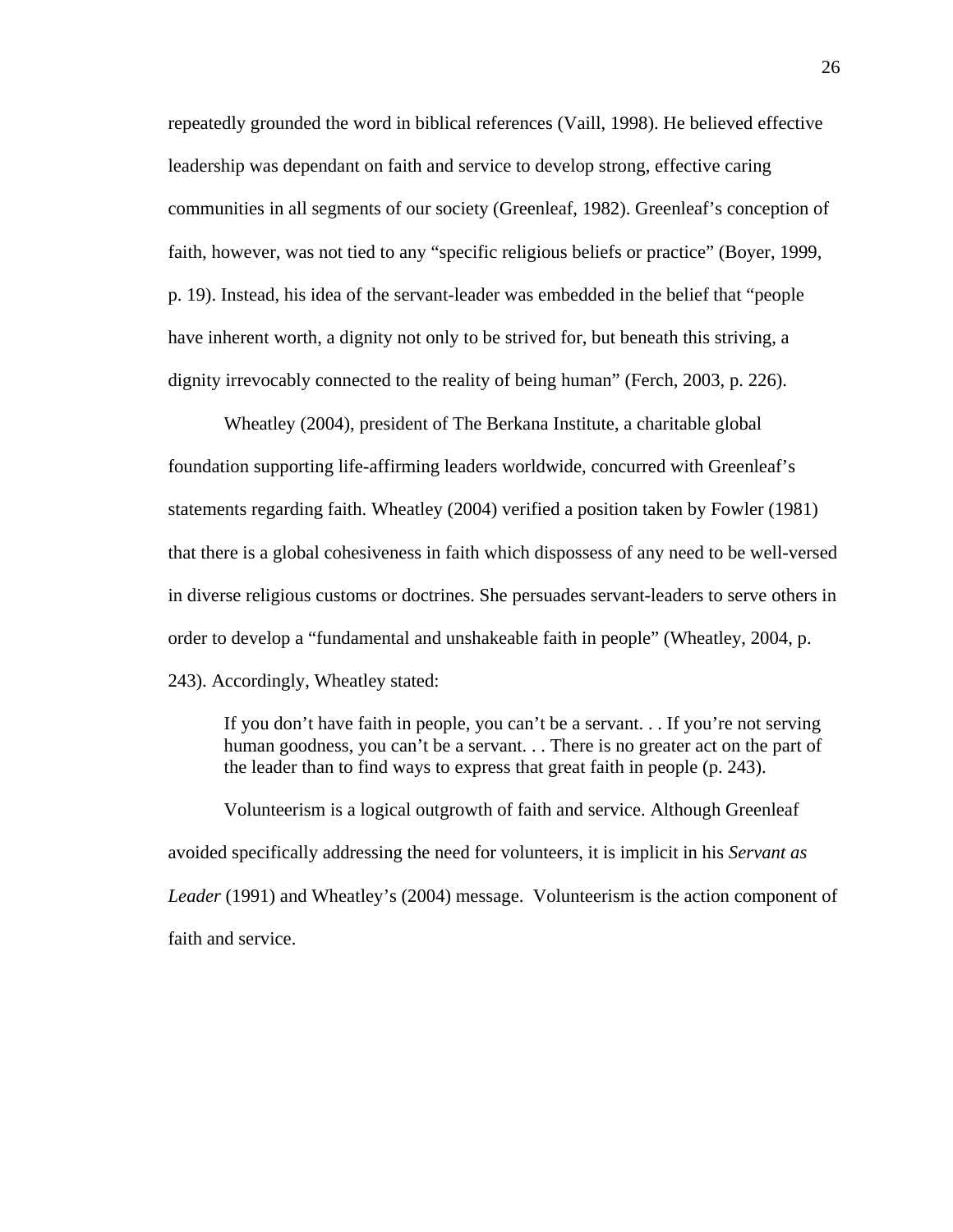repeatedly grounded the word in biblical references (Vaill, 1998). He believed effective leadership was dependant on faith and service to develop strong, effective caring communities in all segments of our society (Greenleaf, 1982). Greenleaf's conception of faith, however, was not tied to any "specific religious beliefs or practice" (Boyer, 1999, p. 19). Instead, his idea of the servant-leader was embedded in the belief that "people have inherent worth, a dignity not only to be strived for, but beneath this striving, a dignity irrevocably connected to the reality of being human" (Ferch, 2003, p. 226).

Wheatley (2004), president of The Berkana Institute, a charitable global foundation supporting life-affirming leaders worldwide, concurred with Greenleaf's statements regarding faith. Wheatley (2004) verified a position taken by Fowler (1981) that there is a global cohesiveness in faith which dispossess of any need to be well-versed in diverse religious customs or doctrines. She persuades servant-leaders to serve others in order to develop a "fundamental and unshakeable faith in people" (Wheatley, 2004, p. 243). Accordingly, Wheatley stated:

> If you don't have faith in people, you can't be a servant. . . If you're not serving human goodness, you can't be a servant. . . There is no greater act on the part of the leader than to find ways to express that great faith in people (p. 243).

Volunteerism is a logical outgrowth of faith and service. Although Greenleaf avoided specifically addressing the need for volunteers, it is implicit in his *Servant as Leader* (1991) and Wheatley's (2004) message. Volunteerism is the action component of faith and service.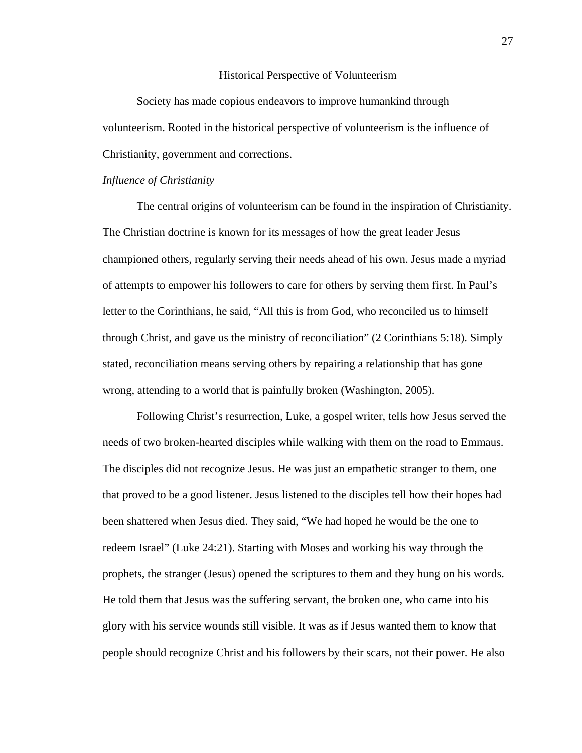## Historical Perspective of Volunteerism

Society has made copious endeavors to improve humankind through volunteerism. Rooted in the historical perspective of volunteerism is the influence of Christianity, government and corrections.

### *Influence of Christianity*

The central origins of volunteerism can be found in the inspiration of Christianity. The Christian doctrine is known for its messages of how the great leader Jesus championed others, regularly serving their needs ahead of his own. Jesus made a myriad of attempts to empower his followers to care for others by serving them first. In Paul's letter to the Corinthians, he said, "All this is from God, who reconciled us to himself through Christ, and gave us the ministry of reconciliation" (2 Corinthians 5:18). Simply stated, reconciliation means serving others by repairing a relationship that has gone wrong, attending to a world that is painfully broken (Washington, 2005).

Following Christ's resurrection, Luke, a gospel writer, tells how Jesus served the needs of two broken-hearted disciples while walking with them on the road to Emmaus. The disciples did not recognize Jesus. He was just an empathetic stranger to them, one that proved to be a good listener. Jesus listened to the disciples tell how their hopes had been shattered when Jesus died. They said, "We had hoped he would be the one to redeem Israel" (Luke 24:21). Starting with Moses and working his way through the prophets, the stranger (Jesus) opened the scriptures to them and they hung on his words. He told them that Jesus was the suffering servant, the broken one, who came into his glory with his service wounds still visible. It was as if Jesus wanted them to know that people should recognize Christ and his followers by their scars, not their power. He also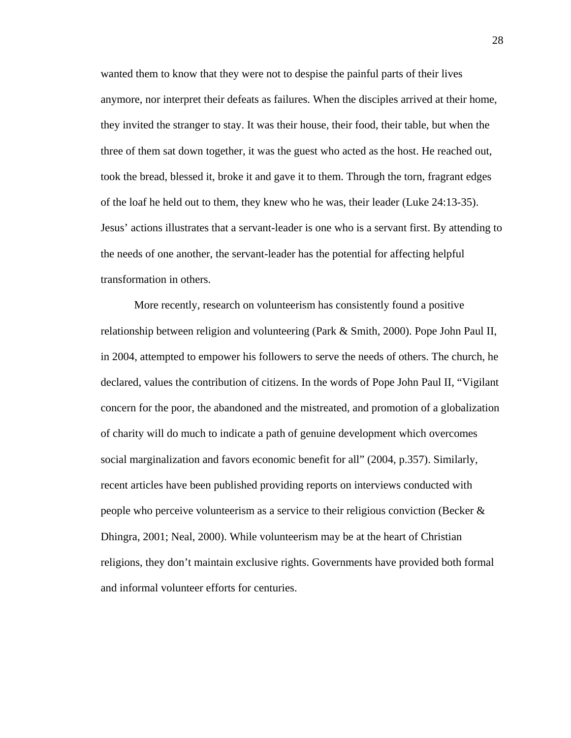wanted them to know that they were not to despise the painful parts of their lives anymore, nor interpret their defeats as failures. When the disciples arrived at their home, they invited the stranger to stay. It was their house, their food, their table, but when the three of them sat down together, it was the guest who acted as the host. He reached out, took the bread, blessed it, broke it and gave it to them. Through the torn, fragrant edges of the loaf he held out to them, they knew who he was, their leader (Luke 24:13-35). Jesus' actions illustrates that a servant-leader is one who is a servant first. By attending to the needs of one another, the servant-leader has the potential for affecting helpful transformation in others.

More recently, research on volunteerism has consistently found a positive relationship between religion and volunteering (Park & Smith, 2000). Pope John Paul II, in 2004, attempted to empower his followers to serve the needs of others. The church, he declared, values the contribution of citizens. In the words of Pope John Paul II, "Vigilant concern for the poor, the abandoned and the mistreated, and promotion of a globalization of charity will do much to indicate a path of genuine development which overcomes social marginalization and favors economic benefit for all" (2004, p.357). Similarly, recent articles have been published providing reports on interviews conducted with people who perceive volunteerism as a service to their religious conviction (Becker & Dhingra, 2001; Neal, 2000). While volunteerism may be at the heart of Christian religions, they don't maintain exclusive rights. Governments have provided both formal and informal volunteer efforts for centuries.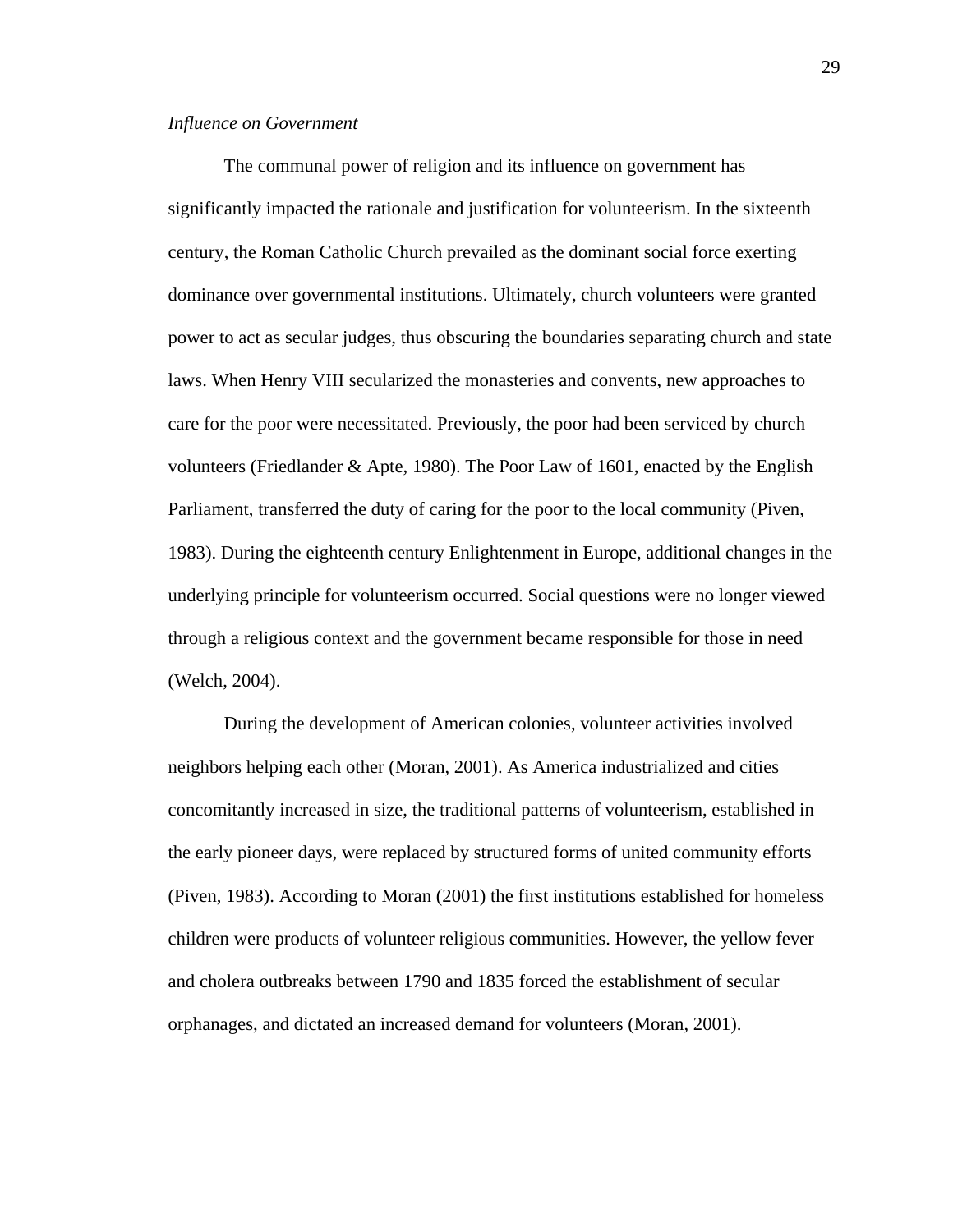*Influence on Government*

The communal power of religion and its influence on government has significantly impacted the rationale and justification for volunteerism. In the sixteenth century, the Roman Catholic Church prevailed as the dominant social force exerting dominance over governmental institutions. Ultimately, church volunteers were granted power to act as secular judges, thus obscuring the boundaries separating church and state laws. When Henry VIII secularized the monasteries and convents, new approaches to care for the poor were necessitated. Previously, the poor had been serviced by church volunteers (Friedlander & Apte, 1980). The Poor Law of 1601, enacted by the English Parliament, transferred the duty of caring for the poor to the local community (Piven, 1983). During the eighteenth century Enlightenment in Europe, additional changes in the underlying principle for volunteerism occurred. Social questions were no longer viewed through a religious context and the government became responsible for those in need (Welch, 2004).

During the development of American colonies, volunteer activities involved neighbors helping each other (Moran, 2001). As America industrialized and cities concomitantly increased in size, the traditional patterns of volunteerism, established in the early pioneer days, were replaced by structured forms of united community efforts (Piven, 1983). According to Moran (2001) the first institutions established for homeless children were products of volunteer religious communities. However, the yellow fever and cholera outbreaks between 1790 and 1835 forced the establishment of secular orphanages, and dictated an increased demand for volunteers (Moran, 2001).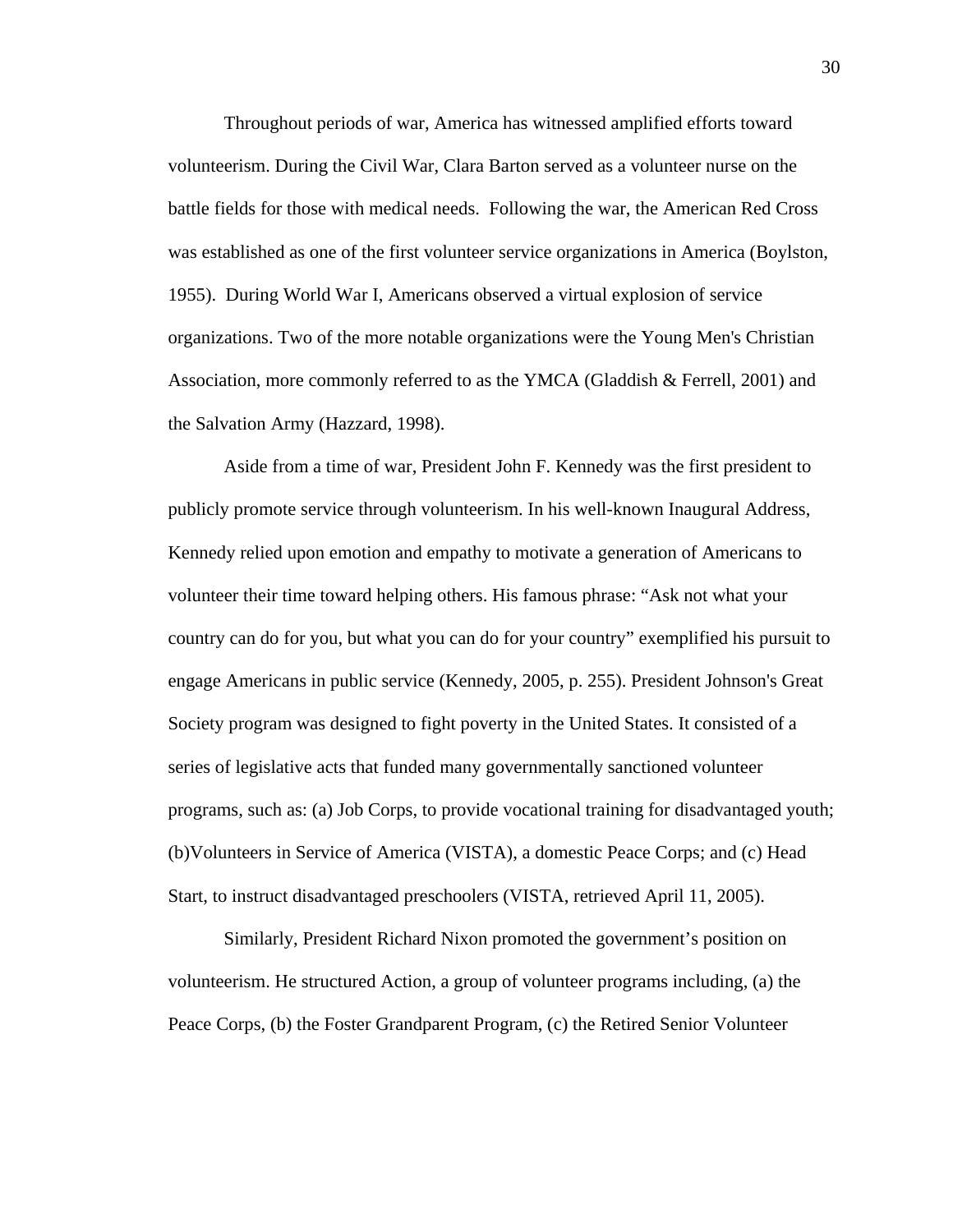Throughout periods of war, America has witnessed amplified efforts toward volunteerism. During the Civil War, Clara Barton served as a volunteer nurse on the battle fields for those with medical needs. Following the war, the American Red Cross was established as one of the first volunteer service organizations in America (Boylston, 1955). During World War I, Americans observed a virtual explosion of service organizations. Two of the more notable organizations were the Young Men's Christian Association, more commonly referred to as the YMCA (Gladdish & Ferrell, 2001) and the Salvation Army (Hazzard, 1998).

Aside from a time of war, President John F. Kennedy was the first president to publicly promote service through volunteerism. In his well-known Inaugural Address, Kennedy relied upon emotion and empathy to motivate a generation of Americans to volunteer their time toward helping others. His famous phrase: “Ask not what your country can do for you, but what you can do for your country” exemplified his pursuit to engage Americans in public service (Kennedy, 2005, p. 255). President Johnson's Great Society program was designed to fight poverty in the United States. It consisted of a series of legislative acts that funded many governmentally sanctioned volunteer programs, such as: (a) Job Corps, to provide vocational training for disadvantaged youth; (b)Volunteers in Service of America (VISTA), a domestic Peace Corps; and (c) Head Start, to instruct disadvantaged preschoolers (VISTA, retrieved April 11, 2005).

Similarly, President Richard Nixon promoted the government’s position on volunteerism. He structured Action, a group of volunteer programs including, (a) the Peace Corps, (b) the Foster Grandparent Program, (c) the Retired Senior Volunteer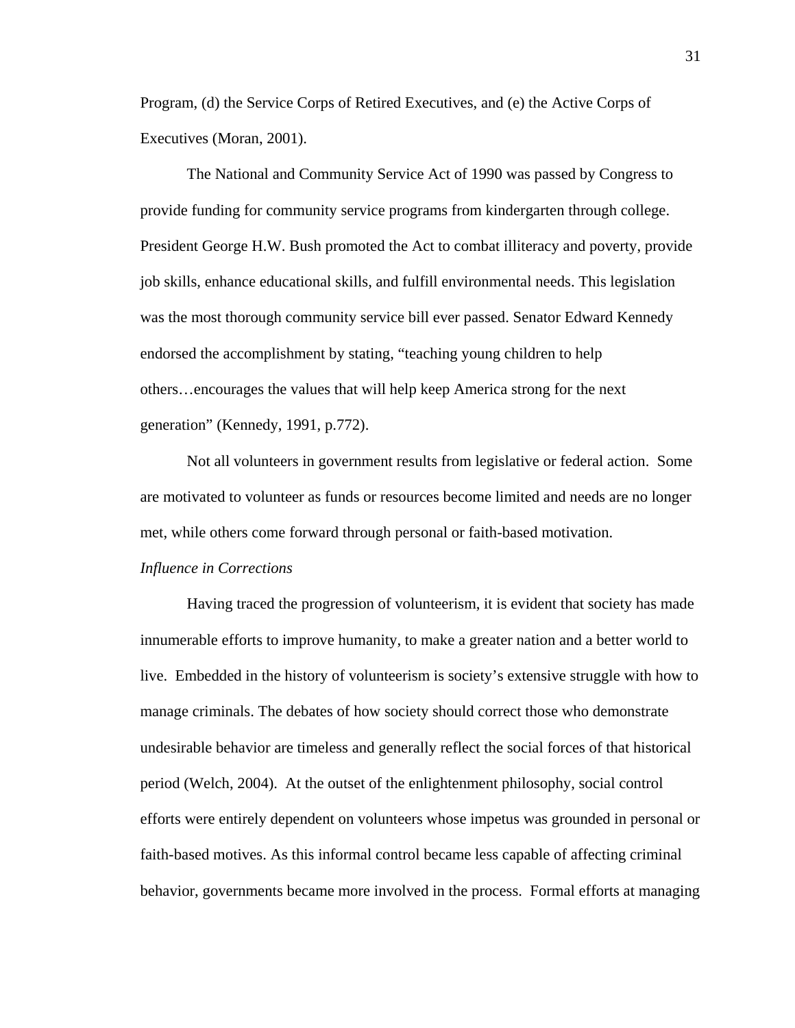Program, (d) the Service Corps of Retired Executives, and (e) the Active Corps of Executives (Moran, 2001).

The National and Community Service Act of 1990 was passed by Congress to provide funding for community service programs from kindergarten through college. President George H.W. Bush promoted the Act to combat illiteracy and poverty, provide job skills, enhance educational skills, and fulfill environmental needs. This legislation was the most thorough community service bill ever passed. Senator Edward Kennedy endorsed the accomplishment by stating, “teaching young children to help others…encourages the values that will help keep America strong for the next generation” (Kennedy, 1991, p.772).

Not all volunteers in government results from legislative or federal action. Some are motivated to volunteer as funds or resources become limited and needs are no longer met, while others come forward through personal or faith-based motivation.

*Influence in Corrections*

Having traced the progression of volunteerism, it is evident that society has made innumerable efforts to improve humanity, to make a greater nation and a better world to live. Embedded in the history of volunteerism is society’s extensive struggle with how to manage criminals. The debates of how society should correct those who demonstrate undesirable behavior are timeless and generally reflect the social forces of that historical period (Welch, 2004). At the outset of the enlightenment philosophy, social control efforts were entirely dependent on volunteers whose impetus was grounded in personal or faith-based motives. As this informal control became less capable of affecting criminal behavior, governments became more involved in the process. Formal efforts at managing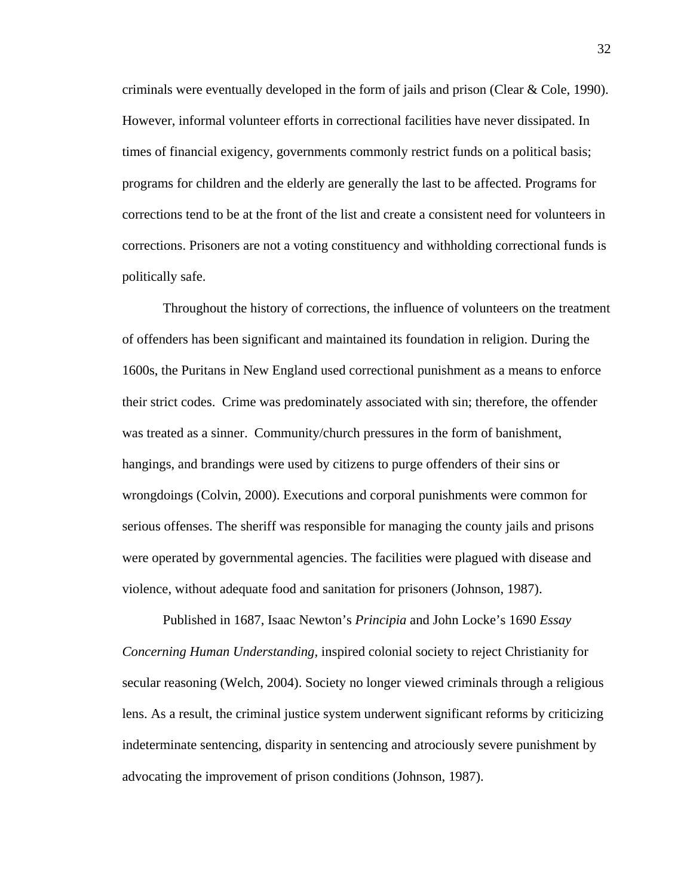criminals were eventually developed in the form of jails and prison (Clear & Cole, 1990). However, informal volunteer efforts in correctional facilities have never dissipated. In times of financial exigency, governments commonly restrict funds on a political basis; programs for children and the elderly are generally the last to be affected. Programs for corrections tend to be at the front of the list and create a consistent need for volunteers in corrections. Prisoners are not a voting constituency and withholding correctional funds is politically safe.

Throughout the history of corrections, the influence of volunteers on the treatment of offenders has been significant and maintained its foundation in religion. During the 1600s, the Puritans in New England used correctional punishment as a means to enforce their strict codes.  Crime was predominately associated with sin; therefore, the offender was treated as a sinner.  Community/church pressures in the form of banishment, hangings, and brandings were used by citizens to purge offenders of their sins or wrongdoings (Colvin, 2000). Executions and corporal punishments were common for serious offenses. The sheriff was responsible for managing the county jails and prisons were operated by governmental agencies. The facilities were plagued with disease and violence, without adequate food and sanitation for prisoners (Johnson, 1987).

Published in 1687, Isaac Newton's *Principia* and John Locke's 1690 *Essay Concerning Human Understanding,* inspired colonial society to reject Christianity for secular reasoning (Welch, 2004). Society no longer viewed criminals through a religious lens. As a result, the criminal justice system underwent significant reforms by criticizing indeterminate sentencing, disparity in sentencing and atrociously severe punishment by advocating the improvement of prison conditions (Johnson, 1987).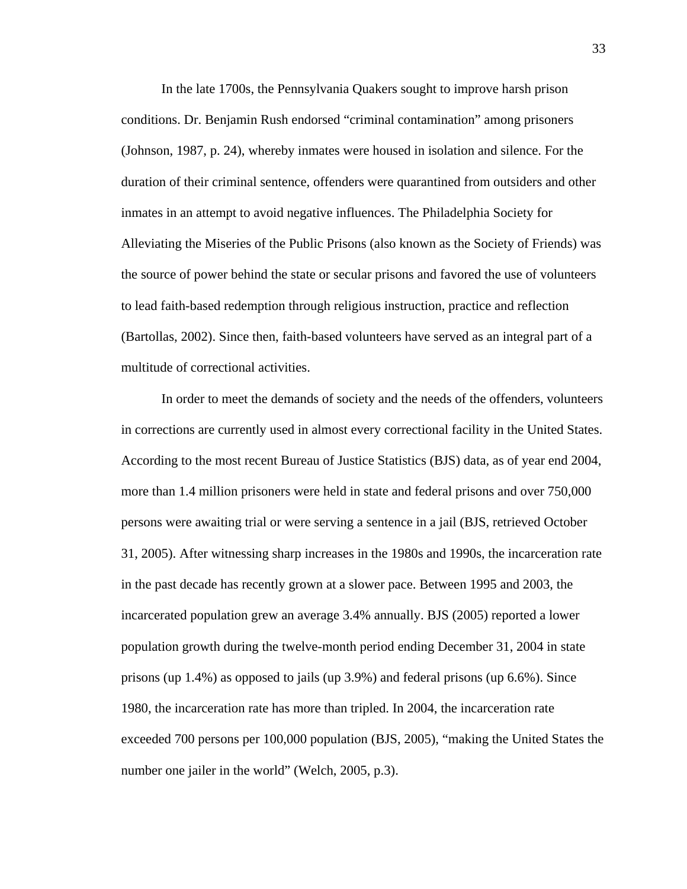In the late 1700s, the Pennsylvania Quakers sought to improve harsh prison conditions. Dr. Benjamin Rush endorsed “criminal contamination” among prisoners (Johnson, 1987, p. 24), whereby inmates were housed in isolation and silence. For the duration of their criminal sentence, offenders were quarantined from outsiders and other inmates in an attempt to avoid negative influences. The Philadelphia Society for Alleviating the Miseries of the Public Prisons (also known as the Society of Friends) was the source of power behind the state or secular prisons and favored the use of volunteers to lead faith-based redemption through religious instruction, practice and reflection (Bartollas, 2002). Since then, faith-based volunteers have served as an integral part of a multitude of correctional activities.

In order to meet the demands of society and the needs of the offenders, volunteers in corrections are currently used in almost every correctional facility in the United States. According to the most recent Bureau of Justice Statistics (BJS) data, as of year end 2004, more than 1.4 million prisoners were held in state and federal prisons and over 750,000 persons were awaiting trial or were serving a sentence in a jail (BJS, retrieved October 31, 2005). After witnessing sharp increases in the 1980s and 1990s, the incarceration rate in the past decade has recently grown at a slower pace. Between 1995 and 2003, the incarcerated population grew an average 3.4% annually. BJS (2005) reported a lower population growth during the twelve-month period ending December 31, 2004 in state prisons (up 1.4%) as opposed to jails (up 3.9%) and federal prisons (up 6.6%). Since 1980, the incarceration rate has more than tripled. In 2004, the incarceration rate exceeded 700 persons per 100,000 population (BJS, 2005), “making the United States the number one jailer in the world” (Welch, 2005, p.3).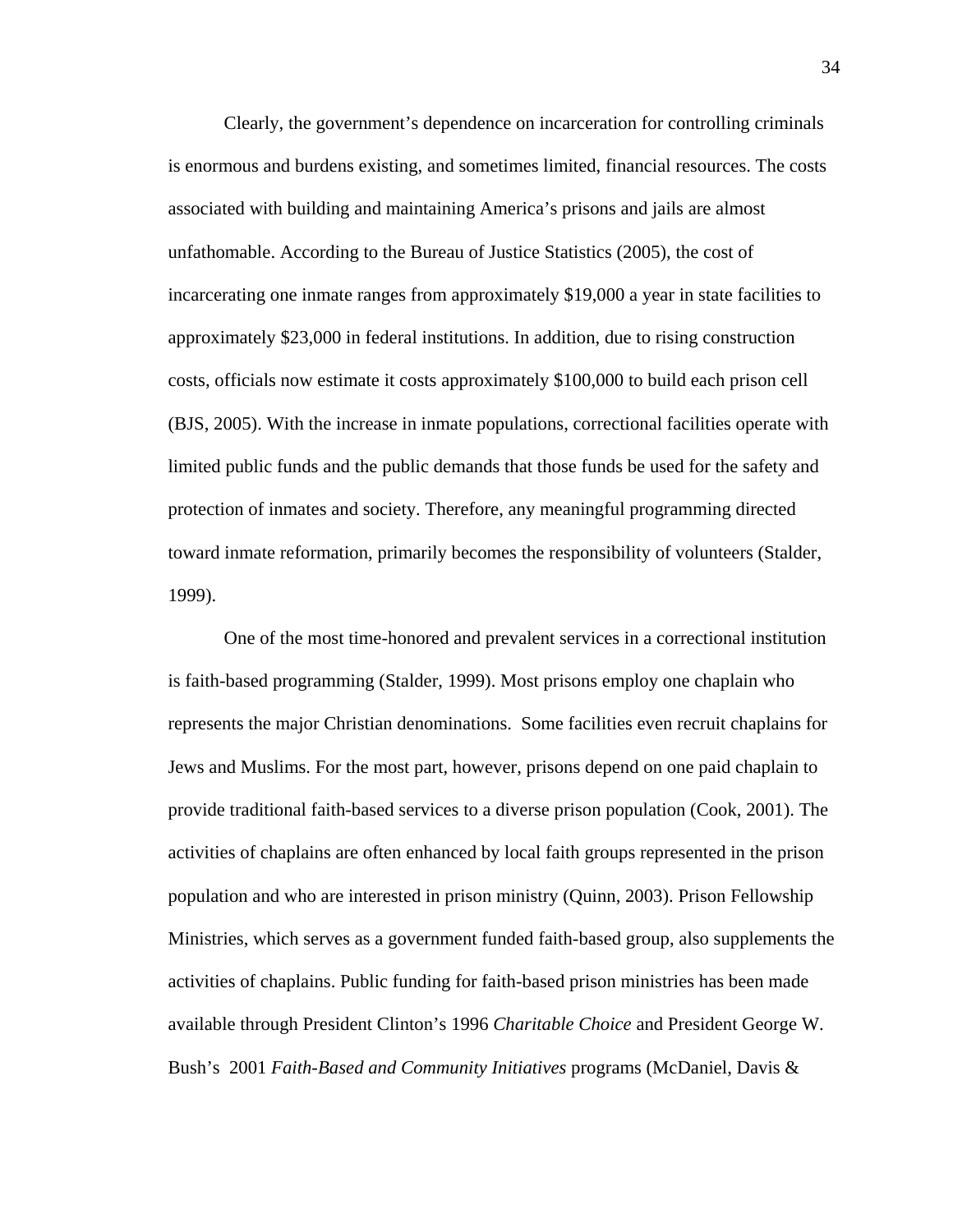Clearly, the government's dependence on incarceration for controlling criminals is enormous and burdens existing, and sometimes limited, financial resources. The costs associated with building and maintaining America's prisons and jails are almost unfathomable. According to the Bureau of Justice Statistics (2005), the cost of incarcerating one inmate ranges from approximately $19,000 a year in state facilities to approximately $23,000 in federal institutions. In addition, due to rising construction costs, officials now estimate it costs approximately $100,000 to build each prison cell (BJS, 2005). With the increase in inmate populations, correctional facilities operate with limited public funds and the public demands that those funds be used for the safety and protection of inmates and society. Therefore, any meaningful programming directed toward inmate reformation, primarily becomes the responsibility of volunteers (Stalder, 1999).

One of the most time-honored and prevalent services in a correctional institution is faith-based programming (Stalder, 1999). Most prisons employ one chaplain who represents the major Christian denominations. Some facilities even recruit chaplains for Jews and Muslims. For the most part, however, prisons depend on one paid chaplain to provide traditional faith-based services to a diverse prison population (Cook, 2001). The activities of chaplains are often enhanced by local faith groups represented in the prison population and who are interested in prison ministry (Quinn, 2003). Prison Fellowship Ministries, which serves as a government funded faith-based group, also supplements the activities of chaplains. Public funding for faith-based prison ministries has been made available through President Clinton's 1996 *Charitable Choice* and President George W. Bush's 2001 *Faith-Based and Community Initiatives* programs (McDaniel, Davis &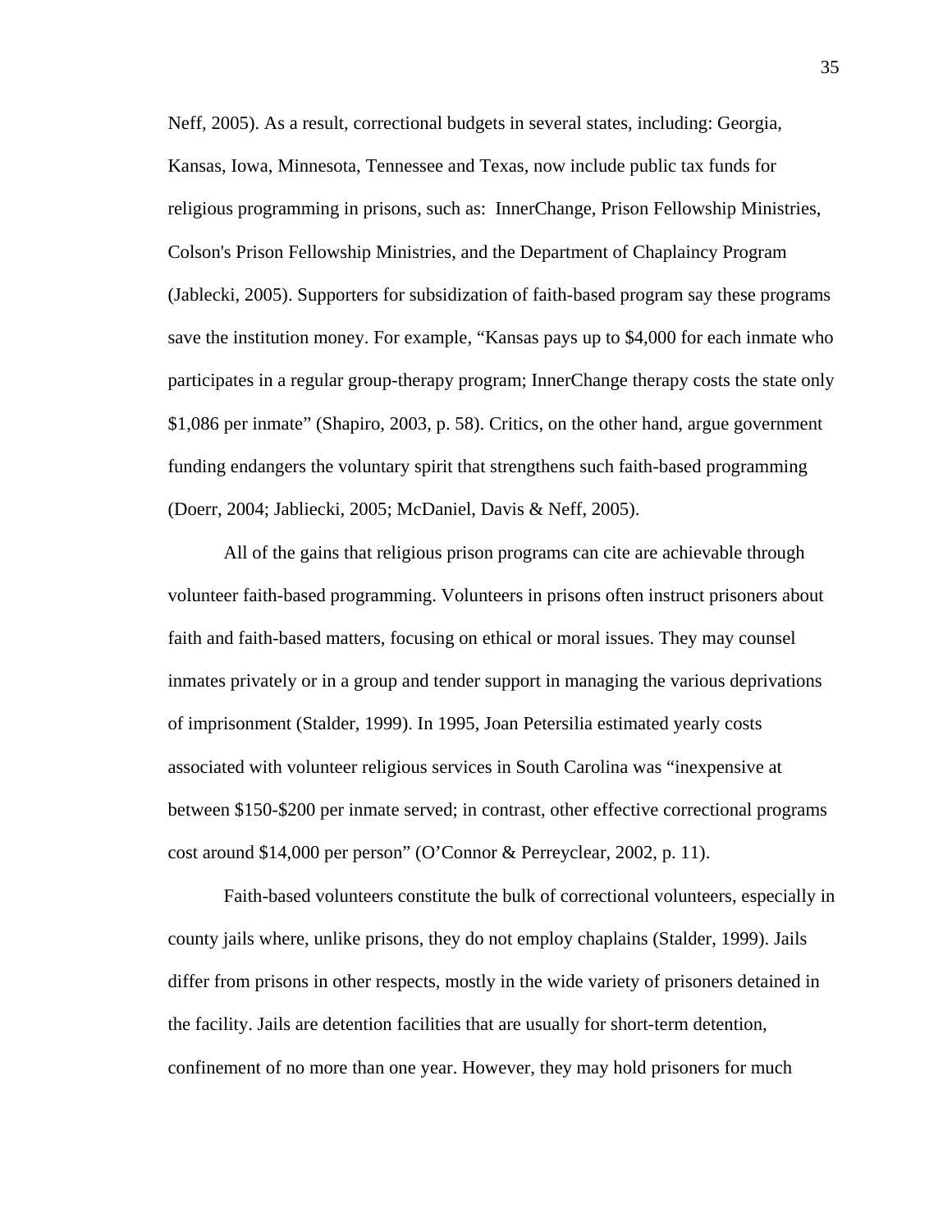Neff, 2005). As a result, correctional budgets in several states, including: Georgia, Kansas, Iowa, Minnesota, Tennessee and Texas, now include public tax funds for religious programming in prisons, such as: InnerChange, Prison Fellowship Ministries, Colson's Prison Fellowship Ministries, and the Department of Chaplaincy Program (Jablecki, 2005). Supporters for subsidization of faith-based program say these programs save the institution money. For example, "Kansas pays up to $4,000 for each inmate who participates in a regular group-therapy program; InnerChange therapy costs the state only $1,086 per inmate" (Shapiro, 2003, p. 58). Critics, on the other hand, argue government funding endangers the voluntary spirit that strengthens such faith-based programming (Doerr, 2004; Jabliecki, 2005; McDaniel, Davis & Neff, 2005).

All of the gains that religious prison programs can cite are achievable through volunteer faith-based programming. Volunteers in prisons often instruct prisoners about faith and faith-based matters, focusing on ethical or moral issues. They may counsel inmates privately or in a group and tender support in managing the various deprivations of imprisonment (Stalder, 1999). In 1995, Joan Petersilia estimated yearly costs associated with volunteer religious services in South Carolina was "inexpensive at between $150-$200 per inmate served; in contrast, other effective correctional programs cost around $14,000 per person" (O'Connor & Perreyclear, 2002, p. 11).

Faith-based volunteers constitute the bulk of correctional volunteers, especially in county jails where, unlike prisons, they do not employ chaplains (Stalder, 1999). Jails differ from prisons in other respects, mostly in the wide variety of prisoners detained in the facility. Jails are detention facilities that are usually for short-term detention, confinement of no more than one year. However, they may hold prisoners for much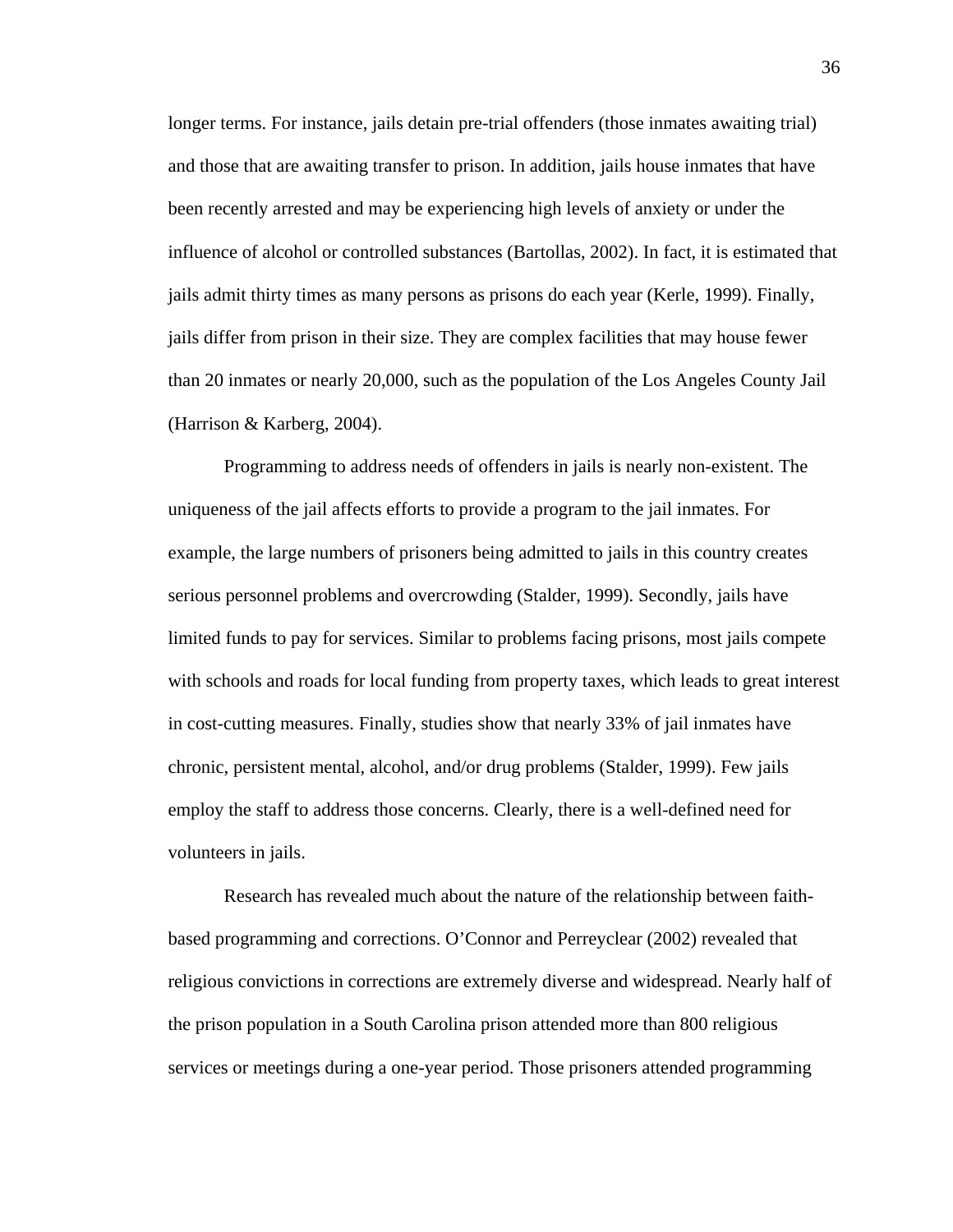longer terms. For instance, jails detain pre-trial offenders (those inmates awaiting trial) and those that are awaiting transfer to prison. In addition, jails house inmates that have been recently arrested and may be experiencing high levels of anxiety or under the influence of alcohol or controlled substances (Bartollas, 2002). In fact, it is estimated that jails admit thirty times as many persons as prisons do each year (Kerle, 1999). Finally, jails differ from prison in their size. They are complex facilities that may house fewer than 20 inmates or nearly 20,000, such as the population of the Los Angeles County Jail (Harrison & Karberg, 2004).

Programming to address needs of offenders in jails is nearly non-existent. The uniqueness of the jail affects efforts to provide a program to the jail inmates. For example, the large numbers of prisoners being admitted to jails in this country creates serious personnel problems and overcrowding (Stalder, 1999). Secondly, jails have limited funds to pay for services. Similar to problems facing prisons, most jails compete with schools and roads for local funding from property taxes, which leads to great interest in cost-cutting measures. Finally, studies show that nearly 33% of jail inmates have chronic, persistent mental, alcohol, and/or drug problems (Stalder, 1999). Few jails employ the staff to address those concerns. Clearly, there is a well-defined need for volunteers in jails.

Research has revealed much about the nature of the relationship between faith-based programming and corrections. O'Connor and Perreyclear (2002) revealed that religious convictions in corrections are extremely diverse and widespread. Nearly half of the prison population in a South Carolina prison attended more than 800 religious services or meetings during a one-year period. Those prisoners attended programming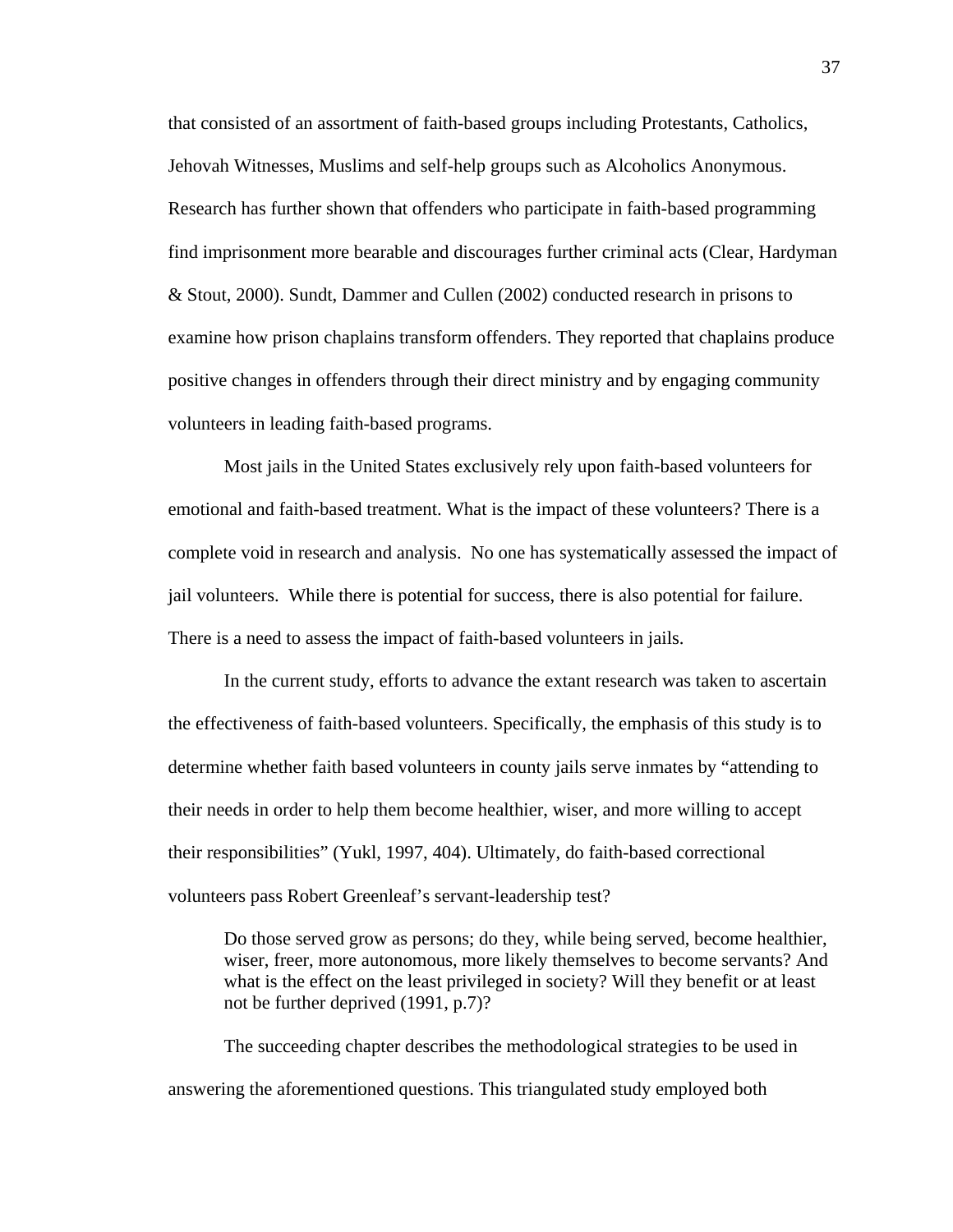that consisted of an assortment of faith-based groups including Protestants, Catholics, Jehovah Witnesses, Muslims and self-help groups such as Alcoholics Anonymous. Research has further shown that offenders who participate in faith-based programming find imprisonment more bearable and discourages further criminal acts (Clear, Hardyman & Stout, 2000). Sundt, Dammer and Cullen (2002) conducted research in prisons to examine how prison chaplains transform offenders. They reported that chaplains produce positive changes in offenders through their direct ministry and by engaging community volunteers in leading faith-based programs.

Most jails in the United States exclusively rely upon faith-based volunteers for emotional and faith-based treatment. What is the impact of these volunteers? There is a complete void in research and analysis. No one has systematically assessed the impact of jail volunteers. While there is potential for success, there is also potential for failure. There is a need to assess the impact of faith-based volunteers in jails.

In the current study, efforts to advance the extant research was taken to ascertain the effectiveness of faith-based volunteers. Specifically, the emphasis of this study is to determine whether faith based volunteers in county jails serve inmates by "attending to their needs in order to help them become healthier, wiser, and more willing to accept their responsibilities" (Yukl, 1997, 404). Ultimately, do faith-based correctional volunteers pass Robert Greenleaf's servant-leadership test?

> Do those served grow as persons; do they, while being served, become healthier, wiser, freer, more autonomous, more likely themselves to become servants? And what is the effect on the least privileged in society? Will they benefit or at least not be further deprived (1991, p.7)?

The succeeding chapter describes the methodological strategies to be used in answering the aforementioned questions. This triangulated study employed both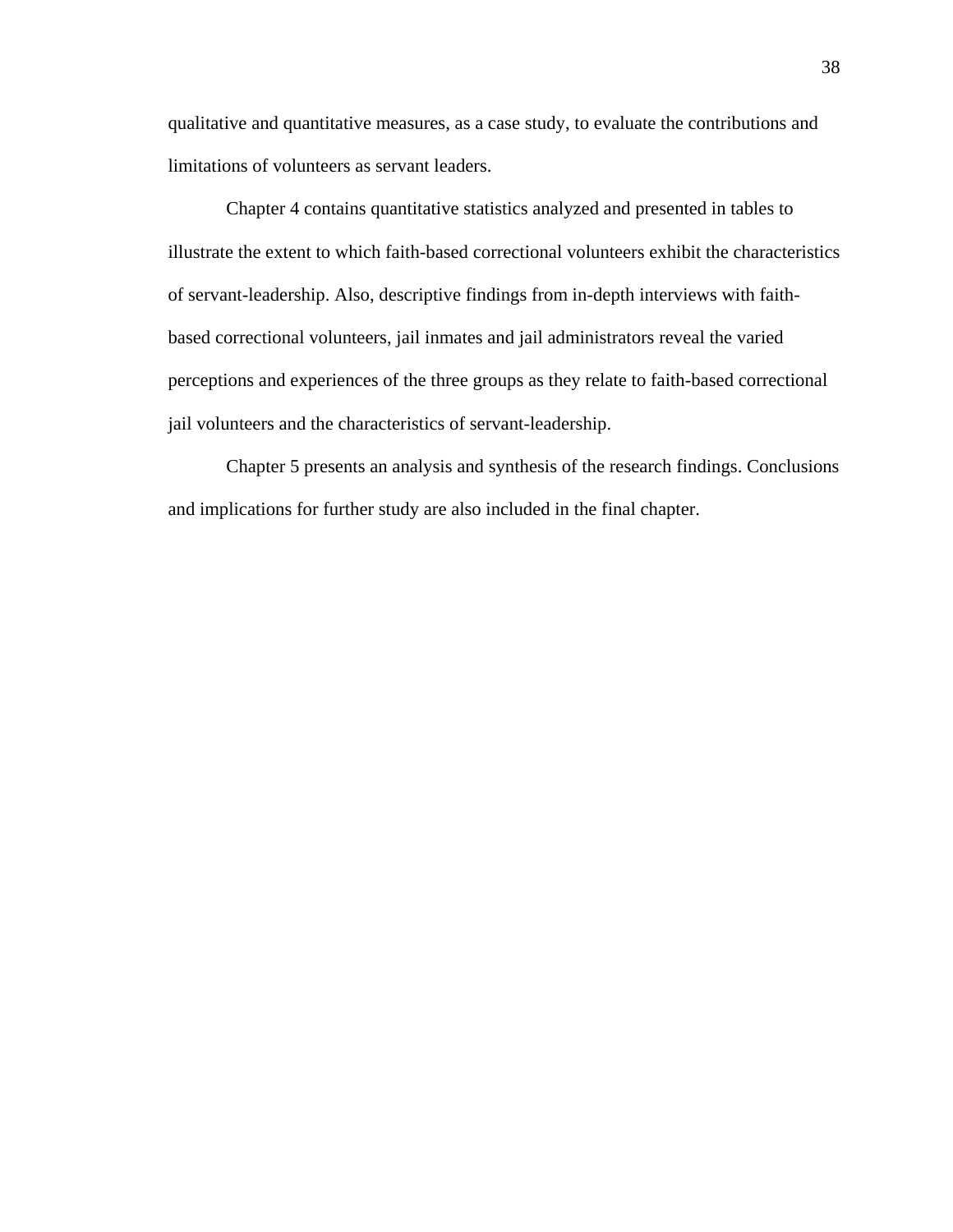qualitative and quantitative measures, as a case study, to evaluate the contributions and limitations of volunteers as servant leaders.

Chapter 4 contains quantitative statistics analyzed and presented in tables to illustrate the extent to which faith-based correctional volunteers exhibit the characteristics of servant-leadership. Also, descriptive findings from in-depth interviews with faith-based correctional volunteers, jail inmates and jail administrators reveal the varied perceptions and experiences of the three groups as they relate to faith-based correctional jail volunteers and the characteristics of servant-leadership.

Chapter 5 presents an analysis and synthesis of the research findings. Conclusions and implications for further study are also included in the final chapter.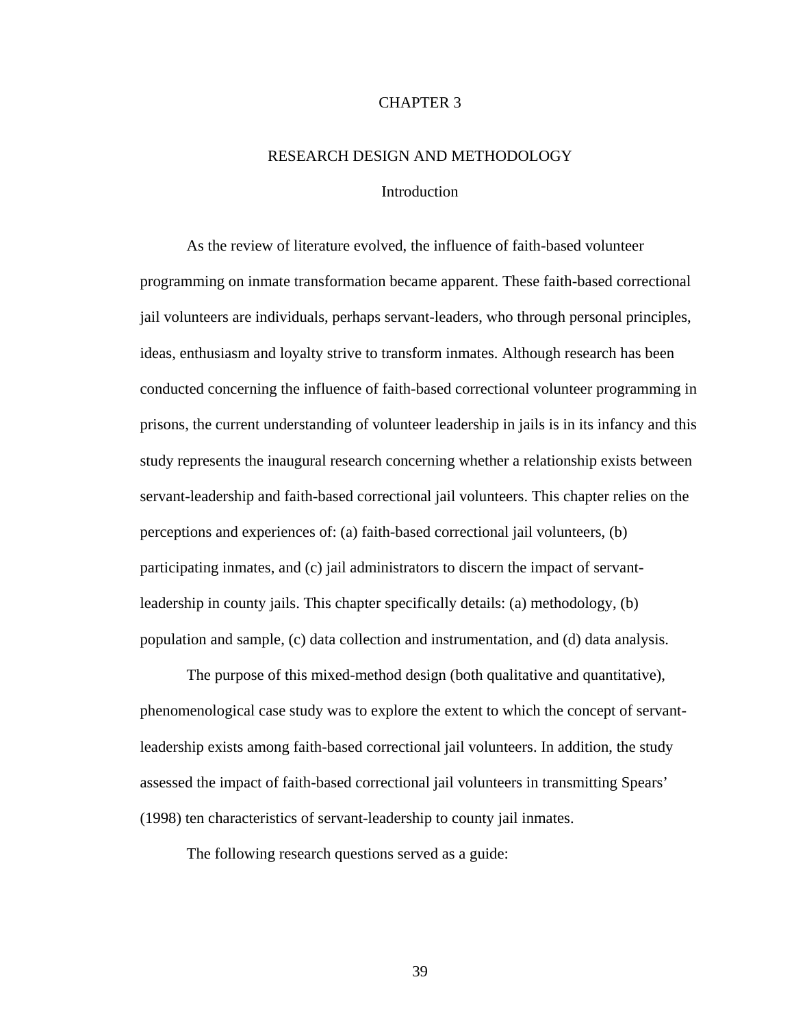# CHAPTER 3

## RESEARCH DESIGN AND METHODOLOGY

### Introduction

As the review of literature evolved, the influence of faith-based volunteer programming on inmate transformation became apparent. These faith-based correctional jail volunteers are individuals, perhaps servant-leaders, who through personal principles, ideas, enthusiasm and loyalty strive to transform inmates. Although research has been conducted concerning the influence of faith-based correctional volunteer programming in prisons, the current understanding of volunteer leadership in jails is in its infancy and this study represents the inaugural research concerning whether a relationship exists between servant-leadership and faith-based correctional jail volunteers. This chapter relies on the perceptions and experiences of: (a) faith-based correctional jail volunteers, (b) participating inmates, and (c) jail administrators to discern the impact of servant-leadership in county jails. This chapter specifically details: (a) methodology, (b) population and sample, (c) data collection and instrumentation, and (d) data analysis.

The purpose of this mixed-method design (both qualitative and quantitative), phenomenological case study was to explore the extent to which the concept of servant-leadership exists among faith-based correctional jail volunteers. In addition, the study assessed the impact of faith-based correctional jail volunteers in transmitting Spears' (1998) ten characteristics of servant-leadership to county jail inmates.

The following research questions served as a guide: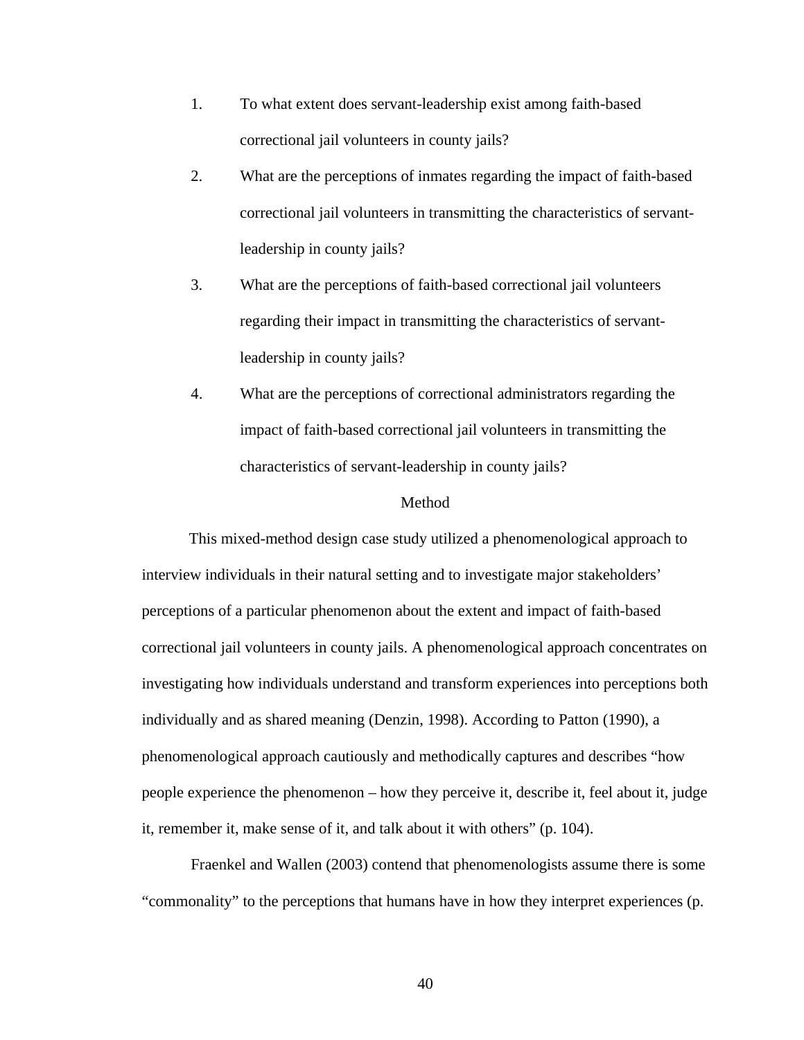1. To what extent does servant-leadership exist among faith-based correctional jail volunteers in county jails?
2. What are the perceptions of inmates regarding the impact of faith-based correctional jail volunteers in transmitting the characteristics of servant-leadership in county jails?
3. What are the perceptions of faith-based correctional jail volunteers regarding their impact in transmitting the characteristics of servant-leadership in county jails?
4. What are the perceptions of correctional administrators regarding the impact of faith-based correctional jail volunteers in transmitting the characteristics of servant-leadership in county jails?

## Method

This mixed-method design case study utilized a phenomenological approach to interview individuals in their natural setting and to investigate major stakeholders' perceptions of a particular phenomenon about the extent and impact of faith-based correctional jail volunteers in county jails. A phenomenological approach concentrates on investigating how individuals understand and transform experiences into perceptions both individually and as shared meaning (Denzin, 1998). According to Patton (1990), a phenomenological approach cautiously and methodically captures and describes "how people experience the phenomenon – how they perceive it, describe it, feel about it, judge it, remember it, make sense of it, and talk about it with others" (p. 104).

Fraenkel and Wallen (2003) contend that phenomenologists assume there is some "commonality" to the perceptions that humans have in how they interpret experiences (p.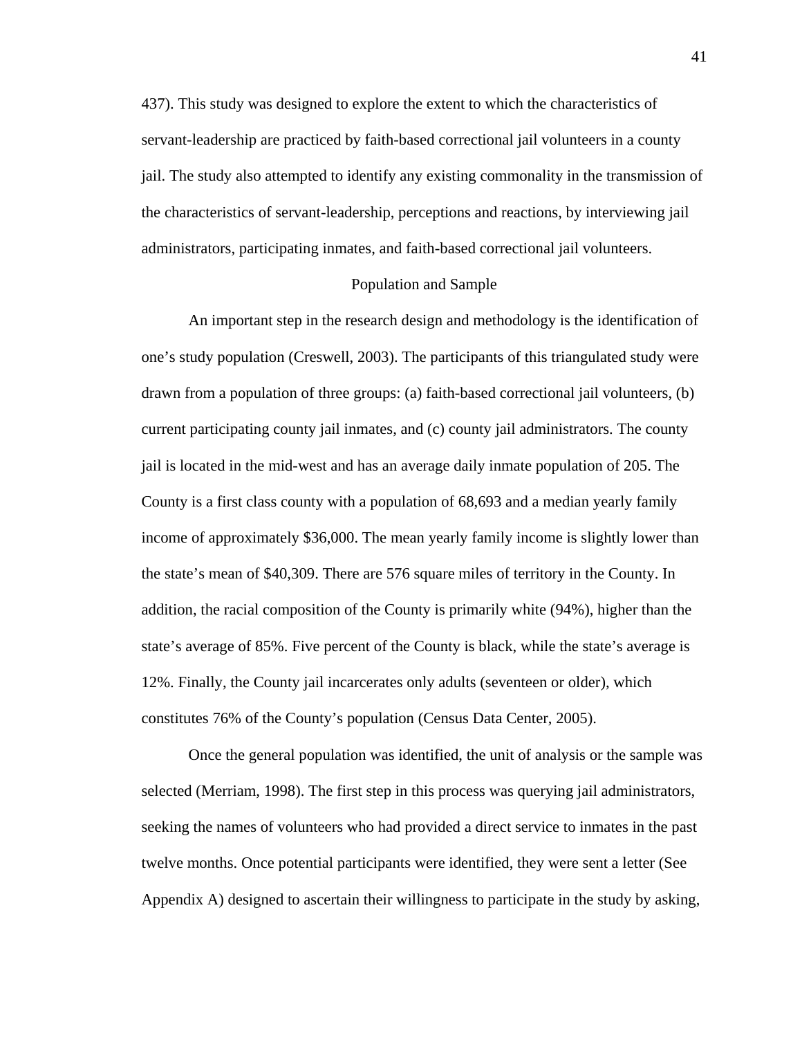437). This study was designed to explore the extent to which the characteristics of servant-leadership are practiced by faith-based correctional jail volunteers in a county jail. The study also attempted to identify any existing commonality in the transmission of the characteristics of servant-leadership, perceptions and reactions, by interviewing jail administrators, participating inmates, and faith-based correctional jail volunteers.

## Population and Sample

An important step in the research design and methodology is the identification of one's study population (Creswell, 2003). The participants of this triangulated study were drawn from a population of three groups: (a) faith-based correctional jail volunteers, (b) current participating county jail inmates, and (c) county jail administrators. The county jail is located in the mid-west and has an average daily inmate population of 205. The County is a first class county with a population of 68,693 and a median yearly family income of approximately $36,000. The mean yearly family income is slightly lower than the state's mean of $40,309. There are 576 square miles of territory in the County. In addition, the racial composition of the County is primarily white (94%), higher than the state's average of 85%. Five percent of the County is black, while the state's average is 12%. Finally, the County jail incarcerates only adults (seventeen or older), which constitutes 76% of the County's population (Census Data Center, 2005).

Once the general population was identified, the unit of analysis or the sample was selected (Merriam, 1998). The first step in this process was querying jail administrators, seeking the names of volunteers who had provided a direct service to inmates in the past twelve months. Once potential participants were identified, they were sent a letter (See Appendix A) designed to ascertain their willingness to participate in the study by asking,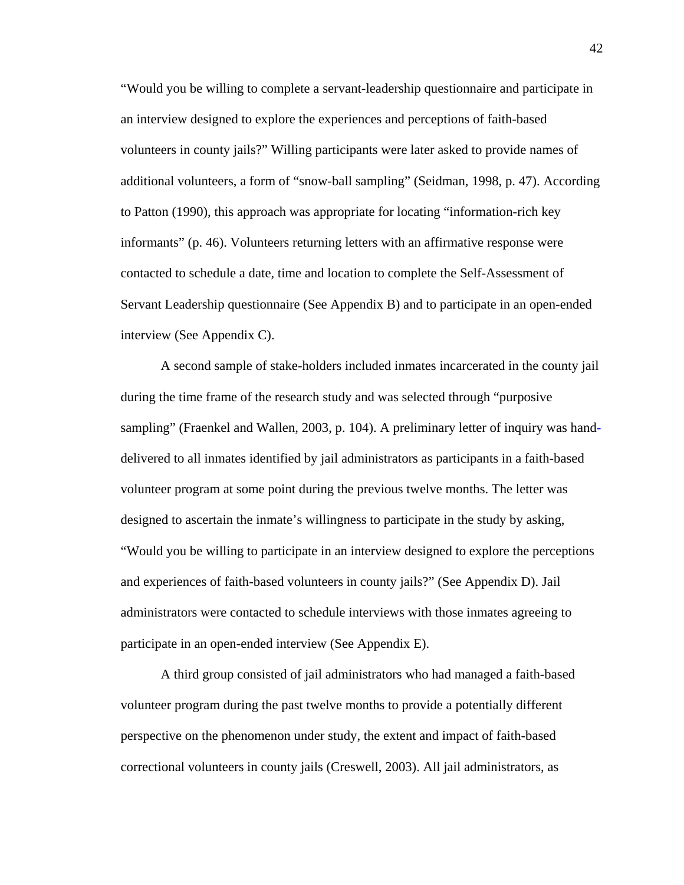"Would you be willing to complete a servant-leadership questionnaire and participate in an interview designed to explore the experiences and perceptions of faith-based volunteers in county jails?" Willing participants were later asked to provide names of additional volunteers, a form of "snow-ball sampling" (Seidman, 1998, p. 47). According to Patton (1990), this approach was appropriate for locating "information-rich key informants" (p. 46). Volunteers returning letters with an affirmative response were contacted to schedule a date, time and location to complete the Self-Assessment of Servant Leadership questionnaire (See Appendix B) and to participate in an open-ended interview (See Appendix C).

A second sample of stake-holders included inmates incarcerated in the county jail during the time frame of the research study and was selected through "purposive sampling" (Fraenkel and Wallen, 2003, p. 104). A preliminary letter of inquiry was hand-delivered to all inmates identified by jail administrators as participants in a faith-based volunteer program at some point during the previous twelve months. The letter was designed to ascertain the inmate's willingness to participate in the study by asking, "Would you be willing to participate in an interview designed to explore the perceptions and experiences of faith-based volunteers in county jails?" (See Appendix D). Jail administrators were contacted to schedule interviews with those inmates agreeing to participate in an open-ended interview (See Appendix E).

A third group consisted of jail administrators who had managed a faith-based volunteer program during the past twelve months to provide a potentially different perspective on the phenomenon under study, the extent and impact of faith-based correctional volunteers in county jails (Creswell, 2003). All jail administrators, as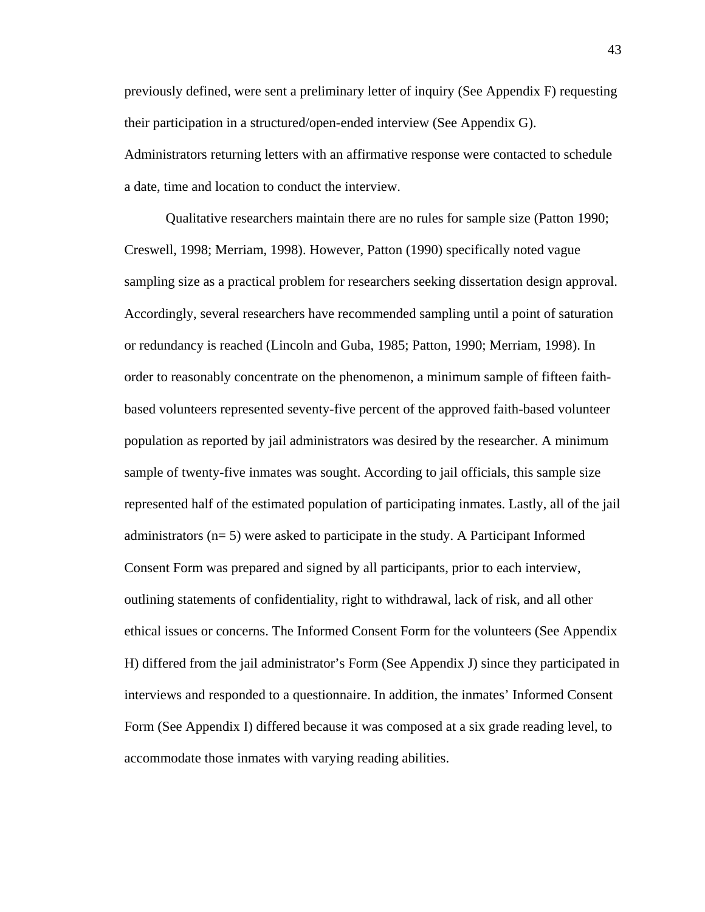previously defined, were sent a preliminary letter of inquiry (See Appendix F) requesting their participation in a structured/open-ended interview (See Appendix G). Administrators returning letters with an affirmative response were contacted to schedule a date, time and location to conduct the interview.

Qualitative researchers maintain there are no rules for sample size (Patton 1990; Creswell, 1998; Merriam, 1998). However, Patton (1990) specifically noted vague sampling size as a practical problem for researchers seeking dissertation design approval. Accordingly, several researchers have recommended sampling until a point of saturation or redundancy is reached (Lincoln and Guba, 1985; Patton, 1990; Merriam, 1998). In order to reasonably concentrate on the phenomenon, a minimum sample of fifteen faith-based volunteers represented seventy-five percent of the approved faith-based volunteer population as reported by jail administrators was desired by the researcher. A minimum sample of twenty-five inmates was sought. According to jail officials, this sample size represented half of the estimated population of participating inmates. Lastly, all of the jail administrators (n= 5) were asked to participate in the study. A Participant Informed Consent Form was prepared and signed by all participants, prior to each interview, outlining statements of confidentiality, right to withdrawal, lack of risk, and all other ethical issues or concerns. The Informed Consent Form for the volunteers (See Appendix H) differed from the jail administrator's Form (See Appendix J) since they participated in interviews and responded to a questionnaire. In addition, the inmates' Informed Consent Form (See Appendix I) differed because it was composed at a six grade reading level, to accommodate those inmates with varying reading abilities.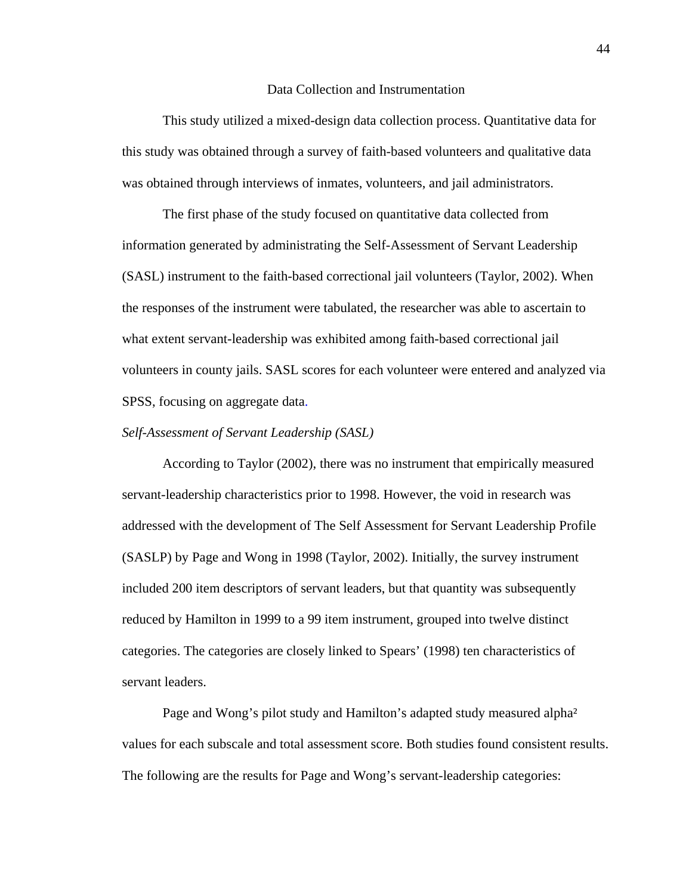## Data Collection and Instrumentation

This study utilized a mixed-design data collection process. Quantitative data for this study was obtained through a survey of faith-based volunteers and qualitative data was obtained through interviews of inmates, volunteers, and jail administrators.

The first phase of the study focused on quantitative data collected from information generated by administrating the Self-Assessment of Servant Leadership (SASL) instrument to the faith-based correctional jail volunteers (Taylor, 2002). When the responses of the instrument were tabulated, the researcher was able to ascertain to what extent servant-leadership was exhibited among faith-based correctional jail volunteers in county jails. SASL scores for each volunteer were entered and analyzed via SPSS, focusing on aggregate data.

### *Self-Assessment of Servant Leadership (SASL)*

According to Taylor (2002), there was no instrument that empirically measured servant-leadership characteristics prior to 1998. However, the void in research was addressed with the development of The Self Assessment for Servant Leadership Profile (SASLP) by Page and Wong in 1998 (Taylor, 2002). Initially, the survey instrument included 200 item descriptors of servant leaders, but that quantity was subsequently reduced by Hamilton in 1999 to a 99 item instrument, grouped into twelve distinct categories. The categories are closely linked to Spears' (1998) ten characteristics of servant leaders.

Page and Wong's pilot study and Hamilton's adapted study measured alpha$^2$ values for each subscale and total assessment score. Both studies found consistent results. The following are the results for Page and Wong's servant-leadership categories: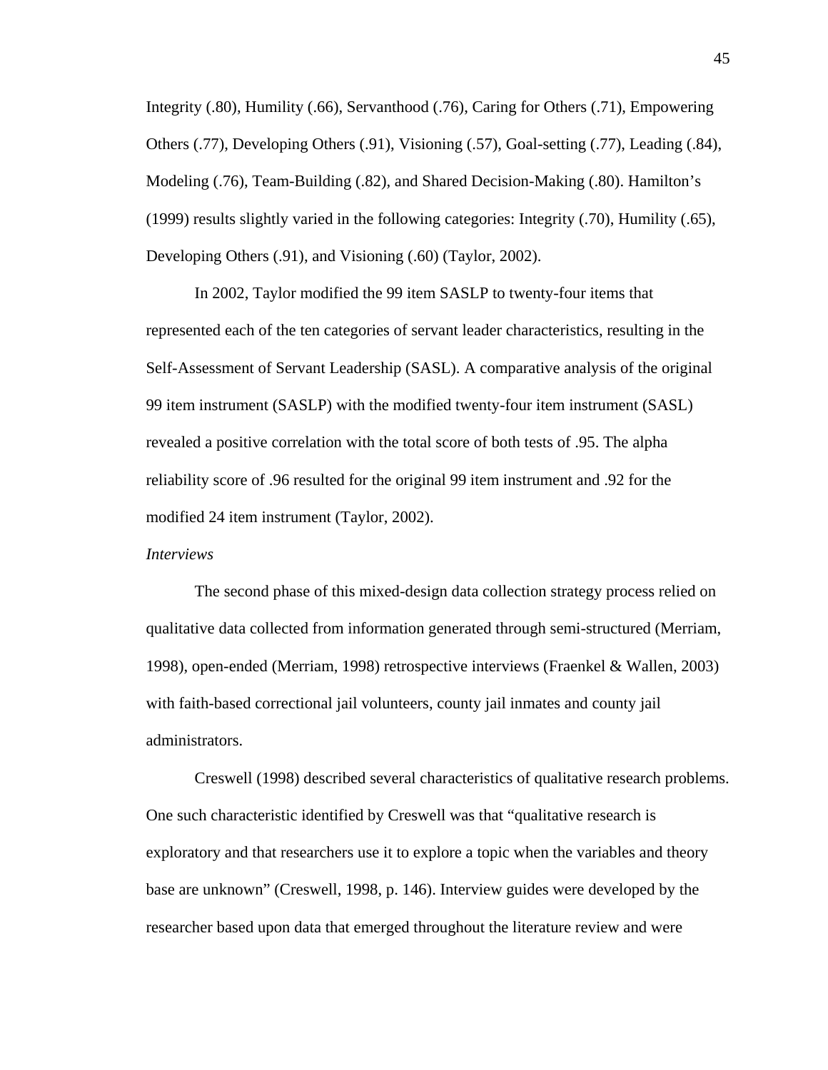Integrity (.80), Humility (.66), Servanthood (.76), Caring for Others (.71), Empowering Others (.77), Developing Others (.91), Visioning (.57), Goal-setting (.77), Leading (.84), Modeling (.76), Team-Building (.82), and Shared Decision-Making (.80). Hamilton's (1999) results slightly varied in the following categories: Integrity (.70), Humility (.65), Developing Others (.91), and Visioning (.60) (Taylor, 2002).

In 2002, Taylor modified the 99 item SASLP to twenty-four items that represented each of the ten categories of servant leader characteristics, resulting in the Self-Assessment of Servant Leadership (SASL). A comparative analysis of the original 99 item instrument (SASLP) with the modified twenty-four item instrument (SASL) revealed a positive correlation with the total score of both tests of .95. The alpha reliability score of .96 resulted for the original 99 item instrument and .92 for the modified 24 item instrument (Taylor, 2002).

*Interviews*

The second phase of this mixed-design data collection strategy process relied on qualitative data collected from information generated through semi-structured (Merriam, 1998), open-ended (Merriam, 1998) retrospective interviews (Fraenkel & Wallen, 2003) with faith-based correctional jail volunteers, county jail inmates and county jail administrators.

Creswell (1998) described several characteristics of qualitative research problems. One such characteristic identified by Creswell was that "qualitative research is exploratory and that researchers use it to explore a topic when the variables and theory base are unknown" (Creswell, 1998, p. 146). Interview guides were developed by the researcher based upon data that emerged throughout the literature review and were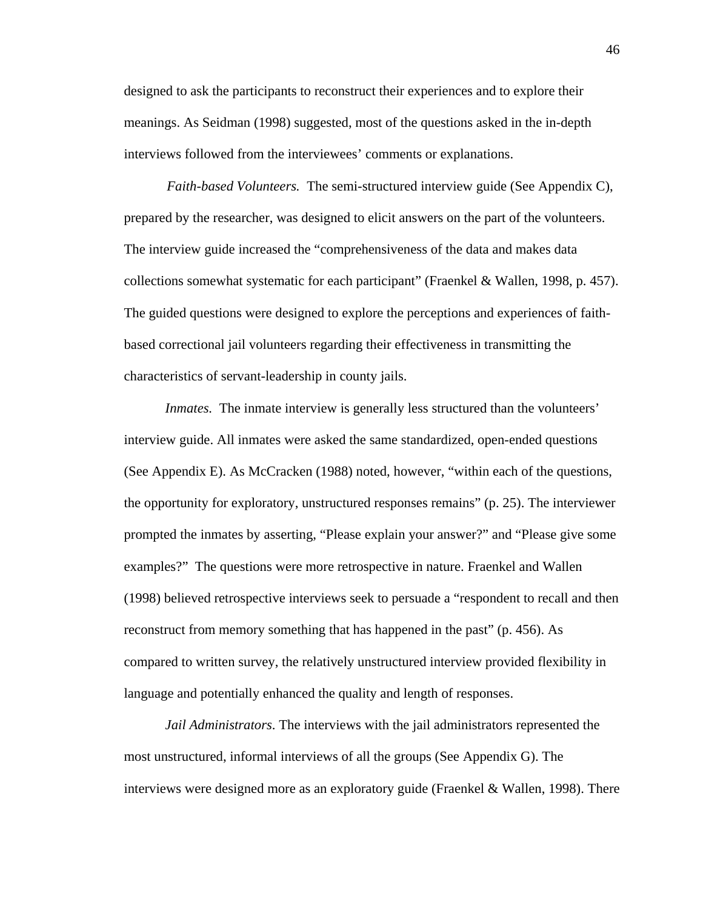designed to ask the participants to reconstruct their experiences and to explore their meanings. As Seidman (1998) suggested, most of the questions asked in the in-depth interviews followed from the interviewees' comments or explanations.

*Faith-based Volunteers.* The semi-structured interview guide (See Appendix C), prepared by the researcher, was designed to elicit answers on the part of the volunteers. The interview guide increased the "comprehensiveness of the data and makes data collections somewhat systematic for each participant" (Fraenkel & Wallen, 1998, p. 457). The guided questions were designed to explore the perceptions and experiences of faith-based correctional jail volunteers regarding their effectiveness in transmitting the characteristics of servant-leadership in county jails.

*Inmates.* The inmate interview is generally less structured than the volunteers' interview guide. All inmates were asked the same standardized, open-ended questions (See Appendix E). As McCracken (1988) noted, however, "within each of the questions, the opportunity for exploratory, unstructured responses remains" (p. 25). The interviewer prompted the inmates by asserting, "Please explain your answer?" and "Please give some examples?" The questions were more retrospective in nature. Fraenkel and Wallen (1998) believed retrospective interviews seek to persuade a "respondent to recall and then reconstruct from memory something that has happened in the past" (p. 456). As compared to written survey, the relatively unstructured interview provided flexibility in language and potentially enhanced the quality and length of responses.

*Jail Administrators*. The interviews with the jail administrators represented the most unstructured, informal interviews of all the groups (See Appendix G). The interviews were designed more as an exploratory guide (Fraenkel & Wallen, 1998). There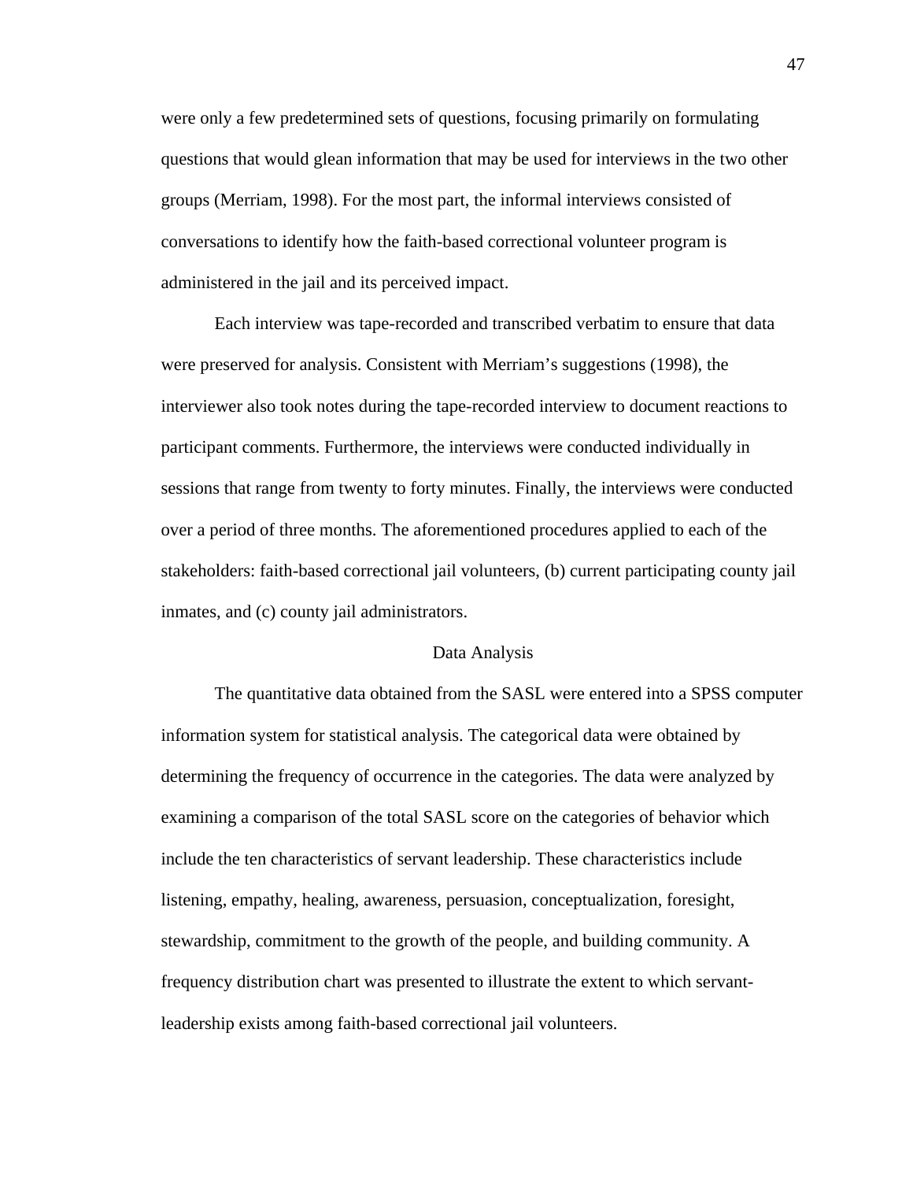were only a few predetermined sets of questions, focusing primarily on formulating questions that would glean information that may be used for interviews in the two other groups (Merriam, 1998). For the most part, the informal interviews consisted of conversations to identify how the faith-based correctional volunteer program is administered in the jail and its perceived impact.

Each interview was tape-recorded and transcribed verbatim to ensure that data were preserved for analysis. Consistent with Merriam's suggestions (1998), the interviewer also took notes during the tape-recorded interview to document reactions to participant comments. Furthermore, the interviews were conducted individually in sessions that range from twenty to forty minutes. Finally, the interviews were conducted over a period of three months. The aforementioned procedures applied to each of the stakeholders: faith-based correctional jail volunteers, (b) current participating county jail inmates, and (c) county jail administrators.

## Data Analysis

The quantitative data obtained from the SASL were entered into a SPSS computer information system for statistical analysis. The categorical data were obtained by determining the frequency of occurrence in the categories. The data were analyzed by examining a comparison of the total SASL score on the categories of behavior which include the ten characteristics of servant leadership. These characteristics include listening, empathy, healing, awareness, persuasion, conceptualization, foresight, stewardship, commitment to the growth of the people, and building community. A frequency distribution chart was presented to illustrate the extent to which servant-leadership exists among faith-based correctional jail volunteers.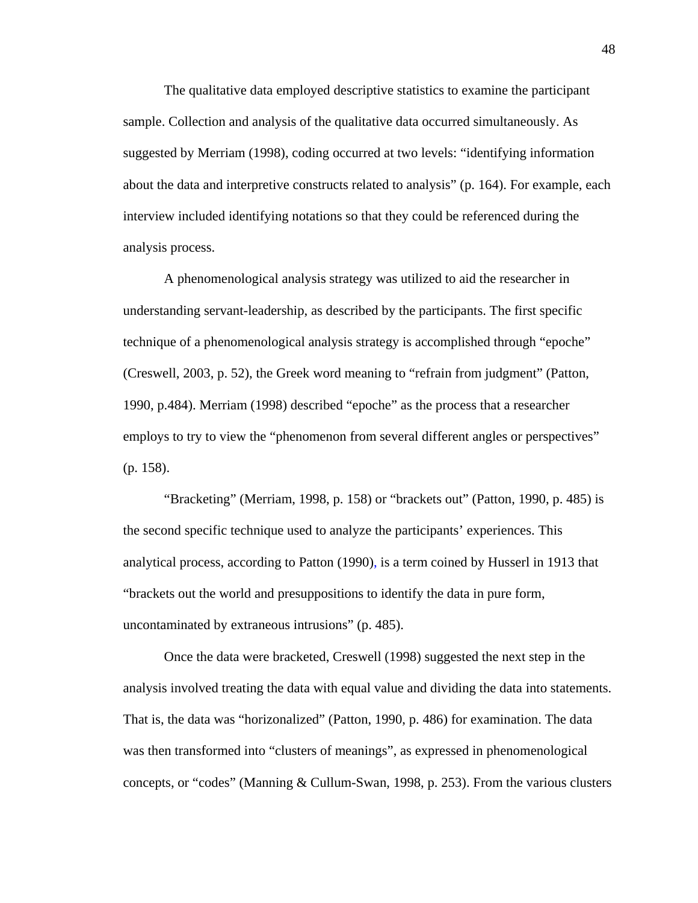The qualitative data employed descriptive statistics to examine the participant sample. Collection and analysis of the qualitative data occurred simultaneously. As suggested by Merriam (1998), coding occurred at two levels: "identifying information about the data and interpretive constructs related to analysis" (p. 164). For example, each interview included identifying notations so that they could be referenced during the analysis process.

A phenomenological analysis strategy was utilized to aid the researcher in understanding servant-leadership, as described by the participants. The first specific technique of a phenomenological analysis strategy is accomplished through "epoche" (Creswell, 2003, p. 52), the Greek word meaning to "refrain from judgment" (Patton, 1990, p.484). Merriam (1998) described "epoche" as the process that a researcher employs to try to view the "phenomenon from several different angles or perspectives" (p. 158).

"Bracketing" (Merriam, 1998, p. 158) or "brackets out" (Patton, 1990, p. 485) is the second specific technique used to analyze the participants' experiences. This analytical process, according to Patton (1990), is a term coined by Husserl in 1913 that "brackets out the world and presuppositions to identify the data in pure form, uncontaminated by extraneous intrusions" (p. 485).

Once the data were bracketed, Creswell (1998) suggested the next step in the analysis involved treating the data with equal value and dividing the data into statements. That is, the data was "horizonalized" (Patton, 1990, p. 486) for examination. The data was then transformed into "clusters of meanings", as expressed in phenomenological concepts, or "codes" (Manning & Cullum-Swan, 1998, p. 253). From the various clusters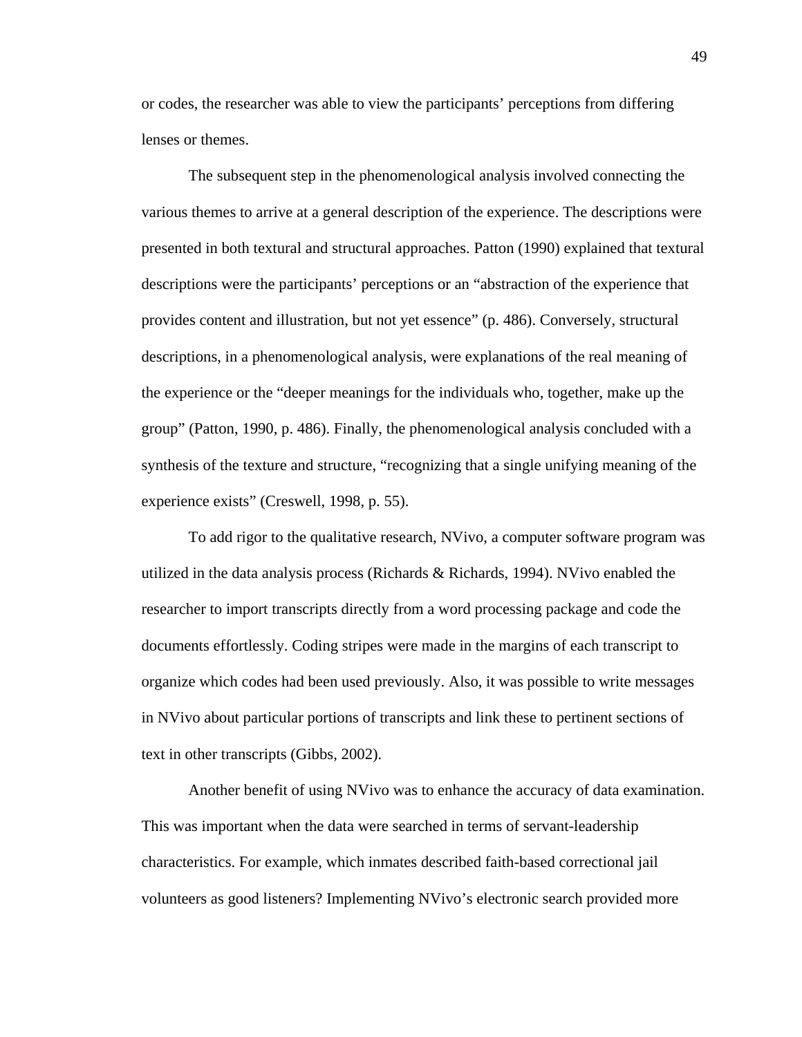or codes, the researcher was able to view the participants' perceptions from differing lenses or themes.

The subsequent step in the phenomenological analysis involved connecting the various themes to arrive at a general description of the experience. The descriptions were presented in both textural and structural approaches. Patton (1990) explained that textural descriptions were the participants' perceptions or an "abstraction of the experience that provides content and illustration, but not yet essence" (p. 486). Conversely, structural descriptions, in a phenomenological analysis, were explanations of the real meaning of the experience or the "deeper meanings for the individuals who, together, make up the group" (Patton, 1990, p. 486). Finally, the phenomenological analysis concluded with a synthesis of the texture and structure, "recognizing that a single unifying meaning of the experience exists" (Creswell, 1998, p. 55).

To add rigor to the qualitative research, NVivo, a computer software program was utilized in the data analysis process (Richards & Richards, 1994). NVivo enabled the researcher to import transcripts directly from a word processing package and code the documents effortlessly. Coding stripes were made in the margins of each transcript to organize which codes had been used previously. Also, it was possible to write messages in NVivo about particular portions of transcripts and link these to pertinent sections of text in other transcripts (Gibbs, 2002).

Another benefit of using NVivo was to enhance the accuracy of data examination. This was important when the data were searched in terms of servant-leadership characteristics. For example, which inmates described faith-based correctional jail volunteers as good listeners? Implementing NVivo's electronic search provided more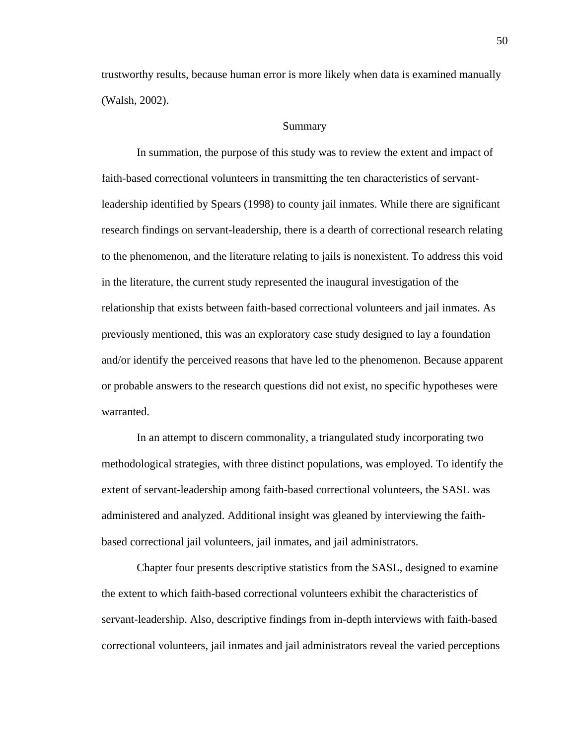trustworthy results, because human error is more likely when data is examined manually (Walsh, 2002).

## Summary

In summation, the purpose of this study was to review the extent and impact of faith-based correctional volunteers in transmitting the ten characteristics of servant-leadership identified by Spears (1998) to county jail inmates. While there are significant research findings on servant-leadership, there is a dearth of correctional research relating to the phenomenon, and the literature relating to jails is nonexistent. To address this void in the literature, the current study represented the inaugural investigation of the relationship that exists between faith-based correctional volunteers and jail inmates. As previously mentioned, this was an exploratory case study designed to lay a foundation and/or identify the perceived reasons that have led to the phenomenon. Because apparent or probable answers to the research questions did not exist, no specific hypotheses were warranted.

In an attempt to discern commonality, a triangulated study incorporating two methodological strategies, with three distinct populations, was employed. To identify the extent of servant-leadership among faith-based correctional volunteers, the SASL was administered and analyzed. Additional insight was gleaned by interviewing the faith-based correctional jail volunteers, jail inmates, and jail administrators.

Chapter four presents descriptive statistics from the SASL, designed to examine the extent to which faith-based correctional volunteers exhibit the characteristics of servant-leadership. Also, descriptive findings from in-depth interviews with faith-based correctional volunteers, jail inmates and jail administrators reveal the varied perceptions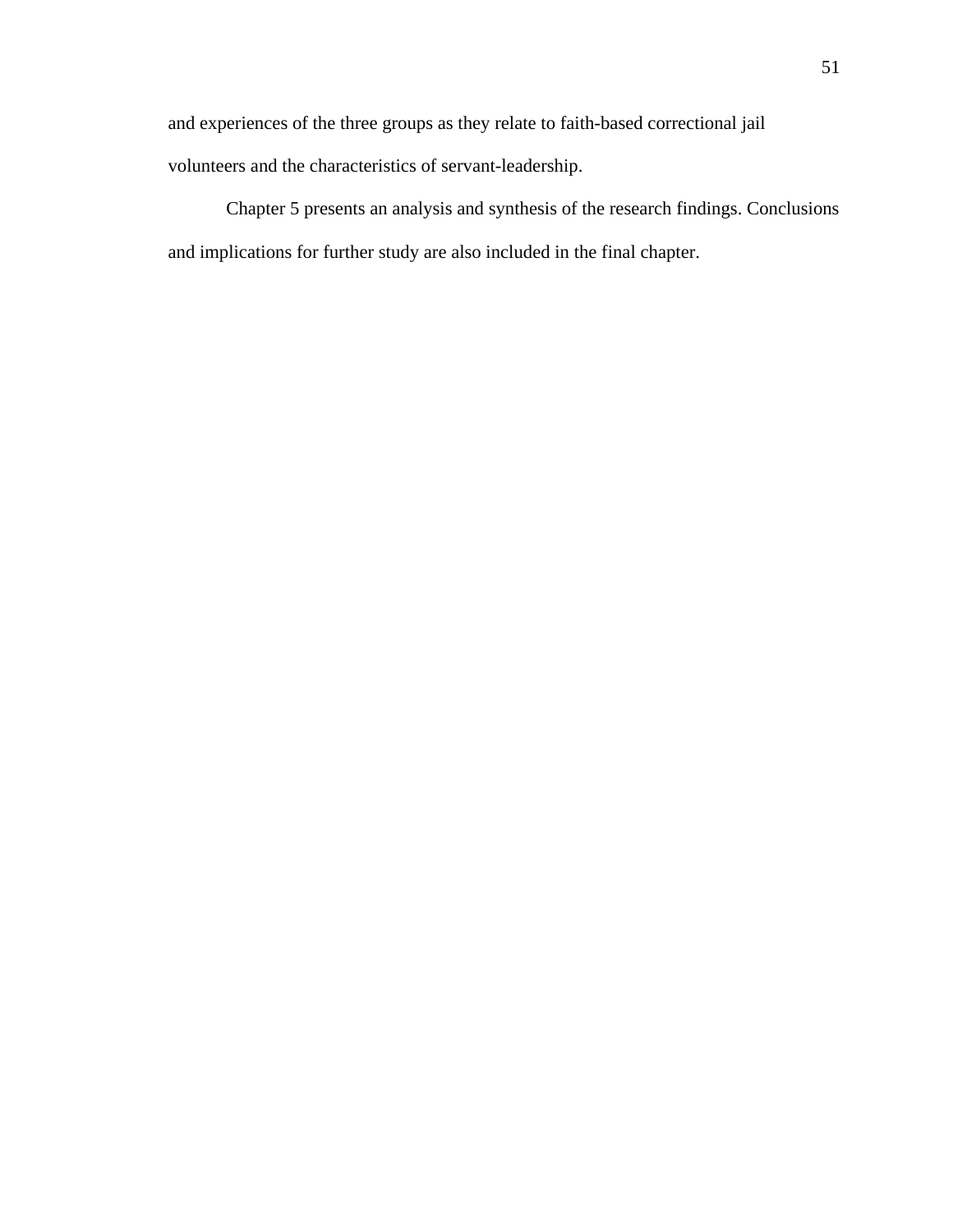and experiences of the three groups as they relate to faith-based correctional jail volunteers and the characteristics of servant-leadership.

Chapter 5 presents an analysis and synthesis of the research findings. Conclusions and implications for further study are also included in the final chapter.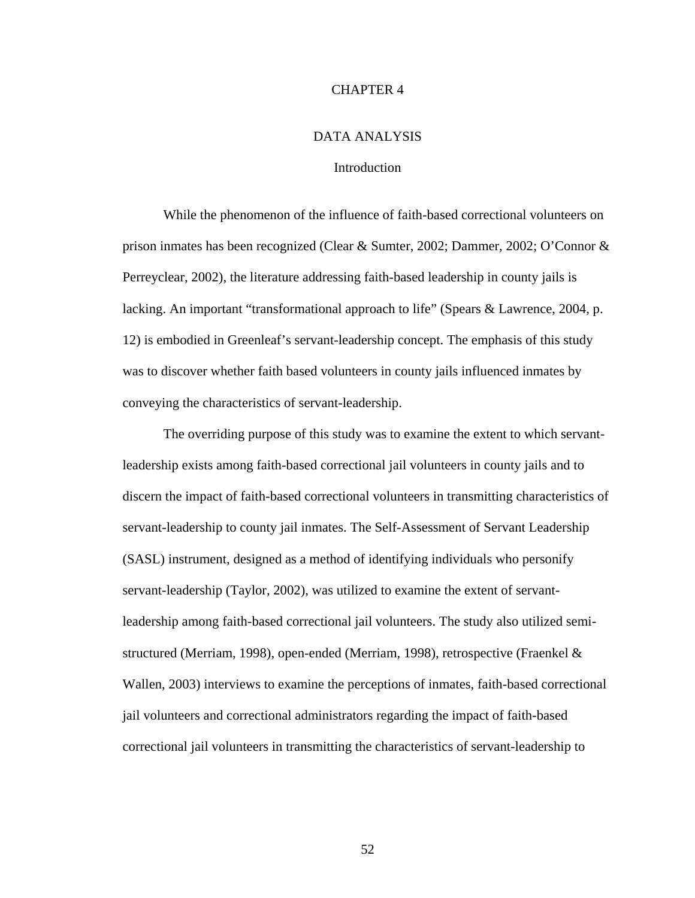# CHAPTER 4

# DATA ANALYSIS

## Introduction

While the phenomenon of the influence of faith-based correctional volunteers on prison inmates has been recognized (Clear & Sumter, 2002; Dammer, 2002; O'Connor & Perreyclear, 2002), the literature addressing faith-based leadership in county jails is lacking. An important "transformational approach to life" (Spears & Lawrence, 2004, p. 12) is embodied in Greenleaf's servant-leadership concept. The emphasis of this study was to discover whether faith based volunteers in county jails influenced inmates by conveying the characteristics of servant-leadership.

The overriding purpose of this study was to examine the extent to which servant-leadership exists among faith-based correctional jail volunteers in county jails and to discern the impact of faith-based correctional volunteers in transmitting characteristics of servant-leadership to county jail inmates. The Self-Assessment of Servant Leadership (SASL) instrument, designed as a method of identifying individuals who personify servant-leadership (Taylor, 2002), was utilized to examine the extent of servant-leadership among faith-based correctional jail volunteers. The study also utilized semi-structured (Merriam, 1998), open-ended (Merriam, 1998), retrospective (Fraenkel & Wallen, 2003) interviews to examine the perceptions of inmates, faith-based correctional jail volunteers and correctional administrators regarding the impact of faith-based correctional jail volunteers in transmitting the characteristics of servant-leadership to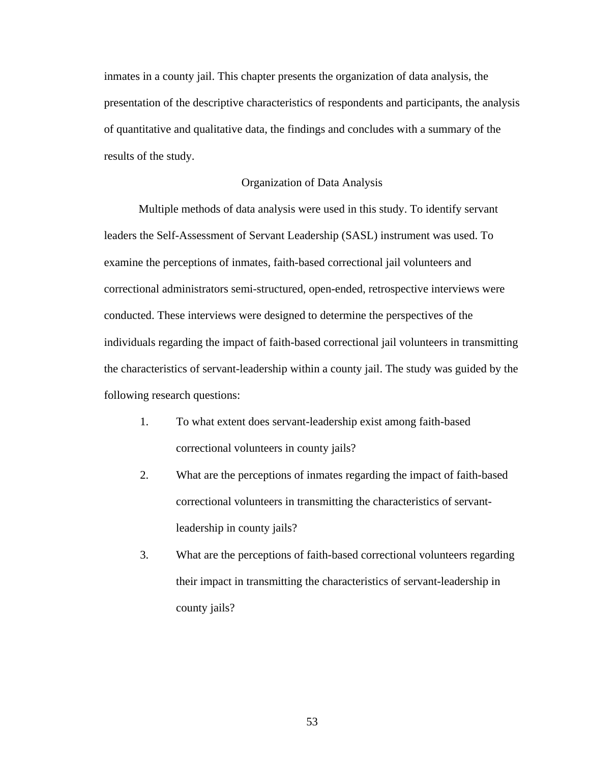inmates in a county jail. This chapter presents the organization of data analysis, the presentation of the descriptive characteristics of respondents and participants, the analysis of quantitative and qualitative data, the findings and concludes with a summary of the results of the study.

## Organization of Data Analysis

Multiple methods of data analysis were used in this study. To identify servant leaders the Self-Assessment of Servant Leadership (SASL) instrument was used. To examine the perceptions of inmates, faith-based correctional jail volunteers and correctional administrators semi-structured, open-ended, retrospective interviews were conducted. These interviews were designed to determine the perspectives of the individuals regarding the impact of faith-based correctional jail volunteers in transmitting the characteristics of servant-leadership within a county jail. The study was guided by the following research questions:

1. To what extent does servant-leadership exist among faith-based correctional volunteers in county jails?
2. What are the perceptions of inmates regarding the impact of faith-based correctional volunteers in transmitting the characteristics of servant-leadership in county jails?
3. What are the perceptions of faith-based correctional volunteers regarding their impact in transmitting the characteristics of servant-leadership in county jails?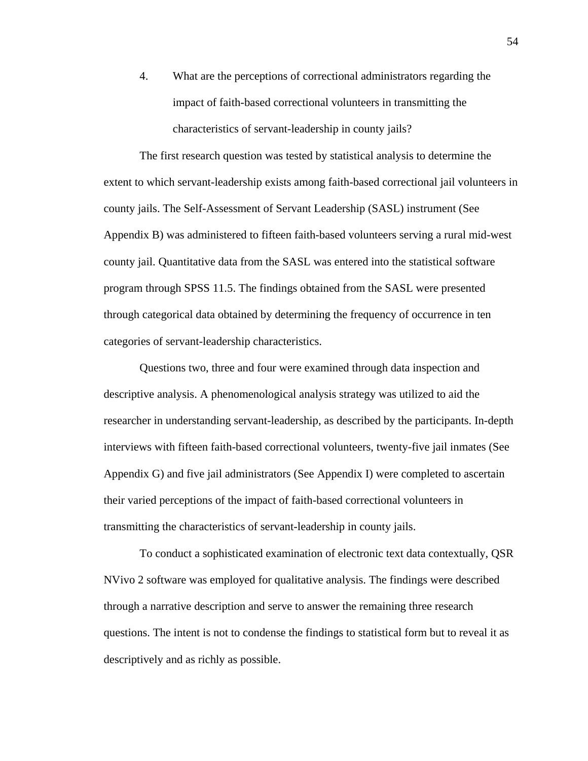4. What are the perceptions of correctional administrators regarding the impact of faith-based correctional volunteers in transmitting the characteristics of servant-leadership in county jails?

The first research question was tested by statistical analysis to determine the extent to which servant-leadership exists among faith-based correctional jail volunteers in county jails. The Self-Assessment of Servant Leadership (SASL) instrument (See Appendix B) was administered to fifteen faith-based volunteers serving a rural mid-west county jail. Quantitative data from the SASL was entered into the statistical software program through SPSS 11.5. The findings obtained from the SASL were presented through categorical data obtained by determining the frequency of occurrence in ten categories of servant-leadership characteristics.

Questions two, three and four were examined through data inspection and descriptive analysis. A phenomenological analysis strategy was utilized to aid the researcher in understanding servant-leadership, as described by the participants. In-depth interviews with fifteen faith-based correctional volunteers, twenty-five jail inmates (See Appendix G) and five jail administrators (See Appendix I) were completed to ascertain their varied perceptions of the impact of faith-based correctional volunteers in transmitting the characteristics of servant-leadership in county jails.

To conduct a sophisticated examination of electronic text data contextually, QSR NVivo 2 software was employed for qualitative analysis. The findings were described through a narrative description and serve to answer the remaining three research questions. The intent is not to condense the findings to statistical form but to reveal it as descriptively and as richly as possible.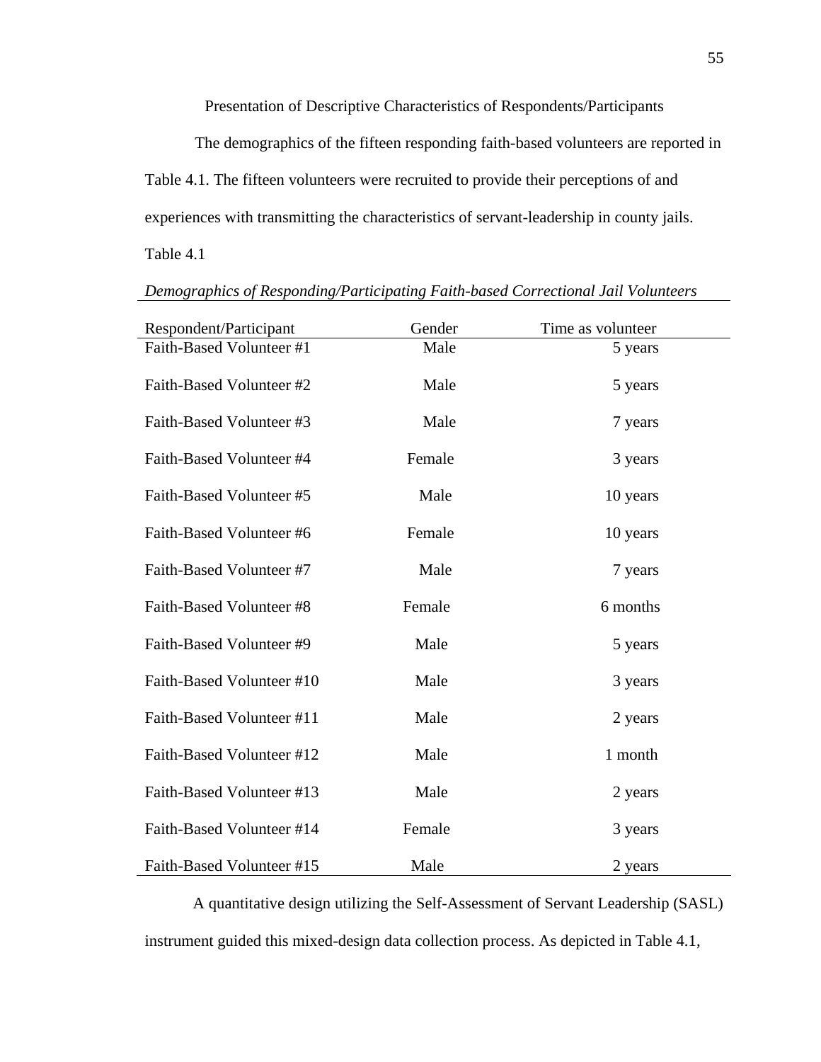## Presentation of Descriptive Characteristics of Respondents/Participants

The demographics of the fifteen responding faith-based volunteers are reported in Table 4.1. The fifteen volunteers were recruited to provide their perceptions of and experiences with transmitting the characteristics of servant-leadership in county jails.

Table 4.1

*Demographics of Responding/Participating Faith-based Correctional Jail Volunteers*

| Respondent/Participant | Gender | Time as volunteer |
|---|---|---|
| Faith-Based Volunteer #1 | Male | 5 years |
| Faith-Based Volunteer #2 | Male | 5 years |
| Faith-Based Volunteer #3 | Male | 7 years |
| Faith-Based Volunteer #4 | Female | 3 years |
| Faith-Based Volunteer #5 | Male | 10 years |
| Faith-Based Volunteer #6 | Female | 10 years |
| Faith-Based Volunteer #7 | Male | 7 years |
| Faith-Based Volunteer #8 | Female | 6 months |
| Faith-Based Volunteer #9 | Male | 5 years |
| Faith-Based Volunteer #10 | Male | 3 years |
| Faith-Based Volunteer #11 | Male | 2 years |
| Faith-Based Volunteer #12 | Male | 1 month |
| Faith-Based Volunteer #13 | Male | 2 years |
| Faith-Based Volunteer #14 | Female | 3 years |
| Faith-Based Volunteer #15 | Male | 2 years |

A quantitative design utilizing the Self-Assessment of Servant Leadership (SASL) instrument guided this mixed-design data collection process. As depicted in Table 4.1,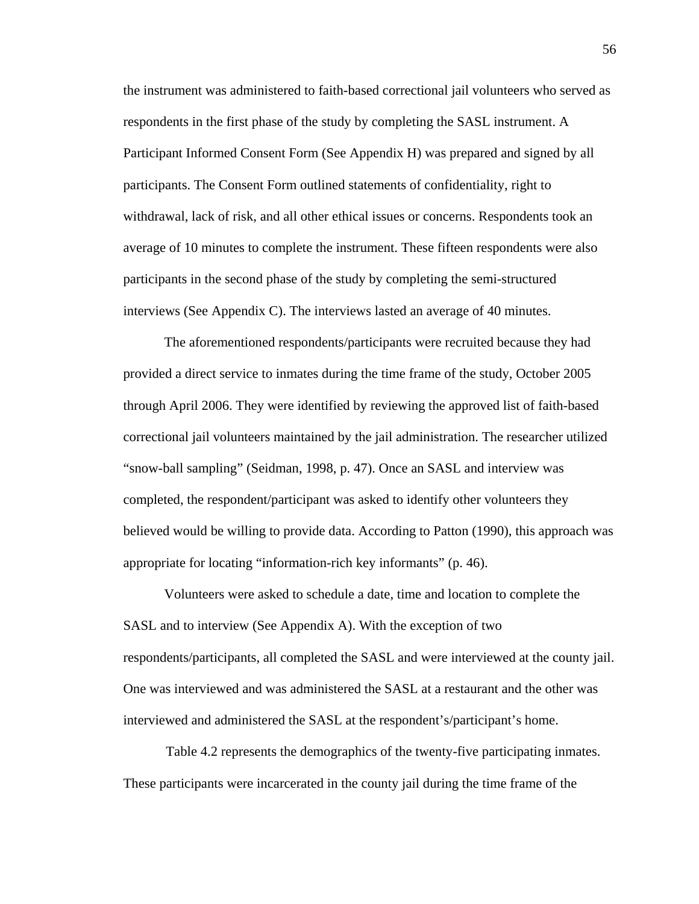the instrument was administered to faith-based correctional jail volunteers who served as respondents in the first phase of the study by completing the SASL instrument. A Participant Informed Consent Form (See Appendix H) was prepared and signed by all participants. The Consent Form outlined statements of confidentiality, right to withdrawal, lack of risk, and all other ethical issues or concerns. Respondents took an average of 10 minutes to complete the instrument. These fifteen respondents were also participants in the second phase of the study by completing the semi-structured interviews (See Appendix C). The interviews lasted an average of 40 minutes.

The aforementioned respondents/participants were recruited because they had provided a direct service to inmates during the time frame of the study, October 2005 through April 2006. They were identified by reviewing the approved list of faith-based correctional jail volunteers maintained by the jail administration. The researcher utilized "snow-ball sampling" (Seidman, 1998, p. 47). Once an SASL and interview was completed, the respondent/participant was asked to identify other volunteers they believed would be willing to provide data. According to Patton (1990), this approach was appropriate for locating "information-rich key informants" (p. 46).

Volunteers were asked to schedule a date, time and location to complete the SASL and to interview (See Appendix A). With the exception of two respondents/participants, all completed the SASL and were interviewed at the county jail. One was interviewed and was administered the SASL at a restaurant and the other was interviewed and administered the SASL at the respondent's/participant's home.

Table 4.2 represents the demographics of the twenty-five participating inmates. These participants were incarcerated in the county jail during the time frame of the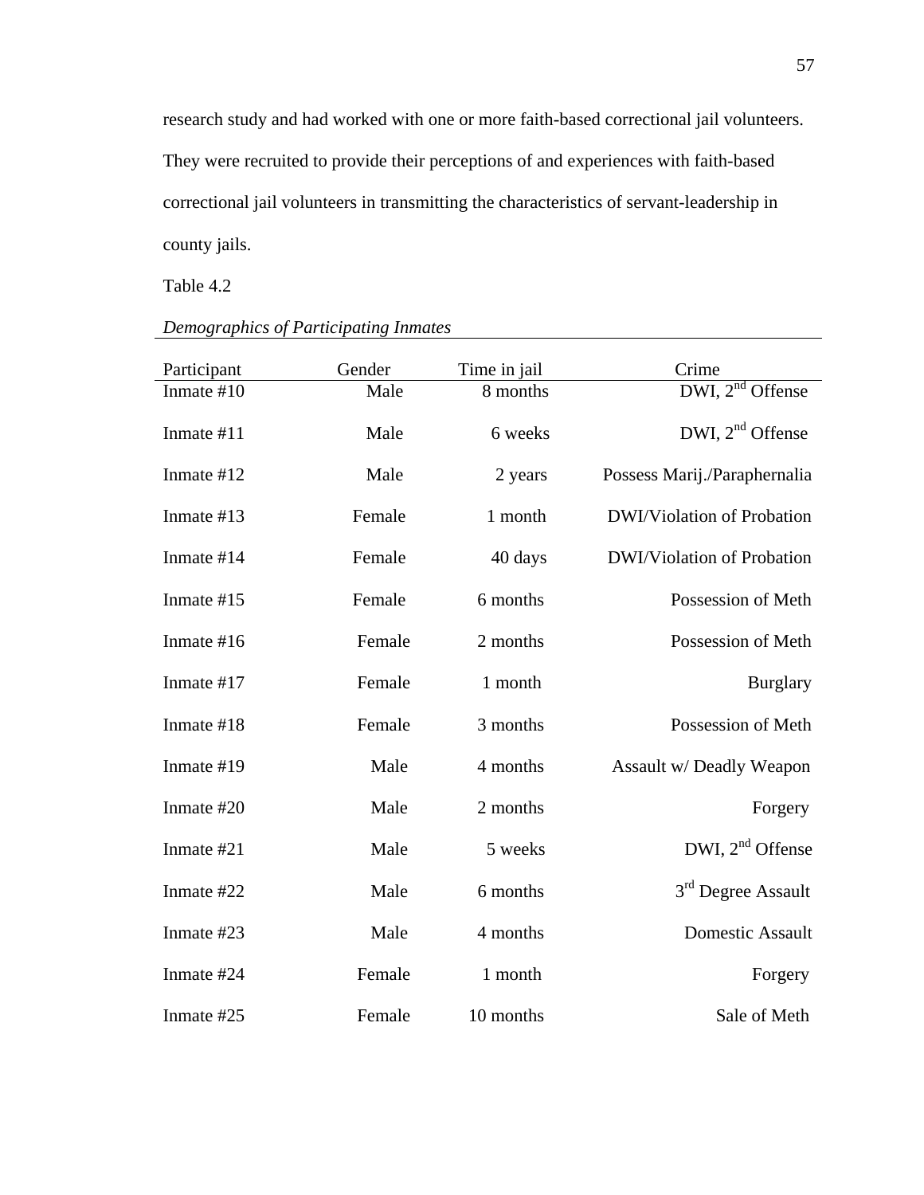research study and had worked with one or more faith-based correctional jail volunteers. They were recruited to provide their perceptions of and experiences with faith-based correctional jail volunteers in transmitting the characteristics of servant-leadership in county jails.

Table 4.2

*Demographics of Participating Inmates*

| Participant | Gender | Time in jail | Crime |
|---|---|---|---|
| Inmate #10 | Male | 8 months | DWI, 2nd Offense |
| Inmate #11 | Male | 6 weeks | DWI, 2nd Offense |
| Inmate #12 | Male | 2 years | Possess Marij./Paraphernalia |
| Inmate #13 | Female | 1 month | DWI/Violation of Probation |
| Inmate #14 | Female | 40 days | DWI/Violation of Probation |
| Inmate #15 | Female | 6 months | Possession of Meth |
| Inmate #16 | Female | 2 months | Possession of Meth |
| Inmate #17 | Female | 1 month | Burglary |
| Inmate #18 | Female | 3 months | Possession of Meth |
| Inmate #19 | Male | 4 months | Assault w/ Deadly Weapon |
| Inmate #20 | Male | 2 months | Forgery |
| Inmate #21 | Male | 5 weeks | DWI, 2nd Offense |
| Inmate #22 | Male | 6 months | 3rd Degree Assault |
| Inmate #23 | Male | 4 months | Domestic Assault |
| Inmate #24 | Female | 1 month | Forgery |
| Inmate #25 | Female | 10 months | Sale of Meth |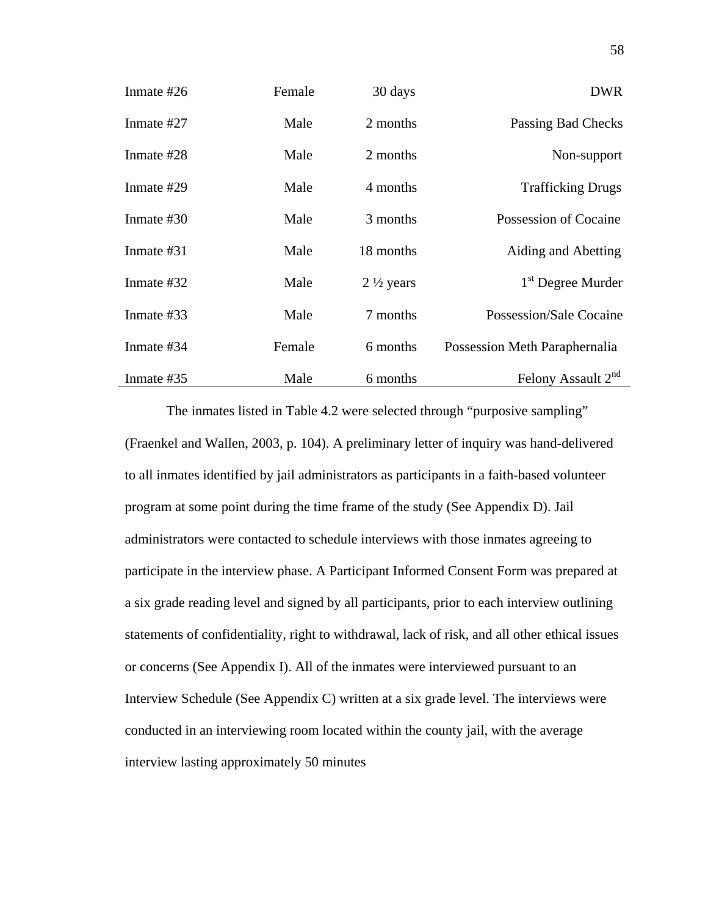| | | | |
|---|---|---|---|
| Inmate #26 | Female | 30 days | DWR |
| Inmate #27 | Male | 2 months | Passing Bad Checks |
| Inmate #28 | Male | 2 months | Non-support |
| Inmate #29 | Male | 4 months | Trafficking Drugs |
| Inmate #30 | Male | 3 months | Possession of Cocaine |
| Inmate #31 | Male | 18 months | Aiding and Abetting |
| Inmate #32 | Male | 2 ½ years | 1st Degree Murder |
| Inmate #33 | Male | 7 months | Possession/Sale Cocaine |
| Inmate #34 | Female | 6 months | Possession Meth Paraphernalia |
| Inmate #35 | Male | 6 months | Felony Assault 2nd |

The inmates listed in Table 4.2 were selected through "purposive sampling" (Fraenkel and Wallen, 2003, p. 104). A preliminary letter of inquiry was hand-delivered to all inmates identified by jail administrators as participants in a faith-based volunteer program at some point during the time frame of the study (See Appendix D). Jail administrators were contacted to schedule interviews with those inmates agreeing to participate in the interview phase. A Participant Informed Consent Form was prepared at a six grade reading level and signed by all participants, prior to each interview outlining statements of confidentiality, right to withdrawal, lack of risk, and all other ethical issues or concerns (See Appendix I). All of the inmates were interviewed pursuant to an Interview Schedule (See Appendix C) written at a six grade level. The interviews were conducted in an interviewing room located within the county jail, with the average interview lasting approximately 50 minutes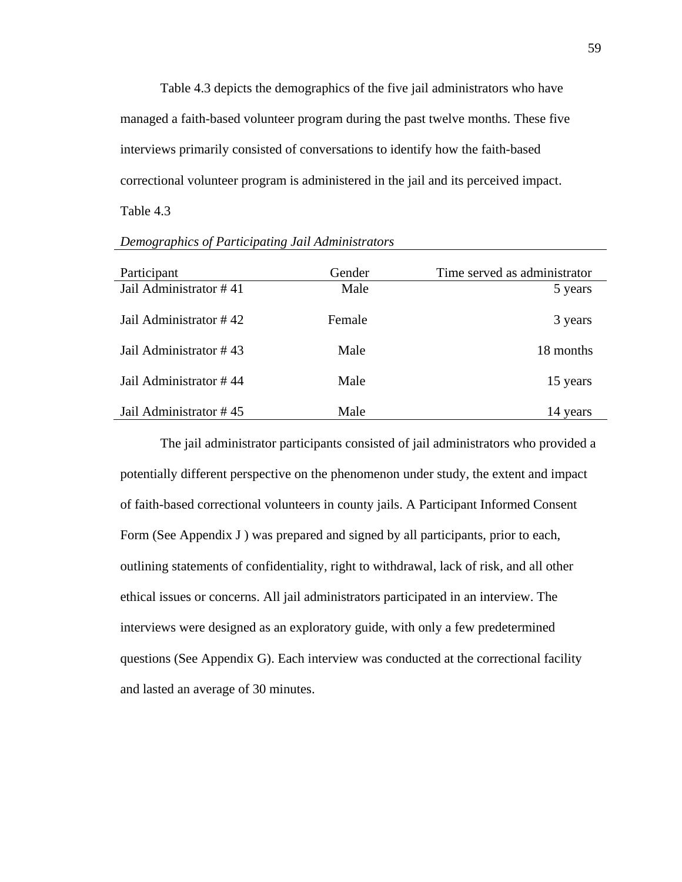Table 4.3 depicts the demographics of the five jail administrators who have managed a faith-based volunteer program during the past twelve months. These five interviews primarily consisted of conversations to identify how the faith-based correctional volunteer program is administered in the jail and its perceived impact.

Table 4.3

*Demographics of Participating Jail Administrators*

| Participant | Gender | Time served as administrator |
|---|---|---|
| Jail Administrator # 41 | Male | 5 years |
| Jail Administrator # 42 | Female | 3 years |
| Jail Administrator # 43 | Male | 18 months |
| Jail Administrator # 44 | Male | 15 years |
| Jail Administrator # 45 | Male | 14 years |

The jail administrator participants consisted of jail administrators who provided a potentially different perspective on the phenomenon under study, the extent and impact of faith-based correctional volunteers in county jails. A Participant Informed Consent Form (See Appendix J ) was prepared and signed by all participants, prior to each, outlining statements of confidentiality, right to withdrawal, lack of risk, and all other ethical issues or concerns. All jail administrators participated in an interview. The interviews were designed as an exploratory guide, with only a few predetermined questions (See Appendix G). Each interview was conducted at the correctional facility and lasted an average of 30 minutes.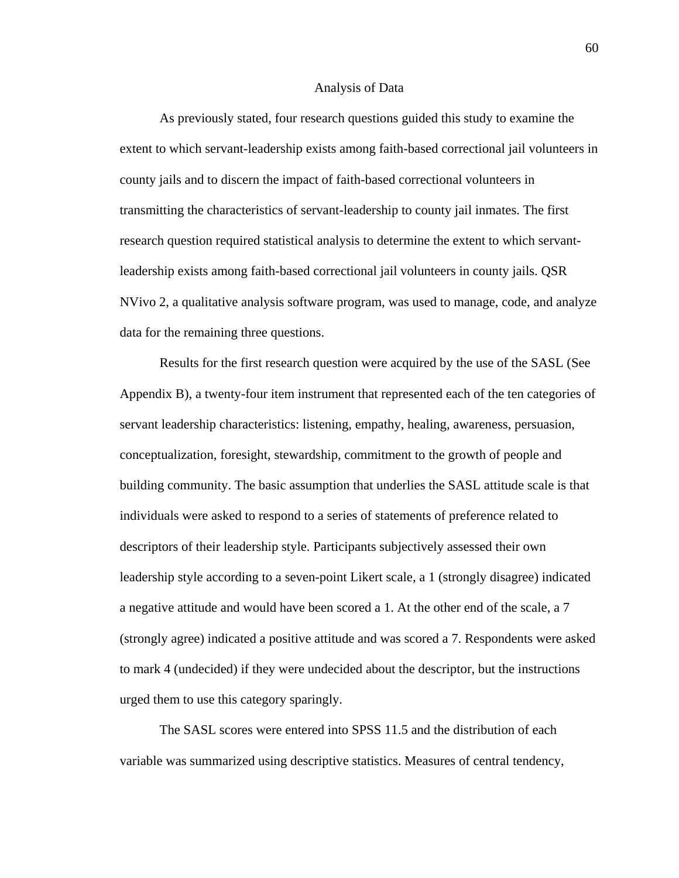## Analysis of Data

As previously stated, four research questions guided this study to examine the extent to which servant-leadership exists among faith-based correctional jail volunteers in county jails and to discern the impact of faith-based correctional volunteers in transmitting the characteristics of servant-leadership to county jail inmates. The first research question required statistical analysis to determine the extent to which servant-leadership exists among faith-based correctional jail volunteers in county jails. QSR NVivo 2, a qualitative analysis software program, was used to manage, code, and analyze data for the remaining three questions.

Results for the first research question were acquired by the use of the SASL (See Appendix B), a twenty-four item instrument that represented each of the ten categories of servant leadership characteristics: listening, empathy, healing, awareness, persuasion, conceptualization, foresight, stewardship, commitment to the growth of people and building community. The basic assumption that underlies the SASL attitude scale is that individuals were asked to respond to a series of statements of preference related to descriptors of their leadership style. Participants subjectively assessed their own leadership style according to a seven-point Likert scale, a 1 (strongly disagree) indicated a negative attitude and would have been scored a 1. At the other end of the scale, a 7 (strongly agree) indicated a positive attitude and was scored a 7. Respondents were asked to mark 4 (undecided) if they were undecided about the descriptor, but the instructions urged them to use this category sparingly.

The SASL scores were entered into SPSS 11.5 and the distribution of each variable was summarized using descriptive statistics. Measures of central tendency,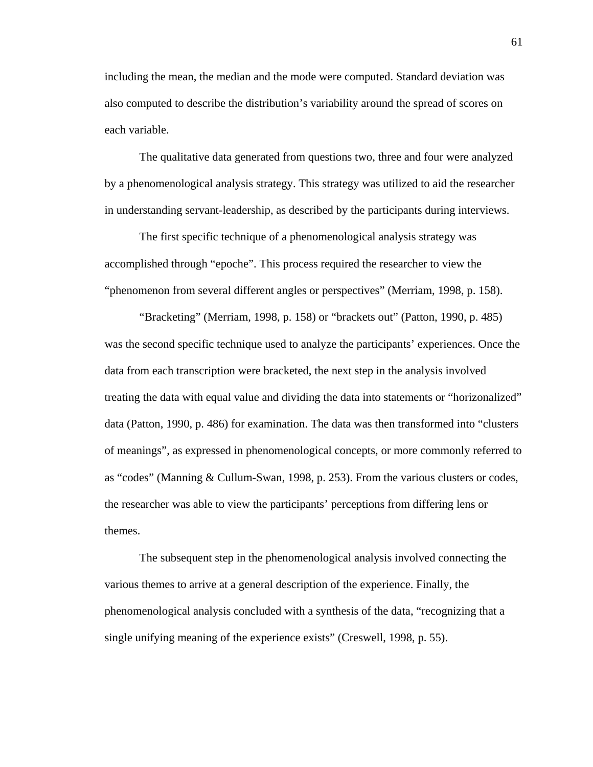including the mean, the median and the mode were computed. Standard deviation was also computed to describe the distribution's variability around the spread of scores on each variable.

The qualitative data generated from questions two, three and four were analyzed by a phenomenological analysis strategy. This strategy was utilized to aid the researcher in understanding servant-leadership, as described by the participants during interviews.

The first specific technique of a phenomenological analysis strategy was accomplished through "epoche". This process required the researcher to view the "phenomenon from several different angles or perspectives" (Merriam, 1998, p. 158).

"Bracketing" (Merriam, 1998, p. 158) or "brackets out" (Patton, 1990, p. 485) was the second specific technique used to analyze the participants' experiences. Once the data from each transcription were bracketed, the next step in the analysis involved treating the data with equal value and dividing the data into statements or "horizonalized" data (Patton, 1990, p. 486) for examination. The data was then transformed into "clusters of meanings", as expressed in phenomenological concepts, or more commonly referred to as "codes" (Manning & Cullum-Swan, 1998, p. 253). From the various clusters or codes, the researcher was able to view the participants' perceptions from differing lens or themes.

The subsequent step in the phenomenological analysis involved connecting the various themes to arrive at a general description of the experience. Finally, the phenomenological analysis concluded with a synthesis of the data, "recognizing that a single unifying meaning of the experience exists" (Creswell, 1998, p. 55).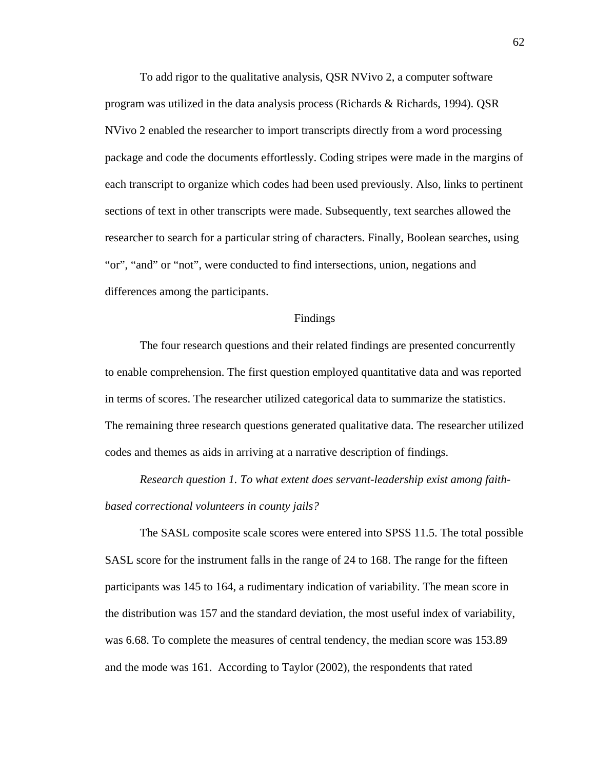To add rigor to the qualitative analysis, QSR NVivo 2, a computer software program was utilized in the data analysis process (Richards & Richards, 1994). QSR NVivo 2 enabled the researcher to import transcripts directly from a word processing package and code the documents effortlessly. Coding stripes were made in the margins of each transcript to organize which codes had been used previously. Also, links to pertinent sections of text in other transcripts were made. Subsequently, text searches allowed the researcher to search for a particular string of characters. Finally, Boolean searches, using "or", "and" or "not", were conducted to find intersections, union, negations and differences among the participants.

## Findings

The four research questions and their related findings are presented concurrently to enable comprehension. The first question employed quantitative data and was reported in terms of scores. The researcher utilized categorical data to summarize the statistics. The remaining three research questions generated qualitative data. The researcher utilized codes and themes as aids in arriving at a narrative description of findings.

*Research question 1. To what extent does servant-leadership exist among faith-based correctional volunteers in county jails?*

The SASL composite scale scores were entered into SPSS 11.5. The total possible SASL score for the instrument falls in the range of 24 to 168. The range for the fifteen participants was 145 to 164, a rudimentary indication of variability. The mean score in the distribution was 157 and the standard deviation, the most useful index of variability, was 6.68. To complete the measures of central tendency, the median score was 153.89 and the mode was 161. According to Taylor (2002), the respondents that rated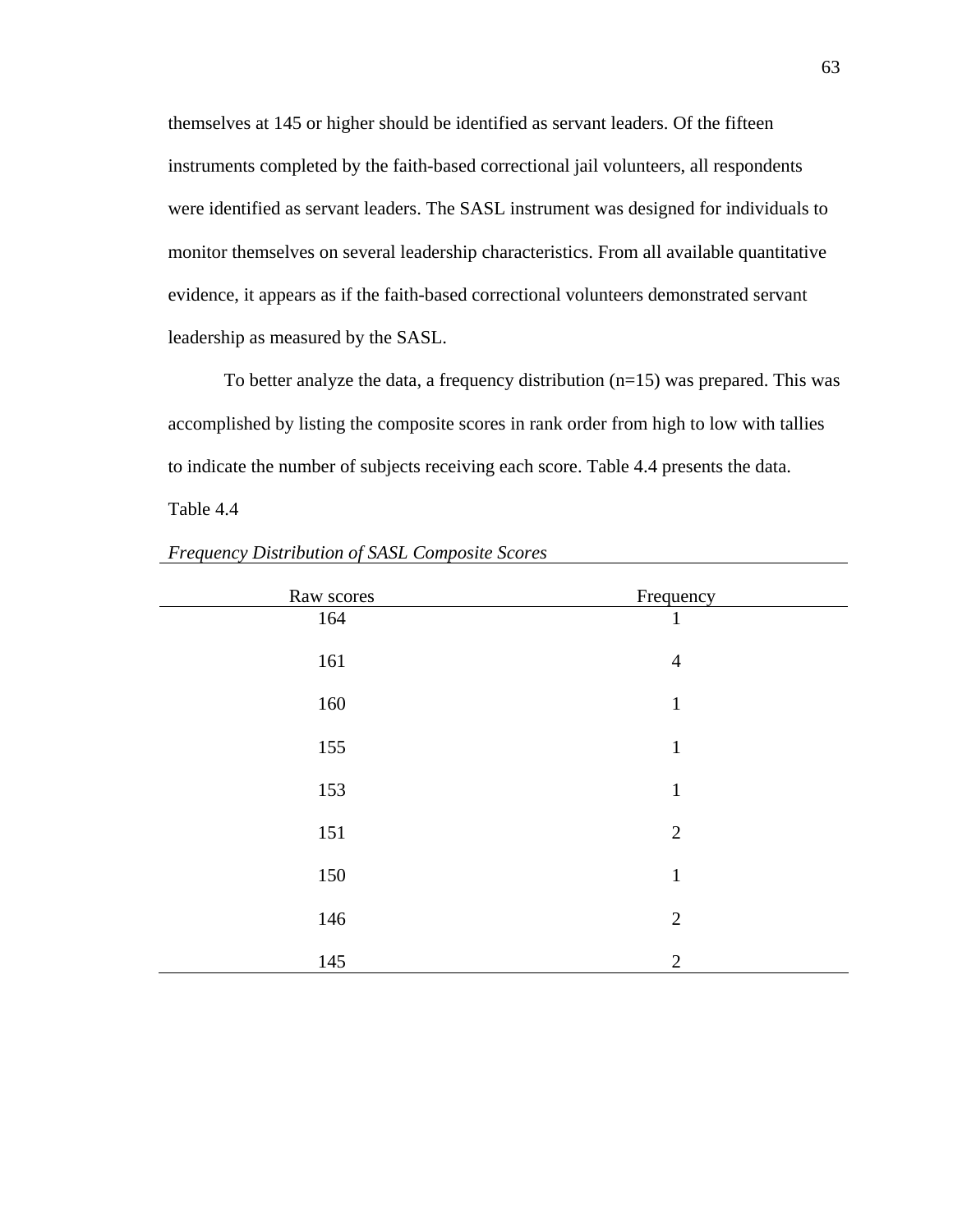themselves at 145 or higher should be identified as servant leaders. Of the fifteen instruments completed by the faith-based correctional jail volunteers, all respondents were identified as servant leaders. The SASL instrument was designed for individuals to monitor themselves on several leadership characteristics. From all available quantitative evidence, it appears as if the faith-based correctional volunteers demonstrated servant leadership as measured by the SASL.

To better analyze the data, a frequency distribution (n=15) was prepared. This was accomplished by listing the composite scores in rank order from high to low with tallies to indicate the number of subjects receiving each score. Table 4.4 presents the data.

Table 4.4

*Frequency Distribution of SASL Composite Scores*

| Raw scores | Frequency |
|---|---|
| 164 | 1 |
| 161 | 4 |
| 160 | 1 |
| 155 | 1 |
| 153 | 1 |
| 151 | 2 |
| 150 | 1 |
| 146 | 2 |
| 145 | 2 |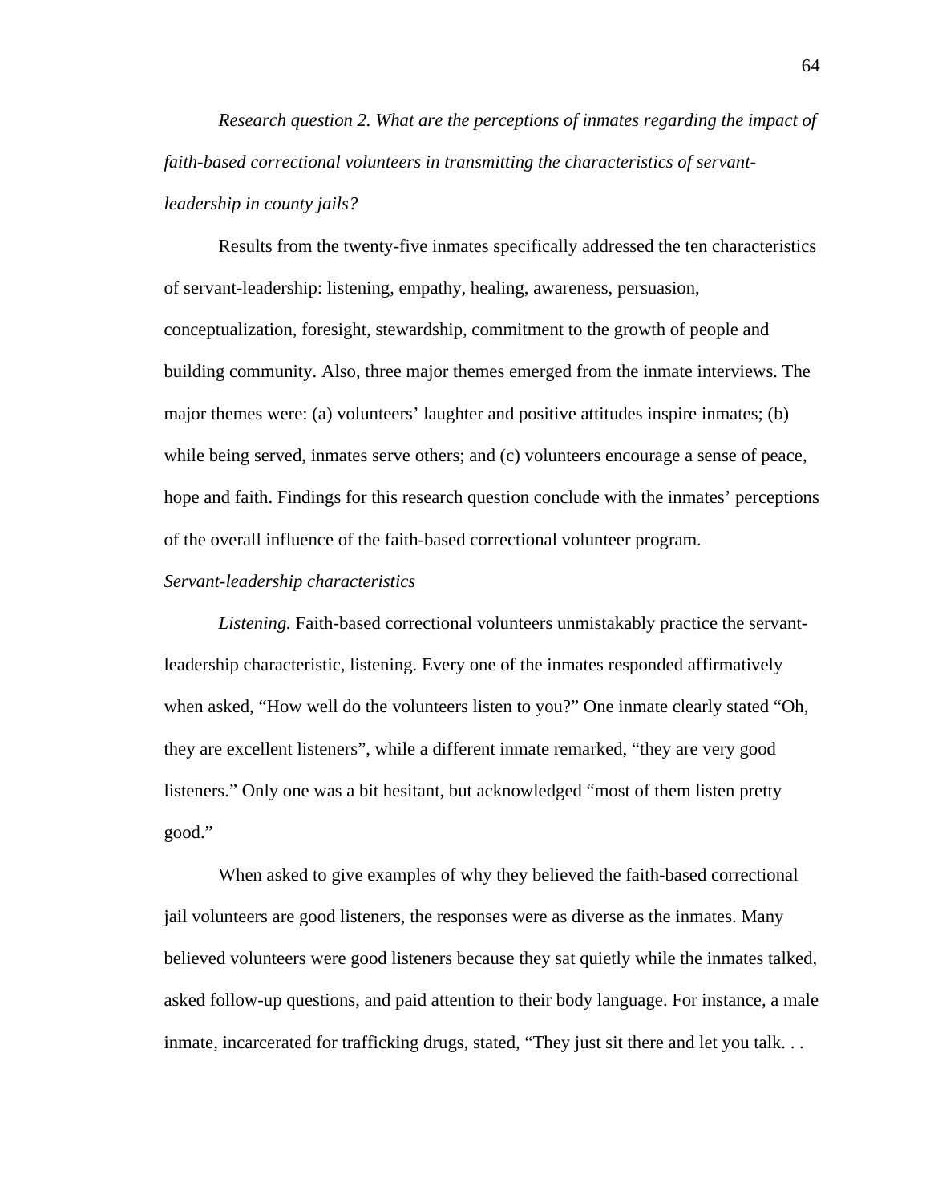*Research question 2. What are the perceptions of inmates regarding the impact of faith-based correctional volunteers in transmitting the characteristics of servant-leadership in county jails?*

Results from the twenty-five inmates specifically addressed the ten characteristics of servant-leadership: listening, empathy, healing, awareness, persuasion, conceptualization, foresight, stewardship, commitment to the growth of people and building community. Also, three major themes emerged from the inmate interviews. The major themes were: (a) volunteers' laughter and positive attitudes inspire inmates; (b) while being served, inmates serve others; and (c) volunteers encourage a sense of peace, hope and faith. Findings for this research question conclude with the inmates' perceptions of the overall influence of the faith-based correctional volunteer program.

*Servant-leadership characteristics*

*Listening.* Faith-based correctional volunteers unmistakably practice the servant-leadership characteristic, listening. Every one of the inmates responded affirmatively when asked, "How well do the volunteers listen to you?" One inmate clearly stated "Oh, they are excellent listeners", while a different inmate remarked, "they are very good listeners." Only one was a bit hesitant, but acknowledged "most of them listen pretty good."

When asked to give examples of why they believed the faith-based correctional jail volunteers are good listeners, the responses were as diverse as the inmates. Many believed volunteers were good listeners because they sat quietly while the inmates talked, asked follow-up questions, and paid attention to their body language. For instance, a male inmate, incarcerated for trafficking drugs, stated, "They just sit there and let you talk. . .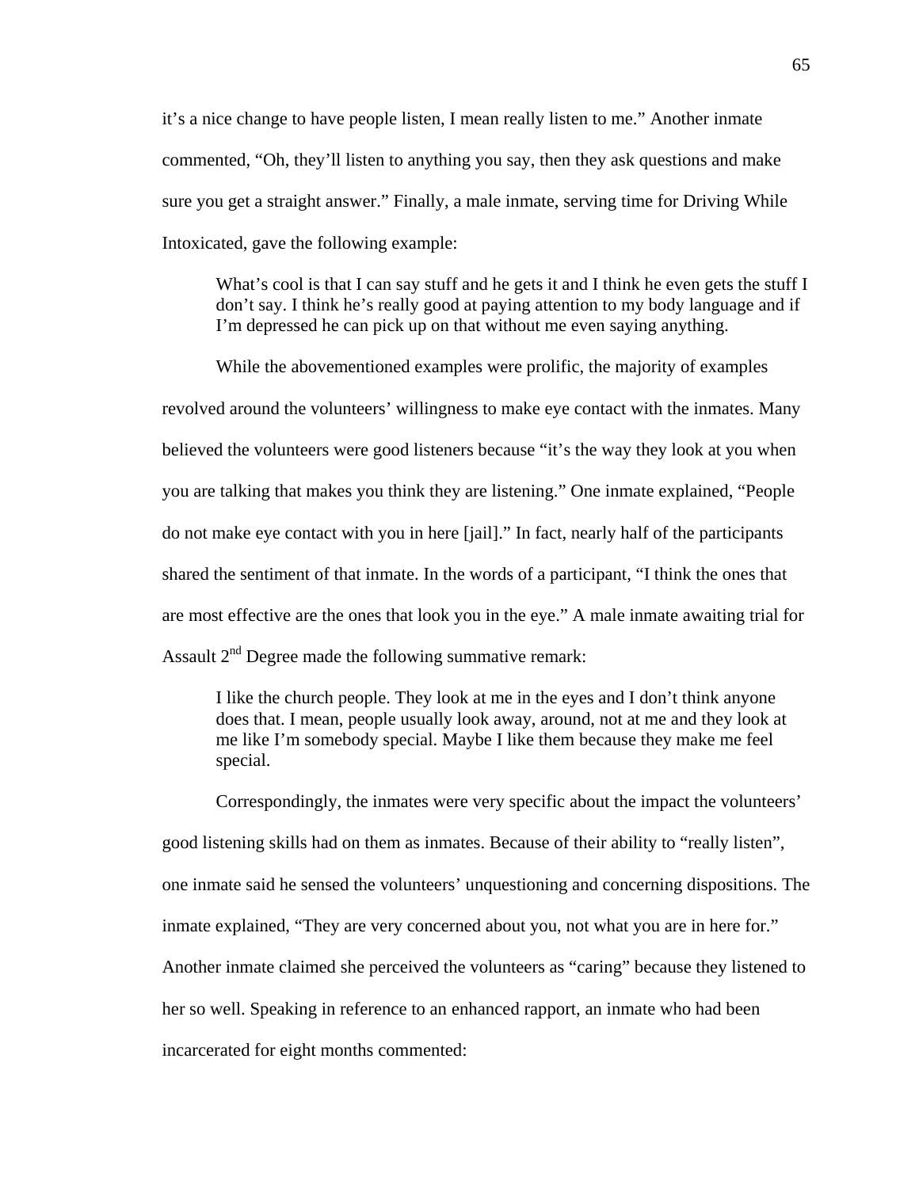it's a nice change to have people listen, I mean really listen to me." Another inmate commented, "Oh, they'll listen to anything you say, then they ask questions and make sure you get a straight answer." Finally, a male inmate, serving time for Driving While Intoxicated, gave the following example:

> What's cool is that I can say stuff and he gets it and I think he even gets the stuff I don't say. I think he's really good at paying attention to my body language and if I'm depressed he can pick up on that without me even saying anything.

While the abovementioned examples were prolific, the majority of examples revolved around the volunteers' willingness to make eye contact with the inmates. Many believed the volunteers were good listeners because "it's the way they look at you when you are talking that makes you think they are listening." One inmate explained, "People do not make eye contact with you in here [jail]." In fact, nearly half of the participants shared the sentiment of that inmate. In the words of a participant, "I think the ones that are most effective are the ones that look you in the eye." A male inmate awaiting trial for Assault 2nd Degree made the following summative remark:

> I like the church people. They look at me in the eyes and I don't think anyone does that. I mean, people usually look away, around, not at me and they look at me like I'm somebody special. Maybe I like them because they make me feel special.

Correspondingly, the inmates were very specific about the impact the volunteers' good listening skills had on them as inmates. Because of their ability to "really listen", one inmate said he sensed the volunteers' unquestioning and concerning dispositions. The inmate explained, "They are very concerned about you, not what you are in here for." Another inmate claimed she perceived the volunteers as "caring" because they listened to her so well. Speaking in reference to an enhanced rapport, an inmate who had been incarcerated for eight months commented: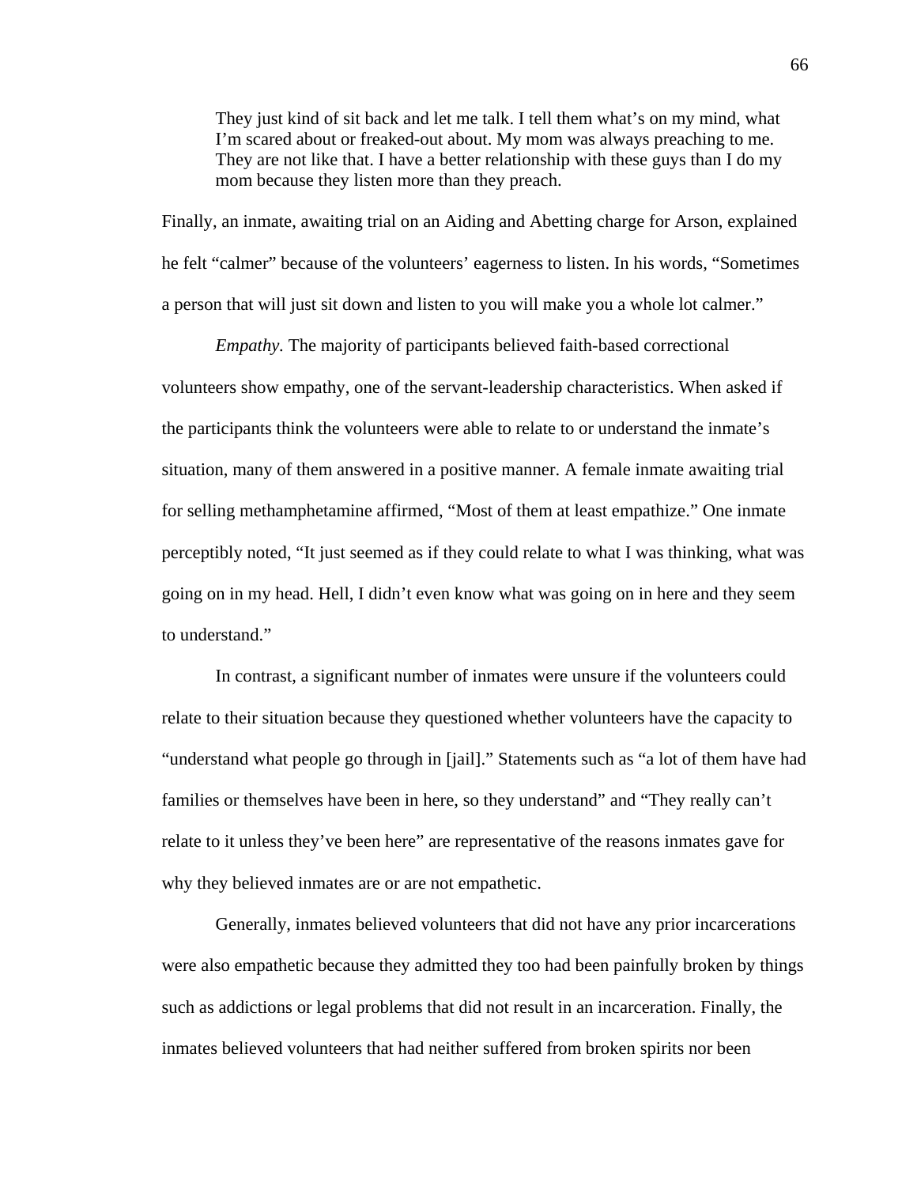> They just kind of sit back and let me talk. I tell them what's on my mind, what I'm scared about or freaked-out about. My mom was always preaching to me. They are not like that. I have a better relationship with these guys than I do my mom because they listen more than they preach.

Finally, an inmate, awaiting trial on an Aiding and Abetting charge for Arson, explained he felt "calmer" because of the volunteers' eagerness to listen. In his words, "Sometimes a person that will just sit down and listen to you will make you a whole lot calmer."

*Empathy*. The majority of participants believed faith-based correctional volunteers show empathy, one of the servant-leadership characteristics. When asked if the participants think the volunteers were able to relate to or understand the inmate's situation, many of them answered in a positive manner. A female inmate awaiting trial for selling methamphetamine affirmed, "Most of them at least empathize." One inmate perceptibly noted, "It just seemed as if they could relate to what I was thinking, what was going on in my head. Hell, I didn't even know what was going on in here and they seem to understand."

In contrast, a significant number of inmates were unsure if the volunteers could relate to their situation because they questioned whether volunteers have the capacity to "understand what people go through in [jail]." Statements such as "a lot of them have had families or themselves have been in here, so they understand" and "They really can't relate to it unless they've been here" are representative of the reasons inmates gave for why they believed inmates are or are not empathetic.

Generally, inmates believed volunteers that did not have any prior incarcerations were also empathetic because they admitted they too had been painfully broken by things such as addictions or legal problems that did not result in an incarceration. Finally, the inmates believed volunteers that had neither suffered from broken spirits nor been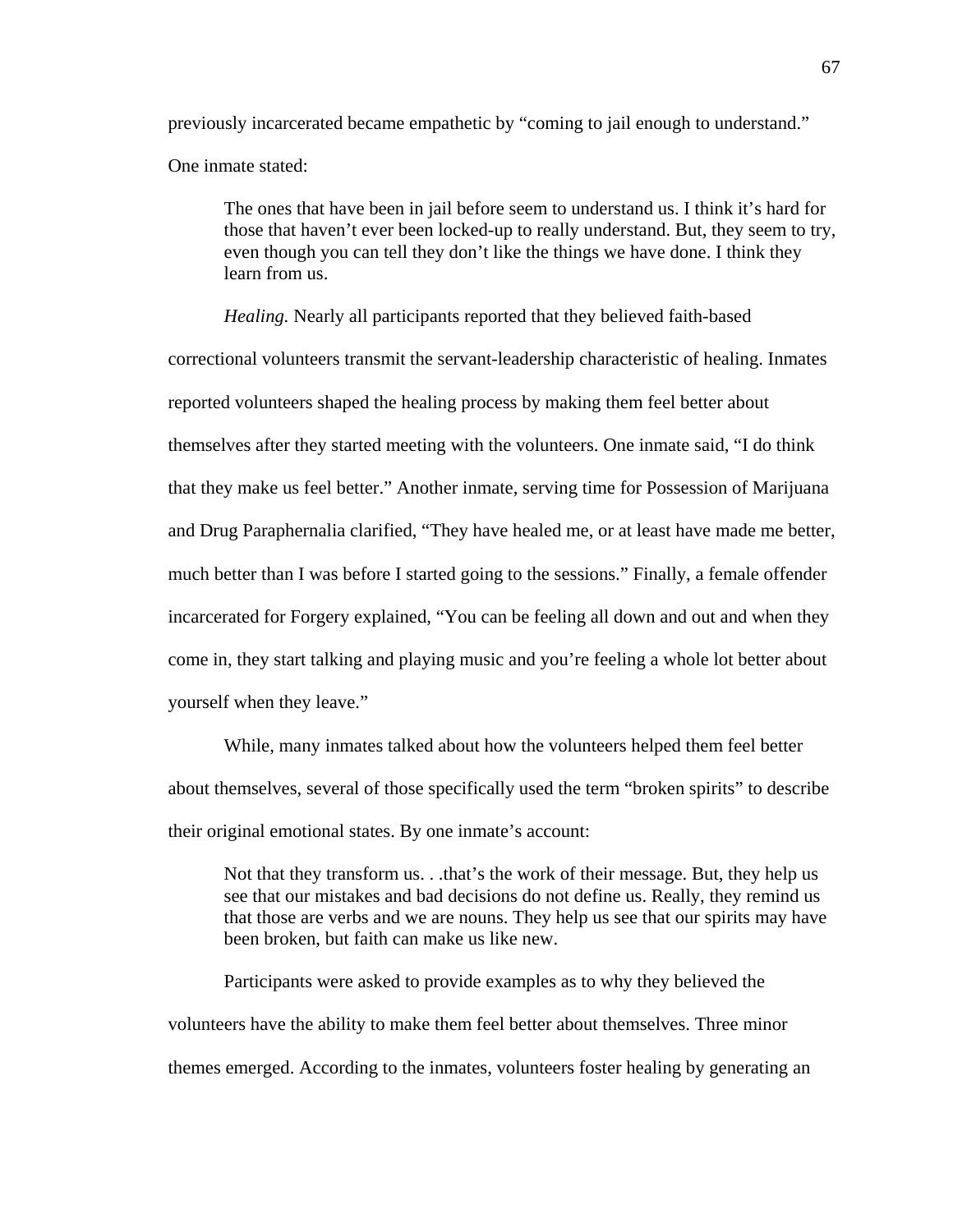previously incarcerated became empathetic by “coming to jail enough to understand.” One inmate stated:

> The ones that have been in jail before seem to understand us. I think it’s hard for those that haven’t ever been locked-up to really understand. But, they seem to try, even though you can tell they don’t like the things we have done. I think they learn from us.

*Healing.* Nearly all participants reported that they believed faith-based correctional volunteers transmit the servant-leadership characteristic of healing. Inmates reported volunteers shaped the healing process by making them feel better about themselves after they started meeting with the volunteers. One inmate said, “I do think that they make us feel better.” Another inmate, serving time for Possession of Marijuana and Drug Paraphernalia clarified, “They have healed me, or at least have made me better, much better than I was before I started going to the sessions.” Finally, a female offender incarcerated for Forgery explained, “You can be feeling all down and out and when they come in, they start talking and playing music and you’re feeling a whole lot better about yourself when they leave.”

While, many inmates talked about how the volunteers helped them feel better about themselves, several of those specifically used the term “broken spirits” to describe their original emotional states. By one inmate’s account:

> Not that they transform us. . .that’s the work of their message. But, they help us see that our mistakes and bad decisions do not define us. Really, they remind us that those are verbs and we are nouns. They help us see that our spirits may have been broken, but faith can make us like new.

Participants were asked to provide examples as to why they believed the volunteers have the ability to make them feel better about themselves. Three minor themes emerged. According to the inmates, volunteers foster healing by generating an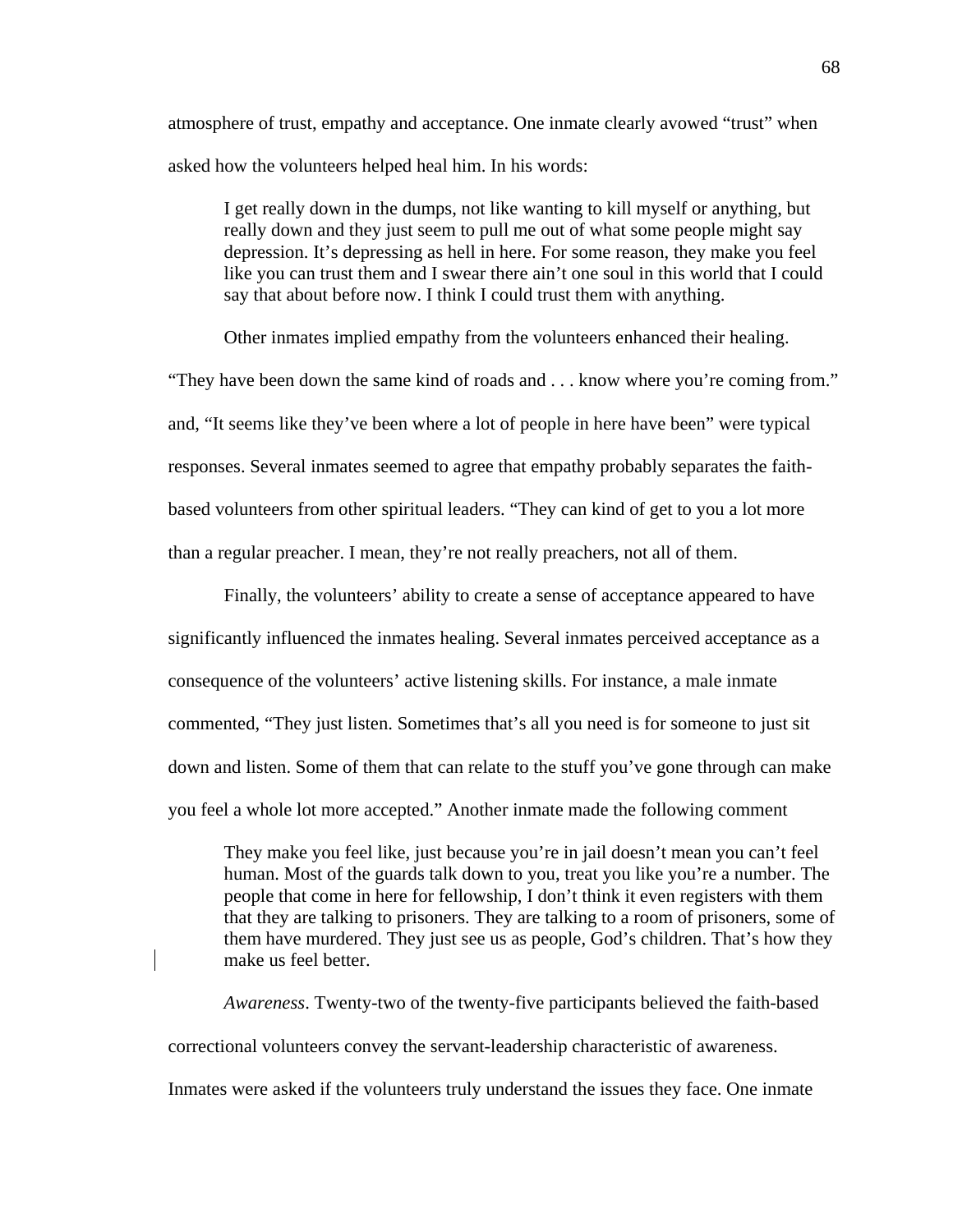atmosphere of trust, empathy and acceptance. One inmate clearly avowed “trust” when asked how the volunteers helped heal him. In his words:

> I get really down in the dumps, not like wanting to kill myself or anything, but really down and they just seem to pull me out of what some people might say depression. It’s depressing as hell in here. For some reason, they make you feel like you can trust them and I swear there ain’t one soul in this world that I could say that about before now. I think I could trust them with anything.

Other inmates implied empathy from the volunteers enhanced their healing. “They have been down the same kind of roads and . . . know where you’re coming from.” and, “It seems like they’ve been where a lot of people in here have been” were typical responses. Several inmates seemed to agree that empathy probably separates the faith-based volunteers from other spiritual leaders. “They can kind of get to you a lot more than a regular preacher. I mean, they’re not really preachers, not all of them.

Finally, the volunteers’ ability to create a sense of acceptance appeared to have significantly influenced the inmates healing. Several inmates perceived acceptance as a consequence of the volunteers’ active listening skills. For instance, a male inmate commented, “They just listen. Sometimes that’s all you need is for someone to just sit down and listen. Some of them that can relate to the stuff you’ve gone through can make you feel a whole lot more accepted.” Another inmate made the following comment

> They make you feel like, just because you’re in jail doesn’t mean you can’t feel human. Most of the guards talk down to you, treat you like you’re a number. The people that come in here for fellowship, I don’t think it even registers with them that they are talking to prisoners. They are talking to a room of prisoners, some of them have murdered. They just see us as people, God’s children. That’s how they make us feel better.

*Awareness*. Twenty-two of the twenty-five participants believed the faith-based correctional volunteers convey the servant-leadership characteristic of awareness. Inmates were asked if the volunteers truly understand the issues they face. One inmate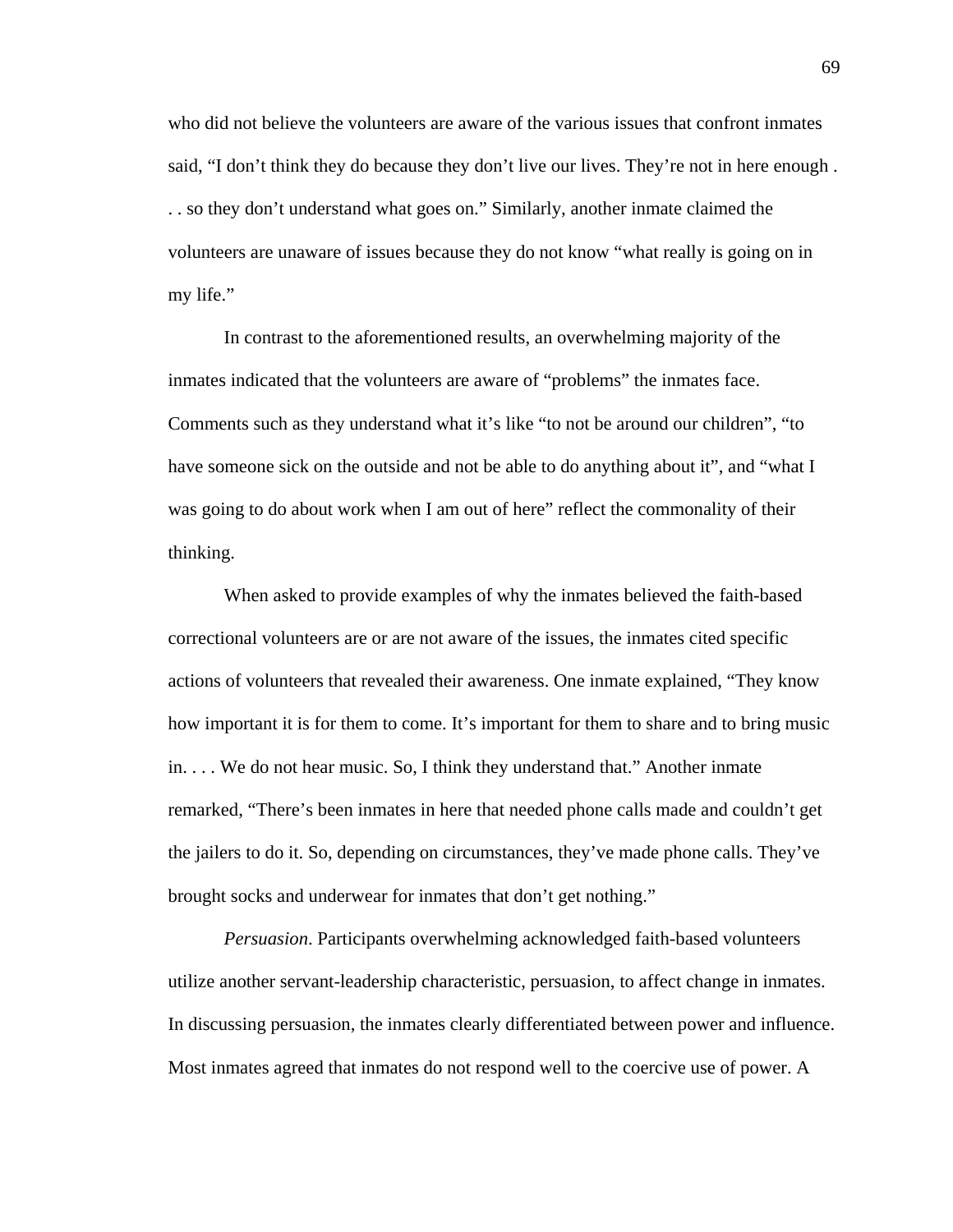who did not believe the volunteers are aware of the various issues that confront inmates said, "I don't think they do because they don't live our lives. They're not in here enough . . . so they don't understand what goes on." Similarly, another inmate claimed the volunteers are unaware of issues because they do not know "what really is going on in my life."

In contrast to the aforementioned results, an overwhelming majority of the inmates indicated that the volunteers are aware of "problems" the inmates face. Comments such as they understand what it's like "to not be around our children", "to have someone sick on the outside and not be able to do anything about it", and "what I was going to do about work when I am out of here" reflect the commonality of their thinking.

When asked to provide examples of why the inmates believed the faith-based correctional volunteers are or are not aware of the issues, the inmates cited specific actions of volunteers that revealed their awareness. One inmate explained, "They know how important it is for them to come. It's important for them to share and to bring music in. . . . We do not hear music. So, I think they understand that." Another inmate remarked, "There's been inmates in here that needed phone calls made and couldn't get the jailers to do it. So, depending on circumstances, they've made phone calls. They've brought socks and underwear for inmates that don't get nothing."

*Persuasion*. Participants overwhelming acknowledged faith-based volunteers utilize another servant-leadership characteristic, persuasion, to affect change in inmates. In discussing persuasion, the inmates clearly differentiated between power and influence. Most inmates agreed that inmates do not respond well to the coercive use of power. A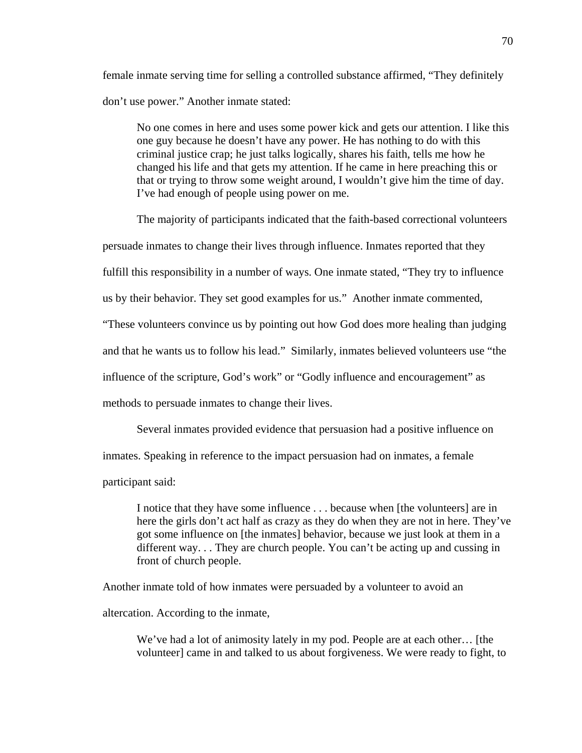female inmate serving time for selling a controlled substance affirmed, “They definitely don’t use power.” Another inmate stated:

> No one comes in here and uses some power kick and gets our attention. I like this one guy because he doesn’t have any power. He has nothing to do with this criminal justice crap; he just talks logically, shares his faith, tells me how he changed his life and that gets my attention. If he came in here preaching this or that or trying to throw some weight around, I wouldn’t give him the time of day. I’ve had enough of people using power on me.

The majority of participants indicated that the faith-based correctional volunteers persuade inmates to change their lives through influence. Inmates reported that they fulfill this responsibility in a number of ways. One inmate stated, “They try to influence us by their behavior. They set good examples for us.” Another inmate commented, “These volunteers convince us by pointing out how God does more healing than judging and that he wants us to follow his lead.” Similarly, inmates believed volunteers use “the influence of the scripture, God’s work” or “Godly influence and encouragement” as methods to persuade inmates to change their lives.

Several inmates provided evidence that persuasion had a positive influence on inmates. Speaking in reference to the impact persuasion had on inmates, a female participant said:

> I notice that they have some influence . . . because when [the volunteers] are in here the girls don’t act half as crazy as they do when they are not in here. They’ve got some influence on [the inmates] behavior, because we just look at them in a different way. . . They are church people. You can’t be acting up and cussing in front of church people.

Another inmate told of how inmates were persuaded by a volunteer to avoid an altercation. According to the inmate,

> We’ve had a lot of animosity lately in my pod. People are at each other… [the volunteer] came in and talked to us about forgiveness. We were ready to fight, to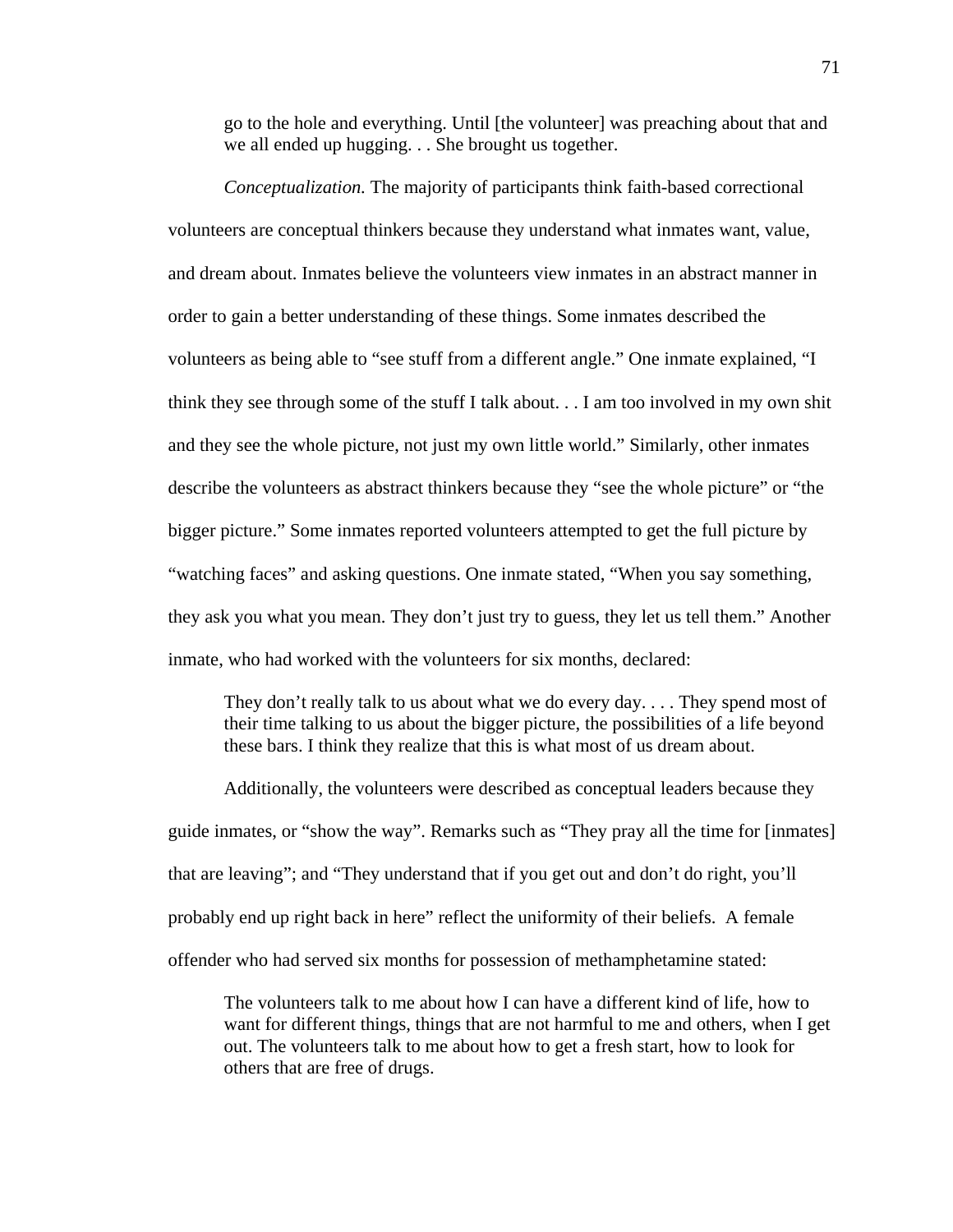> go to the hole and everything. Until [the volunteer] was preaching about that and we all ended up hugging. . . She brought us together.

*Conceptualization.* The majority of participants think faith-based correctional volunteers are conceptual thinkers because they understand what inmates want, value, and dream about. Inmates believe the volunteers view inmates in an abstract manner in order to gain a better understanding of these things. Some inmates described the volunteers as being able to "see stuff from a different angle." One inmate explained, "I think they see through some of the stuff I talk about. . . I am too involved in my own shit and they see the whole picture, not just my own little world." Similarly, other inmates describe the volunteers as abstract thinkers because they "see the whole picture" or "the bigger picture." Some inmates reported volunteers attempted to get the full picture by "watching faces" and asking questions. One inmate stated, "When you say something, they ask you what you mean. They don't just try to guess, they let us tell them." Another inmate, who had worked with the volunteers for six months, declared:

> They don't really talk to us about what we do every day. . . . They spend most of their time talking to us about the bigger picture, the possibilities of a life beyond these bars. I think they realize that this is what most of us dream about.

Additionally, the volunteers were described as conceptual leaders because they guide inmates, or "show the way". Remarks such as "They pray all the time for [inmates] that are leaving"; and "They understand that if you get out and don't do right, you'll probably end up right back in here" reflect the uniformity of their beliefs. A female offender who had served six months for possession of methamphetamine stated:

> The volunteers talk to me about how I can have a different kind of life, how to want for different things, things that are not harmful to me and others, when I get out. The volunteers talk to me about how to get a fresh start, how to look for others that are free of drugs.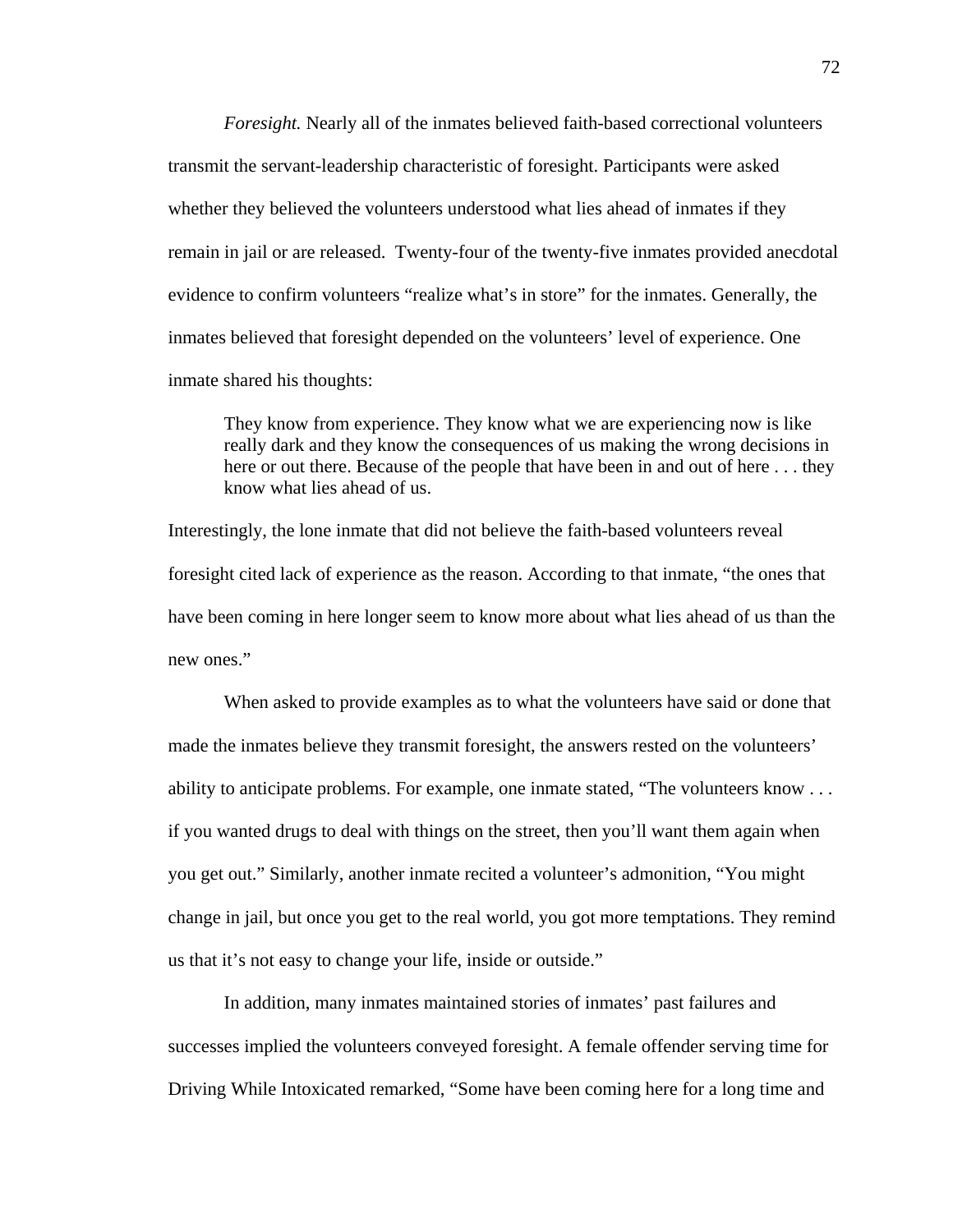*Foresight.* Nearly all of the inmates believed faith-based correctional volunteers transmit the servant-leadership characteristic of foresight. Participants were asked whether they believed the volunteers understood what lies ahead of inmates if they remain in jail or are released.  Twenty-four of the twenty-five inmates provided anecdotal evidence to confirm volunteers "realize what's in store" for the inmates. Generally, the inmates believed that foresight depended on the volunteers' level of experience. One inmate shared his thoughts:

> They know from experience. They know what we are experiencing now is like really dark and they know the consequences of us making the wrong decisions in here or out there. Because of the people that have been in and out of here . . . they know what lies ahead of us.

Interestingly, the lone inmate that did not believe the faith-based volunteers reveal foresight cited lack of experience as the reason. According to that inmate, "the ones that have been coming in here longer seem to know more about what lies ahead of us than the new ones."

When asked to provide examples as to what the volunteers have said or done that made the inmates believe they transmit foresight, the answers rested on the volunteers' ability to anticipate problems. For example, one inmate stated, "The volunteers know . . . if you wanted drugs to deal with things on the street, then you'll want them again when you get out." Similarly, another inmate recited a volunteer's admonition, "You might change in jail, but once you get to the real world, you got more temptations. They remind us that it's not easy to change your life, inside or outside."

In addition, many inmates maintained stories of inmates' past failures and successes implied the volunteers conveyed foresight. A female offender serving time for Driving While Intoxicated remarked, "Some have been coming here for a long time and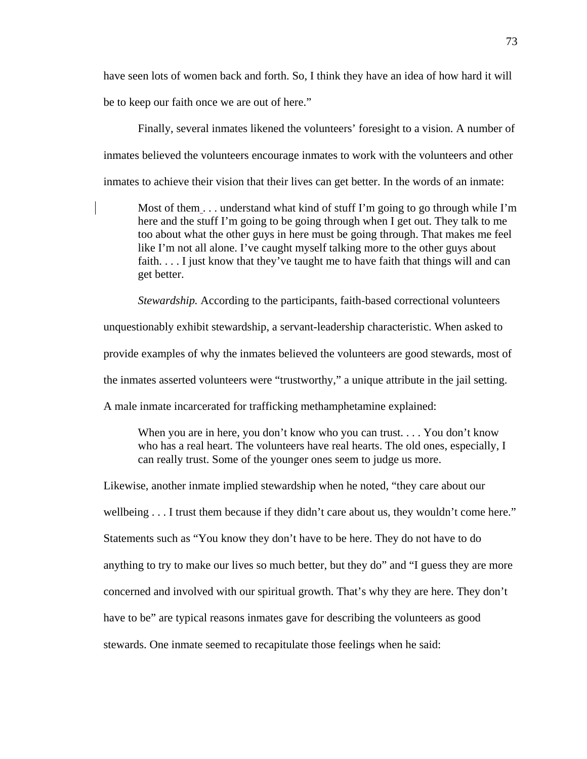have seen lots of women back and forth. So, I think they have an idea of how hard it will be to keep our faith once we are out of here."

Finally, several inmates likened the volunteers' foresight to a vision. A number of inmates believed the volunteers encourage inmates to work with the volunteers and other inmates to achieve their vision that their lives can get better. In the words of an inmate:

> Most of them . . . understand what kind of stuff I'm going to go through while I'm here and the stuff I'm going to be going through when I get out. They talk to me too about what the other guys in here must be going through. That makes me feel like I'm not all alone. I've caught myself talking more to the other guys about faith. . . . I just know that they've taught me to have faith that things will and can get better.

*Stewardship.* According to the participants, faith-based correctional volunteers unquestionably exhibit stewardship, a servant-leadership characteristic. When asked to provide examples of why the inmates believed the volunteers are good stewards, most of the inmates asserted volunteers were "trustworthy," a unique attribute in the jail setting. A male inmate incarcerated for trafficking methamphetamine explained:

> When you are in here, you don't know who you can trust. . . . You don't know who has a real heart. The volunteers have real hearts. The old ones, especially, I can really trust. Some of the younger ones seem to judge us more.

Likewise, another inmate implied stewardship when he noted, "they care about our wellbeing . . . I trust them because if they didn't care about us, they wouldn't come here." Statements such as "You know they don't have to be here. They do not have to do anything to try to make our lives so much better, but they do" and "I guess they are more concerned and involved with our spiritual growth. That's why they are here. They don't have to be" are typical reasons inmates gave for describing the volunteers as good stewards. One inmate seemed to recapitulate those feelings when he said: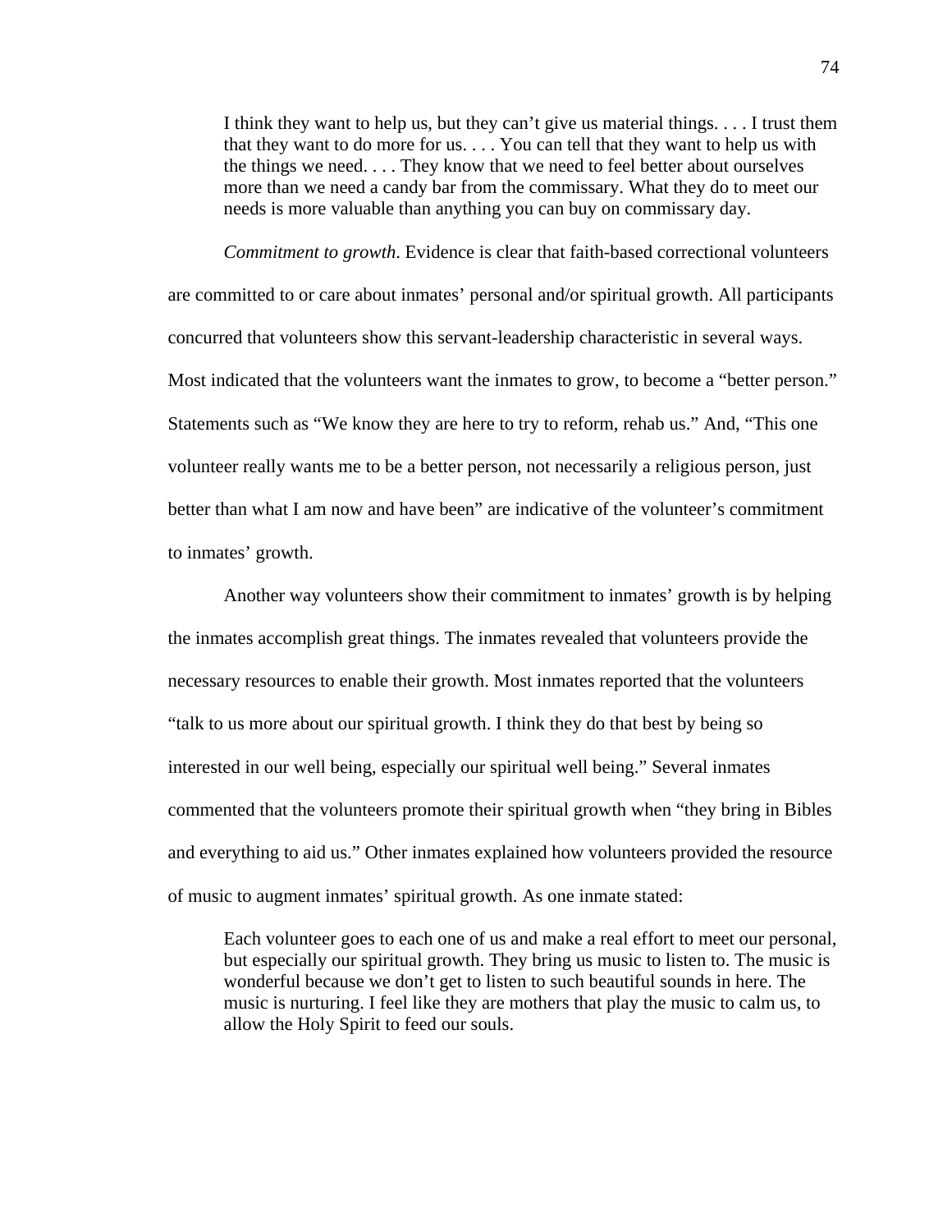> I think they want to help us, but they can't give us material things. . . . I trust them that they want to do more for us. . . . You can tell that they want to help us with the things we need. . . . They know that we need to feel better about ourselves more than we need a candy bar from the commissary. What they do to meet our needs is more valuable than anything you can buy on commissary day.

*Commitment to growth*. Evidence is clear that faith-based correctional volunteers are committed to or care about inmates' personal and/or spiritual growth. All participants concurred that volunteers show this servant-leadership characteristic in several ways. Most indicated that the volunteers want the inmates to grow, to become a "better person." Statements such as "We know they are here to try to reform, rehab us." And, "This one volunteer really wants me to be a better person, not necessarily a religious person, just better than what I am now and have been" are indicative of the volunteer's commitment to inmates' growth.

Another way volunteers show their commitment to inmates' growth is by helping the inmates accomplish great things. The inmates revealed that volunteers provide the necessary resources to enable their growth. Most inmates reported that the volunteers "talk to us more about our spiritual growth. I think they do that best by being so interested in our well being, especially our spiritual well being." Several inmates commented that the volunteers promote their spiritual growth when "they bring in Bibles and everything to aid us." Other inmates explained how volunteers provided the resource of music to augment inmates' spiritual growth. As one inmate stated:

> Each volunteer goes to each one of us and make a real effort to meet our personal, but especially our spiritual growth. They bring us music to listen to. The music is wonderful because we don't get to listen to such beautiful sounds in here. The music is nurturing. I feel like they are mothers that play the music to calm us, to allow the Holy Spirit to feed our souls.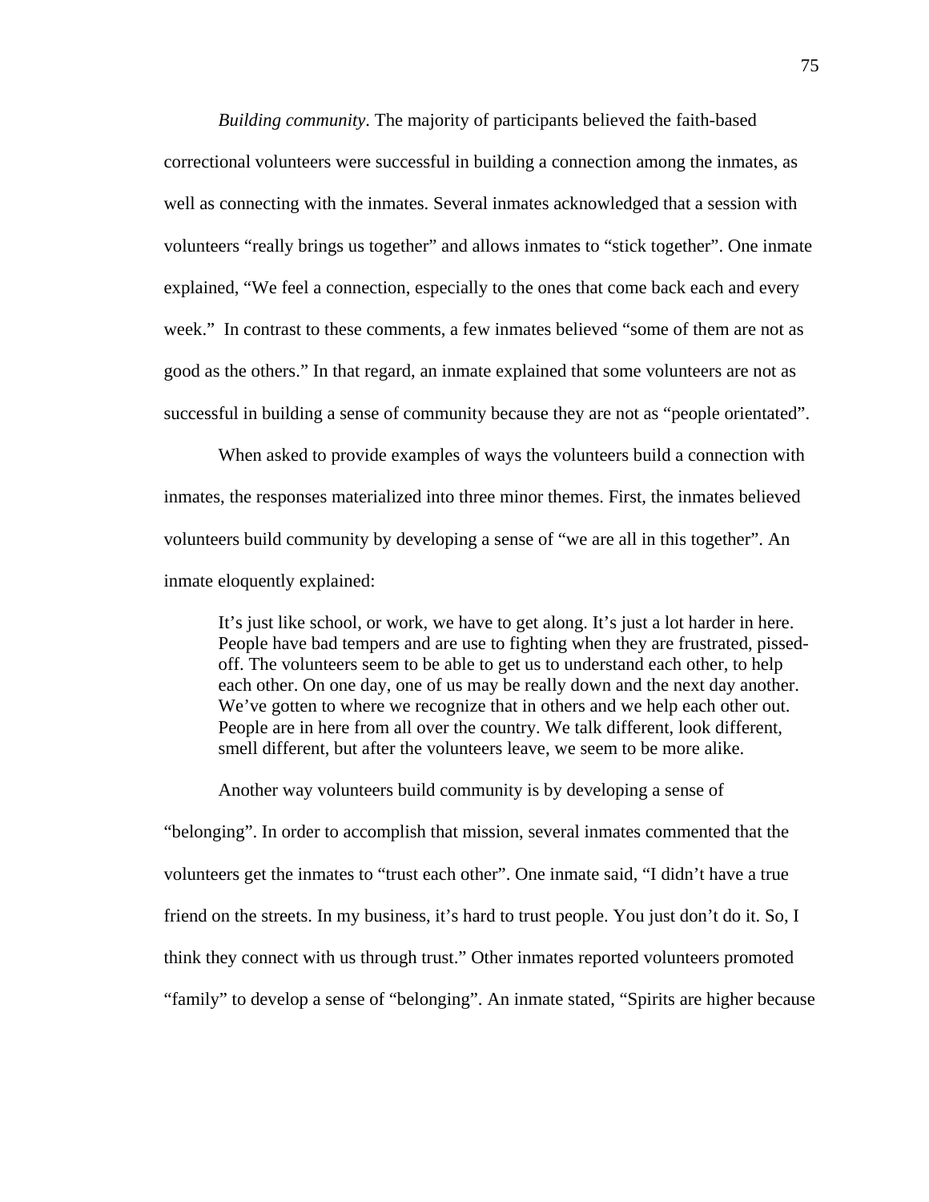*Building community*. The majority of participants believed the faith-based correctional volunteers were successful in building a connection among the inmates, as well as connecting with the inmates. Several inmates acknowledged that a session with volunteers "really brings us together" and allows inmates to "stick together". One inmate explained, "We feel a connection, especially to the ones that come back each and every week." In contrast to these comments, a few inmates believed "some of them are not as good as the others." In that regard, an inmate explained that some volunteers are not as successful in building a sense of community because they are not as "people orientated".

When asked to provide examples of ways the volunteers build a connection with inmates, the responses materialized into three minor themes. First, the inmates believed volunteers build community by developing a sense of "we are all in this together". An inmate eloquently explained:

> It's just like school, or work, we have to get along. It's just a lot harder in here. People have bad tempers and are use to fighting when they are frustrated, pissed-off. The volunteers seem to be able to get us to understand each other, to help each other. On one day, one of us may be really down and the next day another. We've gotten to where we recognize that in others and we help each other out. People are in here from all over the country. We talk different, look different, smell different, but after the volunteers leave, we seem to be more alike.

Another way volunteers build community is by developing a sense of "belonging". In order to accomplish that mission, several inmates commented that the volunteers get the inmates to "trust each other". One inmate said, "I didn't have a true friend on the streets. In my business, it's hard to trust people. You just don't do it. So, I think they connect with us through trust." Other inmates reported volunteers promoted "family" to develop a sense of "belonging". An inmate stated, "Spirits are higher because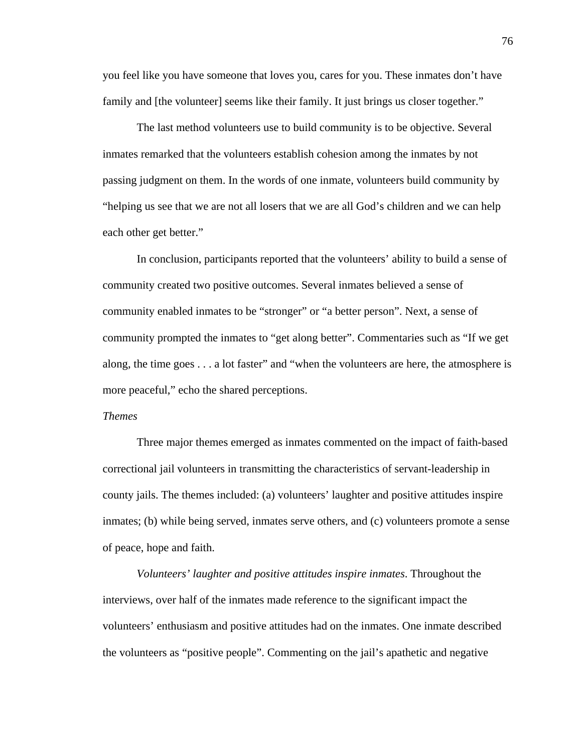you feel like you have someone that loves you, cares for you. These inmates don't have family and [the volunteer] seems like their family. It just brings us closer together."

The last method volunteers use to build community is to be objective. Several inmates remarked that the volunteers establish cohesion among the inmates by not passing judgment on them. In the words of one inmate, volunteers build community by "helping us see that we are not all losers that we are all God's children and we can help each other get better."

In conclusion, participants reported that the volunteers' ability to build a sense of community created two positive outcomes. Several inmates believed a sense of community enabled inmates to be "stronger" or "a better person". Next, a sense of community prompted the inmates to "get along better". Commentaries such as "If we get along, the time goes . . . a lot faster" and "when the volunteers are here, the atmosphere is more peaceful," echo the shared perceptions.

*Themes*

Three major themes emerged as inmates commented on the impact of faith-based correctional jail volunteers in transmitting the characteristics of servant-leadership in county jails. The themes included: (a) volunteers' laughter and positive attitudes inspire inmates; (b) while being served, inmates serve others, and (c) volunteers promote a sense of peace, hope and faith.

*Volunteers' laughter and positive attitudes inspire inmates*. Throughout the interviews, over half of the inmates made reference to the significant impact the volunteers' enthusiasm and positive attitudes had on the inmates. One inmate described the volunteers as "positive people". Commenting on the jail's apathetic and negative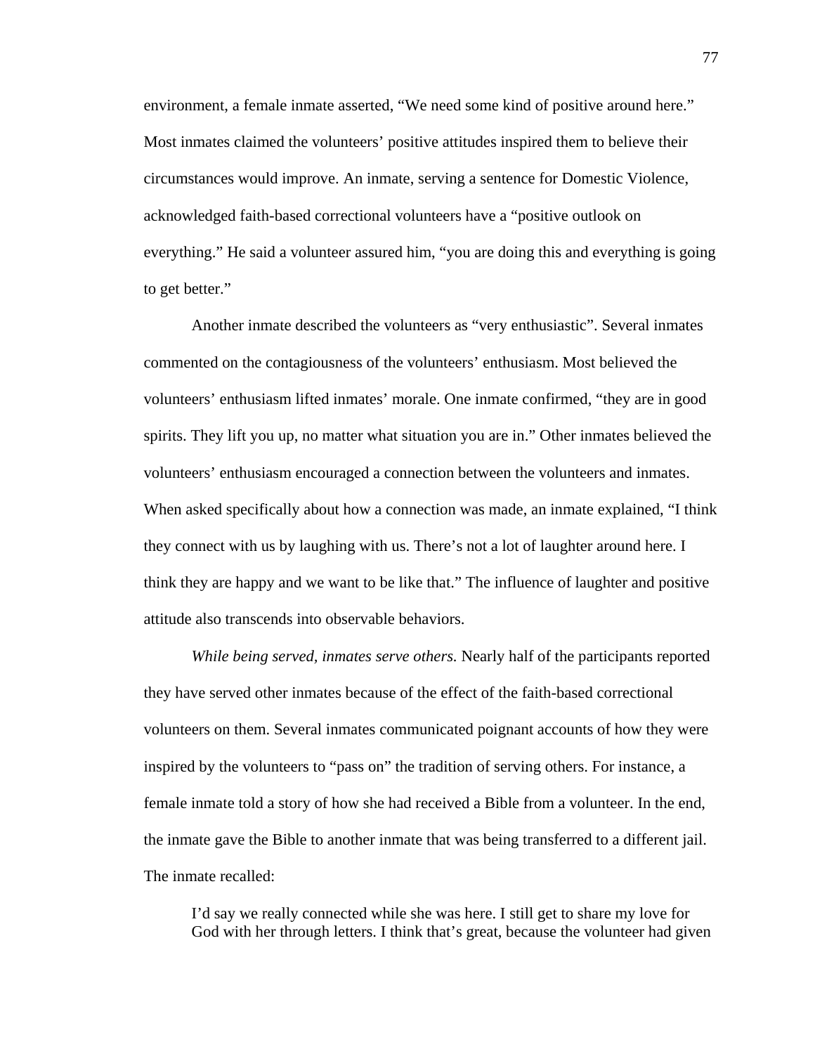environment, a female inmate asserted, "We need some kind of positive around here." Most inmates claimed the volunteers' positive attitudes inspired them to believe their circumstances would improve. An inmate, serving a sentence for Domestic Violence, acknowledged faith-based correctional volunteers have a "positive outlook on everything." He said a volunteer assured him, "you are doing this and everything is going to get better."

Another inmate described the volunteers as "very enthusiastic". Several inmates commented on the contagiousness of the volunteers' enthusiasm. Most believed the volunteers' enthusiasm lifted inmates' morale. One inmate confirmed, "they are in good spirits. They lift you up, no matter what situation you are in." Other inmates believed the volunteers' enthusiasm encouraged a connection between the volunteers and inmates. When asked specifically about how a connection was made, an inmate explained, "I think they connect with us by laughing with us. There's not a lot of laughter around here. I think they are happy and we want to be like that." The influence of laughter and positive attitude also transcends into observable behaviors.

*While being served, inmates serve others.* Nearly half of the participants reported they have served other inmates because of the effect of the faith-based correctional volunteers on them. Several inmates communicated poignant accounts of how they were inspired by the volunteers to "pass on" the tradition of serving others. For instance, a female inmate told a story of how she had received a Bible from a volunteer. In the end, the inmate gave the Bible to another inmate that was being transferred to a different jail. The inmate recalled:

> I'd say we really connected while she was here. I still get to share my love for God with her through letters. I think that's great, because the volunteer had given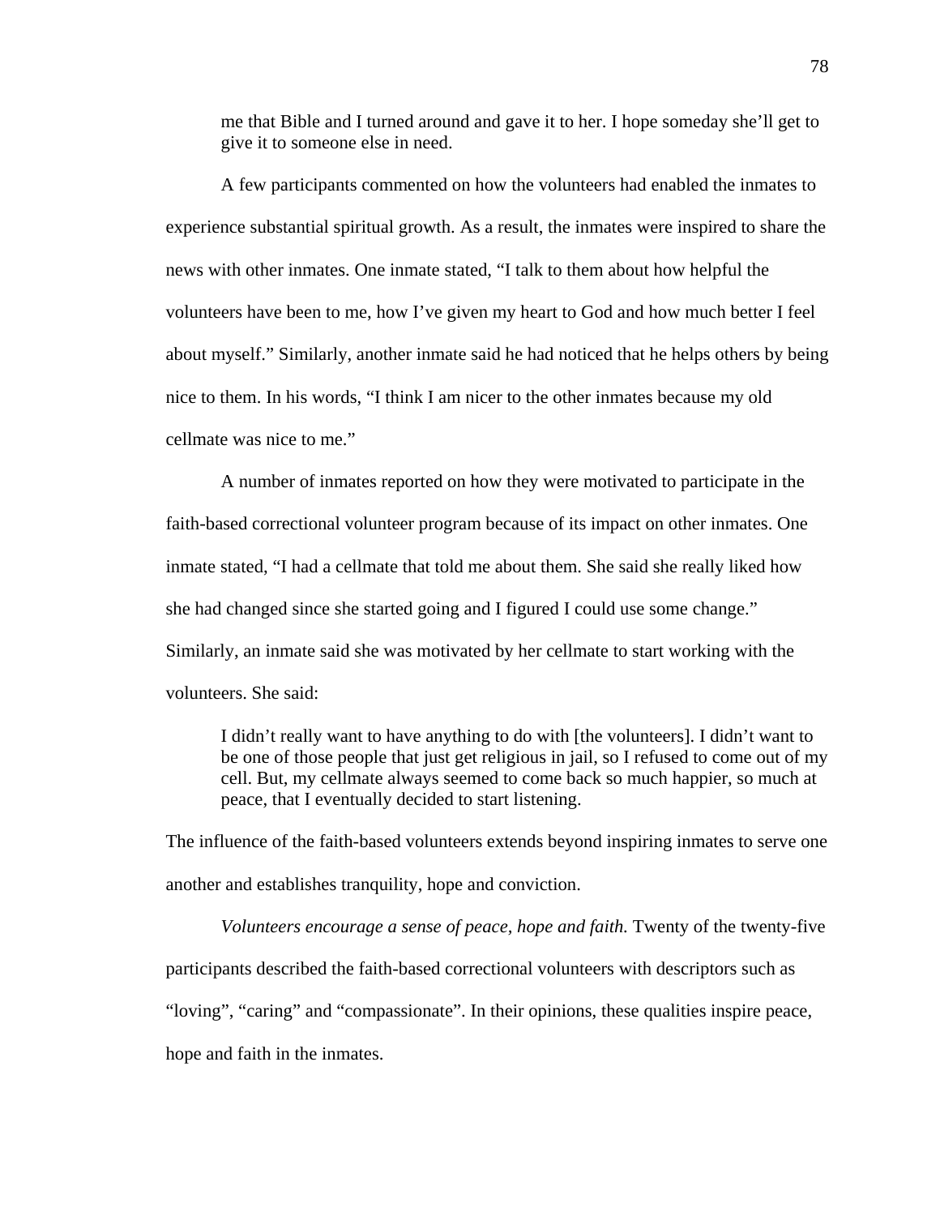> me that Bible and I turned around and gave it to her. I hope someday she'll get to give it to someone else in need.

A few participants commented on how the volunteers had enabled the inmates to experience substantial spiritual growth. As a result, the inmates were inspired to share the news with other inmates. One inmate stated, "I talk to them about how helpful the volunteers have been to me, how I've given my heart to God and how much better I feel about myself." Similarly, another inmate said he had noticed that he helps others by being nice to them. In his words, "I think I am nicer to the other inmates because my old cellmate was nice to me."

A number of inmates reported on how they were motivated to participate in the faith-based correctional volunteer program because of its impact on other inmates. One inmate stated, "I had a cellmate that told me about them. She said she really liked how she had changed since she started going and I figured I could use some change." Similarly, an inmate said she was motivated by her cellmate to start working with the volunteers. She said:

> I didn't really want to have anything to do with [the volunteers]. I didn't want to be one of those people that just get religious in jail, so I refused to come out of my cell. But, my cellmate always seemed to come back so much happier, so much at peace, that I eventually decided to start listening.

The influence of the faith-based volunteers extends beyond inspiring inmates to serve one another and establishes tranquility, hope and conviction.

*Volunteers encourage a sense of peace, hope and faith.* Twenty of the twenty-five participants described the faith-based correctional volunteers with descriptors such as "loving", "caring" and "compassionate". In their opinions, these qualities inspire peace, hope and faith in the inmates.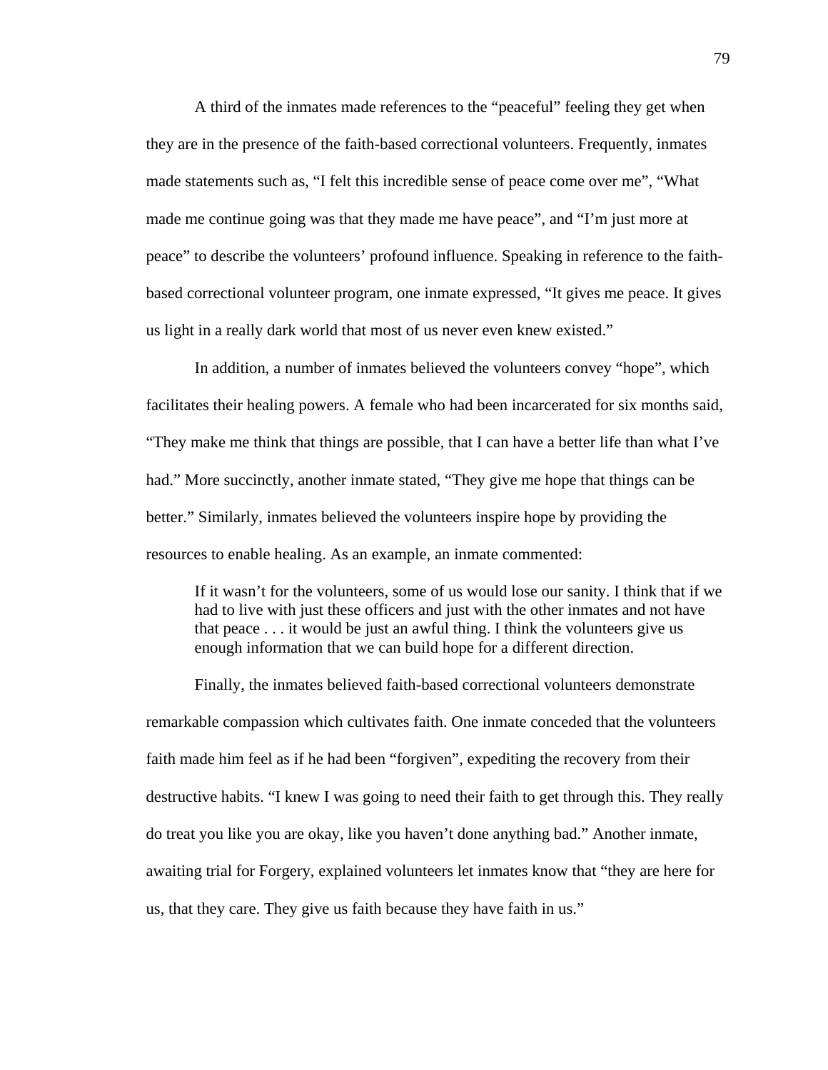A third of the inmates made references to the "peaceful" feeling they get when they are in the presence of the faith-based correctional volunteers. Frequently, inmates made statements such as, "I felt this incredible sense of peace come over me", "What made me continue going was that they made me have peace", and "I'm just more at peace" to describe the volunteers' profound influence. Speaking in reference to the faith-based correctional volunteer program, one inmate expressed, "It gives me peace. It gives us light in a really dark world that most of us never even knew existed."

In addition, a number of inmates believed the volunteers convey "hope", which facilitates their healing powers. A female who had been incarcerated for six months said, "They make me think that things are possible, that I can have a better life than what I've had." More succinctly, another inmate stated, "They give me hope that things can be better." Similarly, inmates believed the volunteers inspire hope by providing the resources to enable healing. As an example, an inmate commented:

> If it wasn't for the volunteers, some of us would lose our sanity. I think that if we had to live with just these officers and just with the other inmates and not have that peace . . . it would be just an awful thing. I think the volunteers give us enough information that we can build hope for a different direction.

Finally, the inmates believed faith-based correctional volunteers demonstrate remarkable compassion which cultivates faith. One inmate conceded that the volunteers faith made him feel as if he had been "forgiven", expediting the recovery from their destructive habits. "I knew I was going to need their faith to get through this. They really do treat you like you are okay, like you haven't done anything bad." Another inmate, awaiting trial for Forgery, explained volunteers let inmates know that "they are here for us, that they care. They give us faith because they have faith in us."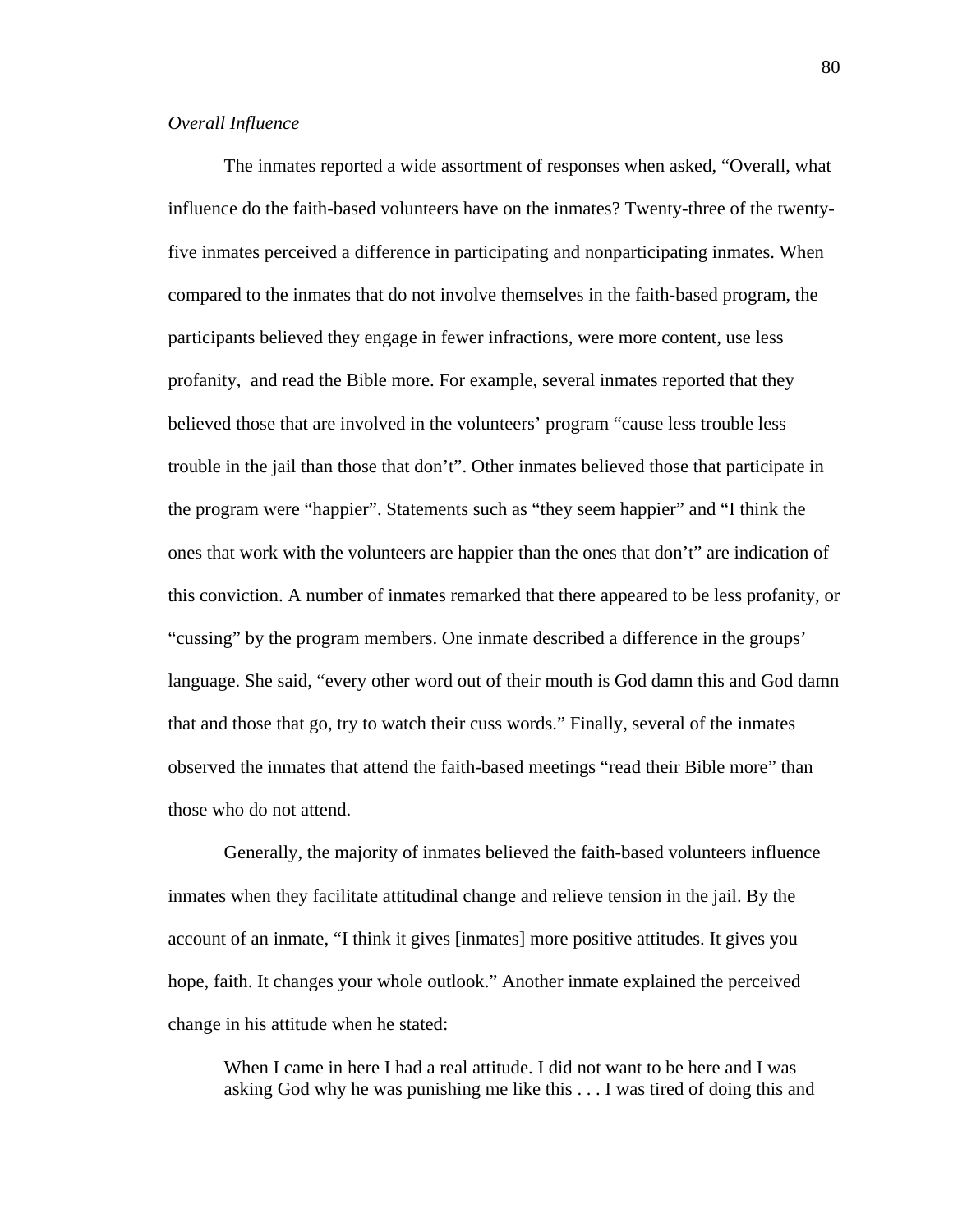*Overall Influence*

The inmates reported a wide assortment of responses when asked, "Overall, what influence do the faith-based volunteers have on the inmates? Twenty-three of the twenty-five inmates perceived a difference in participating and nonparticipating inmates. When compared to the inmates that do not involve themselves in the faith-based program, the participants believed they engage in fewer infractions, were more content, use less profanity, and read the Bible more. For example, several inmates reported that they believed those that are involved in the volunteers' program "cause less trouble less trouble in the jail than those that don't". Other inmates believed those that participate in the program were "happier". Statements such as "they seem happier" and "I think the ones that work with the volunteers are happier than the ones that don't" are indication of this conviction. A number of inmates remarked that there appeared to be less profanity, or "cussing" by the program members. One inmate described a difference in the groups' language. She said, "every other word out of their mouth is God damn this and God damn that and those that go, try to watch their cuss words." Finally, several of the inmates observed the inmates that attend the faith-based meetings "read their Bible more" than those who do not attend.

Generally, the majority of inmates believed the faith-based volunteers influence inmates when they facilitate attitudinal change and relieve tension in the jail. By the account of an inmate, "I think it gives [inmates] more positive attitudes. It gives you hope, faith. It changes your whole outlook." Another inmate explained the perceived change in his attitude when he stated:

> When I came in here I had a real attitude. I did not want to be here and I was asking God why he was punishing me like this . . . I was tired of doing this and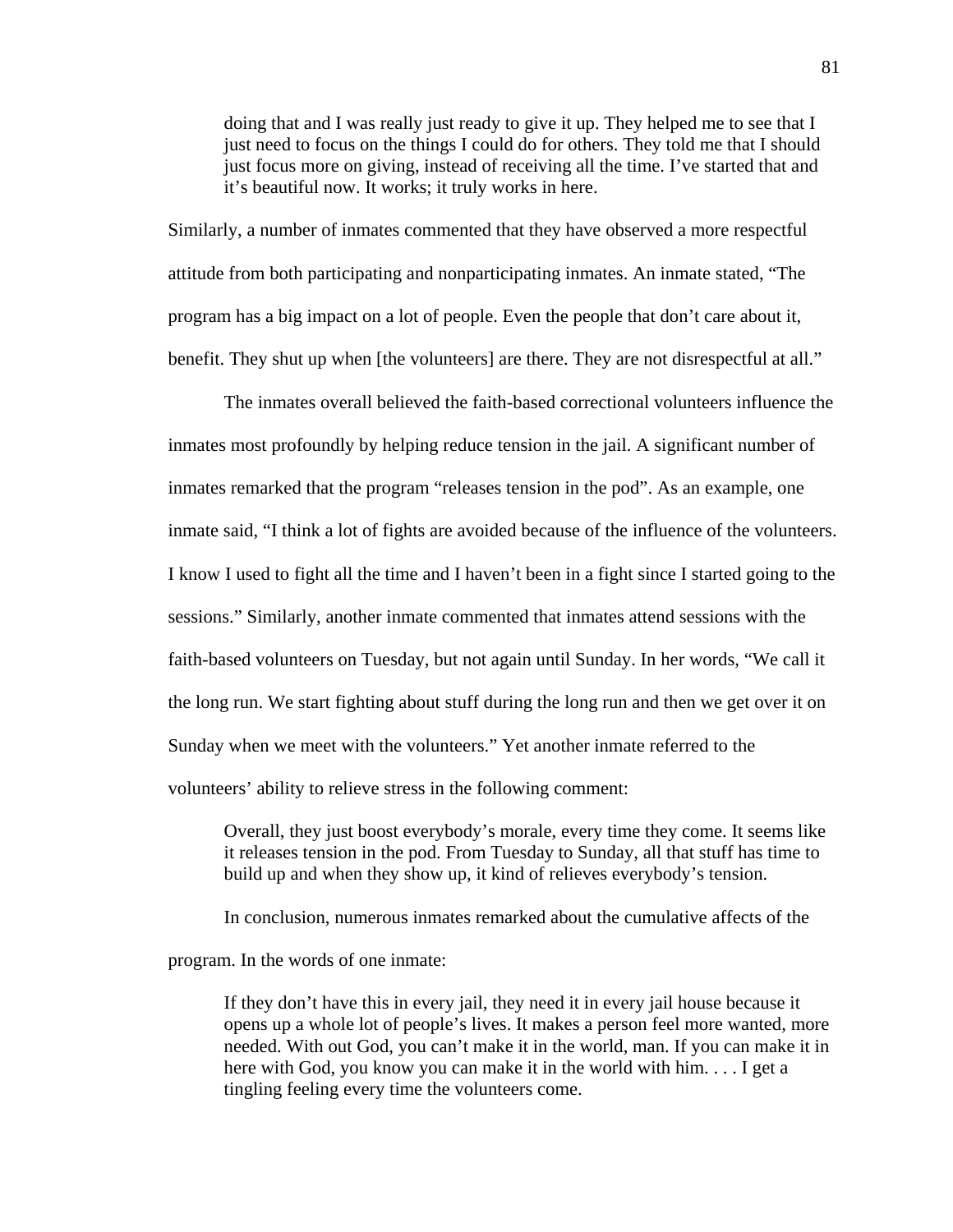> doing that and I was really just ready to give it up. They helped me to see that I just need to focus on the things I could do for others. They told me that I should just focus more on giving, instead of receiving all the time. I've started that and it's beautiful now. It works; it truly works in here.

Similarly, a number of inmates commented that they have observed a more respectful attitude from both participating and nonparticipating inmates. An inmate stated, "The program has a big impact on a lot of people. Even the people that don't care about it, benefit. They shut up when [the volunteers] are there. They are not disrespectful at all."

The inmates overall believed the faith-based correctional volunteers influence the inmates most profoundly by helping reduce tension in the jail. A significant number of inmates remarked that the program "releases tension in the pod". As an example, one inmate said, "I think a lot of fights are avoided because of the influence of the volunteers. I know I used to fight all the time and I haven't been in a fight since I started going to the sessions." Similarly, another inmate commented that inmates attend sessions with the faith-based volunteers on Tuesday, but not again until Sunday. In her words, "We call it the long run. We start fighting about stuff during the long run and then we get over it on Sunday when we meet with the volunteers." Yet another inmate referred to the volunteers' ability to relieve stress in the following comment:

> Overall, they just boost everybody's morale, every time they come. It seems like it releases tension in the pod. From Tuesday to Sunday, all that stuff has time to build up and when they show up, it kind of relieves everybody's tension.

In conclusion, numerous inmates remarked about the cumulative affects of the program. In the words of one inmate:

> If they don't have this in every jail, they need it in every jail house because it opens up a whole lot of people's lives. It makes a person feel more wanted, more needed. With out God, you can't make it in the world, man. If you can make it in here with God, you know you can make it in the world with him. . . . I get a tingling feeling every time the volunteers come.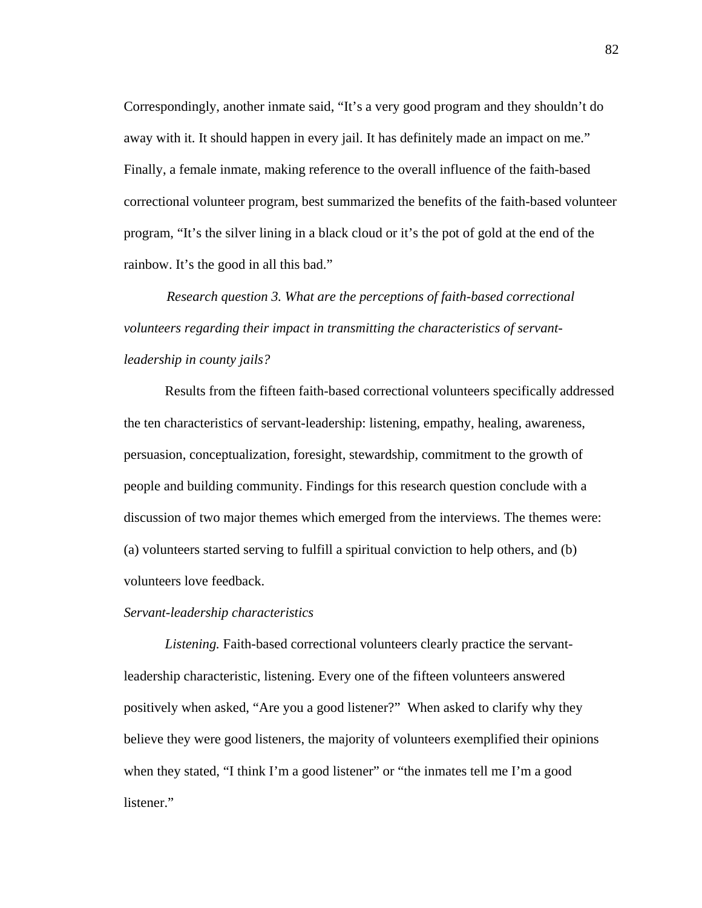Correspondingly, another inmate said, "It's a very good program and they shouldn't do away with it. It should happen in every jail. It has definitely made an impact on me." Finally, a female inmate, making reference to the overall influence of the faith-based correctional volunteer program, best summarized the benefits of the faith-based volunteer program, "It's the silver lining in a black cloud or it's the pot of gold at the end of the rainbow. It's the good in all this bad."

*Research question 3. What are the perceptions of faith-based correctional volunteers regarding their impact in transmitting the characteristics of servant-leadership in county jails?*

Results from the fifteen faith-based correctional volunteers specifically addressed the ten characteristics of servant-leadership: listening, empathy, healing, awareness, persuasion, conceptualization, foresight, stewardship, commitment to the growth of people and building community. Findings for this research question conclude with a discussion of two major themes which emerged from the interviews. The themes were: (a) volunteers started serving to fulfill a spiritual conviction to help others, and (b) volunteers love feedback.

*Servant-leadership characteristics*

*Listening.* Faith-based correctional volunteers clearly practice the servant-leadership characteristic, listening. Every one of the fifteen volunteers answered positively when asked, "Are you a good listener?" When asked to clarify why they believe they were good listeners, the majority of volunteers exemplified their opinions when they stated, "I think I'm a good listener" or "the inmates tell me I'm a good listener."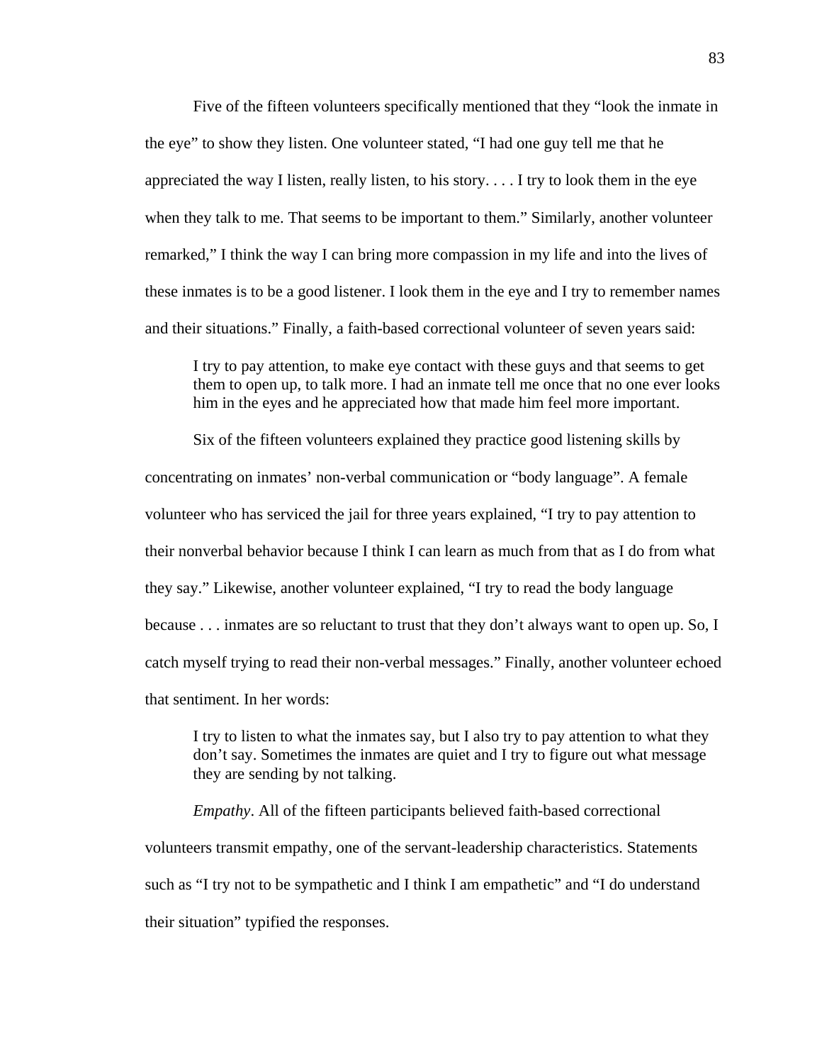Five of the fifteen volunteers specifically mentioned that they "look the inmate in the eye" to show they listen. One volunteer stated, "I had one guy tell me that he appreciated the way I listen, really listen, to his story. . . . I try to look them in the eye when they talk to me. That seems to be important to them." Similarly, another volunteer remarked," I think the way I can bring more compassion in my life and into the lives of these inmates is to be a good listener. I look them in the eye and I try to remember names and their situations." Finally, a faith-based correctional volunteer of seven years said:

> I try to pay attention, to make eye contact with these guys and that seems to get them to open up, to talk more. I had an inmate tell me once that no one ever looks him in the eyes and he appreciated how that made him feel more important.

Six of the fifteen volunteers explained they practice good listening skills by concentrating on inmates' non-verbal communication or "body language". A female volunteer who has serviced the jail for three years explained, "I try to pay attention to their nonverbal behavior because I think I can learn as much from that as I do from what they say." Likewise, another volunteer explained, "I try to read the body language because . . . inmates are so reluctant to trust that they don't always want to open up. So, I catch myself trying to read their non-verbal messages." Finally, another volunteer echoed that sentiment. In her words:

> I try to listen to what the inmates say, but I also try to pay attention to what they don't say. Sometimes the inmates are quiet and I try to figure out what message they are sending by not talking.

*Empathy*. All of the fifteen participants believed faith-based correctional volunteers transmit empathy, one of the servant-leadership characteristics. Statements such as "I try not to be sympathetic and I think I am empathetic" and "I do understand their situation" typified the responses.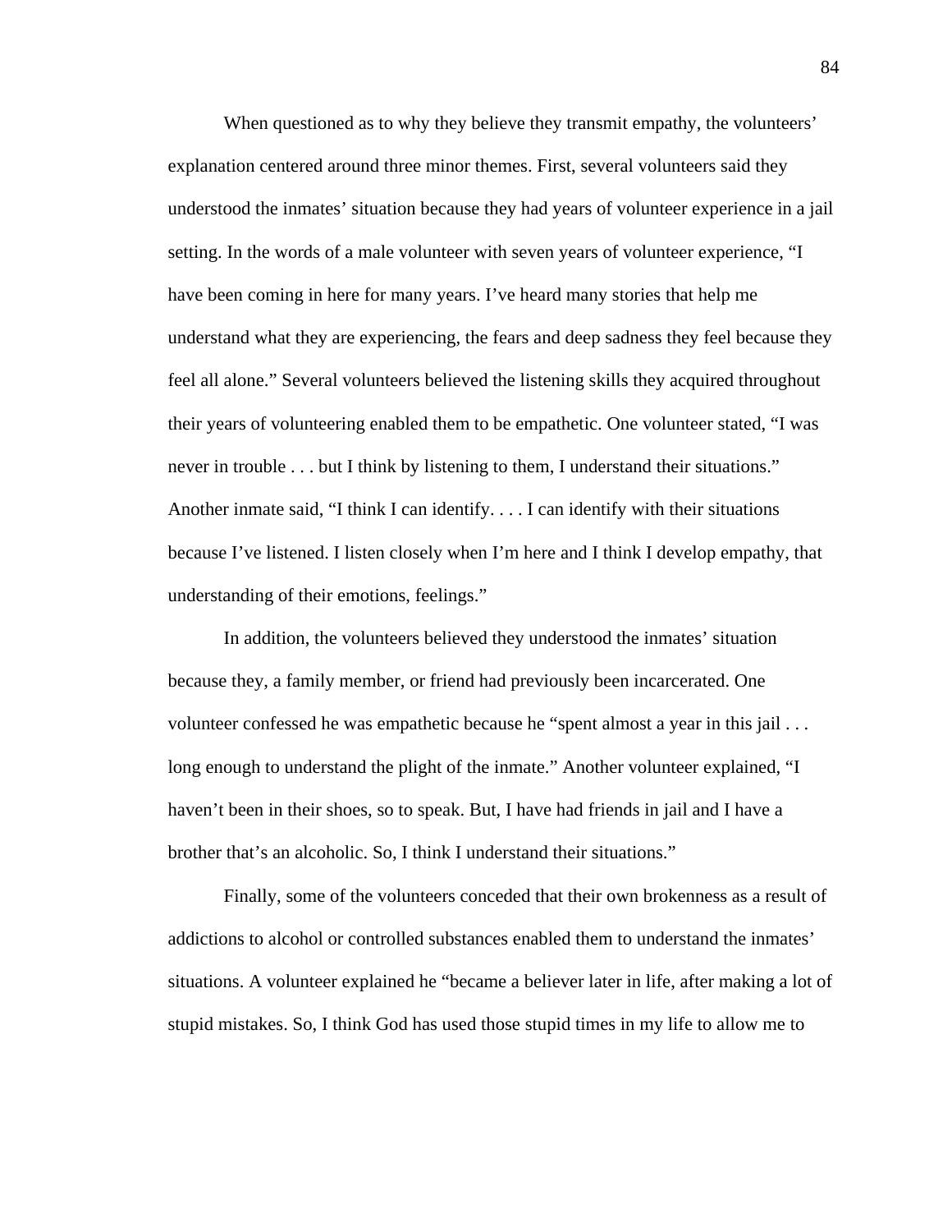When questioned as to why they believe they transmit empathy, the volunteers' explanation centered around three minor themes. First, several volunteers said they understood the inmates' situation because they had years of volunteer experience in a jail setting. In the words of a male volunteer with seven years of volunteer experience, "I have been coming in here for many years. I've heard many stories that help me understand what they are experiencing, the fears and deep sadness they feel because they feel all alone." Several volunteers believed the listening skills they acquired throughout their years of volunteering enabled them to be empathetic. One volunteer stated, "I was never in trouble . . . but I think by listening to them, I understand their situations." Another inmate said, "I think I can identify. . . . I can identify with their situations because I've listened. I listen closely when I'm here and I think I develop empathy, that understanding of their emotions, feelings."

In addition, the volunteers believed they understood the inmates' situation because they, a family member, or friend had previously been incarcerated. One volunteer confessed he was empathetic because he "spent almost a year in this jail . . . long enough to understand the plight of the inmate." Another volunteer explained, "I haven't been in their shoes, so to speak. But, I have had friends in jail and I have a brother that's an alcoholic. So, I think I understand their situations."

Finally, some of the volunteers conceded that their own brokenness as a result of addictions to alcohol or controlled substances enabled them to understand the inmates' situations. A volunteer explained he "became a believer later in life, after making a lot of stupid mistakes. So, I think God has used those stupid times in my life to allow me to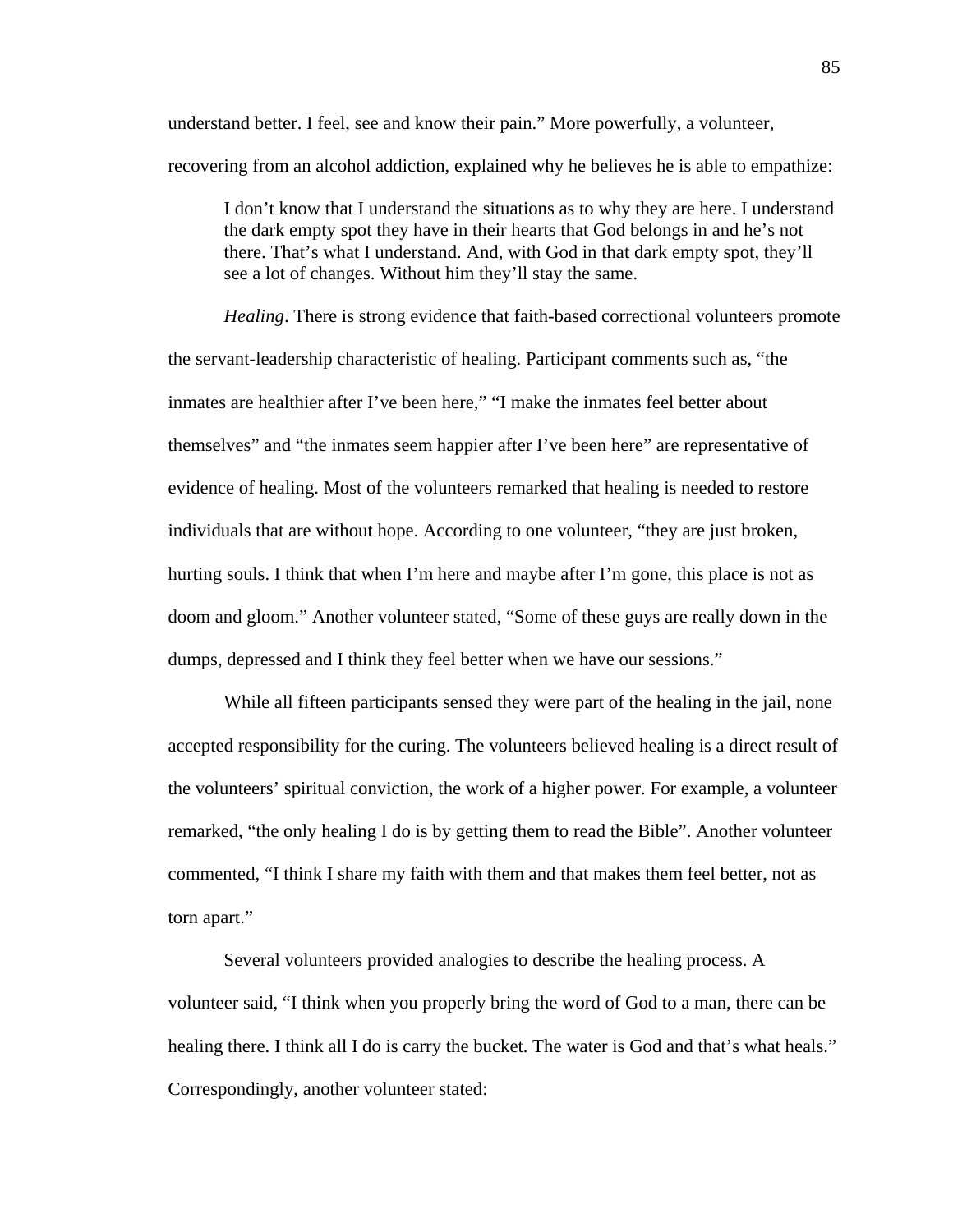understand better. I feel, see and know their pain." More powerfully, a volunteer, recovering from an alcohol addiction, explained why he believes he is able to empathize:

> I don't know that I understand the situations as to why they are here. I understand the dark empty spot they have in their hearts that God belongs in and he's not there. That's what I understand. And, with God in that dark empty spot, they'll see a lot of changes. Without him they'll stay the same.

*Healing*. There is strong evidence that faith-based correctional volunteers promote the servant-leadership characteristic of healing. Participant comments such as, "the inmates are healthier after I've been here," "I make the inmates feel better about themselves" and "the inmates seem happier after I've been here" are representative of evidence of healing. Most of the volunteers remarked that healing is needed to restore individuals that are without hope. According to one volunteer, "they are just broken, hurting souls. I think that when I'm here and maybe after I'm gone, this place is not as doom and gloom." Another volunteer stated, "Some of these guys are really down in the dumps, depressed and I think they feel better when we have our sessions."

While all fifteen participants sensed they were part of the healing in the jail, none accepted responsibility for the curing. The volunteers believed healing is a direct result of the volunteers' spiritual conviction, the work of a higher power. For example, a volunteer remarked, "the only healing I do is by getting them to read the Bible". Another volunteer commented, "I think I share my faith with them and that makes them feel better, not as torn apart."

Several volunteers provided analogies to describe the healing process. A volunteer said, "I think when you properly bring the word of God to a man, there can be healing there. I think all I do is carry the bucket. The water is God and that's what heals." Correspondingly, another volunteer stated: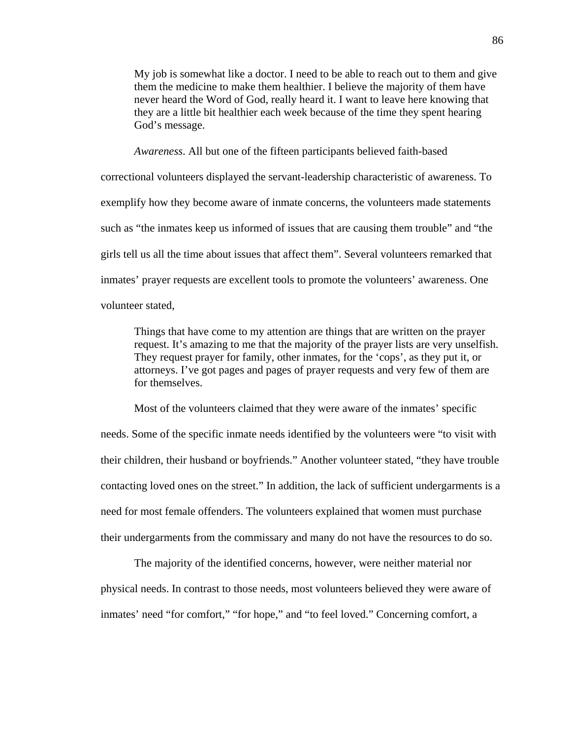> My job is somewhat like a doctor. I need to be able to reach out to them and give them the medicine to make them healthier. I believe the majority of them have never heard the Word of God, really heard it. I want to leave here knowing that they are a little bit healthier each week because of the time they spent hearing God's message.

*Awareness*. All but one of the fifteen participants believed faith-based correctional volunteers displayed the servant-leadership characteristic of awareness. To exemplify how they become aware of inmate concerns, the volunteers made statements such as "the inmates keep us informed of issues that are causing them trouble" and "the girls tell us all the time about issues that affect them". Several volunteers remarked that inmates' prayer requests are excellent tools to promote the volunteers' awareness. One volunteer stated,

> Things that have come to my attention are things that are written on the prayer request. It's amazing to me that the majority of the prayer lists are very unselfish. They request prayer for family, other inmates, for the 'cops', as they put it, or attorneys. I've got pages and pages of prayer requests and very few of them are for themselves.

Most of the volunteers claimed that they were aware of the inmates' specific needs. Some of the specific inmate needs identified by the volunteers were "to visit with their children, their husband or boyfriends." Another volunteer stated, "they have trouble contacting loved ones on the street." In addition, the lack of sufficient undergarments is a need for most female offenders. The volunteers explained that women must purchase their undergarments from the commissary and many do not have the resources to do so.

The majority of the identified concerns, however, were neither material nor physical needs. In contrast to those needs, most volunteers believed they were aware of inmates' need "for comfort," "for hope," and "to feel loved." Concerning comfort, a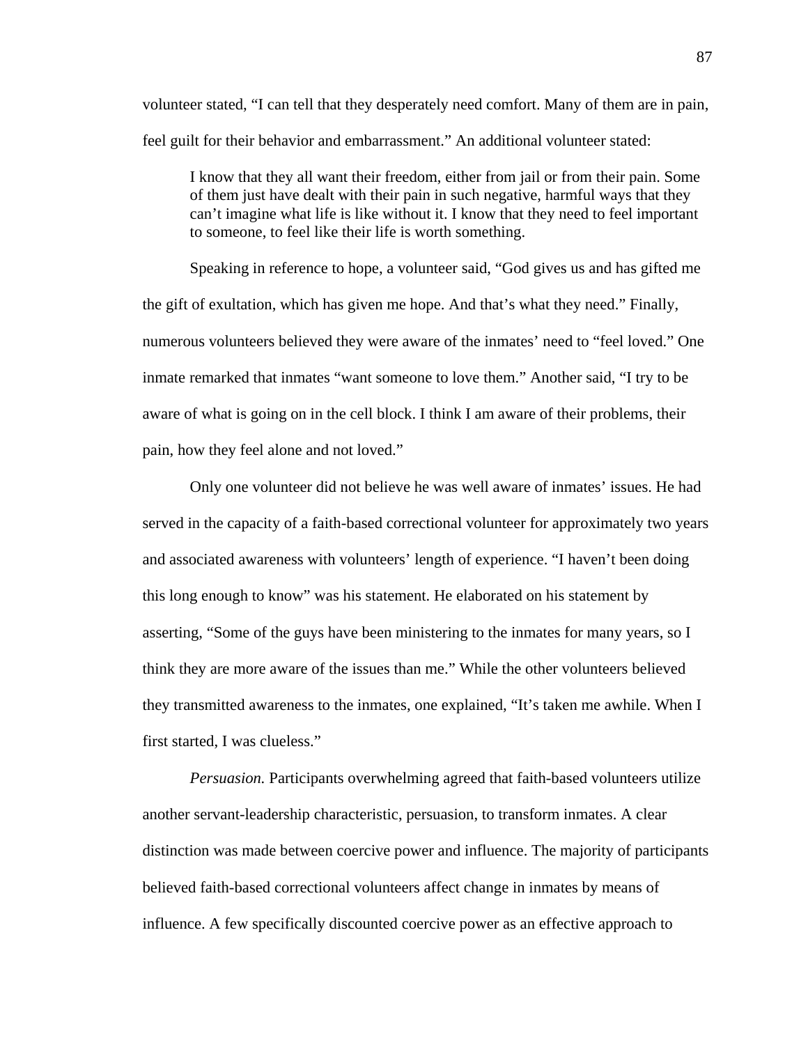volunteer stated, "I can tell that they desperately need comfort. Many of them are in pain, feel guilt for their behavior and embarrassment." An additional volunteer stated:

> I know that they all want their freedom, either from jail or from their pain. Some of them just have dealt with their pain in such negative, harmful ways that they can't imagine what life is like without it. I know that they need to feel important to someone, to feel like their life is worth something.

Speaking in reference to hope, a volunteer said, "God gives us and has gifted me the gift of exultation, which has given me hope. And that's what they need." Finally, numerous volunteers believed they were aware of the inmates' need to "feel loved." One inmate remarked that inmates "want someone to love them." Another said, "I try to be aware of what is going on in the cell block. I think I am aware of their problems, their pain, how they feel alone and not loved."

Only one volunteer did not believe he was well aware of inmates' issues. He had served in the capacity of a faith-based correctional volunteer for approximately two years and associated awareness with volunteers' length of experience. "I haven't been doing this long enough to know" was his statement. He elaborated on his statement by asserting, "Some of the guys have been ministering to the inmates for many years, so I think they are more aware of the issues than me." While the other volunteers believed they transmitted awareness to the inmates, one explained, "It's taken me awhile. When I first started, I was clueless."

*Persuasion.* Participants overwhelming agreed that faith-based volunteers utilize another servant-leadership characteristic, persuasion, to transform inmates. A clear distinction was made between coercive power and influence. The majority of participants believed faith-based correctional volunteers affect change in inmates by means of influence. A few specifically discounted coercive power as an effective approach to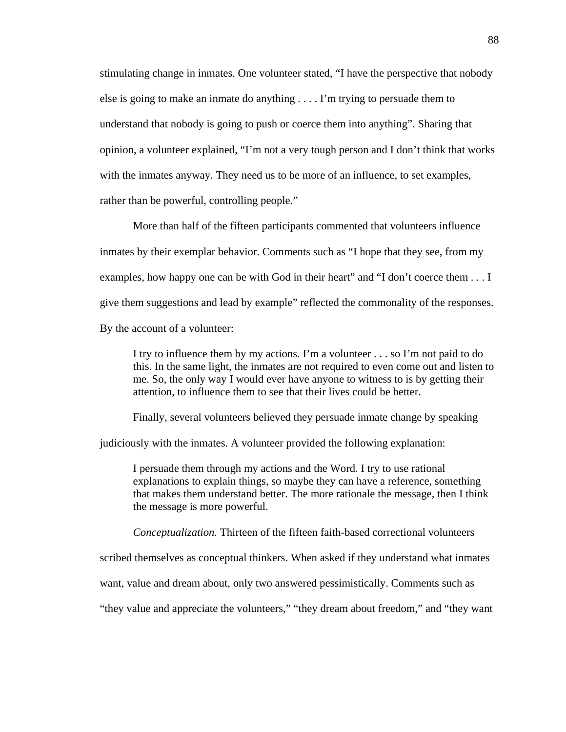stimulating change in inmates. One volunteer stated, "I have the perspective that nobody else is going to make an inmate do anything . . . . I'm trying to persuade them to understand that nobody is going to push or coerce them into anything". Sharing that opinion, a volunteer explained, "I'm not a very tough person and I don't think that works with the inmates anyway. They need us to be more of an influence, to set examples, rather than be powerful, controlling people."

More than half of the fifteen participants commented that volunteers influence inmates by their exemplar behavior. Comments such as "I hope that they see, from my examples, how happy one can be with God in their heart" and "I don't coerce them . . . I give them suggestions and lead by example" reflected the commonality of the responses. By the account of a volunteer:

> I try to influence them by my actions. I'm a volunteer . . . so I'm not paid to do this. In the same light, the inmates are not required to even come out and listen to me. So, the only way I would ever have anyone to witness to is by getting their attention, to influence them to see that their lives could be better.

Finally, several volunteers believed they persuade inmate change by speaking judiciously with the inmates. A volunteer provided the following explanation:

> I persuade them through my actions and the Word. I try to use rational explanations to explain things, so maybe they can have a reference, something that makes them understand better. The more rationale the message, then I think the message is more powerful.

*Conceptualization.* Thirteen of the fifteen faith-based correctional volunteers scribed themselves as conceptual thinkers. When asked if they understand what inmates want, value and dream about, only two answered pessimistically. Comments such as "they value and appreciate the volunteers," "they dream about freedom," and "they want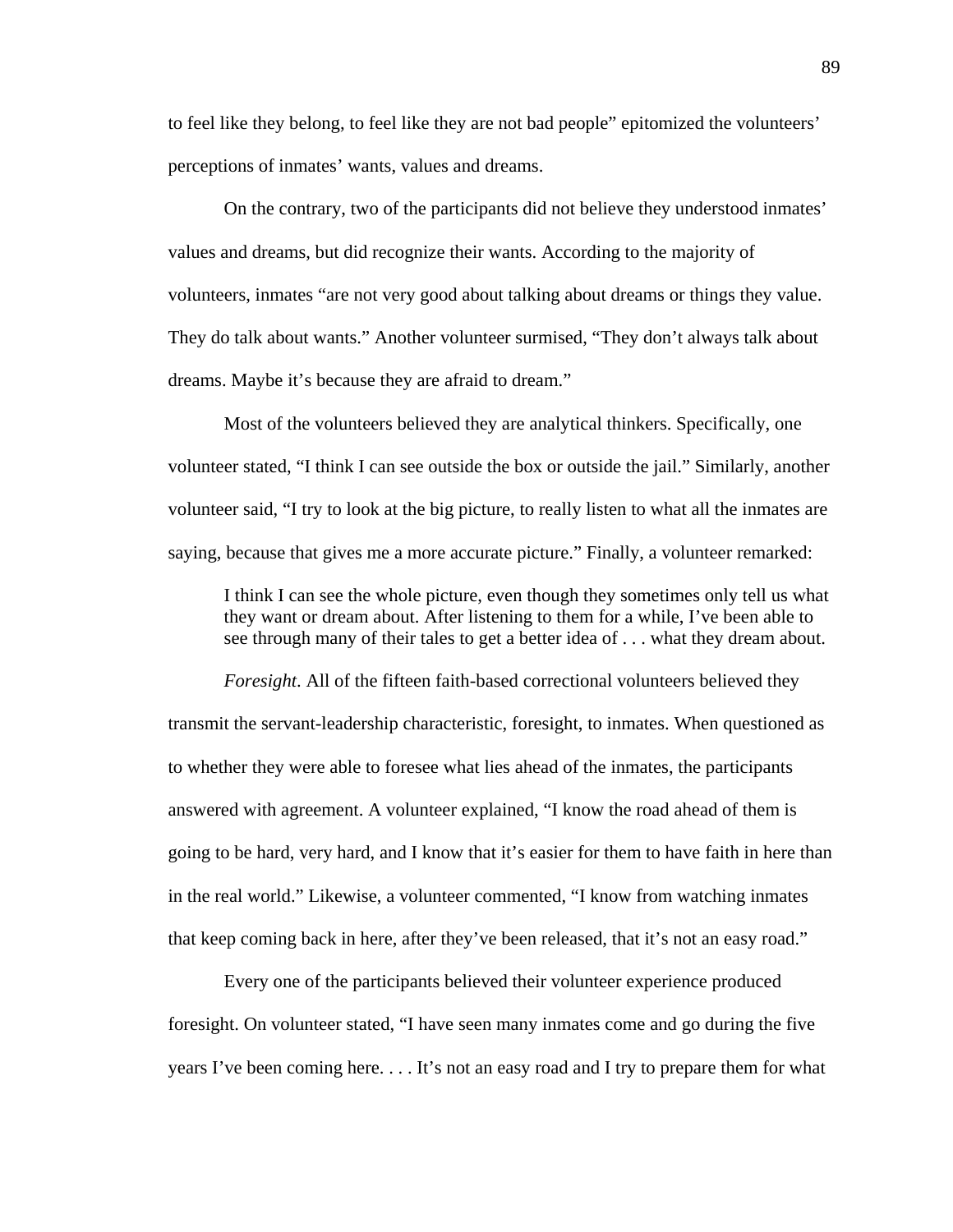to feel like they belong, to feel like they are not bad people" epitomized the volunteers' perceptions of inmates' wants, values and dreams.

On the contrary, two of the participants did not believe they understood inmates' values and dreams, but did recognize their wants. According to the majority of volunteers, inmates "are not very good about talking about dreams or things they value. They do talk about wants." Another volunteer surmised, "They don't always talk about dreams. Maybe it's because they are afraid to dream."

Most of the volunteers believed they are analytical thinkers. Specifically, one volunteer stated, "I think I can see outside the box or outside the jail." Similarly, another volunteer said, "I try to look at the big picture, to really listen to what all the inmates are saying, because that gives me a more accurate picture." Finally, a volunteer remarked:

> I think I can see the whole picture, even though they sometimes only tell us what they want or dream about. After listening to them for a while, I've been able to see through many of their tales to get a better idea of . . . what they dream about.

*Foresight*. All of the fifteen faith-based correctional volunteers believed they transmit the servant-leadership characteristic, foresight, to inmates. When questioned as to whether they were able to foresee what lies ahead of the inmates, the participants answered with agreement. A volunteer explained, "I know the road ahead of them is going to be hard, very hard, and I know that it's easier for them to have faith in here than in the real world." Likewise, a volunteer commented, "I know from watching inmates that keep coming back in here, after they've been released, that it's not an easy road."

Every one of the participants believed their volunteer experience produced foresight. On volunteer stated, "I have seen many inmates come and go during the five years I've been coming here. . . . It's not an easy road and I try to prepare them for what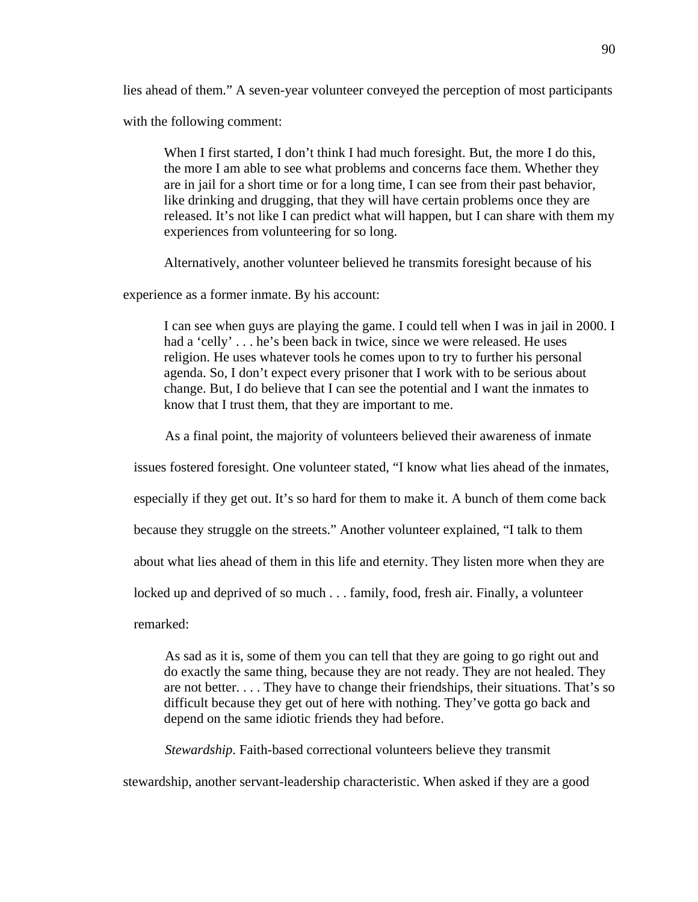lies ahead of them." A seven-year volunteer conveyed the perception of most participants with the following comment:

> When I first started, I don't think I had much foresight. But, the more I do this, the more I am able to see what problems and concerns face them. Whether they are in jail for a short time or for a long time, I can see from their past behavior, like drinking and drugging, that they will have certain problems once they are released. It's not like I can predict what will happen, but I can share with them my experiences from volunteering for so long.

Alternatively, another volunteer believed he transmits foresight because of his experience as a former inmate. By his account:

> I can see when guys are playing the game. I could tell when I was in jail in 2000. I had a 'celly' . . . he's been back in twice, since we were released. He uses religion. He uses whatever tools he comes upon to try to further his personal agenda. So, I don't expect every prisoner that I work with to be serious about change. But, I do believe that I can see the potential and I want the inmates to know that I trust them, that they are important to me.

As a final point, the majority of volunteers believed their awareness of inmate issues fostered foresight. One volunteer stated, "I know what lies ahead of the inmates, especially if they get out. It's so hard for them to make it. A bunch of them come back because they struggle on the streets." Another volunteer explained, "I talk to them about what lies ahead of them in this life and eternity. They listen more when they are locked up and deprived of so much . . . family, food, fresh air. Finally, a volunteer remarked:

> As sad as it is, some of them you can tell that they are going to go right out and do exactly the same thing, because they are not ready. They are not healed. They are not better. . . . They have to change their friendships, their situations. That's so difficult because they get out of here with nothing. They've gotta go back and depend on the same idiotic friends they had before.

*Stewardship*. Faith-based correctional volunteers believe they transmit stewardship, another servant-leadership characteristic. When asked if they are a good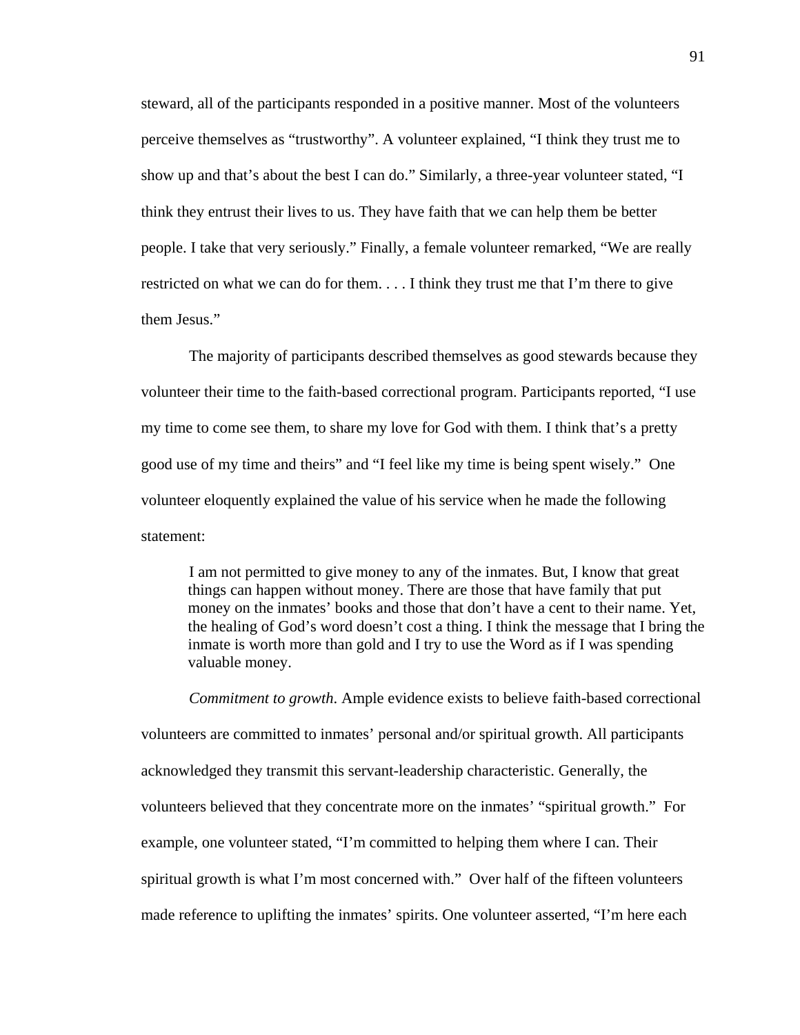steward, all of the participants responded in a positive manner. Most of the volunteers perceive themselves as "trustworthy". A volunteer explained, "I think they trust me to show up and that's about the best I can do." Similarly, a three-year volunteer stated, "I think they entrust their lives to us. They have faith that we can help them be better people. I take that very seriously." Finally, a female volunteer remarked, "We are really restricted on what we can do for them. . . . I think they trust me that I'm there to give them Jesus."

The majority of participants described themselves as good stewards because they volunteer their time to the faith-based correctional program. Participants reported, "I use my time to come see them, to share my love for God with them. I think that's a pretty good use of my time and theirs" and "I feel like my time is being spent wisely." One volunteer eloquently explained the value of his service when he made the following statement:

> I am not permitted to give money to any of the inmates. But, I know that great things can happen without money. There are those that have family that put money on the inmates' books and those that don't have a cent to their name. Yet, the healing of God's word doesn't cost a thing. I think the message that I bring the inmate is worth more than gold and I try to use the Word as if I was spending valuable money.

*Commitment to growth*. Ample evidence exists to believe faith-based correctional volunteers are committed to inmates' personal and/or spiritual growth. All participants acknowledged they transmit this servant-leadership characteristic. Generally, the volunteers believed that they concentrate more on the inmates' "spiritual growth." For example, one volunteer stated, "I'm committed to helping them where I can. Their spiritual growth is what I'm most concerned with." Over half of the fifteen volunteers made reference to uplifting the inmates' spirits. One volunteer asserted, "I'm here each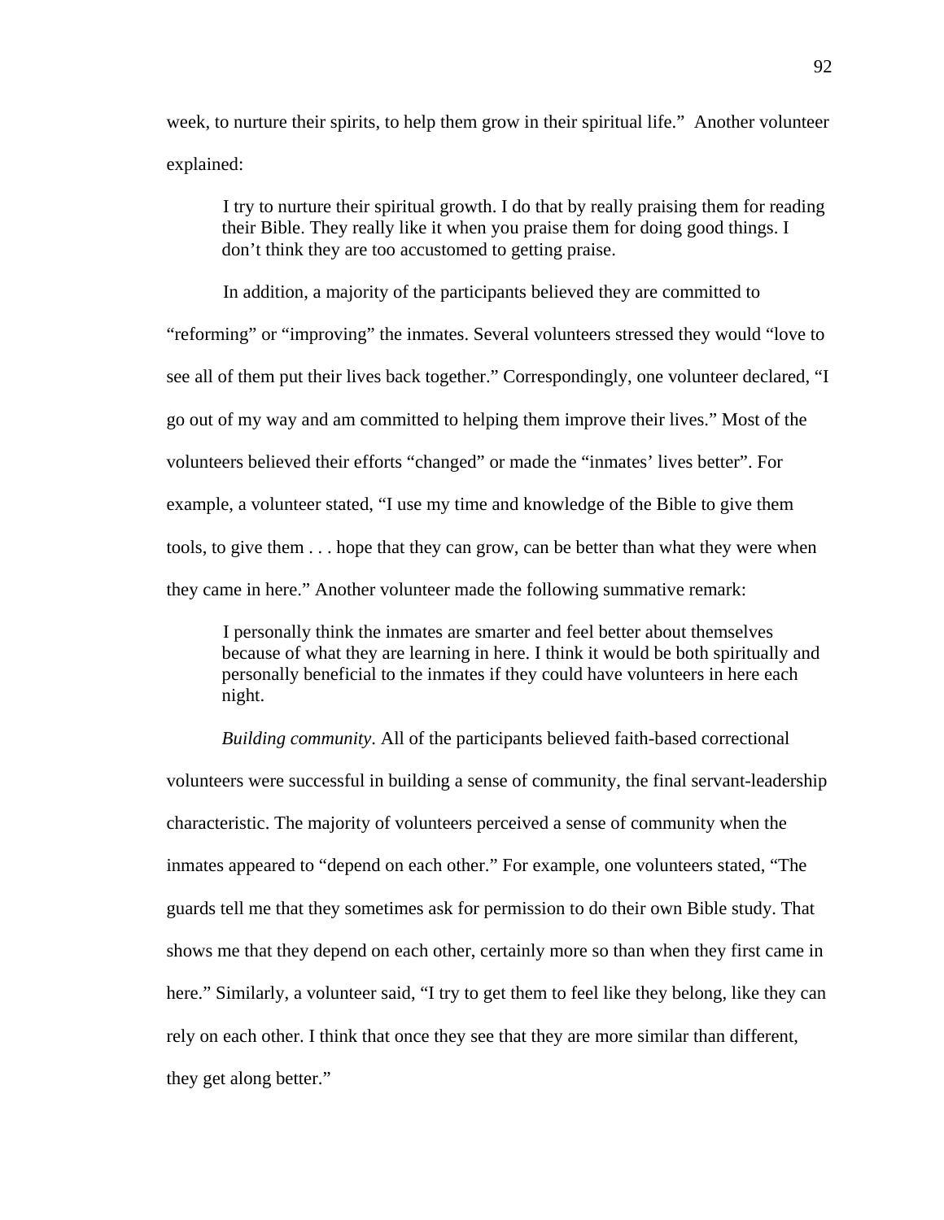week, to nurture their spirits, to help them grow in their spiritual life." Another volunteer explained:

> I try to nurture their spiritual growth. I do that by really praising them for reading their Bible. They really like it when you praise them for doing good things. I don't think they are too accustomed to getting praise.

In addition, a majority of the participants believed they are committed to "reforming" or "improving" the inmates. Several volunteers stressed they would "love to see all of them put their lives back together." Correspondingly, one volunteer declared, "I go out of my way and am committed to helping them improve their lives." Most of the volunteers believed their efforts "changed" or made the "inmates' lives better". For example, a volunteer stated, "I use my time and knowledge of the Bible to give them tools, to give them . . . hope that they can grow, can be better than what they were when they came in here." Another volunteer made the following summative remark:

> I personally think the inmates are smarter and feel better about themselves because of what they are learning in here. I think it would be both spiritually and personally beneficial to the inmates if they could have volunteers in here each night.

*Building community*. All of the participants believed faith-based correctional volunteers were successful in building a sense of community, the final servant-leadership characteristic. The majority of volunteers perceived a sense of community when the inmates appeared to "depend on each other." For example, one volunteers stated, "The guards tell me that they sometimes ask for permission to do their own Bible study. That shows me that they depend on each other, certainly more so than when they first came in here." Similarly, a volunteer said, "I try to get them to feel like they belong, like they can rely on each other. I think that once they see that they are more similar than different, they get along better."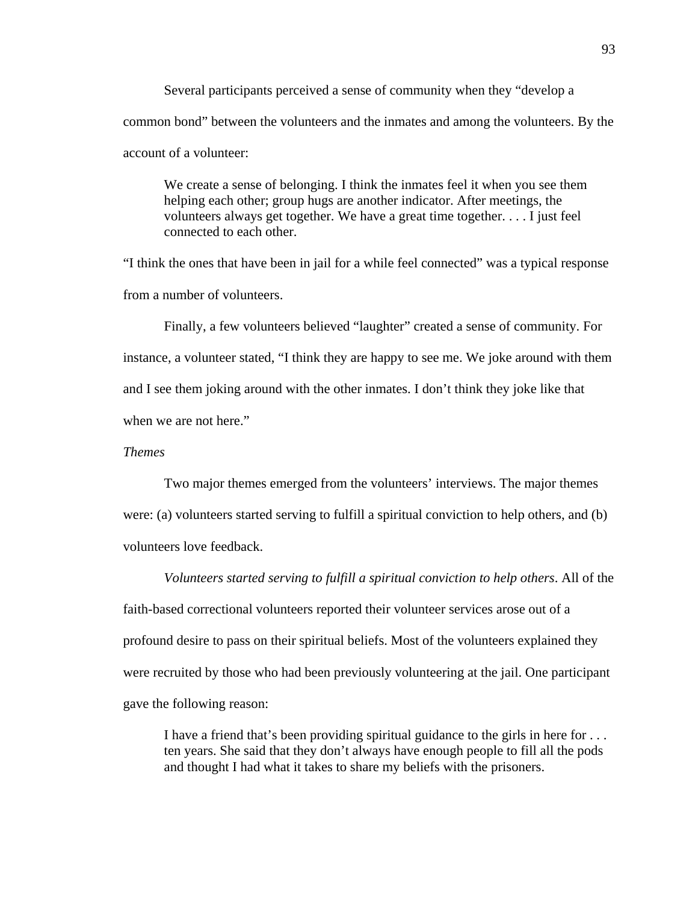Several participants perceived a sense of community when they "develop a common bond" between the volunteers and the inmates and among the volunteers. By the account of a volunteer:

> We create a sense of belonging. I think the inmates feel it when you see them helping each other; group hugs are another indicator. After meetings, the volunteers always get together. We have a great time together. . . . I just feel connected to each other.

"I think the ones that have been in jail for a while feel connected" was a typical response from a number of volunteers.

Finally, a few volunteers believed "laughter" created a sense of community. For instance, a volunteer stated, "I think they are happy to see me. We joke around with them and I see them joking around with the other inmates. I don't think they joke like that when we are not here."

*Themes*

Two major themes emerged from the volunteers' interviews. The major themes were: (a) volunteers started serving to fulfill a spiritual conviction to help others, and (b) volunteers love feedback.

*Volunteers started serving to fulfill a spiritual conviction to help others*. All of the faith-based correctional volunteers reported their volunteer services arose out of a profound desire to pass on their spiritual beliefs. Most of the volunteers explained they were recruited by those who had been previously volunteering at the jail. One participant gave the following reason:

> I have a friend that's been providing spiritual guidance to the girls in here for . . . ten years. She said that they don't always have enough people to fill all the pods and thought I had what it takes to share my beliefs with the prisoners.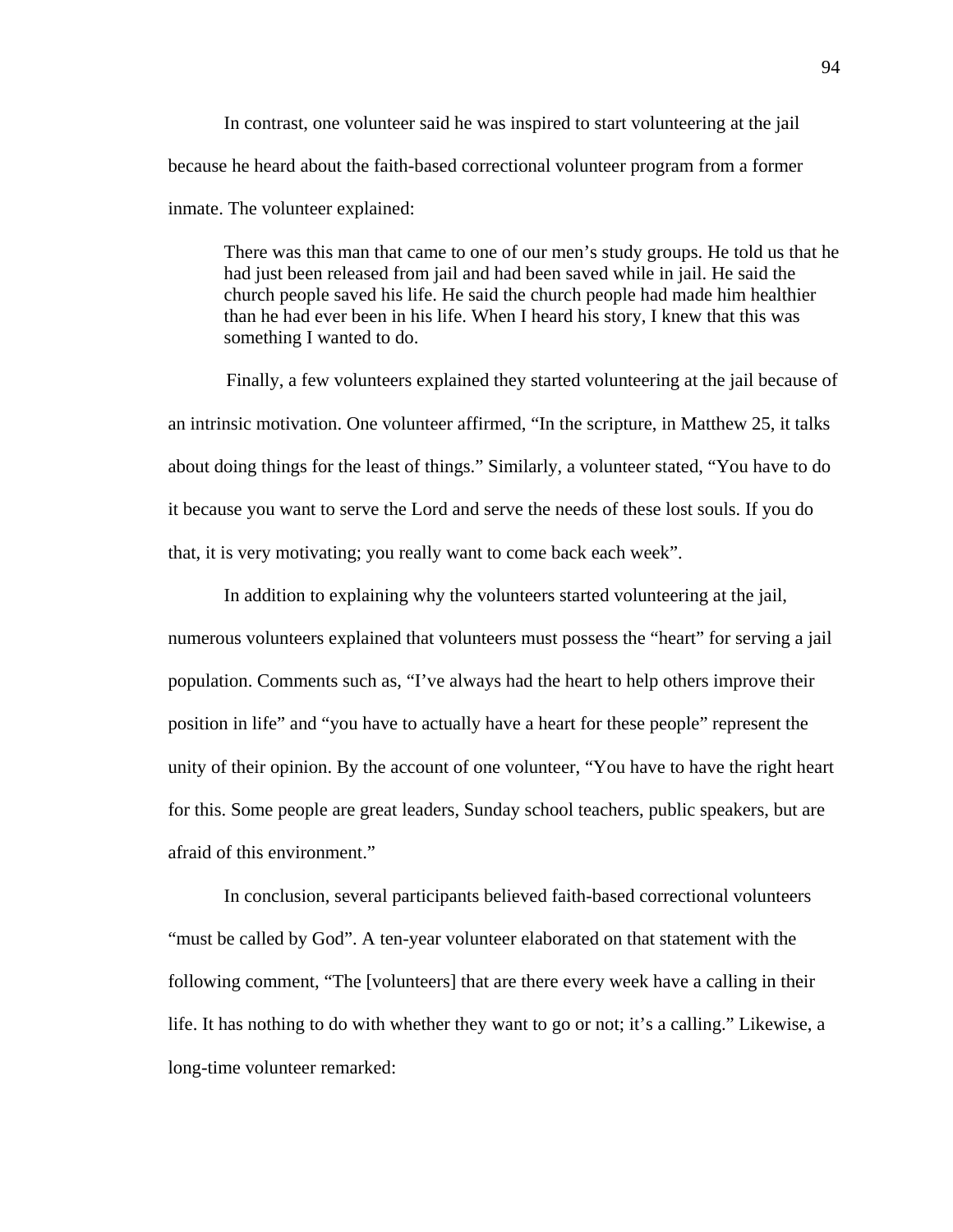In contrast, one volunteer said he was inspired to start volunteering at the jail because he heard about the faith-based correctional volunteer program from a former inmate. The volunteer explained:

> There was this man that came to one of our men's study groups. He told us that he had just been released from jail and had been saved while in jail. He said the church people saved his life. He said the church people had made him healthier than he had ever been in his life. When I heard his story, I knew that this was something I wanted to do.

Finally, a few volunteers explained they started volunteering at the jail because of an intrinsic motivation. One volunteer affirmed, "In the scripture, in Matthew 25, it talks about doing things for the least of things." Similarly, a volunteer stated, "You have to do it because you want to serve the Lord and serve the needs of these lost souls. If you do that, it is very motivating; you really want to come back each week".

In addition to explaining why the volunteers started volunteering at the jail, numerous volunteers explained that volunteers must possess the "heart" for serving a jail population. Comments such as, "I've always had the heart to help others improve their position in life" and "you have to actually have a heart for these people" represent the unity of their opinion. By the account of one volunteer, "You have to have the right heart for this. Some people are great leaders, Sunday school teachers, public speakers, but are afraid of this environment."

In conclusion, several participants believed faith-based correctional volunteers "must be called by God". A ten-year volunteer elaborated on that statement with the following comment, "The [volunteers] that are there every week have a calling in their life. It has nothing to do with whether they want to go or not; it's a calling." Likewise, a long-time volunteer remarked: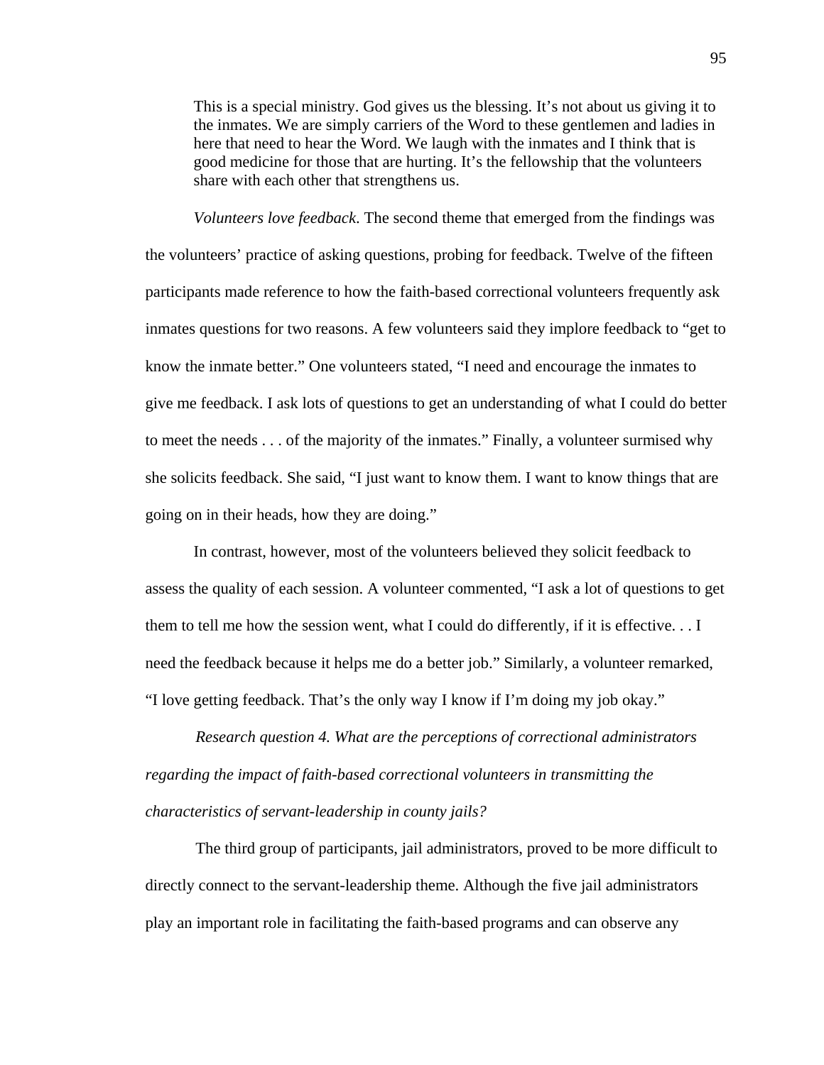> This is a special ministry. God gives us the blessing. It's not about us giving it to the inmates. We are simply carriers of the Word to these gentlemen and ladies in here that need to hear the Word. We laugh with the inmates and I think that is good medicine for those that are hurting. It's the fellowship that the volunteers share with each other that strengthens us.

*Volunteers love feedback*. The second theme that emerged from the findings was the volunteers' practice of asking questions, probing for feedback. Twelve of the fifteen participants made reference to how the faith-based correctional volunteers frequently ask inmates questions for two reasons. A few volunteers said they implore feedback to "get to know the inmate better." One volunteers stated, "I need and encourage the inmates to give me feedback. I ask lots of questions to get an understanding of what I could do better to meet the needs . . . of the majority of the inmates." Finally, a volunteer surmised why she solicits feedback. She said, "I just want to know them. I want to know things that are going on in their heads, how they are doing."

In contrast, however, most of the volunteers believed they solicit feedback to assess the quality of each session. A volunteer commented, "I ask a lot of questions to get them to tell me how the session went, what I could do differently, if it is effective. . . I need the feedback because it helps me do a better job." Similarly, a volunteer remarked, "I love getting feedback. That's the only way I know if I'm doing my job okay."

*Research question 4. What are the perceptions of correctional administrators regarding the impact of faith-based correctional volunteers in transmitting the characteristics of servant-leadership in county jails?*

The third group of participants, jail administrators, proved to be more difficult to directly connect to the servant-leadership theme. Although the five jail administrators play an important role in facilitating the faith-based programs and can observe any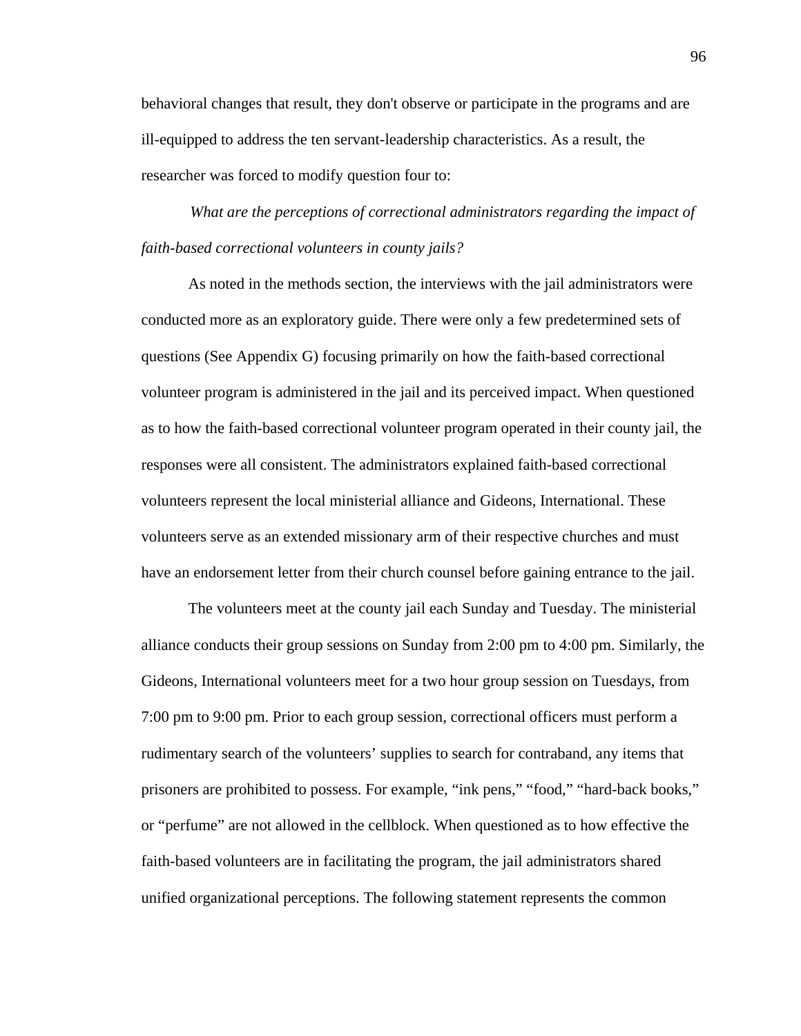behavioral changes that result, they don't observe or participate in the programs and are ill-equipped to address the ten servant-leadership characteristics. As a result, the researcher was forced to modify question four to:

*What are the perceptions of correctional administrators regarding the impact of faith-based correctional volunteers in county jails?*

As noted in the methods section, the interviews with the jail administrators were conducted more as an exploratory guide. There were only a few predetermined sets of questions (See Appendix G) focusing primarily on how the faith-based correctional volunteer program is administered in the jail and its perceived impact. When questioned as to how the faith-based correctional volunteer program operated in their county jail, the responses were all consistent. The administrators explained faith-based correctional volunteers represent the local ministerial alliance and Gideons, International. These volunteers serve as an extended missionary arm of their respective churches and must have an endorsement letter from their church counsel before gaining entrance to the jail.

The volunteers meet at the county jail each Sunday and Tuesday. The ministerial alliance conducts their group sessions on Sunday from 2:00 pm to 4:00 pm. Similarly, the Gideons, International volunteers meet for a two hour group session on Tuesdays, from 7:00 pm to 9:00 pm. Prior to each group session, correctional officers must perform a rudimentary search of the volunteers' supplies to search for contraband, any items that prisoners are prohibited to possess. For example, "ink pens," "food," "hard-back books," or "perfume" are not allowed in the cellblock. When questioned as to how effective the faith-based volunteers are in facilitating the program, the jail administrators shared unified organizational perceptions. The following statement represents the common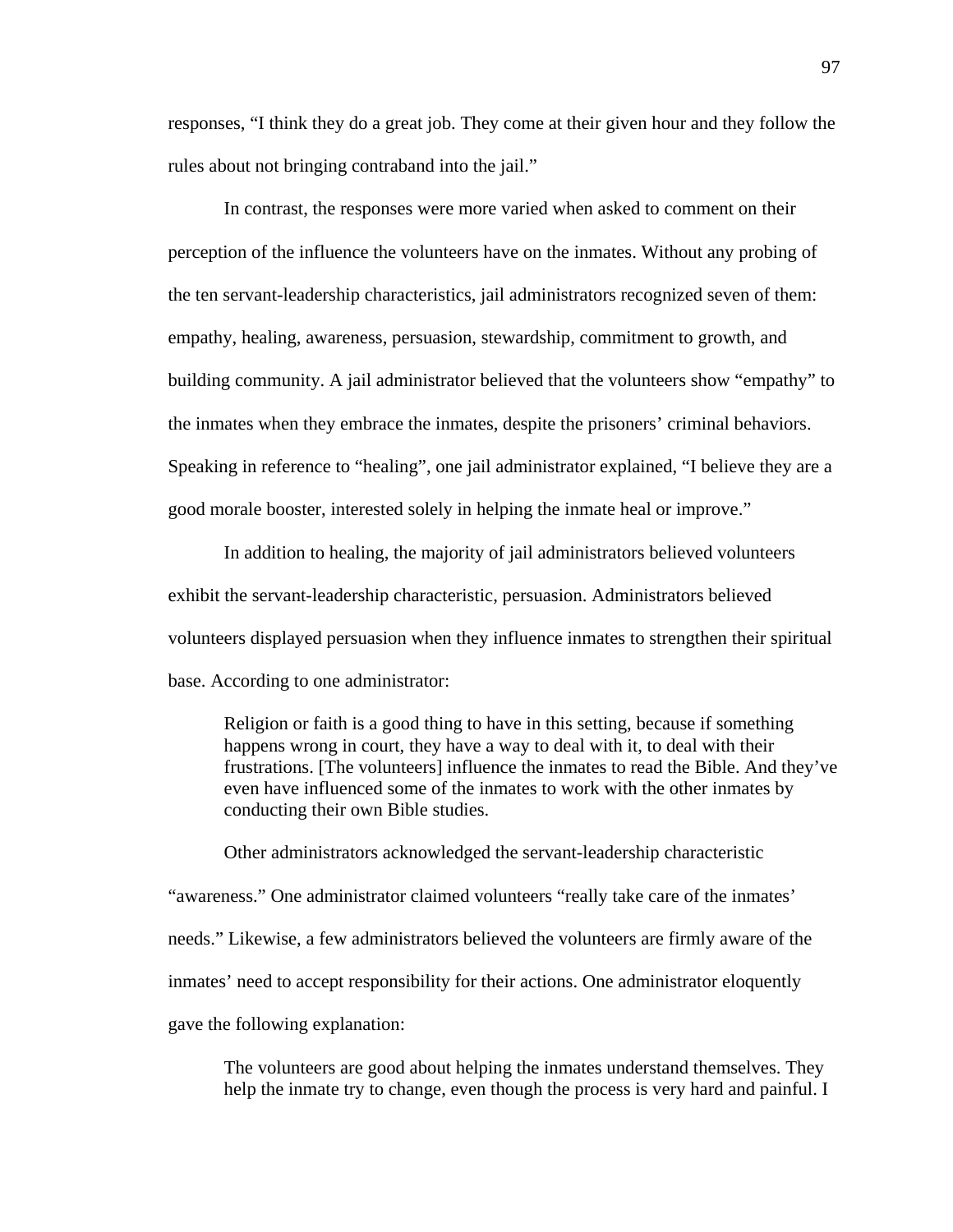responses, "I think they do a great job. They come at their given hour and they follow the rules about not bringing contraband into the jail."

In contrast, the responses were more varied when asked to comment on their perception of the influence the volunteers have on the inmates. Without any probing of the ten servant-leadership characteristics, jail administrators recognized seven of them: empathy, healing, awareness, persuasion, stewardship, commitment to growth, and building community. A jail administrator believed that the volunteers show "empathy" to the inmates when they embrace the inmates, despite the prisoners' criminal behaviors. Speaking in reference to "healing", one jail administrator explained, "I believe they are a good morale booster, interested solely in helping the inmate heal or improve."

In addition to healing, the majority of jail administrators believed volunteers exhibit the servant-leadership characteristic, persuasion. Administrators believed volunteers displayed persuasion when they influence inmates to strengthen their spiritual base. According to one administrator:

> Religion or faith is a good thing to have in this setting, because if something happens wrong in court, they have a way to deal with it, to deal with their frustrations. [The volunteers] influence the inmates to read the Bible. And they've even have influenced some of the inmates to work with the other inmates by conducting their own Bible studies.

Other administrators acknowledged the servant-leadership characteristic "awareness." One administrator claimed volunteers "really take care of the inmates' needs." Likewise, a few administrators believed the volunteers are firmly aware of the inmates' need to accept responsibility for their actions. One administrator eloquently gave the following explanation:

> The volunteers are good about helping the inmates understand themselves. They help the inmate try to change, even though the process is very hard and painful. I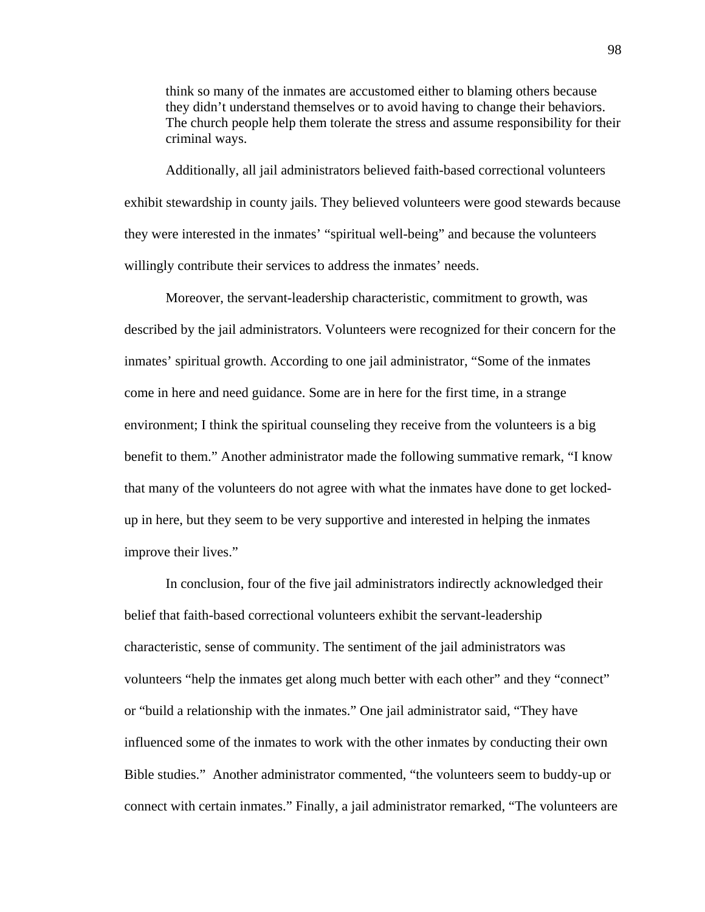> think so many of the inmates are accustomed either to blaming others because they didn't understand themselves or to avoid having to change their behaviors. The church people help them tolerate the stress and assume responsibility for their criminal ways.

Additionally, all jail administrators believed faith-based correctional volunteers exhibit stewardship in county jails. They believed volunteers were good stewards because they were interested in the inmates' "spiritual well-being" and because the volunteers willingly contribute their services to address the inmates' needs.

Moreover, the servant-leadership characteristic, commitment to growth, was described by the jail administrators. Volunteers were recognized for their concern for the inmates' spiritual growth. According to one jail administrator, "Some of the inmates come in here and need guidance. Some are in here for the first time, in a strange environment; I think the spiritual counseling they receive from the volunteers is a big benefit to them." Another administrator made the following summative remark, "I know that many of the volunteers do not agree with what the inmates have done to get locked-up in here, but they seem to be very supportive and interested in helping the inmates improve their lives."

In conclusion, four of the five jail administrators indirectly acknowledged their belief that faith-based correctional volunteers exhibit the servant-leadership characteristic, sense of community. The sentiment of the jail administrators was volunteers "help the inmates get along much better with each other" and they "connect" or "build a relationship with the inmates." One jail administrator said, "They have influenced some of the inmates to work with the other inmates by conducting their own Bible studies." Another administrator commented, "the volunteers seem to buddy-up or connect with certain inmates." Finally, a jail administrator remarked, "The volunteers are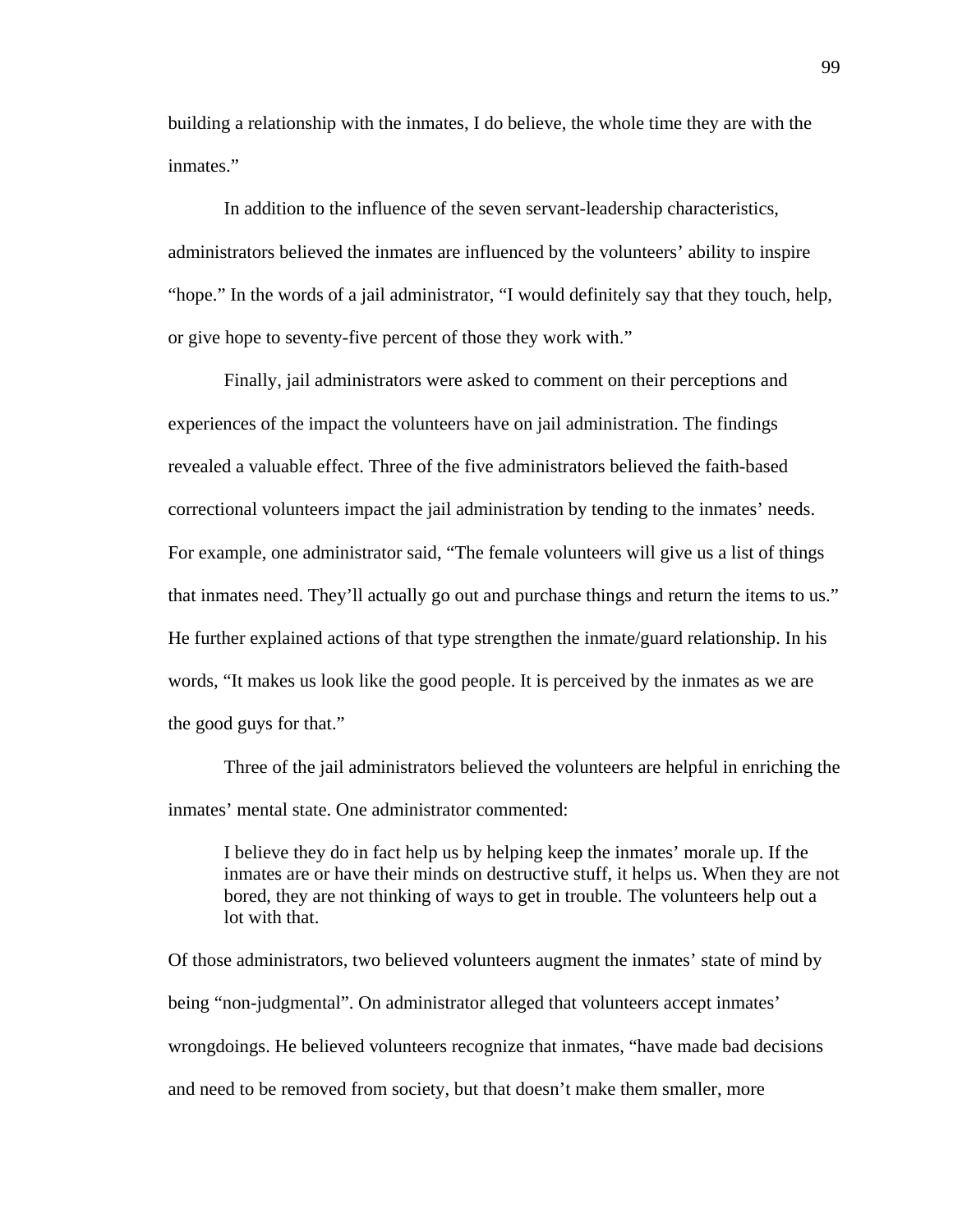building a relationship with the inmates, I do believe, the whole time they are with the inmates."

In addition to the influence of the seven servant-leadership characteristics, administrators believed the inmates are influenced by the volunteers' ability to inspire "hope." In the words of a jail administrator, "I would definitely say that they touch, help, or give hope to seventy-five percent of those they work with."

Finally, jail administrators were asked to comment on their perceptions and experiences of the impact the volunteers have on jail administration. The findings revealed a valuable effect. Three of the five administrators believed the faith-based correctional volunteers impact the jail administration by tending to the inmates' needs. For example, one administrator said, "The female volunteers will give us a list of things that inmates need. They'll actually go out and purchase things and return the items to us." He further explained actions of that type strengthen the inmate/guard relationship. In his words, "It makes us look like the good people. It is perceived by the inmates as we are the good guys for that."

Three of the jail administrators believed the volunteers are helpful in enriching the inmates' mental state. One administrator commented:

> I believe they do in fact help us by helping keep the inmates' morale up. If the inmates are or have their minds on destructive stuff, it helps us. When they are not bored, they are not thinking of ways to get in trouble. The volunteers help out a lot with that.

Of those administrators, two believed volunteers augment the inmates' state of mind by being "non-judgmental". On administrator alleged that volunteers accept inmates' wrongdoings. He believed volunteers recognize that inmates, "have made bad decisions and need to be removed from society, but that doesn't make them smaller, more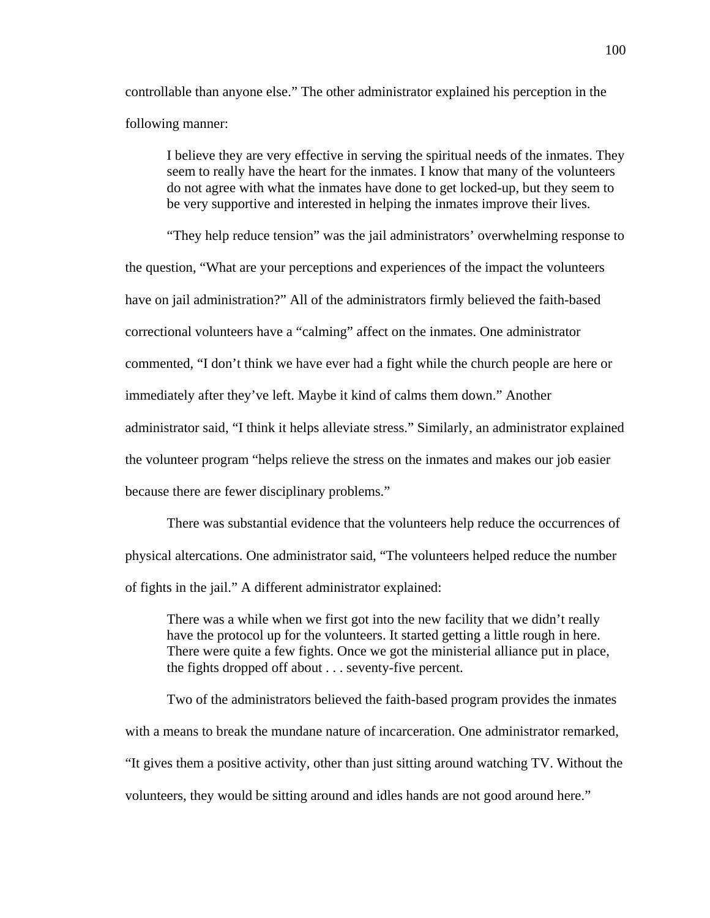controllable than anyone else." The other administrator explained his perception in the following manner:

> I believe they are very effective in serving the spiritual needs of the inmates. They seem to really have the heart for the inmates. I know that many of the volunteers do not agree with what the inmates have done to get locked-up, but they seem to be very supportive and interested in helping the inmates improve their lives.

"They help reduce tension" was the jail administrators' overwhelming response to the question, "What are your perceptions and experiences of the impact the volunteers have on jail administration?" All of the administrators firmly believed the faith-based correctional volunteers have a "calming" affect on the inmates. One administrator commented, "I don't think we have ever had a fight while the church people are here or immediately after they've left. Maybe it kind of calms them down." Another administrator said, "I think it helps alleviate stress." Similarly, an administrator explained the volunteer program "helps relieve the stress on the inmates and makes our job easier because there are fewer disciplinary problems."

There was substantial evidence that the volunteers help reduce the occurrences of physical altercations. One administrator said, "The volunteers helped reduce the number of fights in the jail." A different administrator explained:

> There was a while when we first got into the new facility that we didn't really have the protocol up for the volunteers. It started getting a little rough in here. There were quite a few fights. Once we got the ministerial alliance put in place, the fights dropped off about . . . seventy-five percent.

Two of the administrators believed the faith-based program provides the inmates with a means to break the mundane nature of incarceration. One administrator remarked, "It gives them a positive activity, other than just sitting around watching TV. Without the volunteers, they would be sitting around and idles hands are not good around here."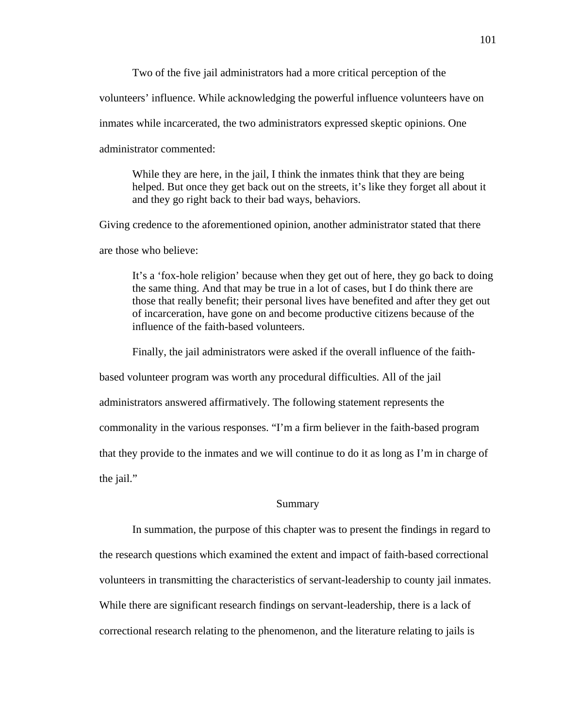Two of the five jail administrators had a more critical perception of the volunteers' influence. While acknowledging the powerful influence volunteers have on inmates while incarcerated, the two administrators expressed skeptic opinions. One administrator commented:

> While they are here, in the jail, I think the inmates think that they are being helped. But once they get back out on the streets, it's like they forget all about it and they go right back to their bad ways, behaviors.

Giving credence to the aforementioned opinion, another administrator stated that there are those who believe:

> It's a 'fox-hole religion' because when they get out of here, they go back to doing the same thing. And that may be true in a lot of cases, but I do think there are those that really benefit; their personal lives have benefited and after they get out of incarceration, have gone on and become productive citizens because of the influence of the faith-based volunteers.

Finally, the jail administrators were asked if the overall influence of the faith-based volunteer program was worth any procedural difficulties. All of the jail administrators answered affirmatively. The following statement represents the commonality in the various responses. "I'm a firm believer in the faith-based program that they provide to the inmates and we will continue to do it as long as I'm in charge of the jail."

## Summary

In summation, the purpose of this chapter was to present the findings in regard to the research questions which examined the extent and impact of faith-based correctional volunteers in transmitting the characteristics of servant-leadership to county jail inmates. While there are significant research findings on servant-leadership, there is a lack of correctional research relating to the phenomenon, and the literature relating to jails is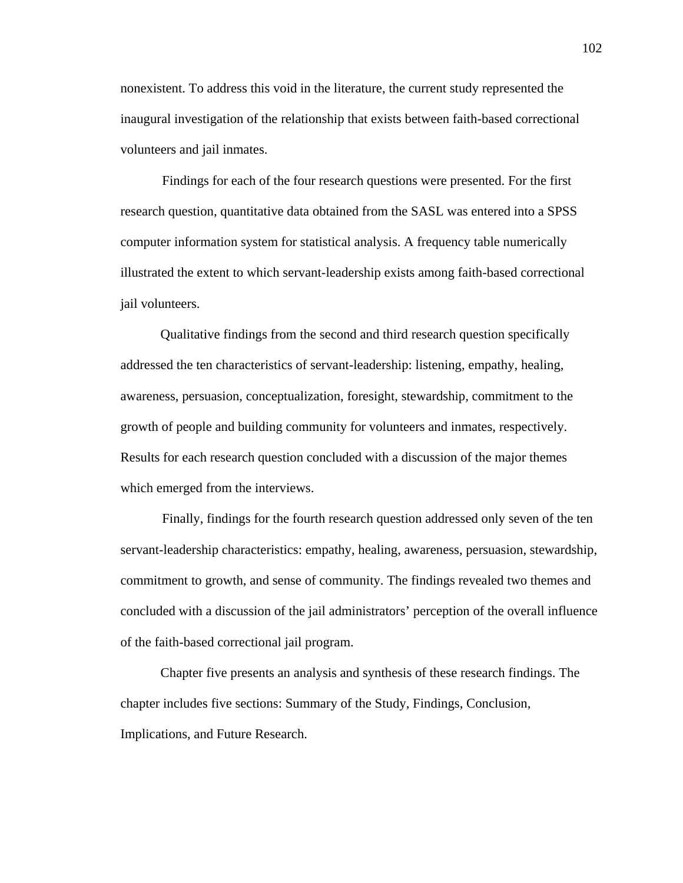nonexistent. To address this void in the literature, the current study represented the inaugural investigation of the relationship that exists between faith-based correctional volunteers and jail inmates.

Findings for each of the four research questions were presented. For the first research question, quantitative data obtained from the SASL was entered into a SPSS computer information system for statistical analysis. A frequency table numerically illustrated the extent to which servant-leadership exists among faith-based correctional jail volunteers.

Qualitative findings from the second and third research question specifically addressed the ten characteristics of servant-leadership: listening, empathy, healing, awareness, persuasion, conceptualization, foresight, stewardship, commitment to the growth of people and building community for volunteers and inmates, respectively. Results for each research question concluded with a discussion of the major themes which emerged from the interviews.

Finally, findings for the fourth research question addressed only seven of the ten servant-leadership characteristics: empathy, healing, awareness, persuasion, stewardship, commitment to growth, and sense of community. The findings revealed two themes and concluded with a discussion of the jail administrators' perception of the overall influence of the faith-based correctional jail program.

Chapter five presents an analysis and synthesis of these research findings. The chapter includes five sections: Summary of the Study, Findings, Conclusion, Implications, and Future Research.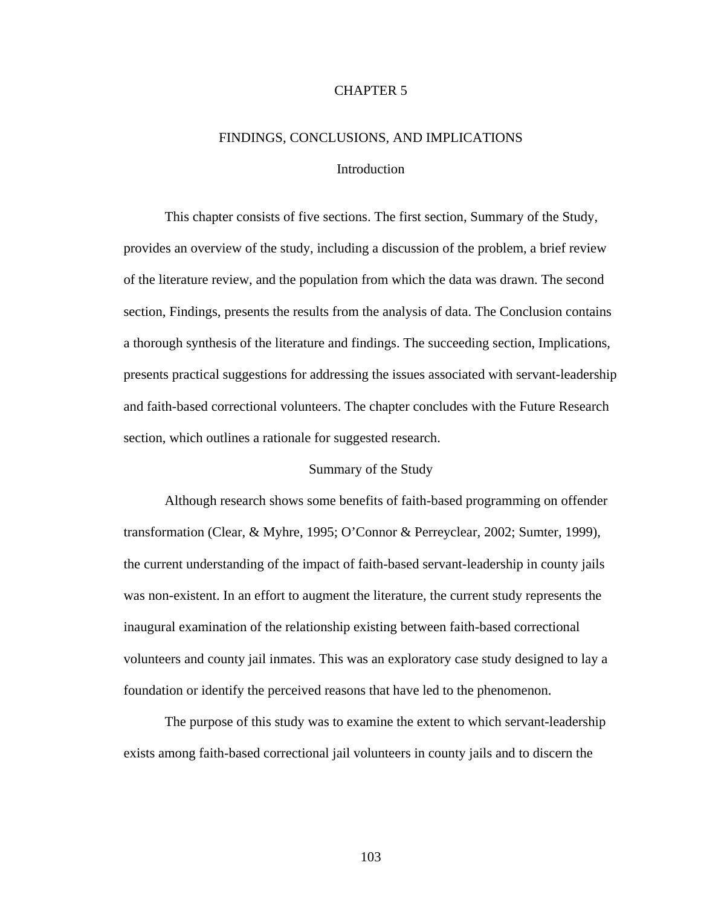# CHAPTER 5

## FINDINGS, CONCLUSIONS, AND IMPLICATIONS

### Introduction

This chapter consists of five sections. The first section, Summary of the Study, provides an overview of the study, including a discussion of the problem, a brief review of the literature review, and the population from which the data was drawn. The second section, Findings, presents the results from the analysis of data. The Conclusion contains a thorough synthesis of the literature and findings. The succeeding section, Implications, presents practical suggestions for addressing the issues associated with servant-leadership and faith-based correctional volunteers. The chapter concludes with the Future Research section, which outlines a rationale for suggested research.

### Summary of the Study

Although research shows some benefits of faith-based programming on offender transformation (Clear, & Myhre, 1995; O'Connor & Perreyclear, 2002; Sumter, 1999), the current understanding of the impact of faith-based servant-leadership in county jails was non-existent. In an effort to augment the literature, the current study represents the inaugural examination of the relationship existing between faith-based correctional volunteers and county jail inmates. This was an exploratory case study designed to lay a foundation or identify the perceived reasons that have led to the phenomenon.

The purpose of this study was to examine the extent to which servant-leadership exists among faith-based correctional jail volunteers in county jails and to discern the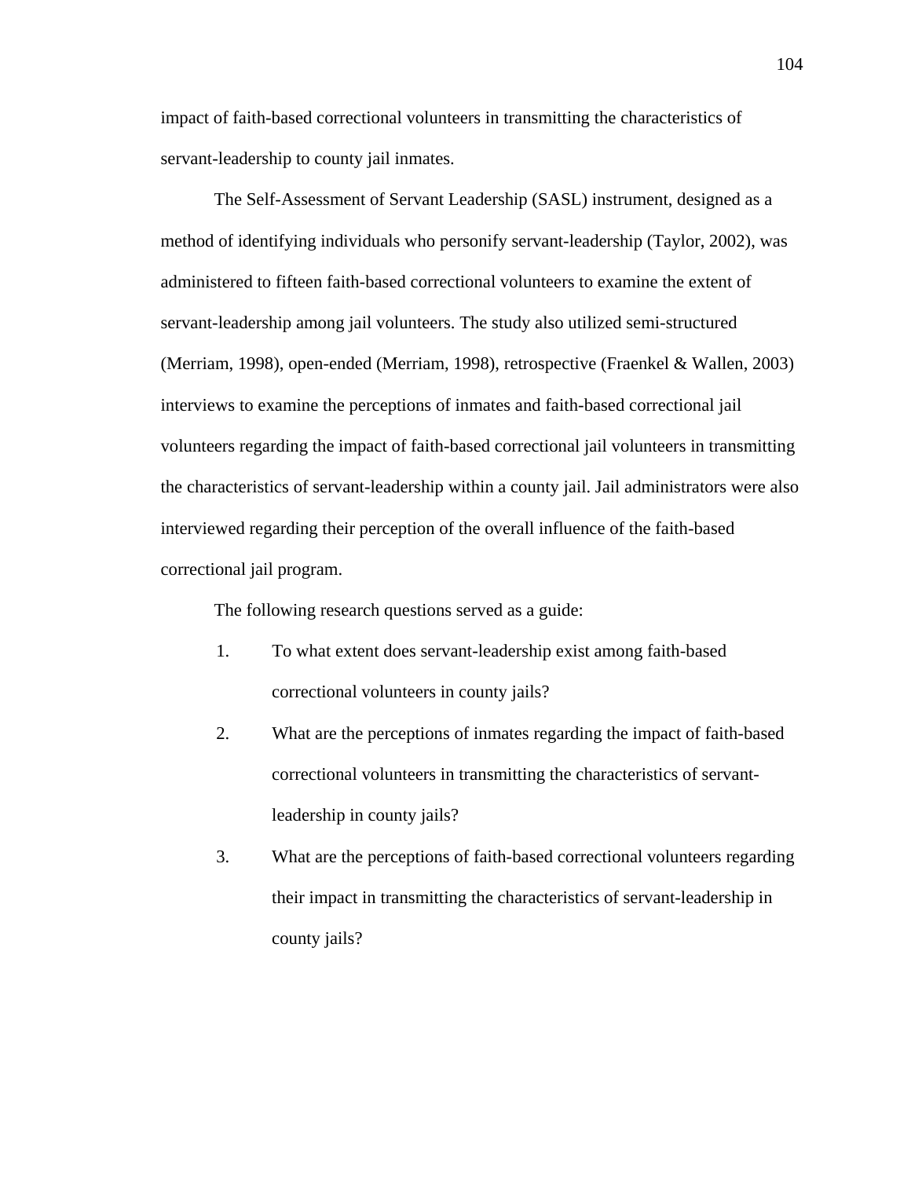impact of faith-based correctional volunteers in transmitting the characteristics of servant-leadership to county jail inmates.

The Self-Assessment of Servant Leadership (SASL) instrument, designed as a method of identifying individuals who personify servant-leadership (Taylor, 2002), was administered to fifteen faith-based correctional volunteers to examine the extent of servant-leadership among jail volunteers. The study also utilized semi-structured (Merriam, 1998), open-ended (Merriam, 1998), retrospective (Fraenkel & Wallen, 2003) interviews to examine the perceptions of inmates and faith-based correctional jail volunteers regarding the impact of faith-based correctional jail volunteers in transmitting the characteristics of servant-leadership within a county jail. Jail administrators were also interviewed regarding their perception of the overall influence of the faith-based correctional jail program.

The following research questions served as a guide:

1. To what extent does servant-leadership exist among faith-based correctional volunteers in county jails?
2. What are the perceptions of inmates regarding the impact of faith-based correctional volunteers in transmitting the characteristics of servant-leadership in county jails?
3. What are the perceptions of faith-based correctional volunteers regarding their impact in transmitting the characteristics of servant-leadership in county jails?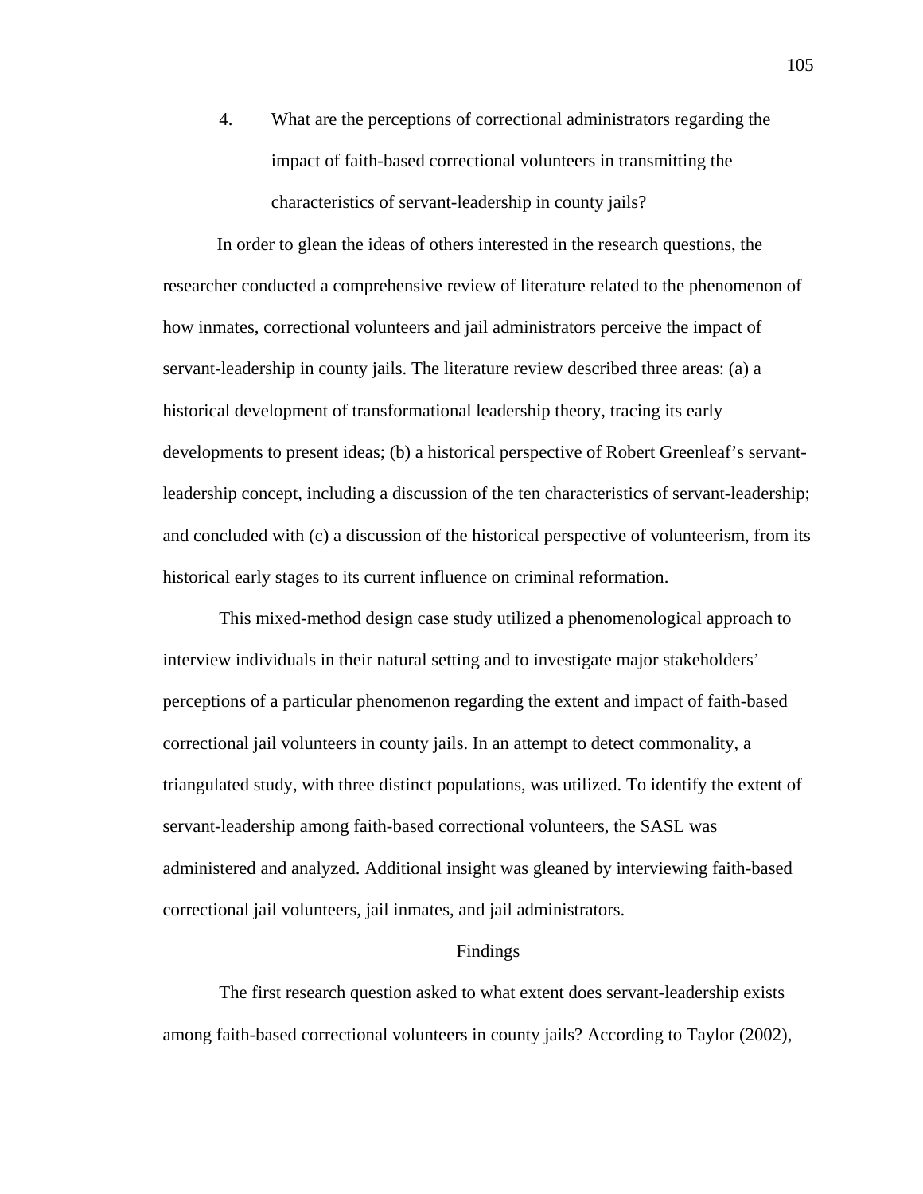4. What are the perceptions of correctional administrators regarding the impact of faith-based correctional volunteers in transmitting the characteristics of servant-leadership in county jails?

In order to glean the ideas of others interested in the research questions, the researcher conducted a comprehensive review of literature related to the phenomenon of how inmates, correctional volunteers and jail administrators perceive the impact of servant-leadership in county jails. The literature review described three areas: (a) a historical development of transformational leadership theory, tracing its early developments to present ideas; (b) a historical perspective of Robert Greenleaf's servant-leadership concept, including a discussion of the ten characteristics of servant-leadership; and concluded with (c) a discussion of the historical perspective of volunteerism, from its historical early stages to its current influence on criminal reformation.

This mixed-method design case study utilized a phenomenological approach to interview individuals in their natural setting and to investigate major stakeholders' perceptions of a particular phenomenon regarding the extent and impact of faith-based correctional jail volunteers in county jails. In an attempt to detect commonality, a triangulated study, with three distinct populations, was utilized. To identify the extent of servant-leadership among faith-based correctional volunteers, the SASL was administered and analyzed. Additional insight was gleaned by interviewing faith-based correctional jail volunteers, jail inmates, and jail administrators.

## Findings

The first research question asked to what extent does servant-leadership exists among faith-based correctional volunteers in county jails? According to Taylor (2002),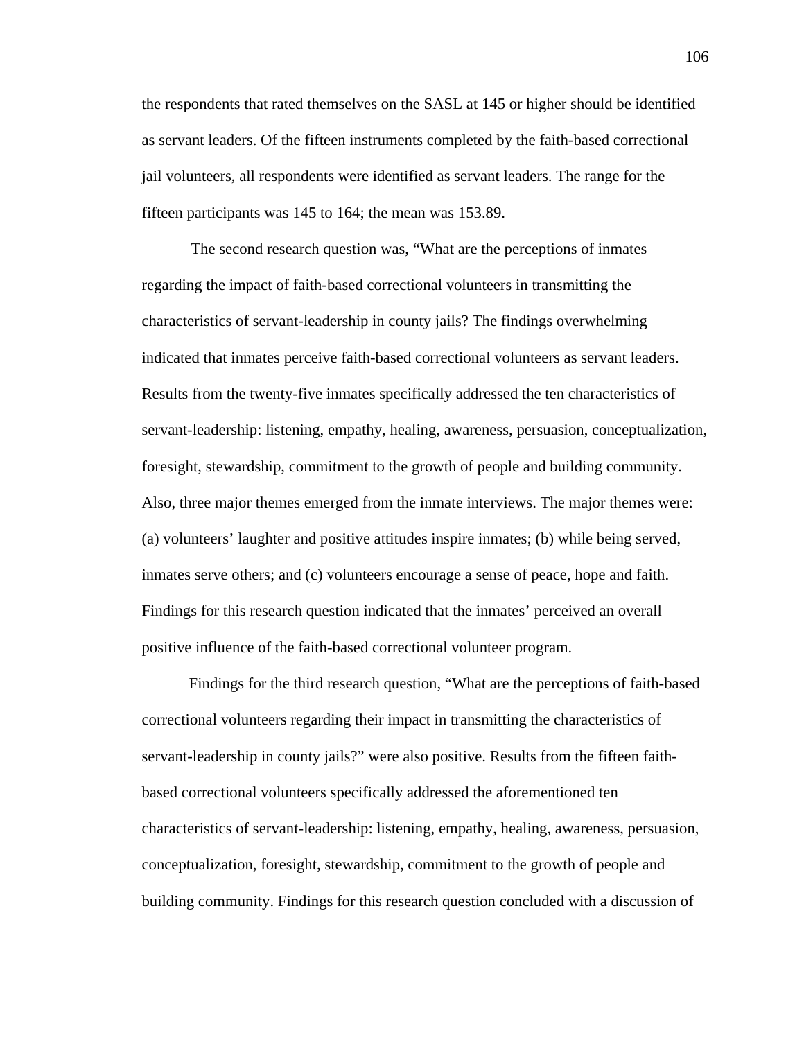the respondents that rated themselves on the SASL at 145 or higher should be identified as servant leaders. Of the fifteen instruments completed by the faith-based correctional jail volunteers, all respondents were identified as servant leaders. The range for the fifteen participants was 145 to 164; the mean was 153.89.

The second research question was, “What are the perceptions of inmates regarding the impact of faith-based correctional volunteers in transmitting the characteristics of servant-leadership in county jails? The findings overwhelming indicated that inmates perceive faith-based correctional volunteers as servant leaders. Results from the twenty-five inmates specifically addressed the ten characteristics of servant-leadership: listening, empathy, healing, awareness, persuasion, conceptualization, foresight, stewardship, commitment to the growth of people and building community. Also, three major themes emerged from the inmate interviews. The major themes were: (a) volunteers’ laughter and positive attitudes inspire inmates; (b) while being served, inmates serve others; and (c) volunteers encourage a sense of peace, hope and faith. Findings for this research question indicated that the inmates’ perceived an overall positive influence of the faith-based correctional volunteer program.

Findings for the third research question, “What are the perceptions of faith-based correctional volunteers regarding their impact in transmitting the characteristics of servant-leadership in county jails?” were also positive. Results from the fifteen faith-based correctional volunteers specifically addressed the aforementioned ten characteristics of servant-leadership: listening, empathy, healing, awareness, persuasion, conceptualization, foresight, stewardship, commitment to the growth of people and building community. Findings for this research question concluded with a discussion of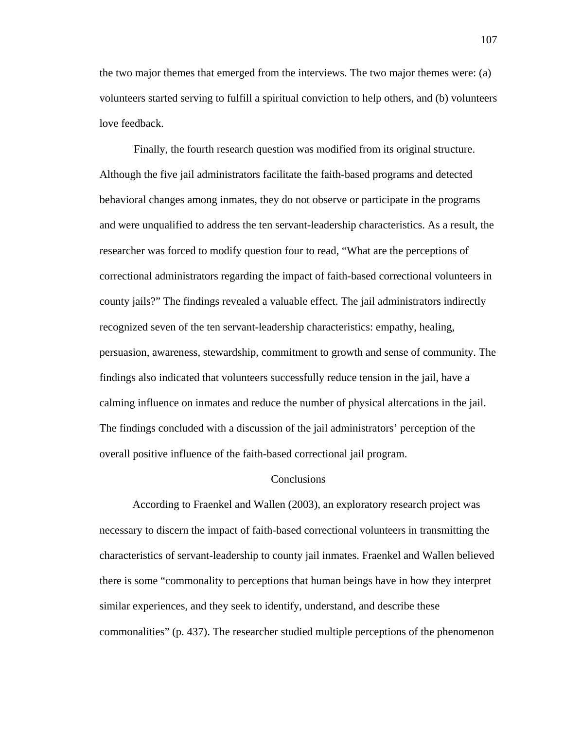the two major themes that emerged from the interviews. The two major themes were: (a) volunteers started serving to fulfill a spiritual conviction to help others, and (b) volunteers love feedback.

Finally, the fourth research question was modified from its original structure. Although the five jail administrators facilitate the faith-based programs and detected behavioral changes among inmates, they do not observe or participate in the programs and were unqualified to address the ten servant-leadership characteristics. As a result, the researcher was forced to modify question four to read, "What are the perceptions of correctional administrators regarding the impact of faith-based correctional volunteers in county jails?" The findings revealed a valuable effect. The jail administrators indirectly recognized seven of the ten servant-leadership characteristics: empathy, healing, persuasion, awareness, stewardship, commitment to growth and sense of community. The findings also indicated that volunteers successfully reduce tension in the jail, have a calming influence on inmates and reduce the number of physical altercations in the jail. The findings concluded with a discussion of the jail administrators' perception of the overall positive influence of the faith-based correctional jail program.

## Conclusions

According to Fraenkel and Wallen (2003), an exploratory research project was necessary to discern the impact of faith-based correctional volunteers in transmitting the characteristics of servant-leadership to county jail inmates. Fraenkel and Wallen believed there is some "commonality to perceptions that human beings have in how they interpret similar experiences, and they seek to identify, understand, and describe these commonalities" (p. 437). The researcher studied multiple perceptions of the phenomenon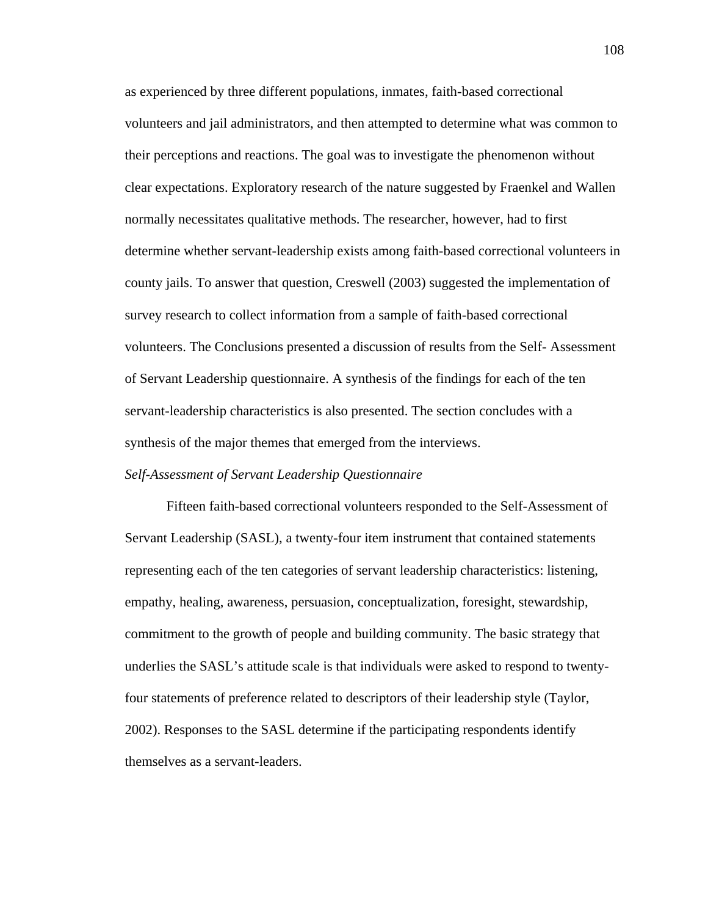as experienced by three different populations, inmates, faith-based correctional volunteers and jail administrators, and then attempted to determine what was common to their perceptions and reactions. The goal was to investigate the phenomenon without clear expectations. Exploratory research of the nature suggested by Fraenkel and Wallen normally necessitates qualitative methods. The researcher, however, had to first determine whether servant-leadership exists among faith-based correctional volunteers in county jails. To answer that question, Creswell (2003) suggested the implementation of survey research to collect information from a sample of faith-based correctional volunteers. The Conclusions presented a discussion of results from the Self- Assessment of Servant Leadership questionnaire. A synthesis of the findings for each of the ten servant-leadership characteristics is also presented. The section concludes with a synthesis of the major themes that emerged from the interviews.

*Self-Assessment of Servant Leadership Questionnaire*

Fifteen faith-based correctional volunteers responded to the Self-Assessment of Servant Leadership (SASL), a twenty-four item instrument that contained statements representing each of the ten categories of servant leadership characteristics: listening, empathy, healing, awareness, persuasion, conceptualization, foresight, stewardship, commitment to the growth of people and building community. The basic strategy that underlies the SASL's attitude scale is that individuals were asked to respond to twenty-four statements of preference related to descriptors of their leadership style (Taylor, 2002). Responses to the SASL determine if the participating respondents identify themselves as a servant-leaders.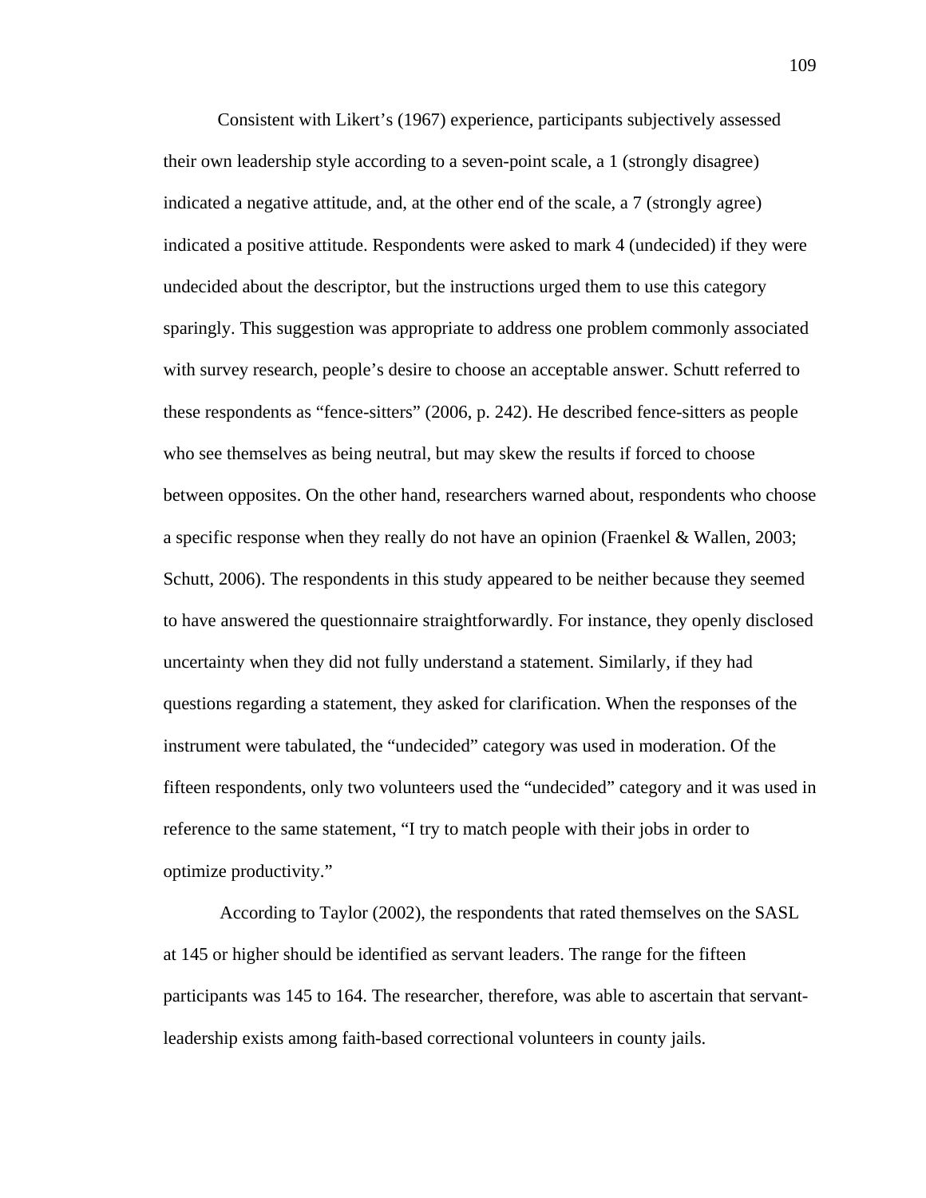Consistent with Likert's (1967) experience, participants subjectively assessed their own leadership style according to a seven-point scale, a 1 (strongly disagree) indicated a negative attitude, and, at the other end of the scale, a 7 (strongly agree) indicated a positive attitude. Respondents were asked to mark 4 (undecided) if they were undecided about the descriptor, but the instructions urged them to use this category sparingly. This suggestion was appropriate to address one problem commonly associated with survey research, people's desire to choose an acceptable answer. Schutt referred to these respondents as "fence-sitters" (2006, p. 242). He described fence-sitters as people who see themselves as being neutral, but may skew the results if forced to choose between opposites. On the other hand, researchers warned about, respondents who choose a specific response when they really do not have an opinion (Fraenkel & Wallen, 2003; Schutt, 2006). The respondents in this study appeared to be neither because they seemed to have answered the questionnaire straightforwardly. For instance, they openly disclosed uncertainty when they did not fully understand a statement. Similarly, if they had questions regarding a statement, they asked for clarification. When the responses of the instrument were tabulated, the "undecided" category was used in moderation. Of the fifteen respondents, only two volunteers used the "undecided" category and it was used in reference to the same statement, "I try to match people with their jobs in order to optimize productivity."

According to Taylor (2002), the respondents that rated themselves on the SASL at 145 or higher should be identified as servant leaders. The range for the fifteen participants was 145 to 164. The researcher, therefore, was able to ascertain that servant-leadership exists among faith-based correctional volunteers in county jails.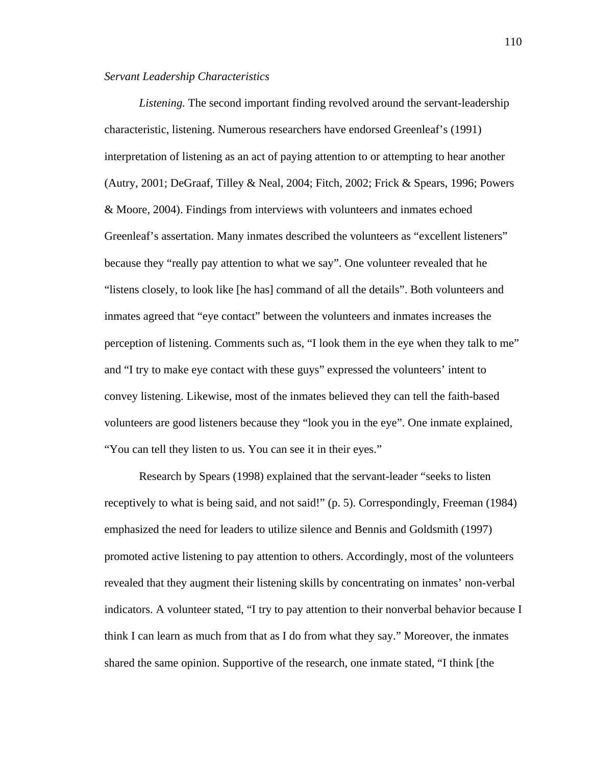*Servant Leadership Characteristics*

*Listening.* The second important finding revolved around the servant-leadership characteristic, listening. Numerous researchers have endorsed Greenleaf's (1991) interpretation of listening as an act of paying attention to or attempting to hear another (Autry, 2001; DeGraaf, Tilley & Neal, 2004; Fitch, 2002; Frick & Spears, 1996; Powers & Moore, 2004). Findings from interviews with volunteers and inmates echoed Greenleaf's assertation. Many inmates described the volunteers as "excellent listeners" because they "really pay attention to what we say". One volunteer revealed that he "listens closely, to look like [he has] command of all the details". Both volunteers and inmates agreed that "eye contact" between the volunteers and inmates increases the perception of listening. Comments such as, "I look them in the eye when they talk to me" and "I try to make eye contact with these guys" expressed the volunteers' intent to convey listening. Likewise, most of the inmates believed they can tell the faith-based volunteers are good listeners because they "look you in the eye". One inmate explained, "You can tell they listen to us. You can see it in their eyes."

Research by Spears (1998) explained that the servant-leader "seeks to listen receptively to what is being said, and not said!" (p. 5). Correspondingly, Freeman (1984) emphasized the need for leaders to utilize silence and Bennis and Goldsmith (1997) promoted active listening to pay attention to others. Accordingly, most of the volunteers revealed that they augment their listening skills by concentrating on inmates' non-verbal indicators. A volunteer stated, "I try to pay attention to their nonverbal behavior because I think I can learn as much from that as I do from what they say." Moreover, the inmates shared the same opinion. Supportive of the research, one inmate stated, "I think [the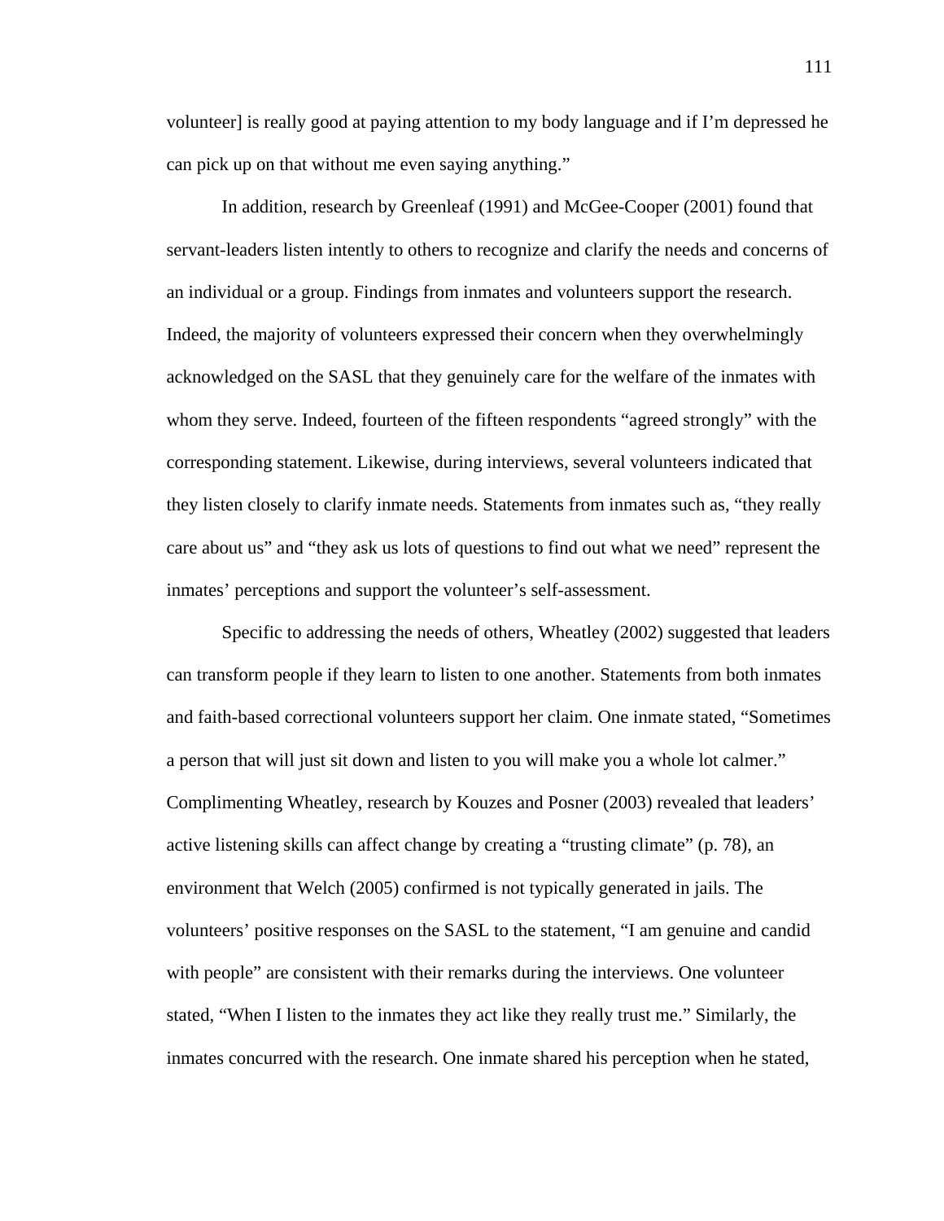volunteer] is really good at paying attention to my body language and if I'm depressed he can pick up on that without me even saying anything."

In addition, research by Greenleaf (1991) and McGee-Cooper (2001) found that servant-leaders listen intently to others to recognize and clarify the needs and concerns of an individual or a group. Findings from inmates and volunteers support the research. Indeed, the majority of volunteers expressed their concern when they overwhelmingly acknowledged on the SASL that they genuinely care for the welfare of the inmates with whom they serve. Indeed, fourteen of the fifteen respondents "agreed strongly" with the corresponding statement. Likewise, during interviews, several volunteers indicated that they listen closely to clarify inmate needs. Statements from inmates such as, "they really care about us" and "they ask us lots of questions to find out what we need" represent the inmates' perceptions and support the volunteer's self-assessment.

Specific to addressing the needs of others, Wheatley (2002) suggested that leaders can transform people if they learn to listen to one another. Statements from both inmates and faith-based correctional volunteers support her claim. One inmate stated, "Sometimes a person that will just sit down and listen to you will make you a whole lot calmer." Complimenting Wheatley, research by Kouzes and Posner (2003) revealed that leaders' active listening skills can affect change by creating a "trusting climate" (p. 78), an environment that Welch (2005) confirmed is not typically generated in jails. The volunteers' positive responses on the SASL to the statement, "I am genuine and candid with people" are consistent with their remarks during the interviews. One volunteer stated, "When I listen to the inmates they act like they really trust me." Similarly, the inmates concurred with the research. One inmate shared his perception when he stated,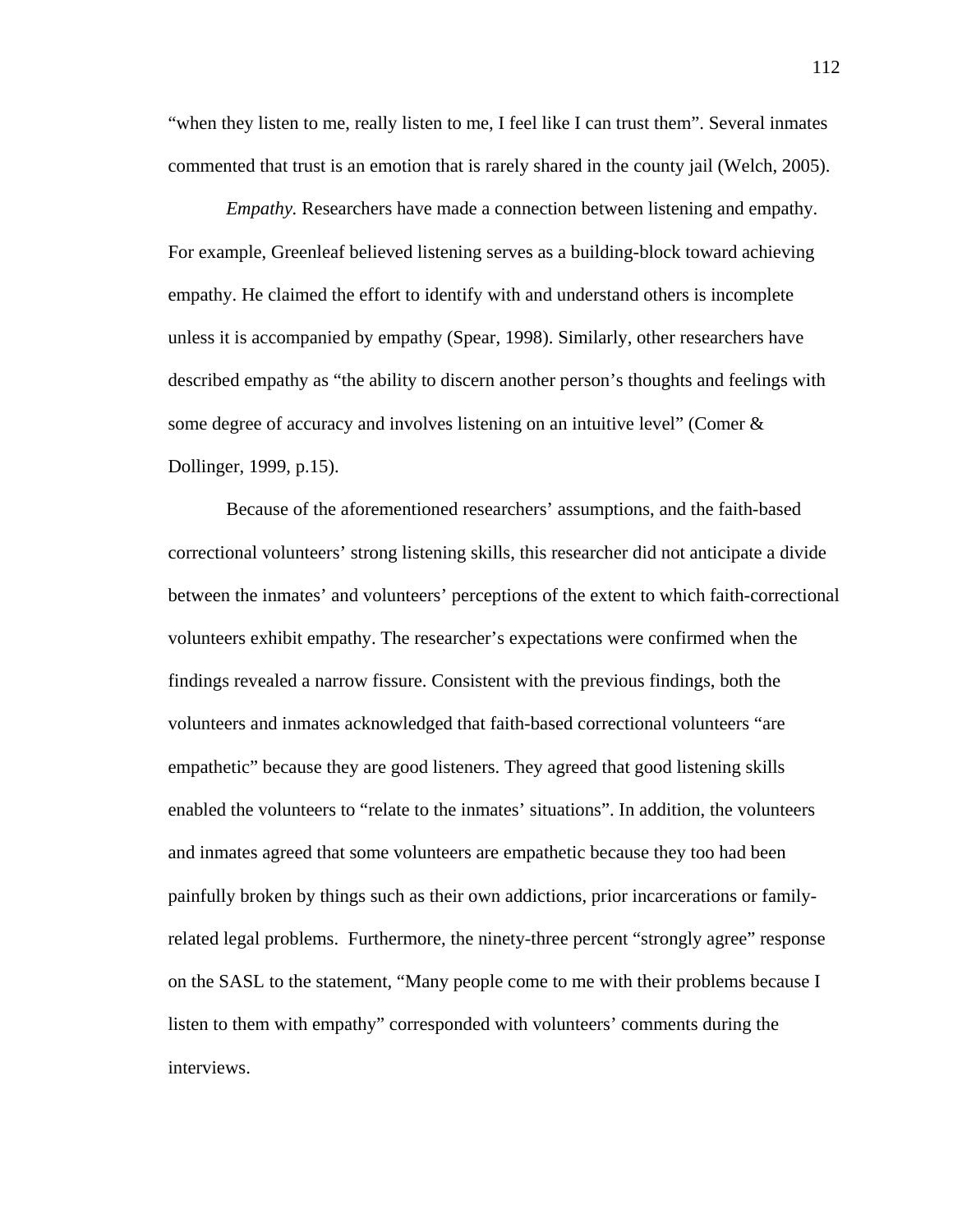"when they listen to me, really listen to me, I feel like I can trust them". Several inmates commented that trust is an emotion that is rarely shared in the county jail (Welch, 2005).

*Empathy.* Researchers have made a connection between listening and empathy. For example, Greenleaf believed listening serves as a building-block toward achieving empathy. He claimed the effort to identify with and understand others is incomplete unless it is accompanied by empathy (Spear, 1998). Similarly, other researchers have described empathy as "the ability to discern another person's thoughts and feelings with some degree of accuracy and involves listening on an intuitive level" (Comer & Dollinger, 1999, p.15).

Because of the aforementioned researchers' assumptions, and the faith-based correctional volunteers' strong listening skills, this researcher did not anticipate a divide between the inmates' and volunteers' perceptions of the extent to which faith-correctional volunteers exhibit empathy. The researcher's expectations were confirmed when the findings revealed a narrow fissure. Consistent with the previous findings, both the volunteers and inmates acknowledged that faith-based correctional volunteers "are empathetic" because they are good listeners. They agreed that good listening skills enabled the volunteers to "relate to the inmates' situations". In addition, the volunteers and inmates agreed that some volunteers are empathetic because they too had been painfully broken by things such as their own addictions, prior incarcerations or family-related legal problems. Furthermore, the ninety-three percent "strongly agree" response on the SASL to the statement, "Many people come to me with their problems because I listen to them with empathy" corresponded with volunteers' comments during the interviews.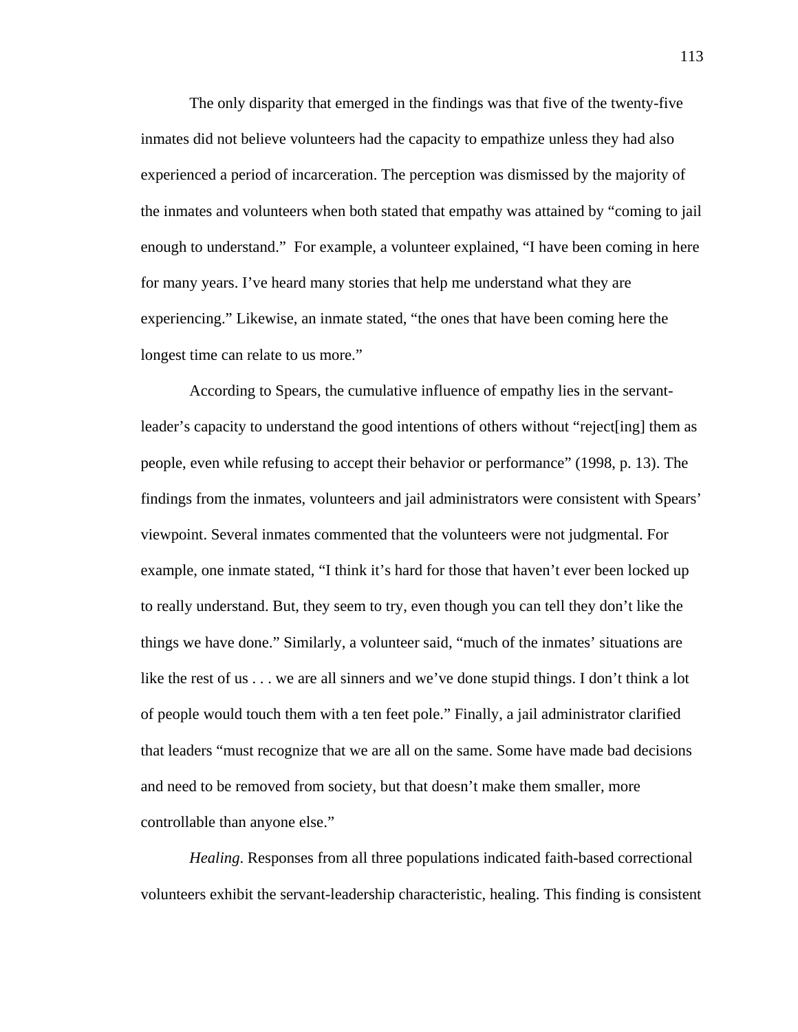The only disparity that emerged in the findings was that five of the twenty-five inmates did not believe volunteers had the capacity to empathize unless they had also experienced a period of incarceration. The perception was dismissed by the majority of the inmates and volunteers when both stated that empathy was attained by "coming to jail enough to understand." For example, a volunteer explained, "I have been coming in here for many years. I've heard many stories that help me understand what they are experiencing." Likewise, an inmate stated, "the ones that have been coming here the longest time can relate to us more."

According to Spears, the cumulative influence of empathy lies in the servant-leader's capacity to understand the good intentions of others without "reject[ing] them as people, even while refusing to accept their behavior or performance" (1998, p. 13). The findings from the inmates, volunteers and jail administrators were consistent with Spears' viewpoint. Several inmates commented that the volunteers were not judgmental. For example, one inmate stated, "I think it's hard for those that haven't ever been locked up to really understand. But, they seem to try, even though you can tell they don't like the things we have done." Similarly, a volunteer said, "much of the inmates' situations are like the rest of us . . . we are all sinners and we've done stupid things. I don't think a lot of people would touch them with a ten feet pole." Finally, a jail administrator clarified that leaders "must recognize that we are all on the same. Some have made bad decisions and need to be removed from society, but that doesn't make them smaller, more controllable than anyone else."

*Healing*. Responses from all three populations indicated faith-based correctional volunteers exhibit the servant-leadership characteristic, healing. This finding is consistent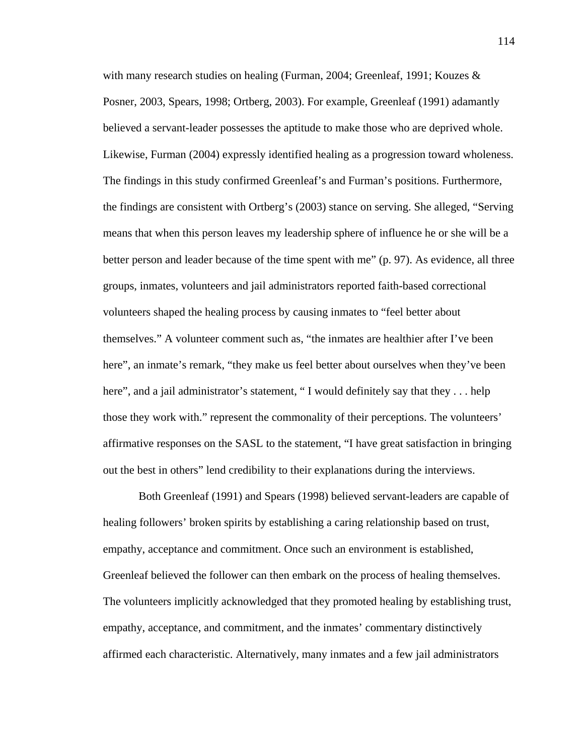with many research studies on healing (Furman, 2004; Greenleaf, 1991; Kouzes & Posner, 2003, Spears, 1998; Ortberg, 2003). For example, Greenleaf (1991) adamantly believed a servant-leader possesses the aptitude to make those who are deprived whole. Likewise, Furman (2004) expressly identified healing as a progression toward wholeness. The findings in this study confirmed Greenleaf's and Furman's positions. Furthermore, the findings are consistent with Ortberg's (2003) stance on serving. She alleged, "Serving means that when this person leaves my leadership sphere of influence he or she will be a better person and leader because of the time spent with me" (p. 97). As evidence, all three groups, inmates, volunteers and jail administrators reported faith-based correctional volunteers shaped the healing process by causing inmates to "feel better about themselves." A volunteer comment such as, "the inmates are healthier after I've been here", an inmate's remark, "they make us feel better about ourselves when they've been here", and a jail administrator's statement, " I would definitely say that they . . . help those they work with." represent the commonality of their perceptions. The volunteers' affirmative responses on the SASL to the statement, "I have great satisfaction in bringing out the best in others" lend credibility to their explanations during the interviews.

Both Greenleaf (1991) and Spears (1998) believed servant-leaders are capable of healing followers' broken spirits by establishing a caring relationship based on trust, empathy, acceptance and commitment. Once such an environment is established, Greenleaf believed the follower can then embark on the process of healing themselves. The volunteers implicitly acknowledged that they promoted healing by establishing trust, empathy, acceptance, and commitment, and the inmates' commentary distinctively affirmed each characteristic. Alternatively, many inmates and a few jail administrators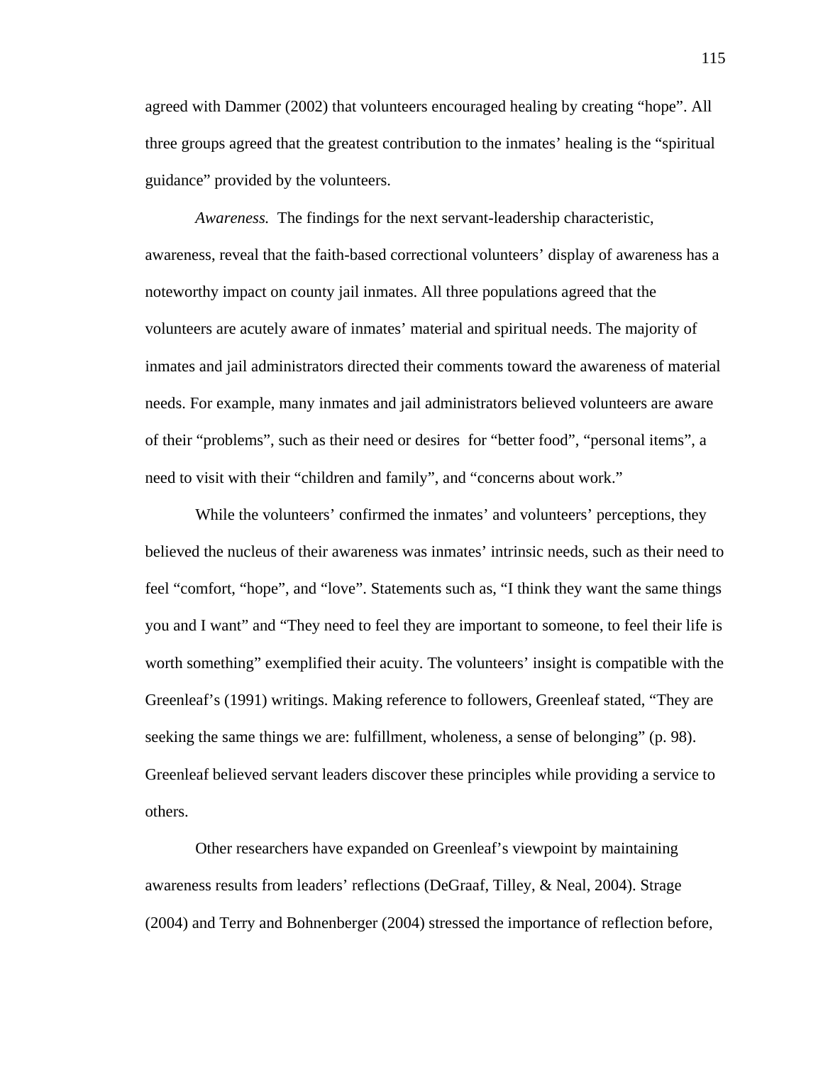agreed with Dammer (2002) that volunteers encouraged healing by creating “hope”. All three groups agreed that the greatest contribution to the inmates’ healing is the “spiritual guidance” provided by the volunteers.

*Awareness.* The findings for the next servant-leadership characteristic, awareness, reveal that the faith-based correctional volunteers’ display of awareness has a noteworthy impact on county jail inmates. All three populations agreed that the volunteers are acutely aware of inmates’ material and spiritual needs. The majority of inmates and jail administrators directed their comments toward the awareness of material needs. For example, many inmates and jail administrators believed volunteers are aware of their “problems”, such as their need or desires for “better food”, “personal items”, a need to visit with their “children and family”, and “concerns about work.”

While the volunteers’ confirmed the inmates’ and volunteers’ perceptions, they believed the nucleus of their awareness was inmates’ intrinsic needs, such as their need to feel “comfort, “hope”, and “love”. Statements such as, “I think they want the same things you and I want” and “They need to feel they are important to someone, to feel their life is worth something” exemplified their acuity. The volunteers’ insight is compatible with the Greenleaf’s (1991) writings. Making reference to followers, Greenleaf stated, “They are seeking the same things we are: fulfillment, wholeness, a sense of belonging” (p. 98). Greenleaf believed servant leaders discover these principles while providing a service to others.

Other researchers have expanded on Greenleaf’s viewpoint by maintaining awareness results from leaders’ reflections (DeGraaf, Tilley, & Neal, 2004). Strage (2004) and Terry and Bohnenberger (2004) stressed the importance of reflection before,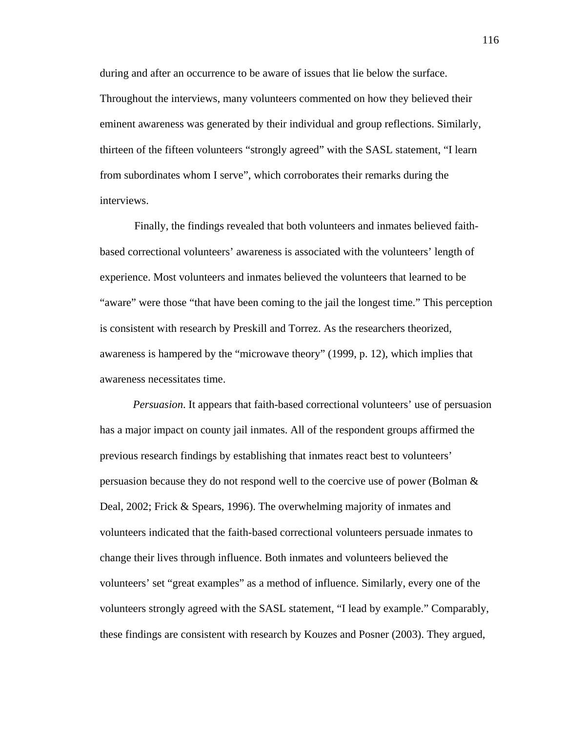during and after an occurrence to be aware of issues that lie below the surface. Throughout the interviews, many volunteers commented on how they believed their eminent awareness was generated by their individual and group reflections. Similarly, thirteen of the fifteen volunteers "strongly agreed" with the SASL statement, "I learn from subordinates whom I serve", which corroborates their remarks during the interviews.

Finally, the findings revealed that both volunteers and inmates believed faith-based correctional volunteers' awareness is associated with the volunteers' length of experience. Most volunteers and inmates believed the volunteers that learned to be "aware" were those "that have been coming to the jail the longest time." This perception is consistent with research by Preskill and Torrez. As the researchers theorized, awareness is hampered by the "microwave theory" (1999, p. 12), which implies that awareness necessitates time.

*Persuasion*. It appears that faith-based correctional volunteers' use of persuasion has a major impact on county jail inmates. All of the respondent groups affirmed the previous research findings by establishing that inmates react best to volunteers' persuasion because they do not respond well to the coercive use of power (Bolman & Deal, 2002; Frick & Spears, 1996). The overwhelming majority of inmates and volunteers indicated that the faith-based correctional volunteers persuade inmates to change their lives through influence. Both inmates and volunteers believed the volunteers' set "great examples" as a method of influence. Similarly, every one of the volunteers strongly agreed with the SASL statement, "I lead by example." Comparably, these findings are consistent with research by Kouzes and Posner (2003). They argued,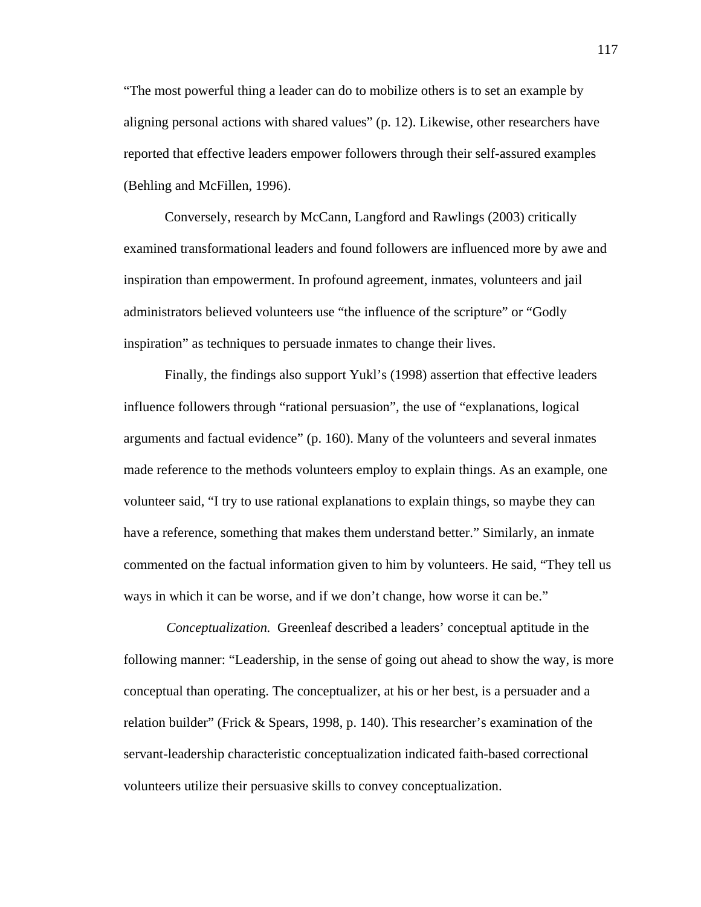"The most powerful thing a leader can do to mobilize others is to set an example by aligning personal actions with shared values" (p. 12). Likewise, other researchers have reported that effective leaders empower followers through their self-assured examples (Behling and McFillen, 1996).

Conversely, research by McCann, Langford and Rawlings (2003) critically examined transformational leaders and found followers are influenced more by awe and inspiration than empowerment. In profound agreement, inmates, volunteers and jail administrators believed volunteers use "the influence of the scripture" or "Godly inspiration" as techniques to persuade inmates to change their lives.

Finally, the findings also support Yukl's (1998) assertion that effective leaders influence followers through "rational persuasion", the use of "explanations, logical arguments and factual evidence" (p. 160). Many of the volunteers and several inmates made reference to the methods volunteers employ to explain things. As an example, one volunteer said, "I try to use rational explanations to explain things, so maybe they can have a reference, something that makes them understand better." Similarly, an inmate commented on the factual information given to him by volunteers. He said, "They tell us ways in which it can be worse, and if we don't change, how worse it can be."

*Conceptualization.* Greenleaf described a leaders' conceptual aptitude in the following manner: "Leadership, in the sense of going out ahead to show the way, is more conceptual than operating. The conceptualizer, at his or her best, is a persuader and a relation builder" (Frick & Spears, 1998, p. 140). This researcher's examination of the servant-leadership characteristic conceptualization indicated faith-based correctional volunteers utilize their persuasive skills to convey conceptualization.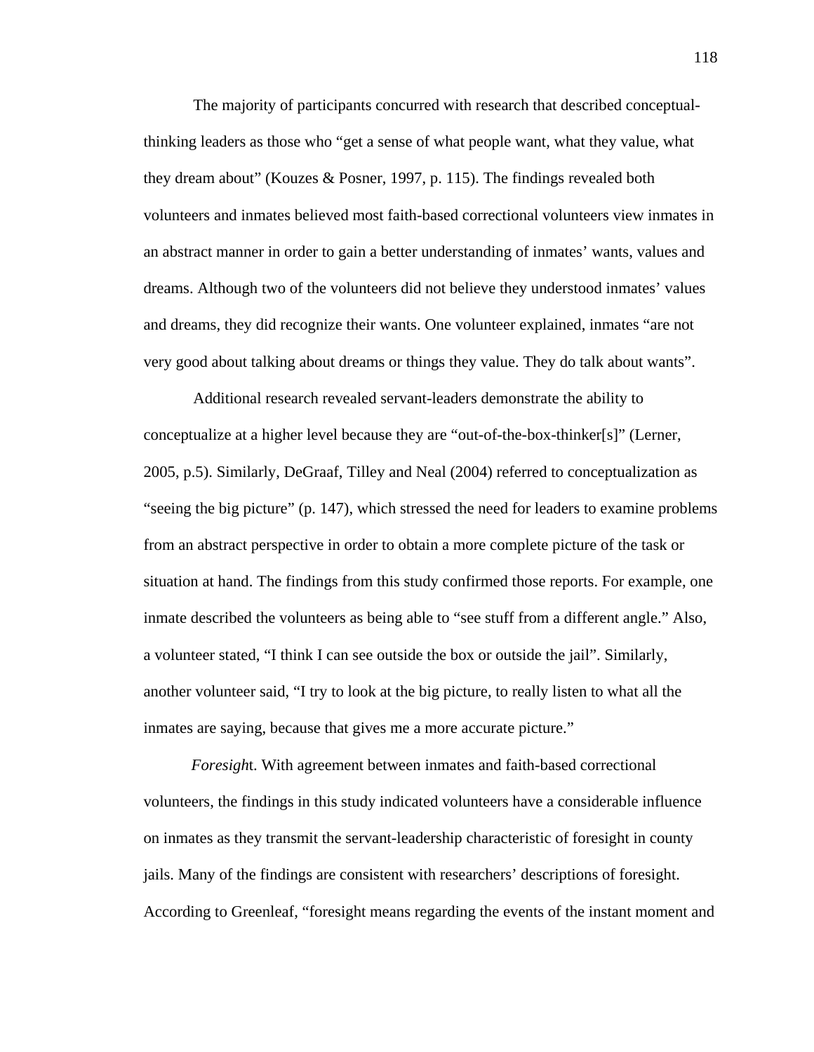The majority of participants concurred with research that described conceptual-thinking leaders as those who "get a sense of what people want, what they value, what they dream about" (Kouzes & Posner, 1997, p. 115). The findings revealed both volunteers and inmates believed most faith-based correctional volunteers view inmates in an abstract manner in order to gain a better understanding of inmates' wants, values and dreams. Although two of the volunteers did not believe they understood inmates' values and dreams, they did recognize their wants. One volunteer explained, inmates "are not very good about talking about dreams or things they value. They do talk about wants".

Additional research revealed servant-leaders demonstrate the ability to conceptualize at a higher level because they are "out-of-the-box-thinker[s]" (Lerner, 2005, p.5). Similarly, DeGraaf, Tilley and Neal (2004) referred to conceptualization as "seeing the big picture" (p. 147), which stressed the need for leaders to examine problems from an abstract perspective in order to obtain a more complete picture of the task or situation at hand. The findings from this study confirmed those reports. For example, one inmate described the volunteers as being able to "see stuff from a different angle." Also, a volunteer stated, "I think I can see outside the box or outside the jail". Similarly, another volunteer said, "I try to look at the big picture, to really listen to what all the inmates are saying, because that gives me a more accurate picture."

*Foresigh*t. With agreement between inmates and faith-based correctional volunteers, the findings in this study indicated volunteers have a considerable influence on inmates as they transmit the servant-leadership characteristic of foresight in county jails. Many of the findings are consistent with researchers' descriptions of foresight. According to Greenleaf, "foresight means regarding the events of the instant moment and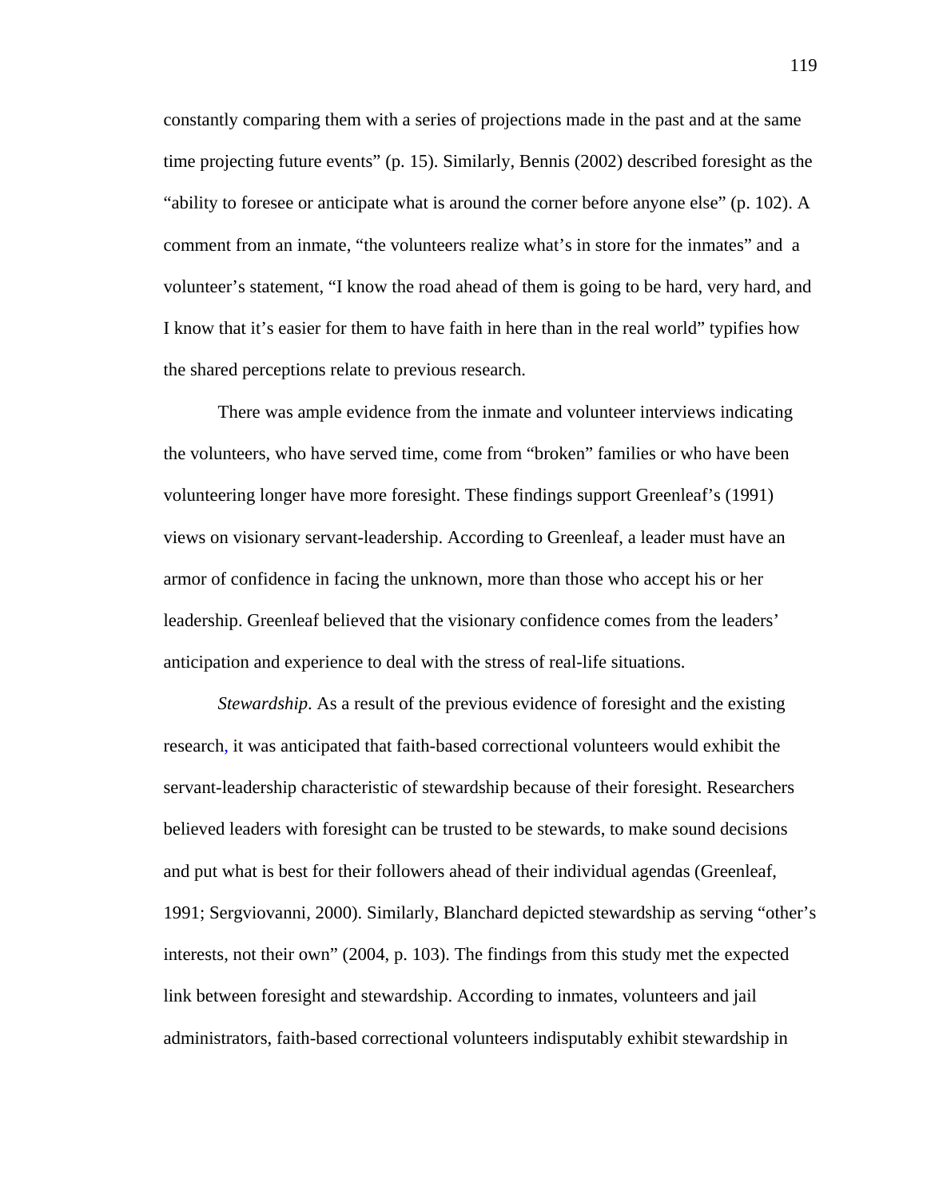constantly comparing them with a series of projections made in the past and at the same time projecting future events" (p. 15). Similarly, Bennis (2002) described foresight as the "ability to foresee or anticipate what is around the corner before anyone else" (p. 102). A comment from an inmate, "the volunteers realize what's in store for the inmates" and a volunteer's statement, "I know the road ahead of them is going to be hard, very hard, and I know that it's easier for them to have faith in here than in the real world" typifies how the shared perceptions relate to previous research.

There was ample evidence from the inmate and volunteer interviews indicating the volunteers, who have served time, come from "broken" families or who have been volunteering longer have more foresight. These findings support Greenleaf's (1991) views on visionary servant-leadership. According to Greenleaf, a leader must have an armor of confidence in facing the unknown, more than those who accept his or her leadership. Greenleaf believed that the visionary confidence comes from the leaders' anticipation and experience to deal with the stress of real-life situations.

*Stewardship*. As a result of the previous evidence of foresight and the existing research, it was anticipated that faith-based correctional volunteers would exhibit the servant-leadership characteristic of stewardship because of their foresight. Researchers believed leaders with foresight can be trusted to be stewards, to make sound decisions and put what is best for their followers ahead of their individual agendas (Greenleaf, 1991; Sergviovanni, 2000). Similarly, Blanchard depicted stewardship as serving "other's interests, not their own" (2004, p. 103). The findings from this study met the expected link between foresight and stewardship. According to inmates, volunteers and jail administrators, faith-based correctional volunteers indisputably exhibit stewardship in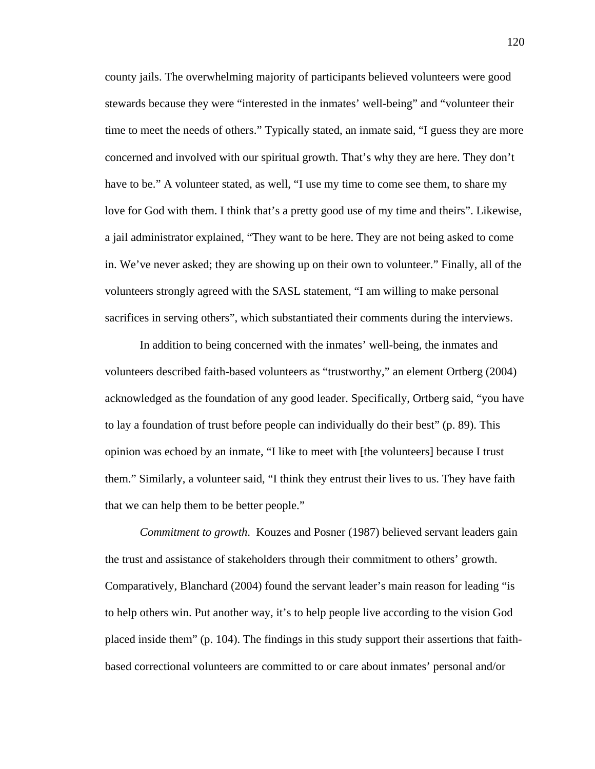county jails. The overwhelming majority of participants believed volunteers were good stewards because they were "interested in the inmates' well-being" and "volunteer their time to meet the needs of others." Typically stated, an inmate said, "I guess they are more concerned and involved with our spiritual growth. That's why they are here. They don't have to be." A volunteer stated, as well, "I use my time to come see them, to share my love for God with them. I think that's a pretty good use of my time and theirs". Likewise, a jail administrator explained, "They want to be here. They are not being asked to come in. We've never asked; they are showing up on their own to volunteer." Finally, all of the volunteers strongly agreed with the SASL statement, "I am willing to make personal sacrifices in serving others", which substantiated their comments during the interviews.

In addition to being concerned with the inmates' well-being, the inmates and volunteers described faith-based volunteers as "trustworthy," an element Ortberg (2004) acknowledged as the foundation of any good leader. Specifically, Ortberg said, "you have to lay a foundation of trust before people can individually do their best" (p. 89). This opinion was echoed by an inmate, "I like to meet with [the volunteers] because I trust them." Similarly, a volunteer said, "I think they entrust their lives to us. They have faith that we can help them to be better people."

*Commitment to growth*. Kouzes and Posner (1987) believed servant leaders gain the trust and assistance of stakeholders through their commitment to others' growth. Comparatively, Blanchard (2004) found the servant leader's main reason for leading "is to help others win. Put another way, it's to help people live according to the vision God placed inside them" (p. 104). The findings in this study support their assertions that faith-based correctional volunteers are committed to or care about inmates' personal and/or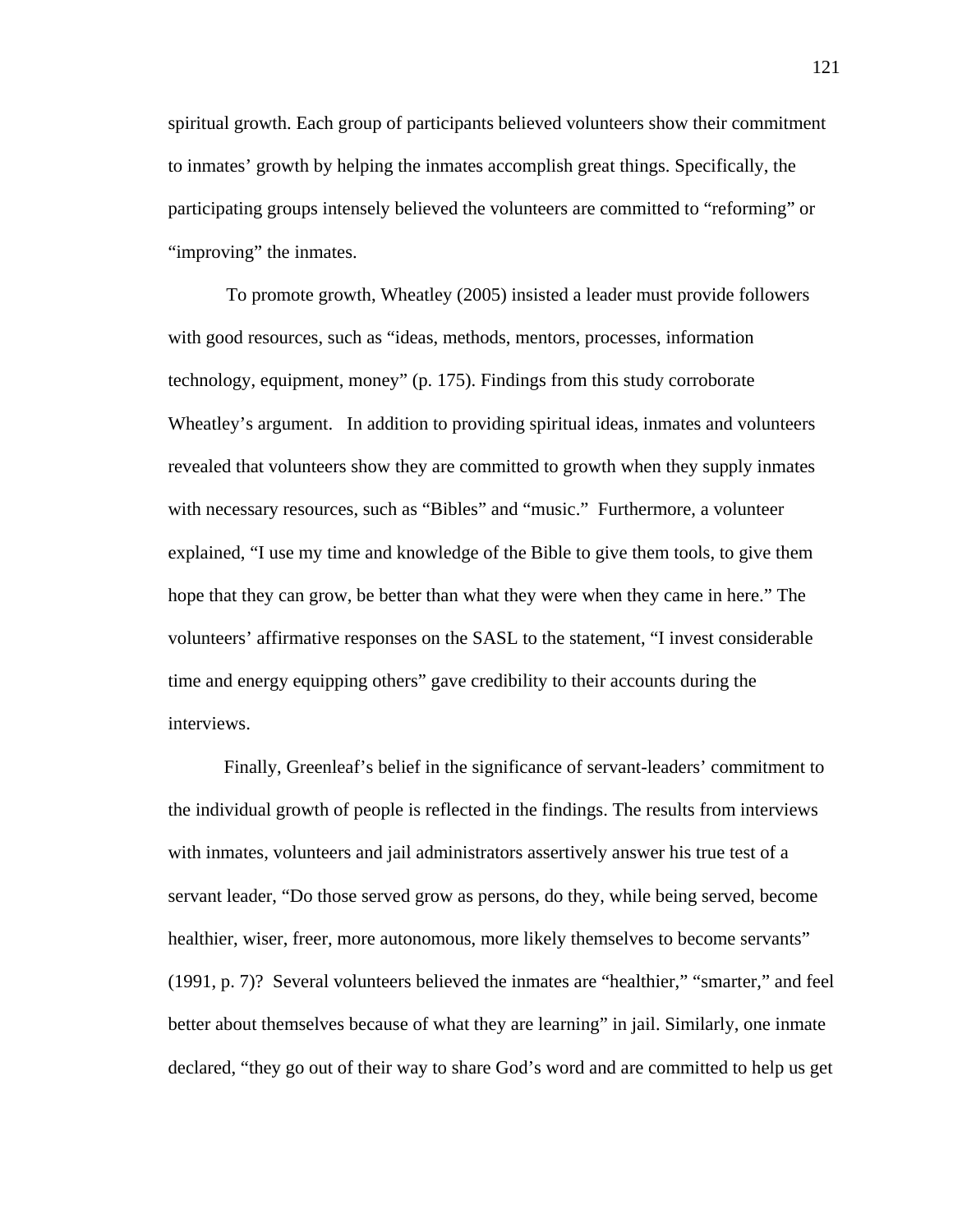spiritual growth. Each group of participants believed volunteers show their commitment to inmates' growth by helping the inmates accomplish great things. Specifically, the participating groups intensely believed the volunteers are committed to "reforming" or "improving" the inmates.

To promote growth, Wheatley (2005) insisted a leader must provide followers with good resources, such as "ideas, methods, mentors, processes, information technology, equipment, money" (p. 175). Findings from this study corroborate Wheatley's argument. In addition to providing spiritual ideas, inmates and volunteers revealed that volunteers show they are committed to growth when they supply inmates with necessary resources, such as "Bibles" and "music." Furthermore, a volunteer explained, "I use my time and knowledge of the Bible to give them tools, to give them hope that they can grow, be better than what they were when they came in here." The volunteers' affirmative responses on the SASL to the statement, "I invest considerable time and energy equipping others" gave credibility to their accounts during the interviews.

Finally, Greenleaf's belief in the significance of servant-leaders' commitment to the individual growth of people is reflected in the findings. The results from interviews with inmates, volunteers and jail administrators assertively answer his true test of a servant leader, "Do those served grow as persons, do they, while being served, become healthier, wiser, freer, more autonomous, more likely themselves to become servants" (1991, p. 7)? Several volunteers believed the inmates are "healthier," "smarter," and feel better about themselves because of what they are learning" in jail. Similarly, one inmate declared, "they go out of their way to share God's word and are committed to help us get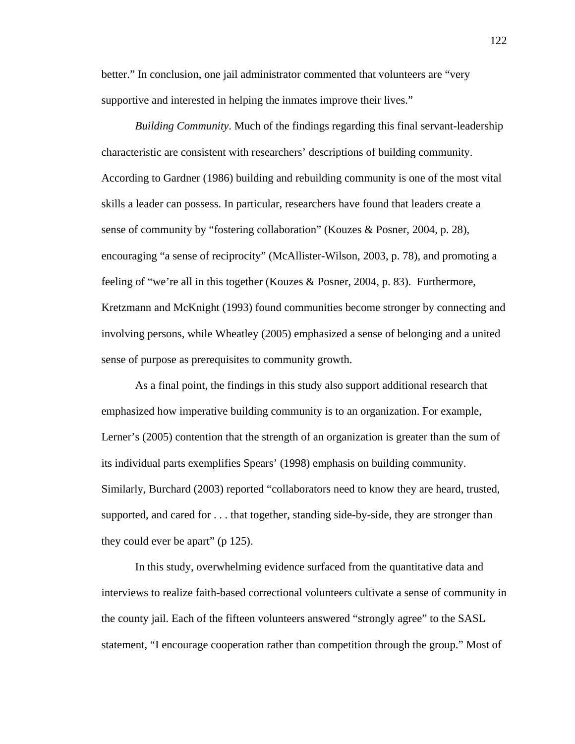better." In conclusion, one jail administrator commented that volunteers are "very supportive and interested in helping the inmates improve their lives."

*Building Community*. Much of the findings regarding this final servant-leadership characteristic are consistent with researchers' descriptions of building community. According to Gardner (1986) building and rebuilding community is one of the most vital skills a leader can possess. In particular, researchers have found that leaders create a sense of community by "fostering collaboration" (Kouzes & Posner, 2004, p. 28), encouraging "a sense of reciprocity" (McAllister-Wilson, 2003, p. 78), and promoting a feeling of "we're all in this together (Kouzes & Posner, 2004, p. 83). Furthermore, Kretzmann and McKnight (1993) found communities become stronger by connecting and involving persons, while Wheatley (2005) emphasized a sense of belonging and a united sense of purpose as prerequisites to community growth.

As a final point, the findings in this study also support additional research that emphasized how imperative building community is to an organization. For example, Lerner's (2005) contention that the strength of an organization is greater than the sum of its individual parts exemplifies Spears' (1998) emphasis on building community. Similarly, Burchard (2003) reported "collaborators need to know they are heard, trusted, supported, and cared for . . . that together, standing side-by-side, they are stronger than they could ever be apart" (p 125).

In this study, overwhelming evidence surfaced from the quantitative data and interviews to realize faith-based correctional volunteers cultivate a sense of community in the county jail. Each of the fifteen volunteers answered "strongly agree" to the SASL statement, "I encourage cooperation rather than competition through the group." Most of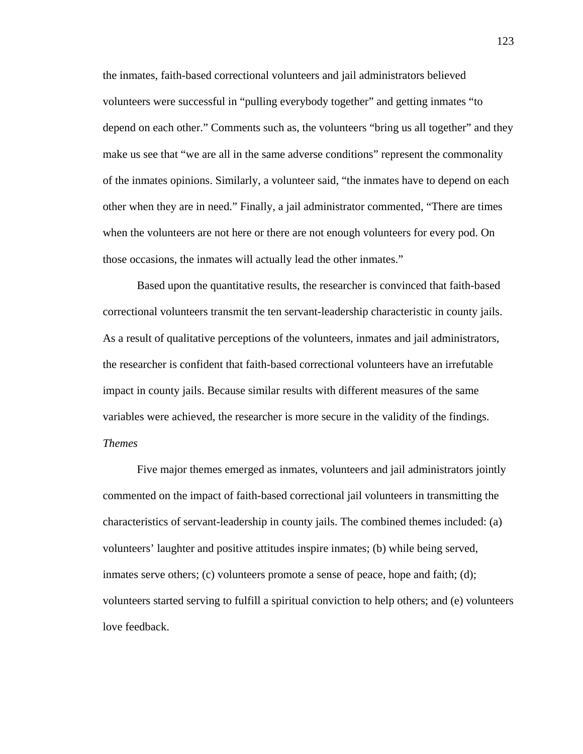the inmates, faith-based correctional volunteers and jail administrators believed volunteers were successful in "pulling everybody together" and getting inmates "to depend on each other." Comments such as, the volunteers "bring us all together" and they make us see that "we are all in the same adverse conditions" represent the commonality of the inmates opinions. Similarly, a volunteer said, "the inmates have to depend on each other when they are in need." Finally, a jail administrator commented, "There are times when the volunteers are not here or there are not enough volunteers for every pod. On those occasions, the inmates will actually lead the other inmates."

Based upon the quantitative results, the researcher is convinced that faith-based correctional volunteers transmit the ten servant-leadership characteristic in county jails. As a result of qualitative perceptions of the volunteers, inmates and jail administrators, the researcher is confident that faith-based correctional volunteers have an irrefutable impact in county jails. Because similar results with different measures of the same variables were achieved, the researcher is more secure in the validity of the findings.

*Themes*

Five major themes emerged as inmates, volunteers and jail administrators jointly commented on the impact of faith-based correctional jail volunteers in transmitting the characteristics of servant-leadership in county jails. The combined themes included: (a) volunteers' laughter and positive attitudes inspire inmates; (b) while being served, inmates serve others; (c) volunteers promote a sense of peace, hope and faith; (d); volunteers started serving to fulfill a spiritual conviction to help others; and (e) volunteers love feedback.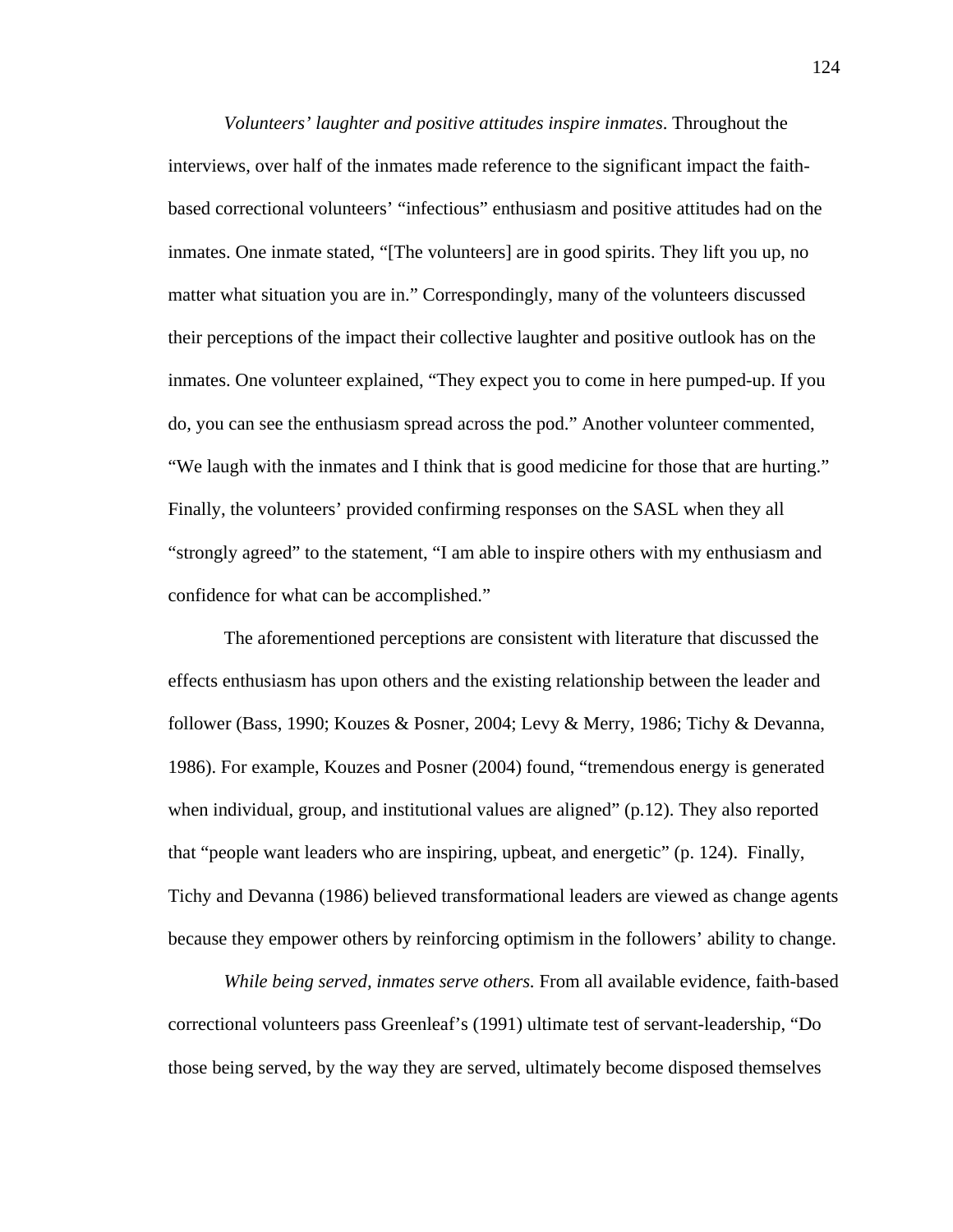*Volunteers' laughter and positive attitudes inspire inmates*. Throughout the interviews, over half of the inmates made reference to the significant impact the faith-based correctional volunteers' "infectious" enthusiasm and positive attitudes had on the inmates. One inmate stated, "[The volunteers] are in good spirits. They lift you up, no matter what situation you are in." Correspondingly, many of the volunteers discussed their perceptions of the impact their collective laughter and positive outlook has on the inmates. One volunteer explained, "They expect you to come in here pumped-up. If you do, you can see the enthusiasm spread across the pod." Another volunteer commented, "We laugh with the inmates and I think that is good medicine for those that are hurting." Finally, the volunteers' provided confirming responses on the SASL when they all "strongly agreed" to the statement, "I am able to inspire others with my enthusiasm and confidence for what can be accomplished."

The aforementioned perceptions are consistent with literature that discussed the effects enthusiasm has upon others and the existing relationship between the leader and follower (Bass, 1990; Kouzes & Posner, 2004; Levy & Merry, 1986; Tichy & Devanna, 1986). For example, Kouzes and Posner (2004) found, "tremendous energy is generated when individual, group, and institutional values are aligned" (p.12). They also reported that "people want leaders who are inspiring, upbeat, and energetic" (p. 124). Finally, Tichy and Devanna (1986) believed transformational leaders are viewed as change agents because they empower others by reinforcing optimism in the followers' ability to change.

*While being served, inmates serve others.* From all available evidence, faith-based correctional volunteers pass Greenleaf's (1991) ultimate test of servant-leadership, "Do those being served, by the way they are served, ultimately become disposed themselves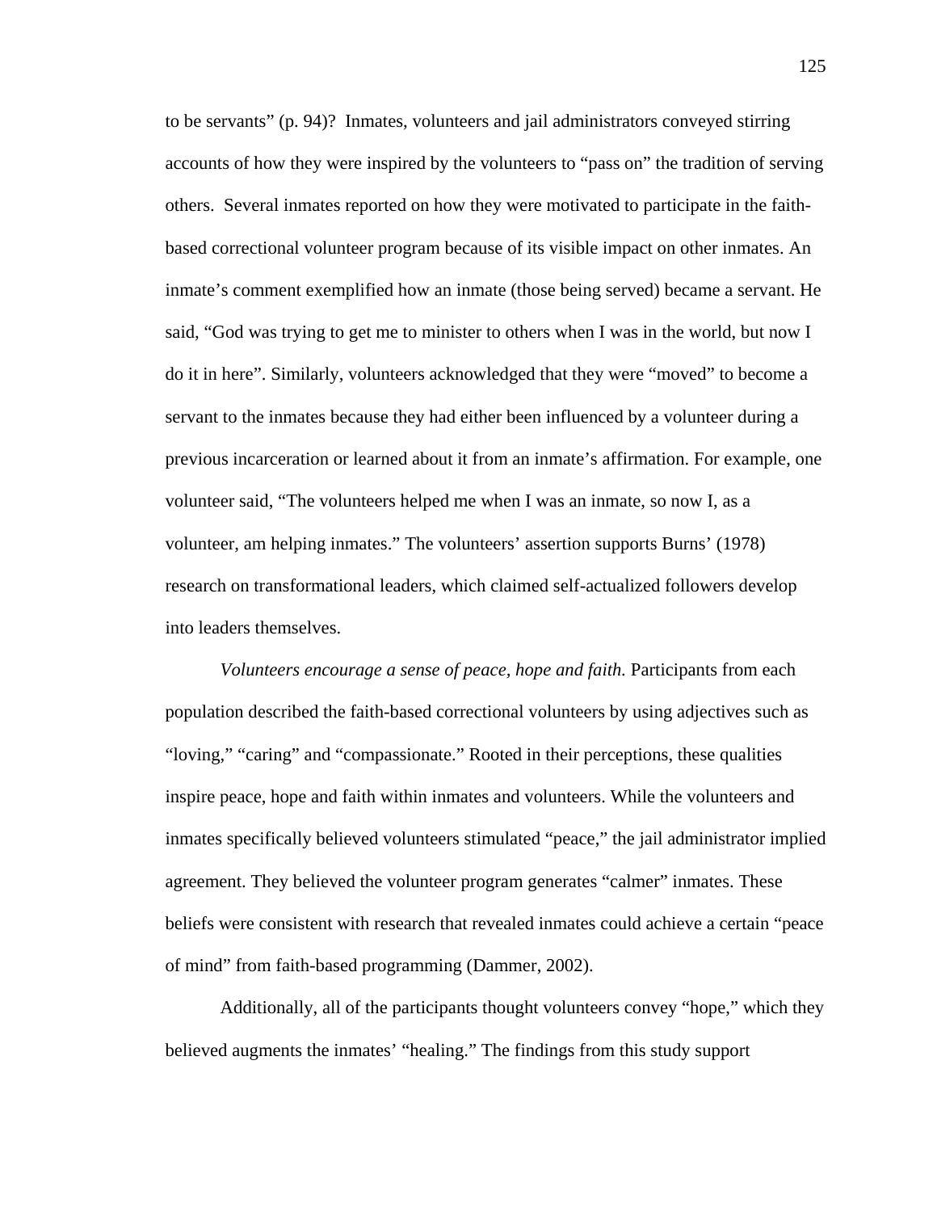to be servants" (p. 94)? Inmates, volunteers and jail administrators conveyed stirring accounts of how they were inspired by the volunteers to "pass on" the tradition of serving others. Several inmates reported on how they were motivated to participate in the faith-based correctional volunteer program because of its visible impact on other inmates. An inmate's comment exemplified how an inmate (those being served) became a servant. He said, "God was trying to get me to minister to others when I was in the world, but now I do it in here". Similarly, volunteers acknowledged that they were "moved" to become a servant to the inmates because they had either been influenced by a volunteer during a previous incarceration or learned about it from an inmate's affirmation. For example, one volunteer said, "The volunteers helped me when I was an inmate, so now I, as a volunteer, am helping inmates." The volunteers' assertion supports Burns' (1978) research on transformational leaders, which claimed self-actualized followers develop into leaders themselves.

*Volunteers encourage a sense of peace, hope and faith.* Participants from each population described the faith-based correctional volunteers by using adjectives such as "loving," "caring" and "compassionate." Rooted in their perceptions, these qualities inspire peace, hope and faith within inmates and volunteers. While the volunteers and inmates specifically believed volunteers stimulated "peace," the jail administrator implied agreement. They believed the volunteer program generates "calmer" inmates. These beliefs were consistent with research that revealed inmates could achieve a certain "peace of mind" from faith-based programming (Dammer, 2002).

Additionally, all of the participants thought volunteers convey "hope," which they believed augments the inmates' "healing." The findings from this study support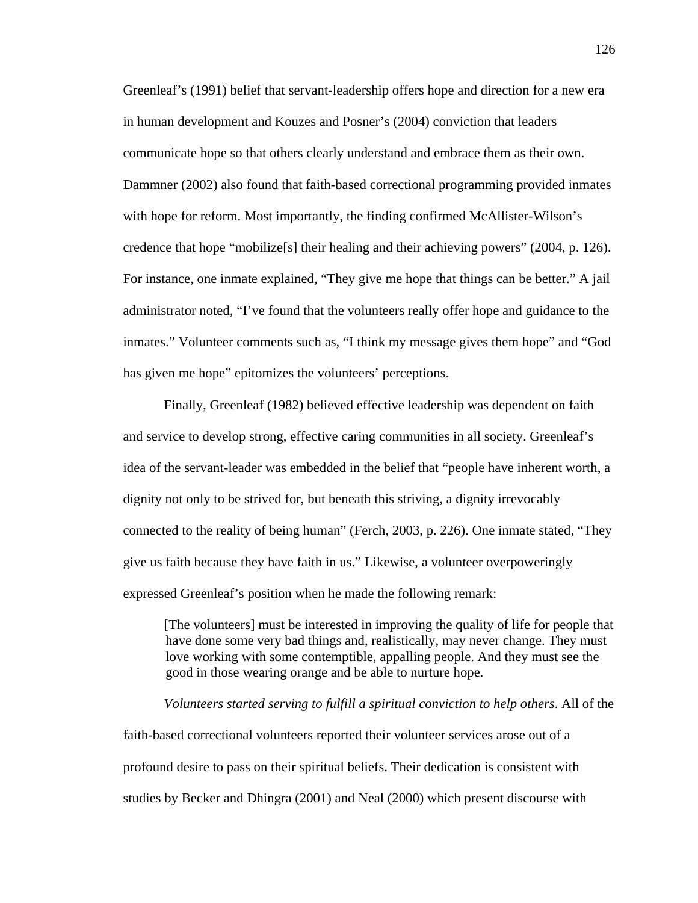Greenleaf's (1991) belief that servant-leadership offers hope and direction for a new era in human development and Kouzes and Posner's (2004) conviction that leaders communicate hope so that others clearly understand and embrace them as their own. Dammner (2002) also found that faith-based correctional programming provided inmates with hope for reform. Most importantly, the finding confirmed McAllister-Wilson's credence that hope "mobilize[s] their healing and their achieving powers" (2004, p. 126). For instance, one inmate explained, "They give me hope that things can be better." A jail administrator noted, "I've found that the volunteers really offer hope and guidance to the inmates." Volunteer comments such as, "I think my message gives them hope" and "God has given me hope" epitomizes the volunteers' perceptions.

Finally, Greenleaf (1982) believed effective leadership was dependent on faith and service to develop strong, effective caring communities in all society. Greenleaf's idea of the servant-leader was embedded in the belief that "people have inherent worth, a dignity not only to be strived for, but beneath this striving, a dignity irrevocably connected to the reality of being human" (Ferch, 2003, p. 226). One inmate stated, "They give us faith because they have faith in us." Likewise, a volunteer overpoweringly expressed Greenleaf's position when he made the following remark:

> [The volunteers] must be interested in improving the quality of life for people that have done some very bad things and, realistically, may never change. They must love working with some contemptible, appalling people. And they must see the good in those wearing orange and be able to nurture hope.

*Volunteers started serving to fulfill a spiritual conviction to help others*. All of the faith-based correctional volunteers reported their volunteer services arose out of a profound desire to pass on their spiritual beliefs. Their dedication is consistent with studies by Becker and Dhingra (2001) and Neal (2000) which present discourse with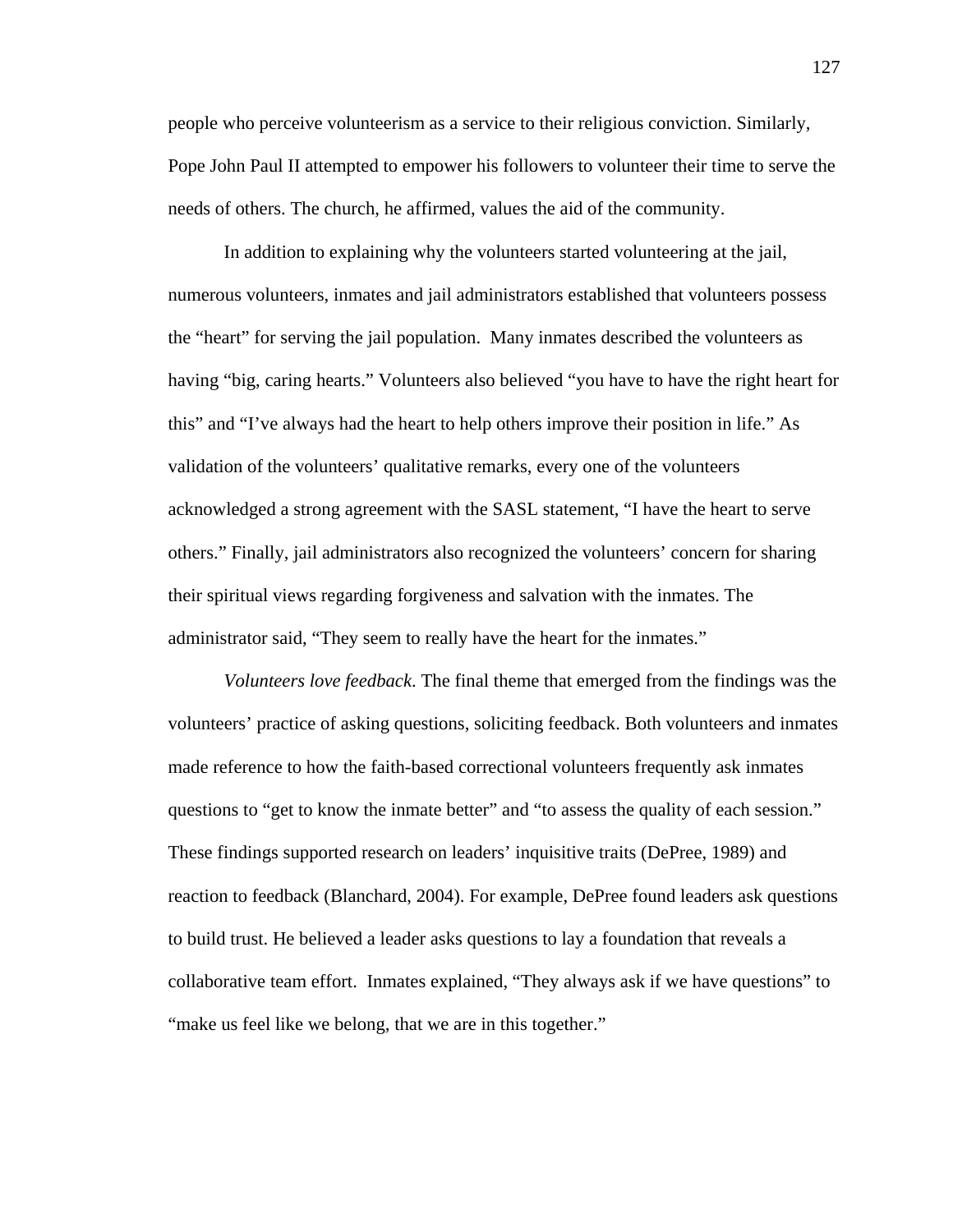people who perceive volunteerism as a service to their religious conviction. Similarly, Pope John Paul II attempted to empower his followers to volunteer their time to serve the needs of others. The church, he affirmed, values the aid of the community.

In addition to explaining why the volunteers started volunteering at the jail, numerous volunteers, inmates and jail administrators established that volunteers possess the "heart" for serving the jail population. Many inmates described the volunteers as having "big, caring hearts." Volunteers also believed "you have to have the right heart for this" and "I've always had the heart to help others improve their position in life." As validation of the volunteers' qualitative remarks, every one of the volunteers acknowledged a strong agreement with the SASL statement, "I have the heart to serve others." Finally, jail administrators also recognized the volunteers' concern for sharing their spiritual views regarding forgiveness and salvation with the inmates. The administrator said, "They seem to really have the heart for the inmates."

*Volunteers love feedback*. The final theme that emerged from the findings was the volunteers' practice of asking questions, soliciting feedback. Both volunteers and inmates made reference to how the faith-based correctional volunteers frequently ask inmates questions to "get to know the inmate better" and "to assess the quality of each session." These findings supported research on leaders' inquisitive traits (DePree, 1989) and reaction to feedback (Blanchard, 2004). For example, DePree found leaders ask questions to build trust. He believed a leader asks questions to lay a foundation that reveals a collaborative team effort. Inmates explained, "They always ask if we have questions" to "make us feel like we belong, that we are in this together."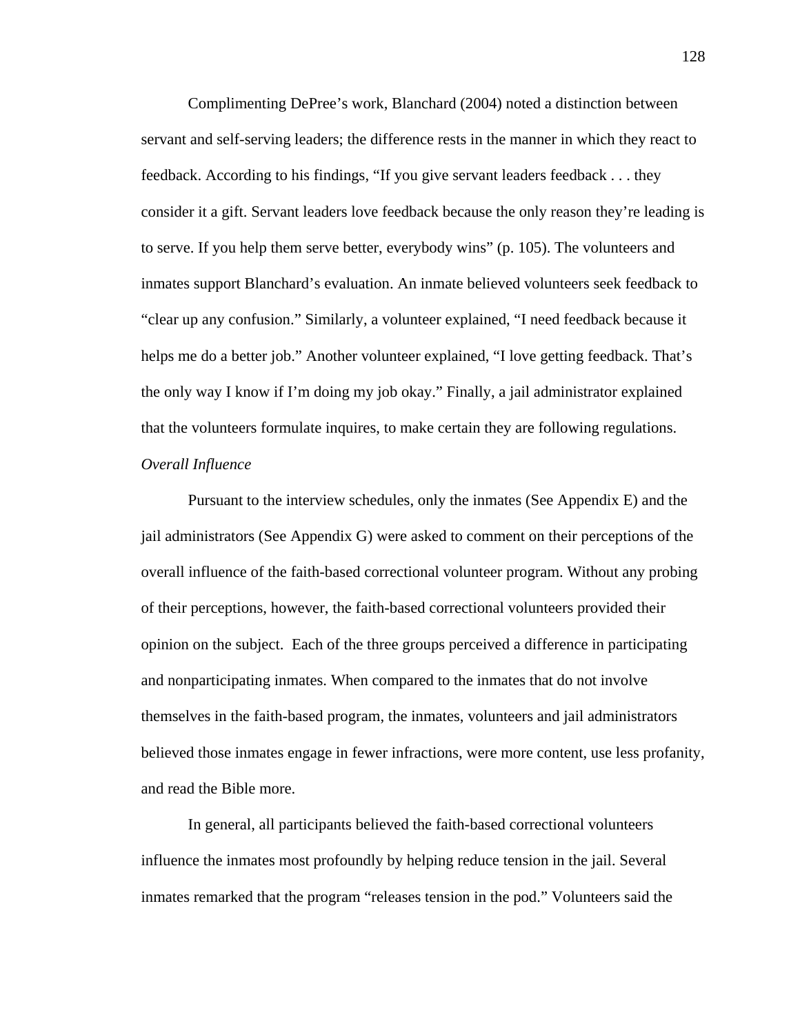Complimenting DePree's work, Blanchard (2004) noted a distinction between servant and self-serving leaders; the difference rests in the manner in which they react to feedback. According to his findings, "If you give servant leaders feedback . . . they consider it a gift. Servant leaders love feedback because the only reason they're leading is to serve. If you help them serve better, everybody wins" (p. 105). The volunteers and inmates support Blanchard's evaluation. An inmate believed volunteers seek feedback to "clear up any confusion." Similarly, a volunteer explained, "I need feedback because it helps me do a better job." Another volunteer explained, "I love getting feedback. That's the only way I know if I'm doing my job okay." Finally, a jail administrator explained that the volunteers formulate inquires, to make certain they are following regulations.

*Overall Influence*

Pursuant to the interview schedules, only the inmates (See Appendix E) and the jail administrators (See Appendix G) were asked to comment on their perceptions of the overall influence of the faith-based correctional volunteer program. Without any probing of their perceptions, however, the faith-based correctional volunteers provided their opinion on the subject. Each of the three groups perceived a difference in participating and nonparticipating inmates. When compared to the inmates that do not involve themselves in the faith-based program, the inmates, volunteers and jail administrators believed those inmates engage in fewer infractions, were more content, use less profanity, and read the Bible more.

In general, all participants believed the faith-based correctional volunteers influence the inmates most profoundly by helping reduce tension in the jail. Several inmates remarked that the program "releases tension in the pod." Volunteers said the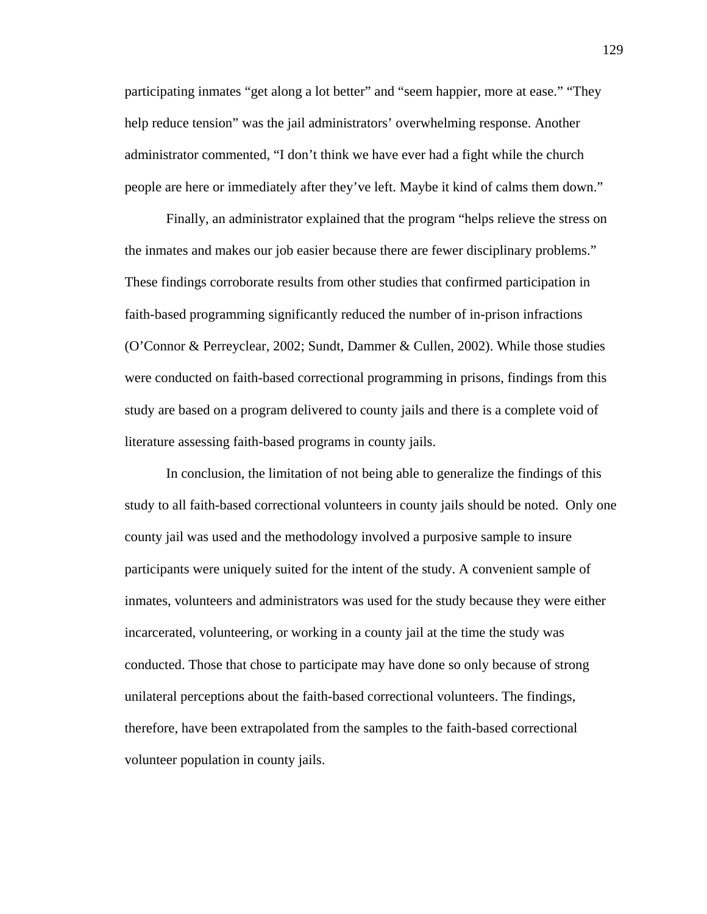participating inmates "get along a lot better" and "seem happier, more at ease." "They help reduce tension" was the jail administrators' overwhelming response. Another administrator commented, "I don't think we have ever had a fight while the church people are here or immediately after they've left. Maybe it kind of calms them down."

Finally, an administrator explained that the program "helps relieve the stress on the inmates and makes our job easier because there are fewer disciplinary problems." These findings corroborate results from other studies that confirmed participation in faith-based programming significantly reduced the number of in-prison infractions (O'Connor & Perreyclear, 2002; Sundt, Dammer & Cullen, 2002). While those studies were conducted on faith-based correctional programming in prisons, findings from this study are based on a program delivered to county jails and there is a complete void of literature assessing faith-based programs in county jails.

In conclusion, the limitation of not being able to generalize the findings of this study to all faith-based correctional volunteers in county jails should be noted. Only one county jail was used and the methodology involved a purposive sample to insure participants were uniquely suited for the intent of the study. A convenient sample of inmates, volunteers and administrators was used for the study because they were either incarcerated, volunteering, or working in a county jail at the time the study was conducted. Those that chose to participate may have done so only because of strong unilateral perceptions about the faith-based correctional volunteers. The findings, therefore, have been extrapolated from the samples to the faith-based correctional volunteer population in county jails.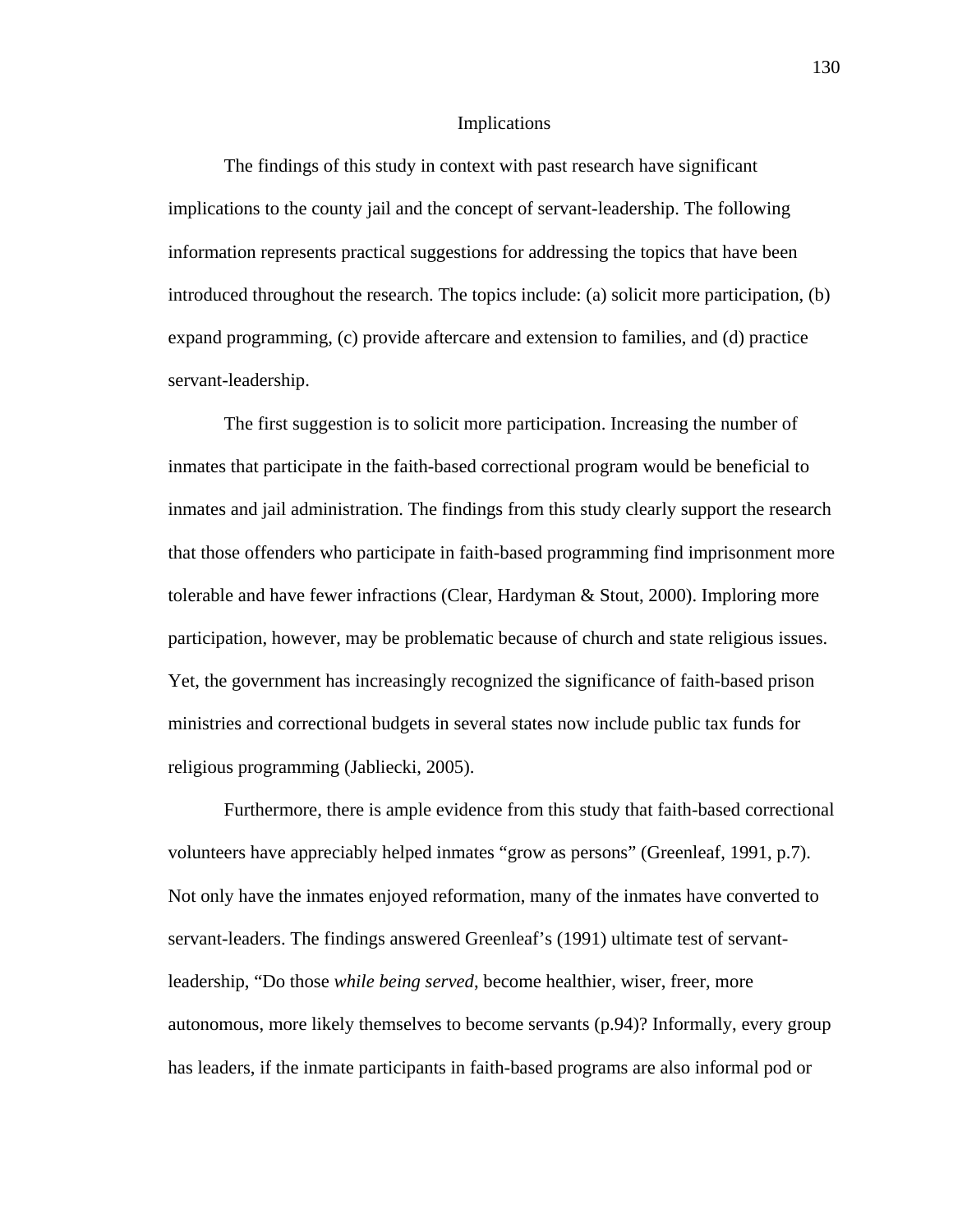## Implications

The findings of this study in context with past research have significant implications to the county jail and the concept of servant-leadership. The following information represents practical suggestions for addressing the topics that have been introduced throughout the research. The topics include: (a) solicit more participation, (b) expand programming, (c) provide aftercare and extension to families, and (d) practice servant-leadership.

The first suggestion is to solicit more participation. Increasing the number of inmates that participate in the faith-based correctional program would be beneficial to inmates and jail administration. The findings from this study clearly support the research that those offenders who participate in faith-based programming find imprisonment more tolerable and have fewer infractions (Clear, Hardyman & Stout, 2000). Imploring more participation, however, may be problematic because of church and state religious issues. Yet, the government has increasingly recognized the significance of faith-based prison ministries and correctional budgets in several states now include public tax funds for religious programming (Jabliecki, 2005).

Furthermore, there is ample evidence from this study that faith-based correctional volunteers have appreciably helped inmates "grow as persons" (Greenleaf, 1991, p.7). Not only have the inmates enjoyed reformation, many of the inmates have converted to servant-leaders. The findings answered Greenleaf's (1991) ultimate test of servant-leadership, "Do those *while being served*, become healthier, wiser, freer, more autonomous, more likely themselves to become servants (p.94)? Informally, every group has leaders, if the inmate participants in faith-based programs are also informal pod or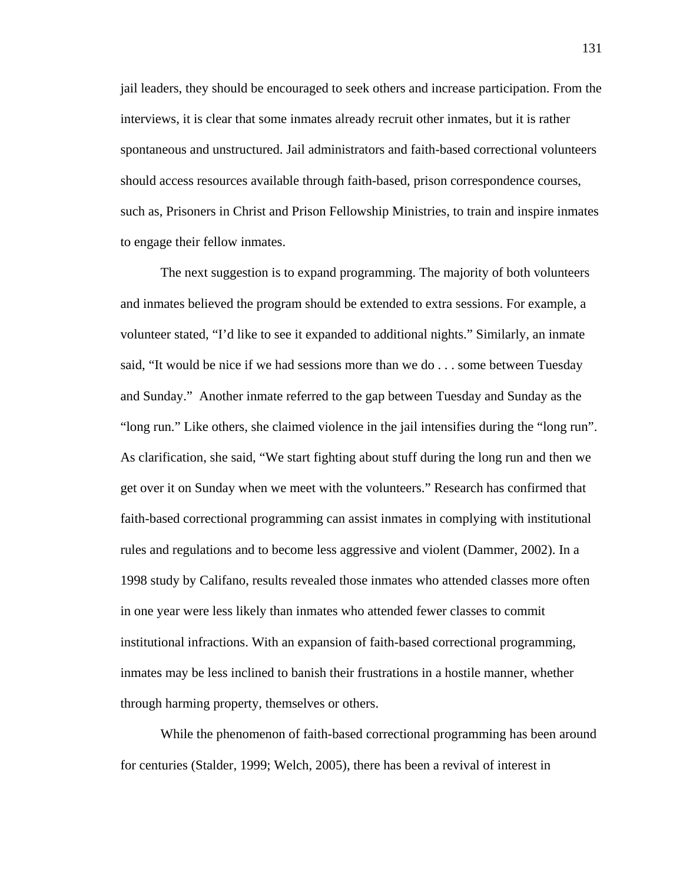jail leaders, they should be encouraged to seek others and increase participation. From the interviews, it is clear that some inmates already recruit other inmates, but it is rather spontaneous and unstructured. Jail administrators and faith-based correctional volunteers should access resources available through faith-based, prison correspondence courses, such as, Prisoners in Christ and Prison Fellowship Ministries, to train and inspire inmates to engage their fellow inmates.

The next suggestion is to expand programming. The majority of both volunteers and inmates believed the program should be extended to extra sessions. For example, a volunteer stated, "I'd like to see it expanded to additional nights." Similarly, an inmate said, "It would be nice if we had sessions more than we do . . . some between Tuesday and Sunday." Another inmate referred to the gap between Tuesday and Sunday as the "long run." Like others, she claimed violence in the jail intensifies during the "long run". As clarification, she said, "We start fighting about stuff during the long run and then we get over it on Sunday when we meet with the volunteers." Research has confirmed that faith-based correctional programming can assist inmates in complying with institutional rules and regulations and to become less aggressive and violent (Dammer, 2002). In a 1998 study by Califano, results revealed those inmates who attended classes more often in one year were less likely than inmates who attended fewer classes to commit institutional infractions. With an expansion of faith-based correctional programming, inmates may be less inclined to banish their frustrations in a hostile manner, whether through harming property, themselves or others.

While the phenomenon of faith-based correctional programming has been around for centuries (Stalder, 1999; Welch, 2005), there has been a revival of interest in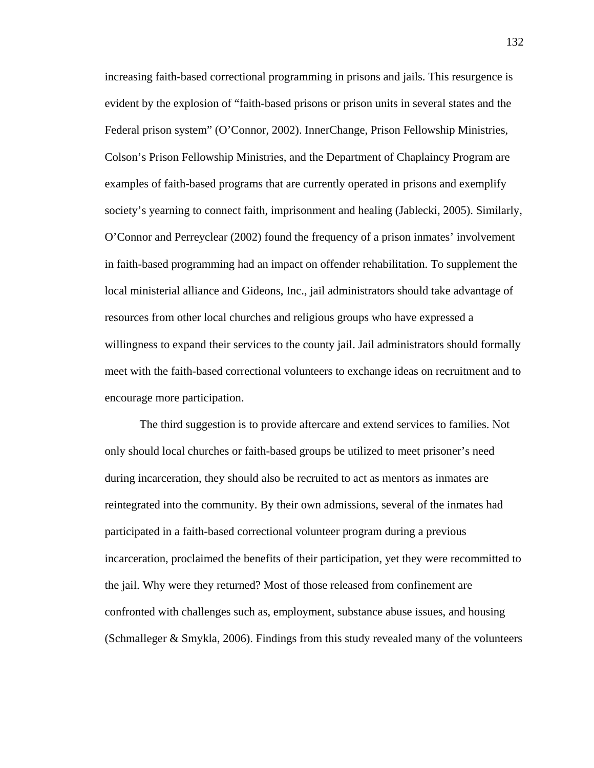increasing faith-based correctional programming in prisons and jails. This resurgence is evident by the explosion of "faith-based prisons or prison units in several states and the Federal prison system" (O'Connor, 2002). InnerChange, Prison Fellowship Ministries, Colson's Prison Fellowship Ministries, and the Department of Chaplaincy Program are examples of faith-based programs that are currently operated in prisons and exemplify society's yearning to connect faith, imprisonment and healing (Jablecki, 2005). Similarly, O'Connor and Perreyclear (2002) found the frequency of a prison inmates' involvement in faith-based programming had an impact on offender rehabilitation. To supplement the local ministerial alliance and Gideons, Inc., jail administrators should take advantage of resources from other local churches and religious groups who have expressed a willingness to expand their services to the county jail. Jail administrators should formally meet with the faith-based correctional volunteers to exchange ideas on recruitment and to encourage more participation.

The third suggestion is to provide aftercare and extend services to families. Not only should local churches or faith-based groups be utilized to meet prisoner's need during incarceration, they should also be recruited to act as mentors as inmates are reintegrated into the community. By their own admissions, several of the inmates had participated in a faith-based correctional volunteer program during a previous incarceration, proclaimed the benefits of their participation, yet they were recommitted to the jail. Why were they returned? Most of those released from confinement are confronted with challenges such as, employment, substance abuse issues, and housing (Schmalleger & Smykla, 2006). Findings from this study revealed many of the volunteers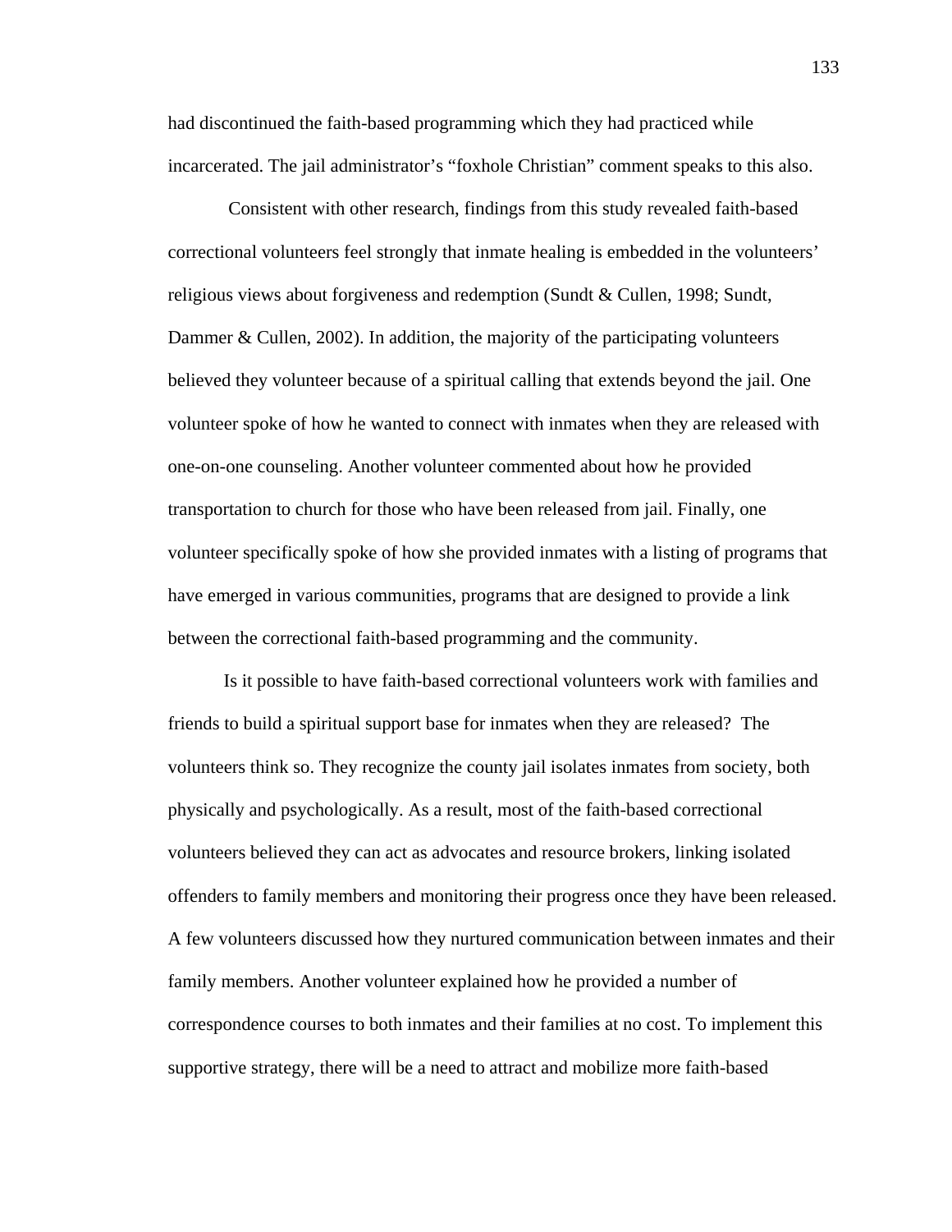had discontinued the faith-based programming which they had practiced while incarcerated. The jail administrator's "foxhole Christian" comment speaks to this also.

Consistent with other research, findings from this study revealed faith-based correctional volunteers feel strongly that inmate healing is embedded in the volunteers' religious views about forgiveness and redemption (Sundt & Cullen, 1998; Sundt, Dammer & Cullen, 2002). In addition, the majority of the participating volunteers believed they volunteer because of a spiritual calling that extends beyond the jail. One volunteer spoke of how he wanted to connect with inmates when they are released with one-on-one counseling. Another volunteer commented about how he provided transportation to church for those who have been released from jail. Finally, one volunteer specifically spoke of how she provided inmates with a listing of programs that have emerged in various communities, programs that are designed to provide a link between the correctional faith-based programming and the community.

Is it possible to have faith-based correctional volunteers work with families and friends to build a spiritual support base for inmates when they are released? The volunteers think so. They recognize the county jail isolates inmates from society, both physically and psychologically. As a result, most of the faith-based correctional volunteers believed they can act as advocates and resource brokers, linking isolated offenders to family members and monitoring their progress once they have been released. A few volunteers discussed how they nurtured communication between inmates and their family members. Another volunteer explained how he provided a number of correspondence courses to both inmates and their families at no cost. To implement this supportive strategy, there will be a need to attract and mobilize more faith-based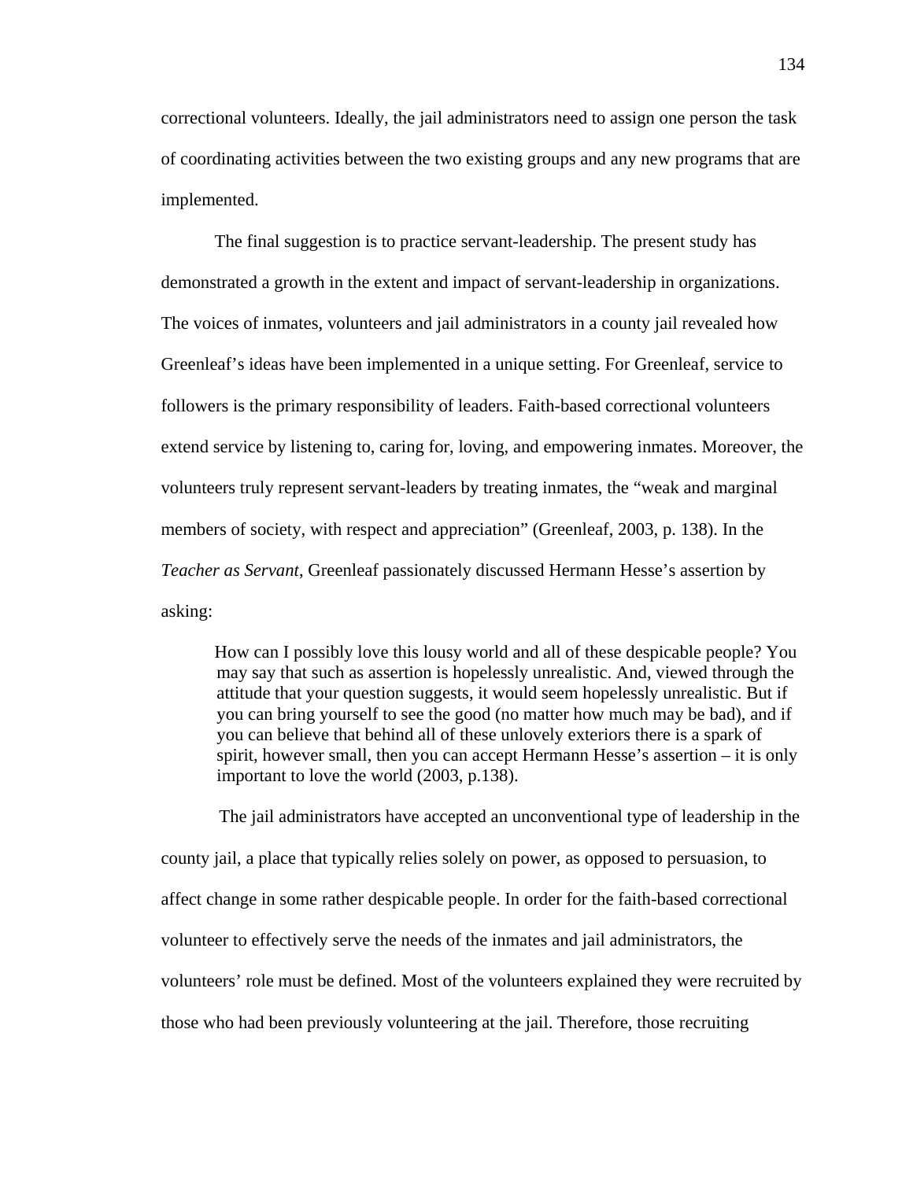correctional volunteers. Ideally, the jail administrators need to assign one person the task of coordinating activities between the two existing groups and any new programs that are implemented.

The final suggestion is to practice servant-leadership. The present study has demonstrated a growth in the extent and impact of servant-leadership in organizations. The voices of inmates, volunteers and jail administrators in a county jail revealed how Greenleaf's ideas have been implemented in a unique setting. For Greenleaf, service to followers is the primary responsibility of leaders. Faith-based correctional volunteers extend service by listening to, caring for, loving, and empowering inmates. Moreover, the volunteers truly represent servant-leaders by treating inmates, the "weak and marginal members of society, with respect and appreciation" (Greenleaf, 2003, p. 138). In the *Teacher as Servant*, Greenleaf passionately discussed Hermann Hesse's assertion by asking:

> How can I possibly love this lousy world and all of these despicable people? You may say that such as assertion is hopelessly unrealistic. And, viewed through the attitude that your question suggests, it would seem hopelessly unrealistic. But if you can bring yourself to see the good (no matter how much may be bad), and if you can believe that behind all of these unlovely exteriors there is a spark of spirit, however small, then you can accept Hermann Hesse's assertion – it is only important to love the world (2003, p.138).

The jail administrators have accepted an unconventional type of leadership in the county jail, a place that typically relies solely on power, as opposed to persuasion, to affect change in some rather despicable people. In order for the faith-based correctional volunteer to effectively serve the needs of the inmates and jail administrators, the volunteers' role must be defined. Most of the volunteers explained they were recruited by those who had been previously volunteering at the jail. Therefore, those recruiting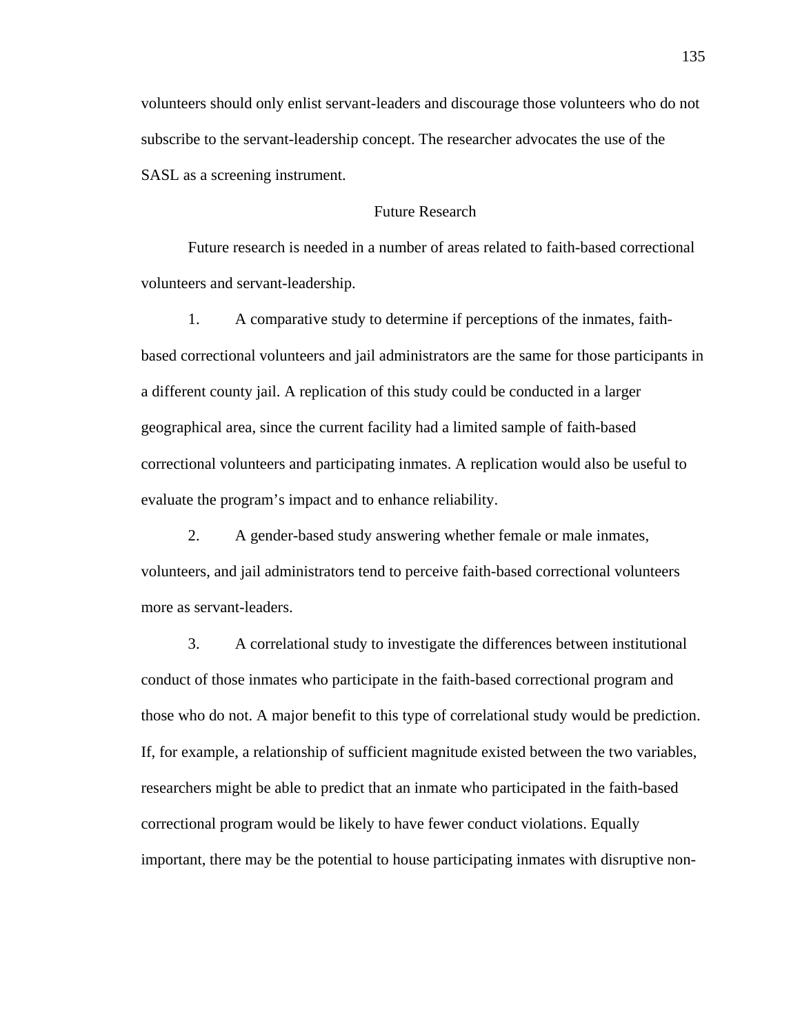volunteers should only enlist servant-leaders and discourage those volunteers who do not subscribe to the servant-leadership concept. The researcher advocates the use of the SASL as a screening instrument.

## Future Research

Future research is needed in a number of areas related to faith-based correctional volunteers and servant-leadership.

1. A comparative study to determine if perceptions of the inmates, faith-based correctional volunteers and jail administrators are the same for those participants in a different county jail. A replication of this study could be conducted in a larger geographical area, since the current facility had a limited sample of faith-based correctional volunteers and participating inmates. A replication would also be useful to evaluate the program's impact and to enhance reliability.

2. A gender-based study answering whether female or male inmates, volunteers, and jail administrators tend to perceive faith-based correctional volunteers more as servant-leaders.

3. A correlational study to investigate the differences between institutional conduct of those inmates who participate in the faith-based correctional program and those who do not. A major benefit to this type of correlational study would be prediction. If, for example, a relationship of sufficient magnitude existed between the two variables, researchers might be able to predict that an inmate who participated in the faith-based correctional program would be likely to have fewer conduct violations. Equally important, there may be the potential to house participating inmates with disruptive non-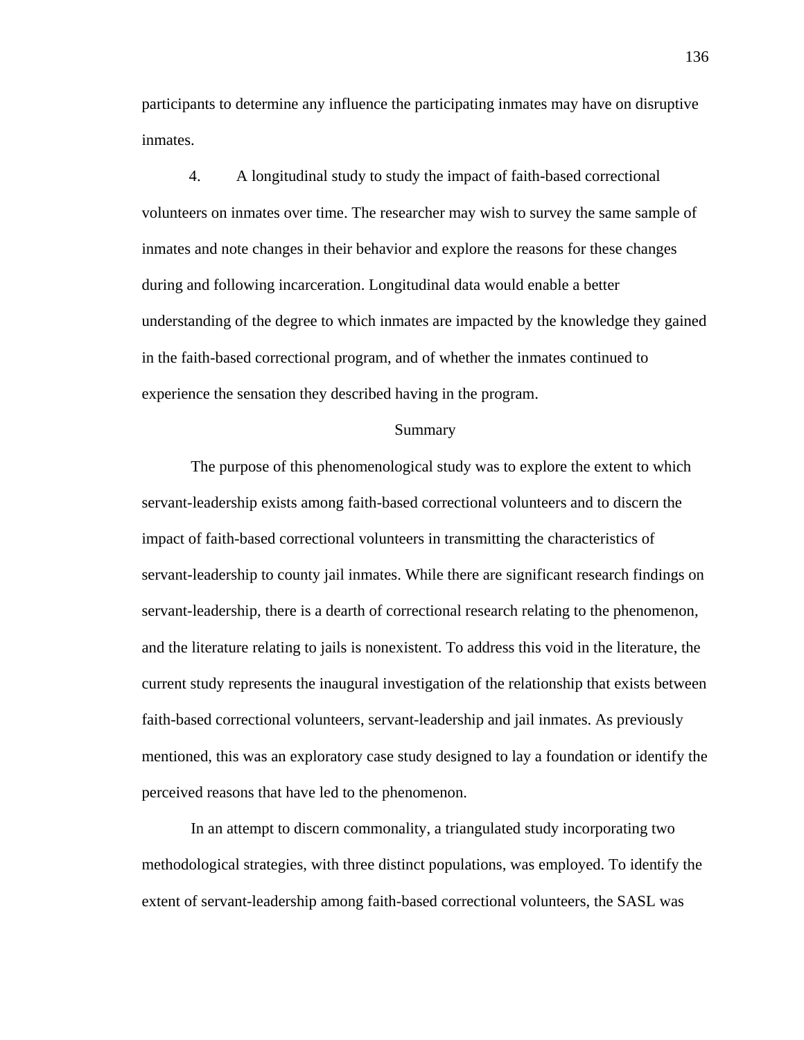participants to determine any influence the participating inmates may have on disruptive inmates.

4. A longitudinal study to study the impact of faith-based correctional volunteers on inmates over time. The researcher may wish to survey the same sample of inmates and note changes in their behavior and explore the reasons for these changes during and following incarceration. Longitudinal data would enable a better understanding of the degree to which inmates are impacted by the knowledge they gained in the faith-based correctional program, and of whether the inmates continued to experience the sensation they described having in the program.

## Summary

The purpose of this phenomenological study was to explore the extent to which servant-leadership exists among faith-based correctional volunteers and to discern the impact of faith-based correctional volunteers in transmitting the characteristics of servant-leadership to county jail inmates. While there are significant research findings on servant-leadership, there is a dearth of correctional research relating to the phenomenon, and the literature relating to jails is nonexistent. To address this void in the literature, the current study represents the inaugural investigation of the relationship that exists between faith-based correctional volunteers, servant-leadership and jail inmates. As previously mentioned, this was an exploratory case study designed to lay a foundation or identify the perceived reasons that have led to the phenomenon.

In an attempt to discern commonality, a triangulated study incorporating two methodological strategies, with three distinct populations, was employed. To identify the extent of servant-leadership among faith-based correctional volunteers, the SASL was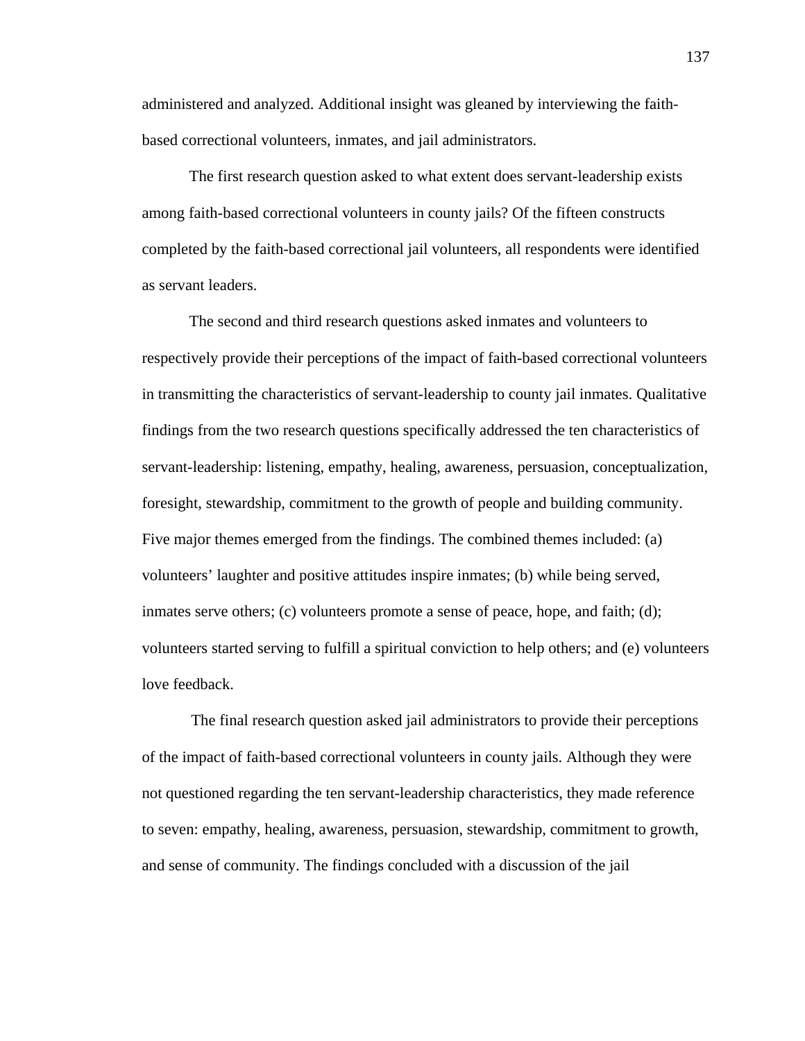administered and analyzed. Additional insight was gleaned by interviewing the faith-based correctional volunteers, inmates, and jail administrators.

The first research question asked to what extent does servant-leadership exists among faith-based correctional volunteers in county jails? Of the fifteen constructs completed by the faith-based correctional jail volunteers, all respondents were identified as servant leaders.

The second and third research questions asked inmates and volunteers to respectively provide their perceptions of the impact of faith-based correctional volunteers in transmitting the characteristics of servant-leadership to county jail inmates. Qualitative findings from the two research questions specifically addressed the ten characteristics of servant-leadership: listening, empathy, healing, awareness, persuasion, conceptualization, foresight, stewardship, commitment to the growth of people and building community. Five major themes emerged from the findings. The combined themes included: (a) volunteers' laughter and positive attitudes inspire inmates; (b) while being served, inmates serve others; (c) volunteers promote a sense of peace, hope, and faith; (d); volunteers started serving to fulfill a spiritual conviction to help others; and (e) volunteers love feedback.

The final research question asked jail administrators to provide their perceptions of the impact of faith-based correctional volunteers in county jails. Although they were not questioned regarding the ten servant-leadership characteristics, they made reference to seven: empathy, healing, awareness, persuasion, stewardship, commitment to growth, and sense of community. The findings concluded with a discussion of the jail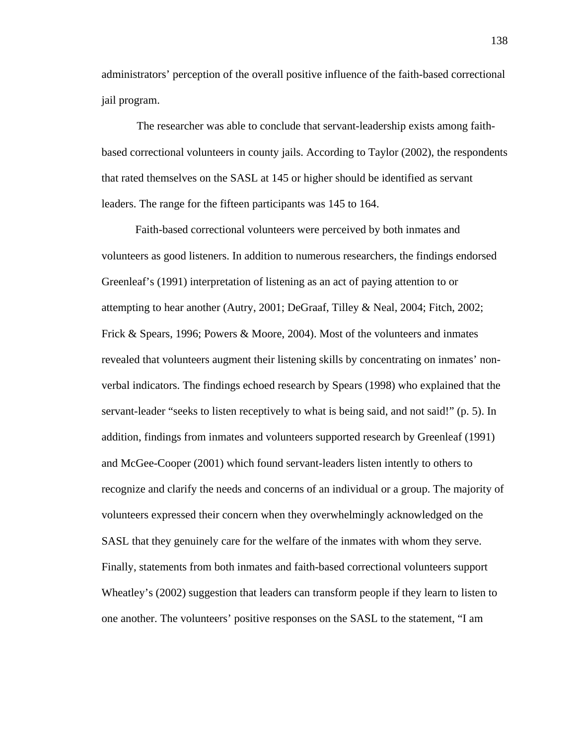administrators' perception of the overall positive influence of the faith-based correctional jail program.

The researcher was able to conclude that servant-leadership exists among faith-based correctional volunteers in county jails. According to Taylor (2002), the respondents that rated themselves on the SASL at 145 or higher should be identified as servant leaders. The range for the fifteen participants was 145 to 164.

Faith-based correctional volunteers were perceived by both inmates and volunteers as good listeners. In addition to numerous researchers, the findings endorsed Greenleaf's (1991) interpretation of listening as an act of paying attention to or attempting to hear another (Autry, 2001; DeGraaf, Tilley & Neal, 2004; Fitch, 2002; Frick & Spears, 1996; Powers & Moore, 2004). Most of the volunteers and inmates revealed that volunteers augment their listening skills by concentrating on inmates' non-verbal indicators. The findings echoed research by Spears (1998) who explained that the servant-leader "seeks to listen receptively to what is being said, and not said!" (p. 5). In addition, findings from inmates and volunteers supported research by Greenleaf (1991) and McGee-Cooper (2001) which found servant-leaders listen intently to others to recognize and clarify the needs and concerns of an individual or a group. The majority of volunteers expressed their concern when they overwhelmingly acknowledged on the SASL that they genuinely care for the welfare of the inmates with whom they serve. Finally, statements from both inmates and faith-based correctional volunteers support Wheatley's (2002) suggestion that leaders can transform people if they learn to listen to one another. The volunteers' positive responses on the SASL to the statement, "I am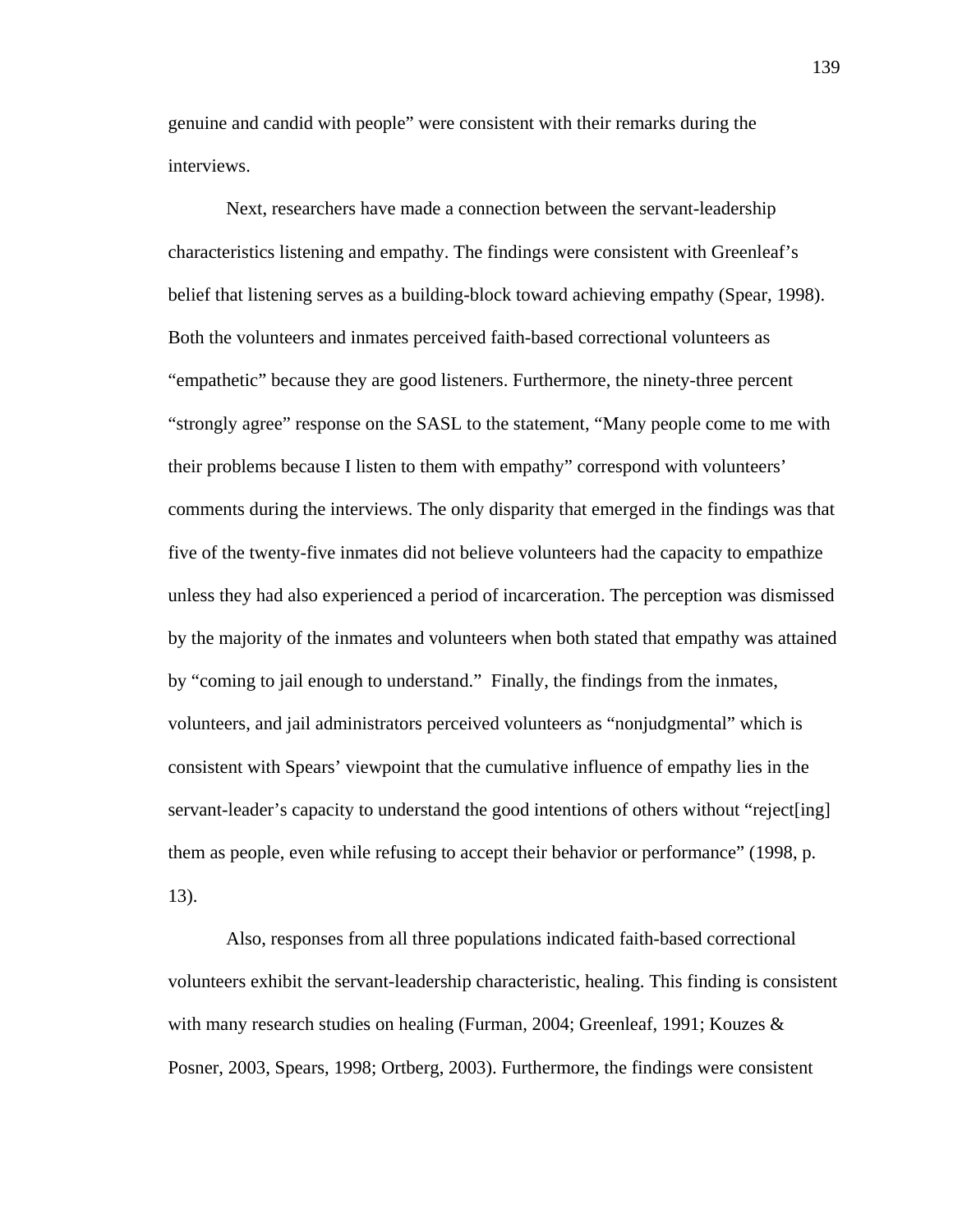genuine and candid with people" were consistent with their remarks during the interviews.

Next, researchers have made a connection between the servant-leadership characteristics listening and empathy. The findings were consistent with Greenleaf's belief that listening serves as a building-block toward achieving empathy (Spear, 1998). Both the volunteers and inmates perceived faith-based correctional volunteers as "empathetic" because they are good listeners. Furthermore, the ninety-three percent "strongly agree" response on the SASL to the statement, "Many people come to me with their problems because I listen to them with empathy" correspond with volunteers' comments during the interviews. The only disparity that emerged in the findings was that five of the twenty-five inmates did not believe volunteers had the capacity to empathize unless they had also experienced a period of incarceration. The perception was dismissed by the majority of the inmates and volunteers when both stated that empathy was attained by "coming to jail enough to understand." Finally, the findings from the inmates, volunteers, and jail administrators perceived volunteers as "nonjudgmental" which is consistent with Spears' viewpoint that the cumulative influence of empathy lies in the servant-leader's capacity to understand the good intentions of others without "reject[ing] them as people, even while refusing to accept their behavior or performance" (1998, p. 13).

Also, responses from all three populations indicated faith-based correctional volunteers exhibit the servant-leadership characteristic, healing. This finding is consistent with many research studies on healing (Furman, 2004; Greenleaf, 1991; Kouzes & Posner, 2003, Spears, 1998; Ortberg, 2003). Furthermore, the findings were consistent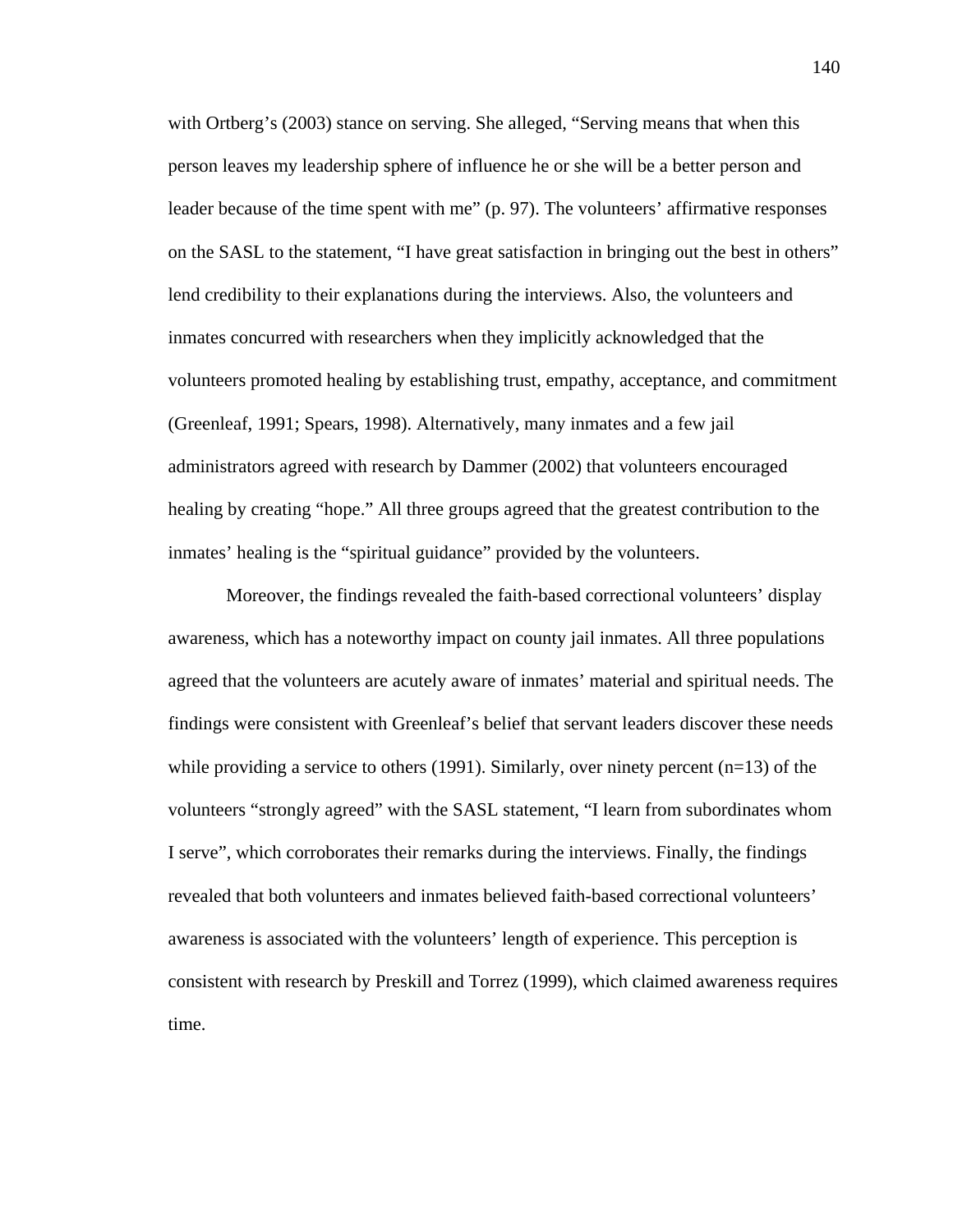with Ortberg's (2003) stance on serving. She alleged, "Serving means that when this person leaves my leadership sphere of influence he or she will be a better person and leader because of the time spent with me" (p. 97). The volunteers' affirmative responses on the SASL to the statement, "I have great satisfaction in bringing out the best in others" lend credibility to their explanations during the interviews. Also, the volunteers and inmates concurred with researchers when they implicitly acknowledged that the volunteers promoted healing by establishing trust, empathy, acceptance, and commitment (Greenleaf, 1991; Spears, 1998). Alternatively, many inmates and a few jail administrators agreed with research by Dammer (2002) that volunteers encouraged healing by creating "hope." All three groups agreed that the greatest contribution to the inmates' healing is the "spiritual guidance" provided by the volunteers.

Moreover, the findings revealed the faith-based correctional volunteers' display awareness, which has a noteworthy impact on county jail inmates. All three populations agreed that the volunteers are acutely aware of inmates' material and spiritual needs. The findings were consistent with Greenleaf's belief that servant leaders discover these needs while providing a service to others (1991). Similarly, over ninety percent (n=13) of the volunteers "strongly agreed" with the SASL statement, "I learn from subordinates whom I serve", which corroborates their remarks during the interviews. Finally, the findings revealed that both volunteers and inmates believed faith-based correctional volunteers' awareness is associated with the volunteers' length of experience. This perception is consistent with research by Preskill and Torrez (1999), which claimed awareness requires time.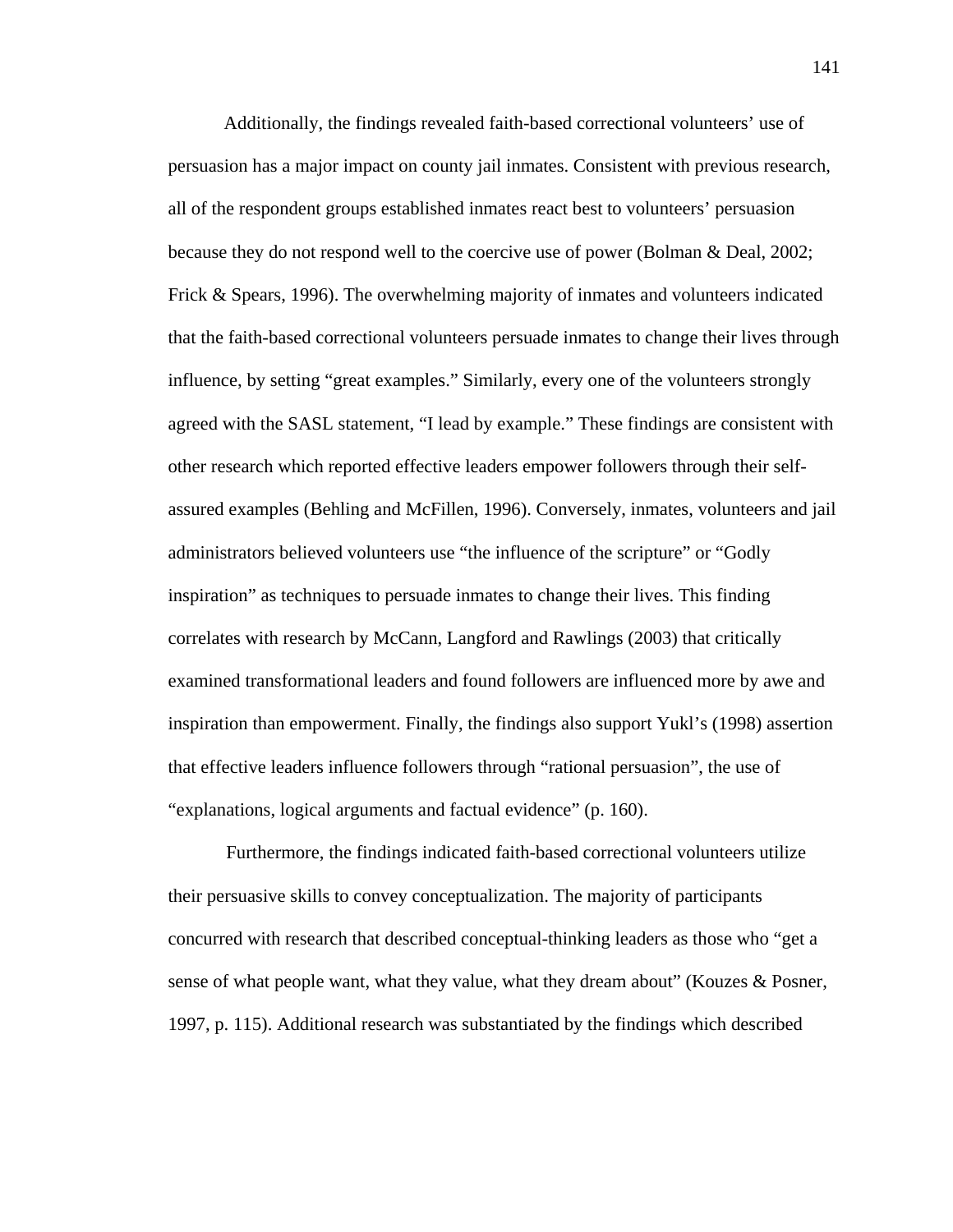Additionally, the findings revealed faith-based correctional volunteers' use of persuasion has a major impact on county jail inmates. Consistent with previous research, all of the respondent groups established inmates react best to volunteers' persuasion because they do not respond well to the coercive use of power (Bolman & Deal, 2002; Frick & Spears, 1996). The overwhelming majority of inmates and volunteers indicated that the faith-based correctional volunteers persuade inmates to change their lives through influence, by setting "great examples." Similarly, every one of the volunteers strongly agreed with the SASL statement, "I lead by example." These findings are consistent with other research which reported effective leaders empower followers through their self-assured examples (Behling and McFillen, 1996). Conversely, inmates, volunteers and jail administrators believed volunteers use "the influence of the scripture" or "Godly inspiration" as techniques to persuade inmates to change their lives. This finding correlates with research by McCann, Langford and Rawlings (2003) that critically examined transformational leaders and found followers are influenced more by awe and inspiration than empowerment. Finally, the findings also support Yukl's (1998) assertion that effective leaders influence followers through "rational persuasion", the use of "explanations, logical arguments and factual evidence" (p. 160).

Furthermore, the findings indicated faith-based correctional volunteers utilize their persuasive skills to convey conceptualization. The majority of participants concurred with research that described conceptual-thinking leaders as those who "get a sense of what people want, what they value, what they dream about" (Kouzes & Posner, 1997, p. 115). Additional research was substantiated by the findings which described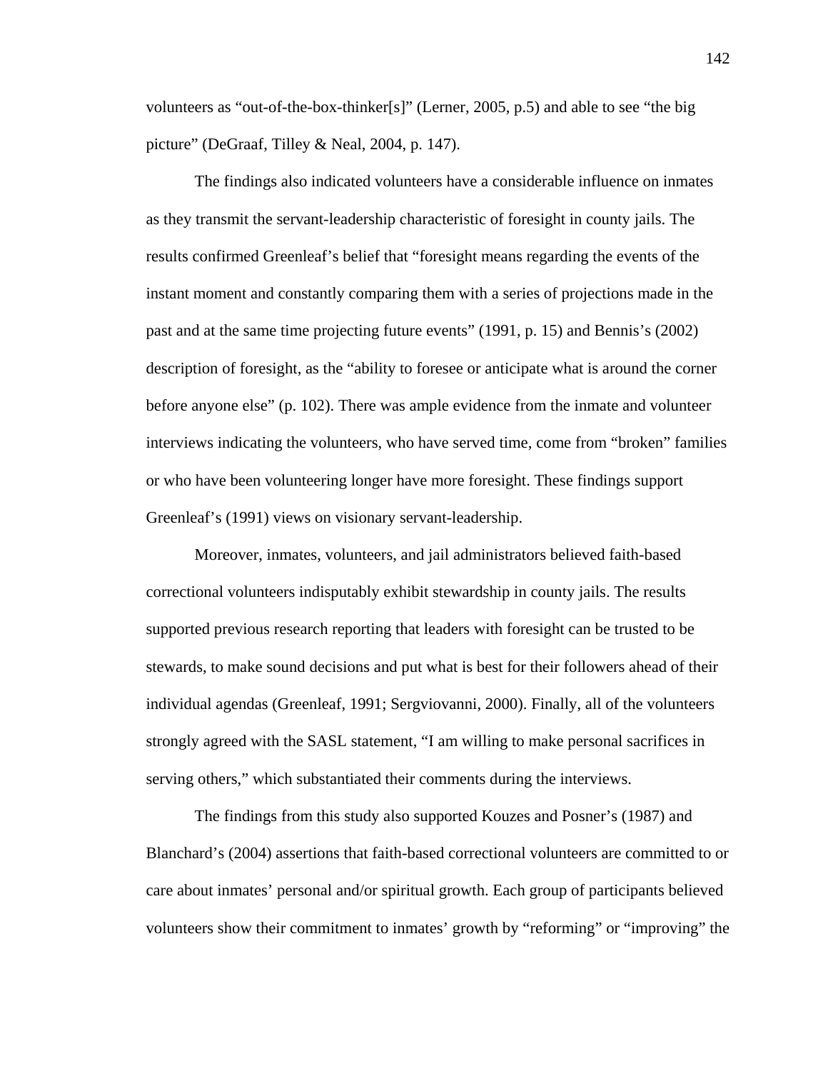volunteers as "out-of-the-box-thinker[s]" (Lerner, 2005, p.5) and able to see "the big picture" (DeGraaf, Tilley & Neal, 2004, p. 147).

The findings also indicated volunteers have a considerable influence on inmates as they transmit the servant-leadership characteristic of foresight in county jails. The results confirmed Greenleaf's belief that "foresight means regarding the events of the instant moment and constantly comparing them with a series of projections made in the past and at the same time projecting future events" (1991, p. 15) and Bennis's (2002) description of foresight, as the "ability to foresee or anticipate what is around the corner before anyone else" (p. 102). There was ample evidence from the inmate and volunteer interviews indicating the volunteers, who have served time, come from "broken" families or who have been volunteering longer have more foresight. These findings support Greenleaf's (1991) views on visionary servant-leadership.

Moreover, inmates, volunteers, and jail administrators believed faith-based correctional volunteers indisputably exhibit stewardship in county jails. The results supported previous research reporting that leaders with foresight can be trusted to be stewards, to make sound decisions and put what is best for their followers ahead of their individual agendas (Greenleaf, 1991; Sergviovanni, 2000). Finally, all of the volunteers strongly agreed with the SASL statement, "I am willing to make personal sacrifices in serving others," which substantiated their comments during the interviews.

The findings from this study also supported Kouzes and Posner's (1987) and Blanchard's (2004) assertions that faith-based correctional volunteers are committed to or care about inmates' personal and/or spiritual growth. Each group of participants believed volunteers show their commitment to inmates' growth by "reforming" or "improving" the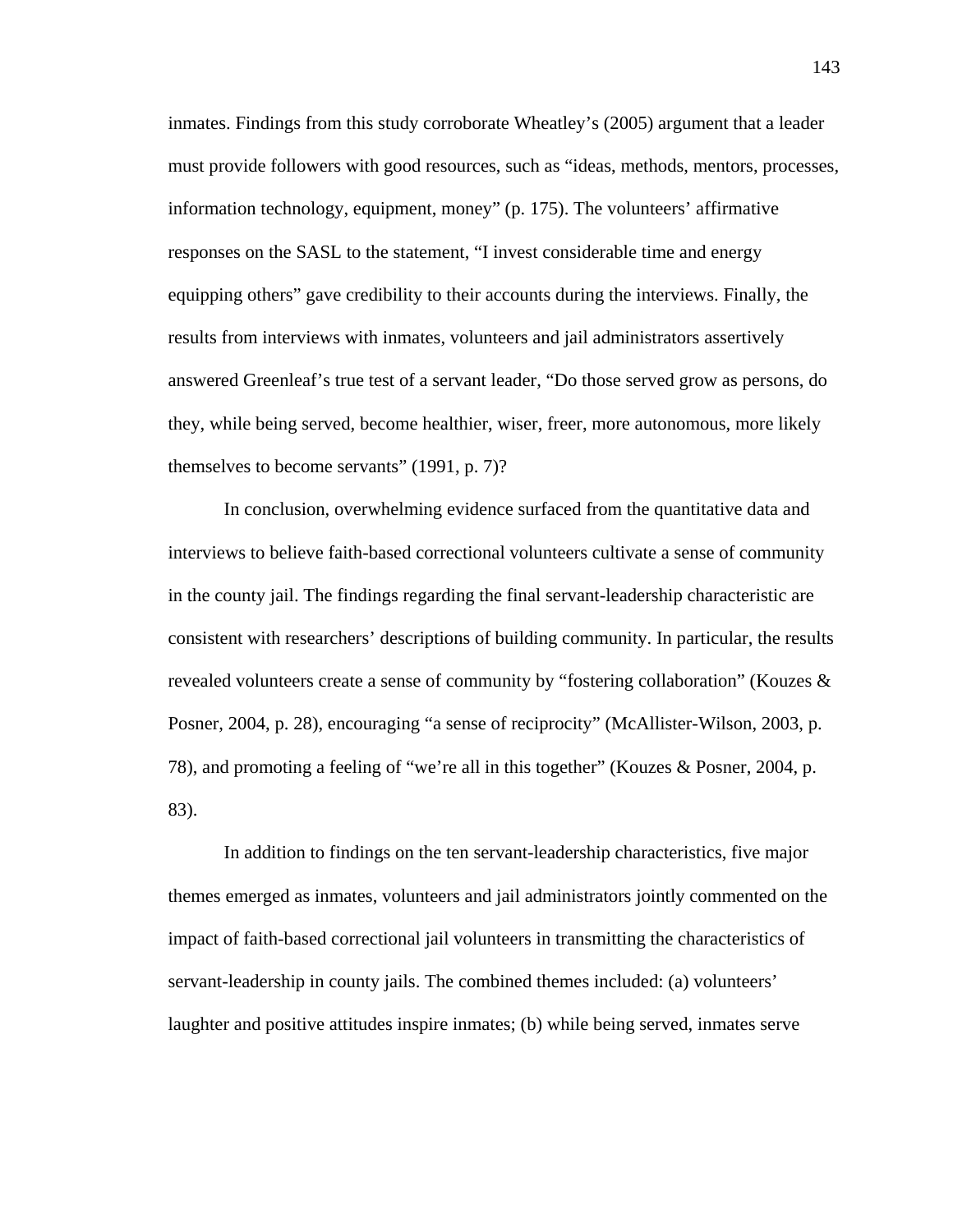inmates. Findings from this study corroborate Wheatley's (2005) argument that a leader must provide followers with good resources, such as "ideas, methods, mentors, processes, information technology, equipment, money" (p. 175). The volunteers' affirmative responses on the SASL to the statement, "I invest considerable time and energy equipping others" gave credibility to their accounts during the interviews. Finally, the results from interviews with inmates, volunteers and jail administrators assertively answered Greenleaf's true test of a servant leader, "Do those served grow as persons, do they, while being served, become healthier, wiser, freer, more autonomous, more likely themselves to become servants" (1991, p. 7)?

In conclusion, overwhelming evidence surfaced from the quantitative data and interviews to believe faith-based correctional volunteers cultivate a sense of community in the county jail. The findings regarding the final servant-leadership characteristic are consistent with researchers' descriptions of building community. In particular, the results revealed volunteers create a sense of community by "fostering collaboration" (Kouzes & Posner, 2004, p. 28), encouraging "a sense of reciprocity" (McAllister-Wilson, 2003, p. 78), and promoting a feeling of "we're all in this together" (Kouzes & Posner, 2004, p. 83).

In addition to findings on the ten servant-leadership characteristics, five major themes emerged as inmates, volunteers and jail administrators jointly commented on the impact of faith-based correctional jail volunteers in transmitting the characteristics of servant-leadership in county jails. The combined themes included: (a) volunteers' laughter and positive attitudes inspire inmates; (b) while being served, inmates serve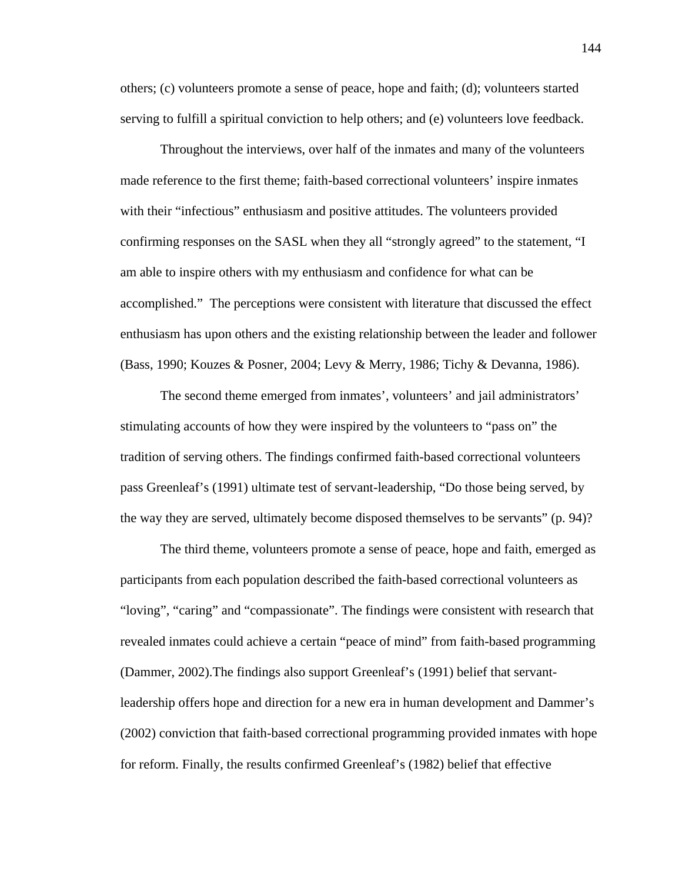others; (c) volunteers promote a sense of peace, hope and faith; (d); volunteers started serving to fulfill a spiritual conviction to help others; and (e) volunteers love feedback.

Throughout the interviews, over half of the inmates and many of the volunteers made reference to the first theme; faith-based correctional volunteers' inspire inmates with their "infectious" enthusiasm and positive attitudes. The volunteers provided confirming responses on the SASL when they all "strongly agreed" to the statement, "I am able to inspire others with my enthusiasm and confidence for what can be accomplished." The perceptions were consistent with literature that discussed the effect enthusiasm has upon others and the existing relationship between the leader and follower (Bass, 1990; Kouzes & Posner, 2004; Levy & Merry, 1986; Tichy & Devanna, 1986).

The second theme emerged from inmates', volunteers' and jail administrators' stimulating accounts of how they were inspired by the volunteers to "pass on" the tradition of serving others. The findings confirmed faith-based correctional volunteers pass Greenleaf's (1991) ultimate test of servant-leadership, "Do those being served, by the way they are served, ultimately become disposed themselves to be servants" (p. 94)?

The third theme, volunteers promote a sense of peace, hope and faith, emerged as participants from each population described the faith-based correctional volunteers as "loving", "caring" and "compassionate". The findings were consistent with research that revealed inmates could achieve a certain "peace of mind" from faith-based programming (Dammer, 2002).The findings also support Greenleaf's (1991) belief that servant-leadership offers hope and direction for a new era in human development and Dammer's (2002) conviction that faith-based correctional programming provided inmates with hope for reform. Finally, the results confirmed Greenleaf's (1982) belief that effective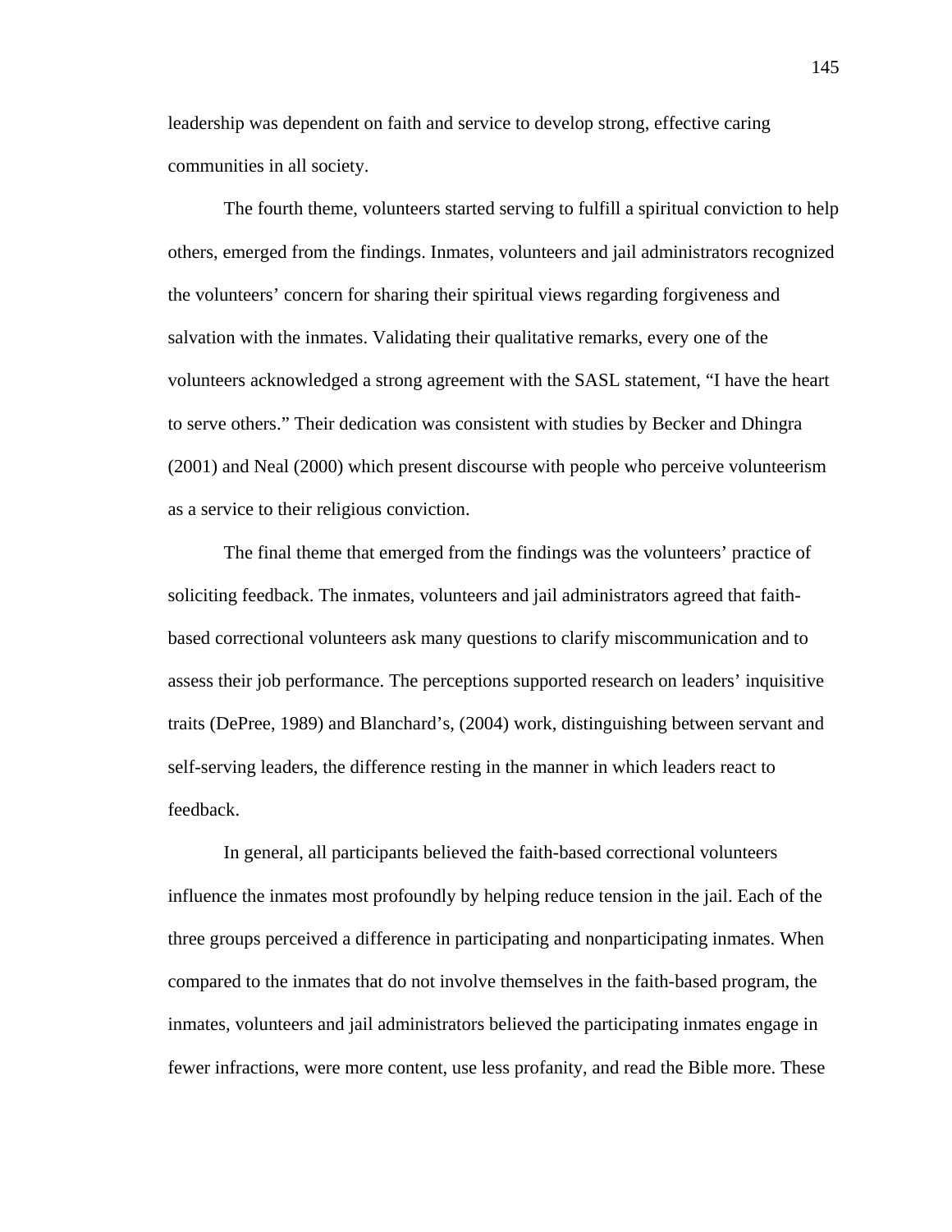leadership was dependent on faith and service to develop strong, effective caring communities in all society.

The fourth theme, volunteers started serving to fulfill a spiritual conviction to help others, emerged from the findings. Inmates, volunteers and jail administrators recognized the volunteers' concern for sharing their spiritual views regarding forgiveness and salvation with the inmates. Validating their qualitative remarks, every one of the volunteers acknowledged a strong agreement with the SASL statement, "I have the heart to serve others." Their dedication was consistent with studies by Becker and Dhingra (2001) and Neal (2000) which present discourse with people who perceive volunteerism as a service to their religious conviction.

The final theme that emerged from the findings was the volunteers' practice of soliciting feedback. The inmates, volunteers and jail administrators agreed that faith-based correctional volunteers ask many questions to clarify miscommunication and to assess their job performance. The perceptions supported research on leaders' inquisitive traits (DePree, 1989) and Blanchard's, (2004) work, distinguishing between servant and self-serving leaders, the difference resting in the manner in which leaders react to feedback.

In general, all participants believed the faith-based correctional volunteers influence the inmates most profoundly by helping reduce tension in the jail. Each of the three groups perceived a difference in participating and nonparticipating inmates. When compared to the inmates that do not involve themselves in the faith-based program, the inmates, volunteers and jail administrators believed the participating inmates engage in fewer infractions, were more content, use less profanity, and read the Bible more. These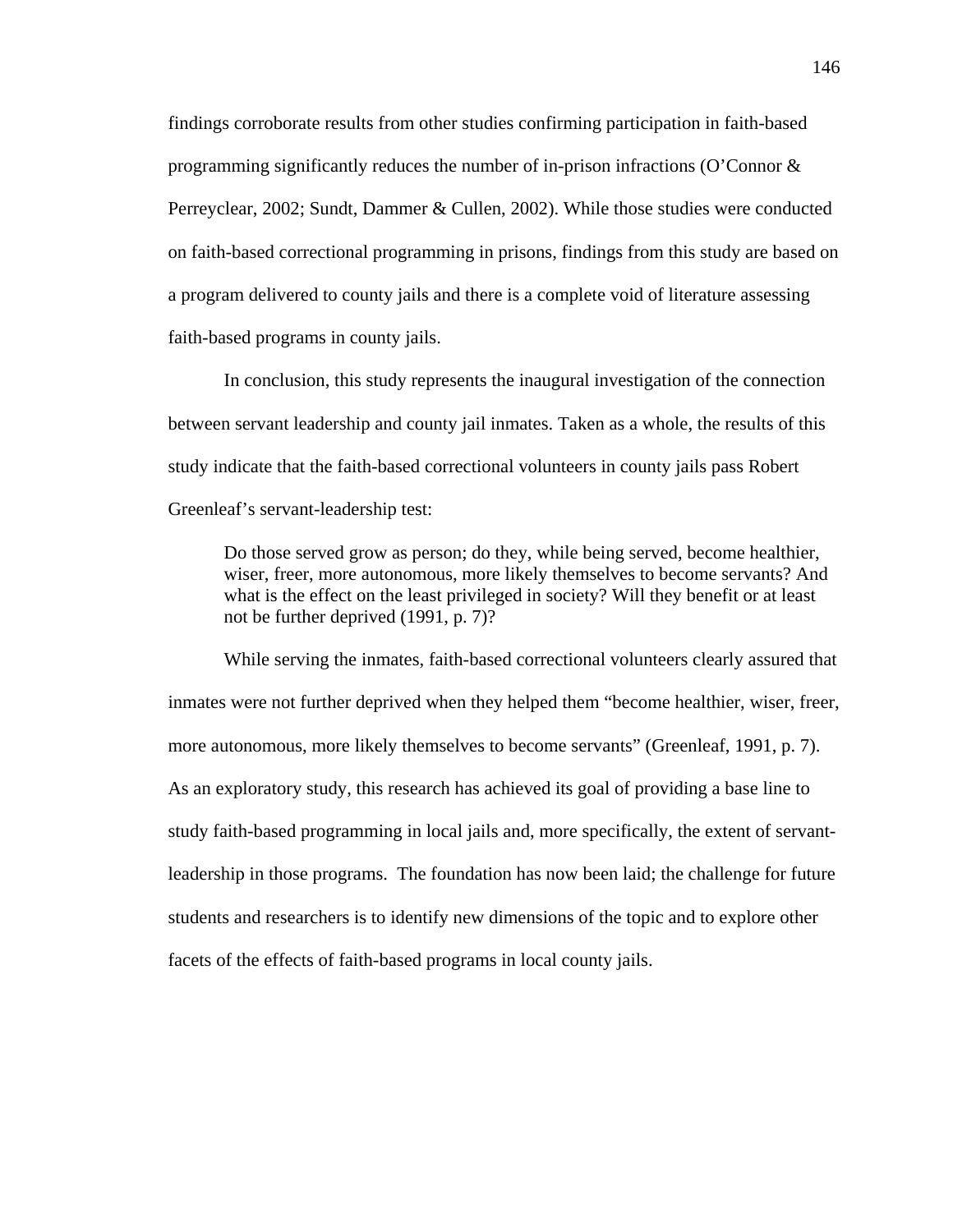findings corroborate results from other studies confirming participation in faith-based programming significantly reduces the number of in-prison infractions (O'Connor & Perreyclear, 2002; Sundt, Dammer & Cullen, 2002). While those studies were conducted on faith-based correctional programming in prisons, findings from this study are based on a program delivered to county jails and there is a complete void of literature assessing faith-based programs in county jails.

In conclusion, this study represents the inaugural investigation of the connection between servant leadership and county jail inmates. Taken as a whole, the results of this study indicate that the faith-based correctional volunteers in county jails pass Robert Greenleaf's servant-leadership test:

> Do those served grow as person; do they, while being served, become healthier, wiser, freer, more autonomous, more likely themselves to become servants? And what is the effect on the least privileged in society? Will they benefit or at least not be further deprived (1991, p. 7)?

While serving the inmates, faith-based correctional volunteers clearly assured that inmates were not further deprived when they helped them "become healthier, wiser, freer, more autonomous, more likely themselves to become servants" (Greenleaf, 1991, p. 7). As an exploratory study, this research has achieved its goal of providing a base line to study faith-based programming in local jails and, more specifically, the extent of servant-leadership in those programs. The foundation has now been laid; the challenge for future students and researchers is to identify new dimensions of the topic and to explore other facets of the effects of faith-based programs in local county jails.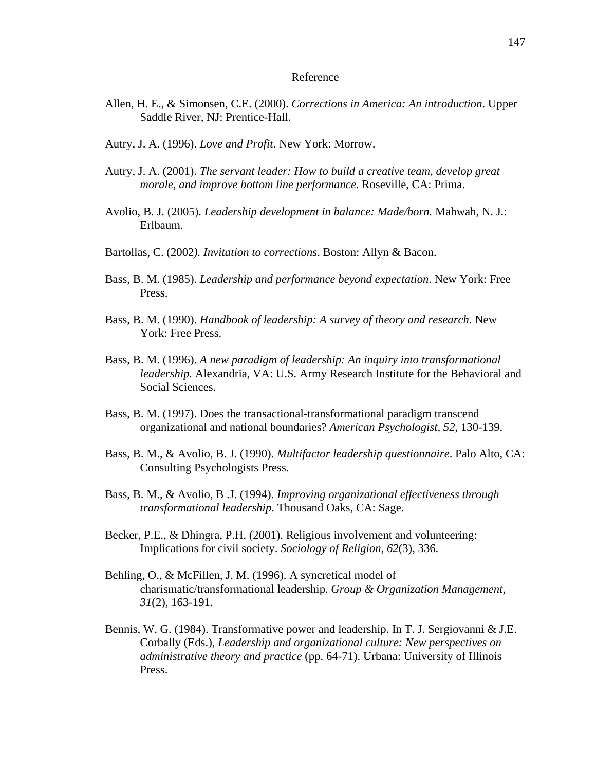# Reference

Allen, H. E., & Simonsen, C.E. (2000). *Corrections in America: An introduction*. Upper Saddle River, NJ: Prentice-Hall.

Autry, J. A. (1996). *Love and Profit*. New York: Morrow.

Autry, J. A. (2001). *The servant leader: How to build a creative team, develop great morale, and improve bottom line performance.* Roseville, CA: Prima.

Avolio, B. J. (2005). *Leadership development in balance: Made/born.* Mahwah, N. J.: Erlbaum.

Bartollas, C. (2002*). Invitation to corrections*. Boston: Allyn & Bacon.

Bass, B. M. (1985). *Leadership and performance beyond expectation*. New York: Free Press.

Bass, B. M. (1990). *Handbook of leadership: A survey of theory and research*. New York: Free Press.

Bass, B. M. (1996). *A new paradigm of leadership: An inquiry into transformational leadership.* Alexandria, VA: U.S. Army Research Institute for the Behavioral and Social Sciences.

Bass, B. M. (1997). Does the transactional-transformational paradigm transcend organizational and national boundaries? *American Psychologist, 52*, 130-139.

Bass, B. M., & Avolio, B. J. (1990). *Multifactor leadership questionnaire*. Palo Alto, CA: Consulting Psychologists Press.

Bass, B. M., & Avolio, B .J. (1994). *Improving organizational effectiveness through transformational leadership*. Thousand Oaks, CA: Sage.

Becker, P.E., & Dhingra, P.H. (2001). Religious involvement and volunteering: Implications for civil society. *Sociology of Religion, 62*(3), 336.

Behling, O., & McFillen, J. M. (1996). A syncretical model of charismatic/transformational leadership. *Group & Organization Management, 31*(2), 163-191.

Bennis, W. G. (1984). Transformative power and leadership. In T. J. Sergiovanni & J.E. Corbally (Eds.), *Leadership and organizational culture: New perspectives on administrative theory and practice* (pp. 64-71). Urbana: University of Illinois Press.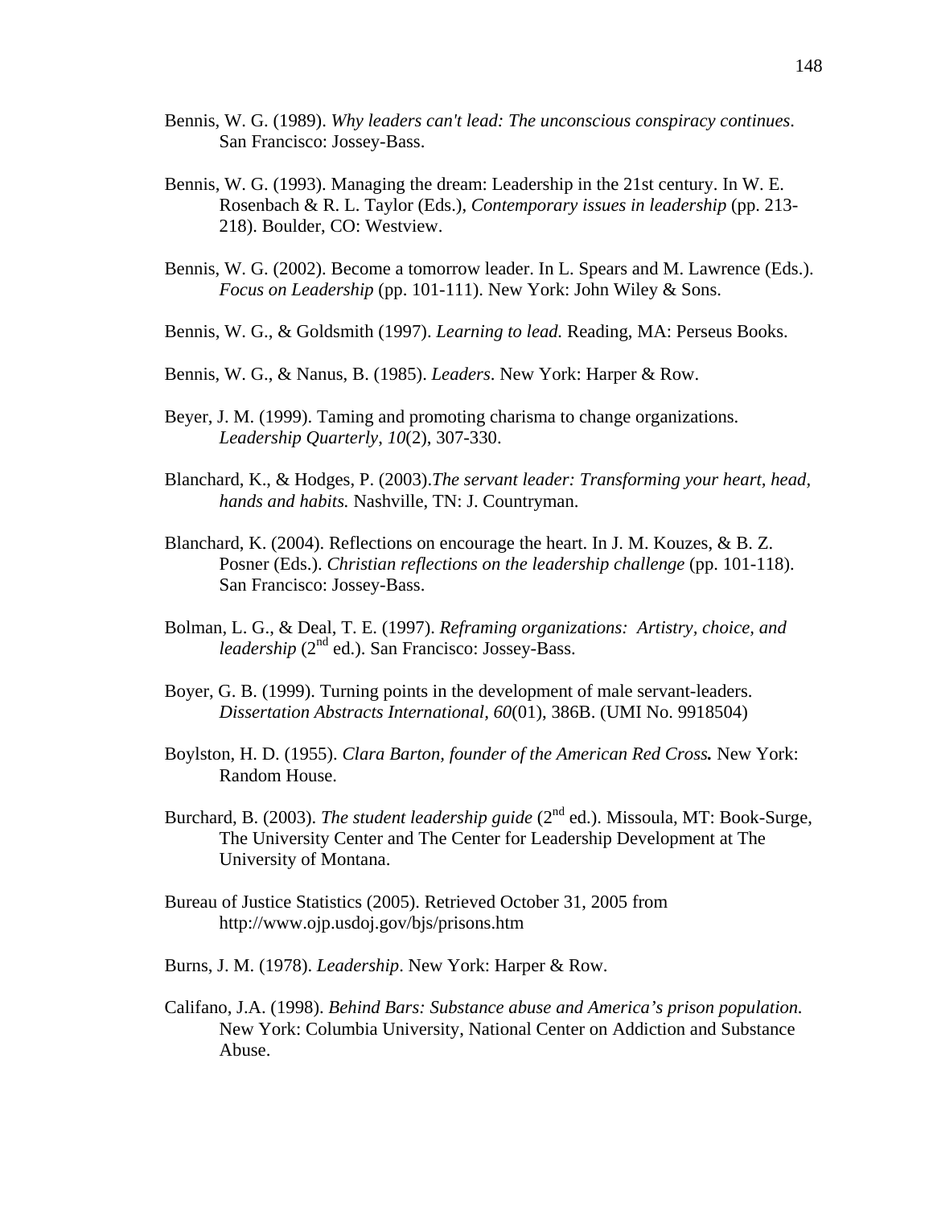Bennis, W. G. (1989). *Why leaders can't lead: The unconscious conspiracy continues*. San Francisco: Jossey-Bass.

Bennis, W. G. (1993). Managing the dream: Leadership in the 21st century. In W. E. Rosenbach & R. L. Taylor (Eds.), *Contemporary issues in leadership* (pp. 213-218). Boulder, CO: Westview.

Bennis, W. G. (2002). Become a tomorrow leader. In L. Spears and M. Lawrence (Eds.). *Focus on Leadership* (pp. 101-111). New York: John Wiley & Sons.

Bennis, W. G., & Goldsmith (1997). *Learning to lead.* Reading, MA: Perseus Books.

Bennis, W. G., & Nanus, B. (1985). *Leaders*. New York: Harper & Row.

Beyer, J. M. (1999). Taming and promoting charisma to change organizations. *Leadership Quarterly*, *10*(2), 307-330.

Blanchard, K., & Hodges, P. (2003).*The servant leader: Transforming your heart, head, hands and habits.* Nashville, TN: J. Countryman.

Blanchard, K. (2004). Reflections on encourage the heart. In J. M. Kouzes, & B. Z. Posner (Eds.). *Christian reflections on the leadership challenge* (pp. 101-118). San Francisco: Jossey-Bass.

Bolman, L. G., & Deal, T. E. (1997). *Reframing organizations: Artistry, choice, and leadership* (2nd ed.). San Francisco: Jossey-Bass.

Boyer, G. B. (1999). Turning points in the development of male servant-leaders. *Dissertation Abstracts International*, *60*(01), 386B. (UMI No. 9918504)

Boylston, H. D. (1955). *Clara Barton, founder of the American Red Cross.* New York: Random House.

Burchard, B. (2003). *The student leadership guide* (2nd ed.). Missoula, MT: Book-Surge, The University Center and The Center for Leadership Development at The University of Montana.

Bureau of Justice Statistics (2005). Retrieved October 31, 2005 from http://www.ojp.usdoj.gov/bjs/prisons.htm

Burns, J. M. (1978). *Leadership*. New York: Harper & Row.

Califano, J.A. (1998). *Behind Bars: Substance abuse and America's prison population.* New York: Columbia University, National Center on Addiction and Substance Abuse.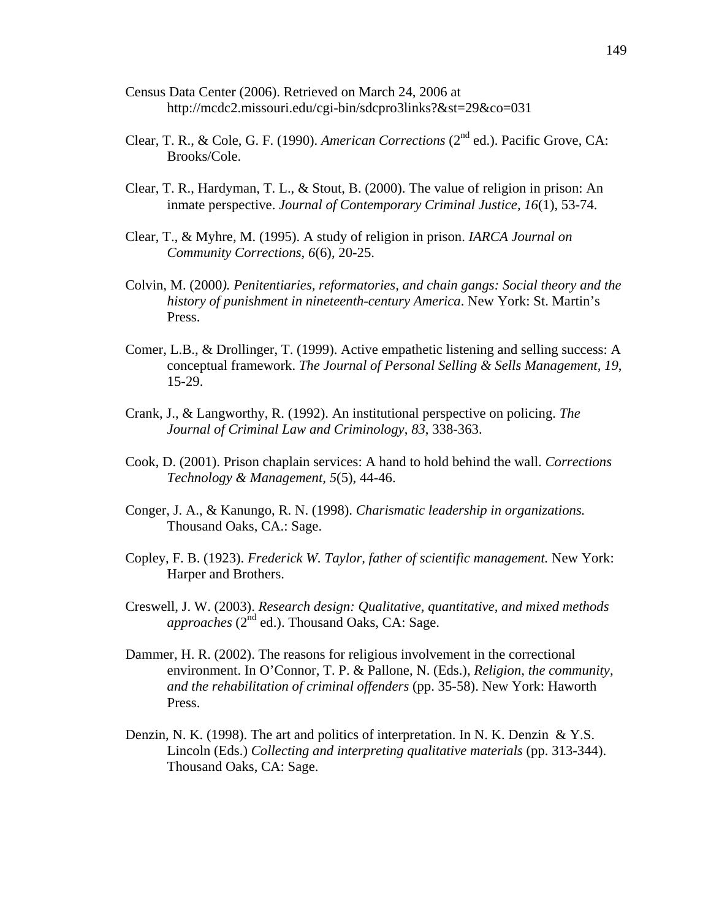Census Data Center (2006). Retrieved on March 24, 2006 at http://mcdc2.missouri.edu/cgi-bin/sdcpro3links?&st=29&co=031

Clear, T. R., & Cole, G. F. (1990). *American Corrections* (2nd ed.). Pacific Grove, CA: Brooks/Cole.

Clear, T. R., Hardyman, T. L., & Stout, B. (2000). The value of religion in prison: An inmate perspective. *Journal of Contemporary Criminal Justice, 16*(1), 53-74.

Clear, T., & Myhre, M. (1995). A study of religion in prison. *IARCA Journal on Community Corrections, 6*(6), 20-25.

Colvin, M. (2000*). Penitentiaries, reformatories, and chain gangs: Social theory and the history of punishment in nineteenth-century America*. New York: St. Martin's Press.

Comer, L.B., & Drollinger, T. (1999). Active empathetic listening and selling success: A conceptual framework. *The Journal of Personal Selling & Sells Management*, *19*, 15-29.

Crank, J., & Langworthy, R. (1992). An institutional perspective on policing. *The Journal of Criminal Law and Criminology*, *83*, 338-363.

Cook, D. (2001). Prison chaplain services: A hand to hold behind the wall. *Corrections Technology & Management*, *5*(5), 44-46.

Conger, J. A., & Kanungo, R. N. (1998). *Charismatic leadership in organizations.* Thousand Oaks, CA.: Sage.

Copley, F. B. (1923). *Frederick W. Taylor, father of scientific management.* New York: Harper and Brothers.

Creswell, J. W. (2003). *Research design: Qualitative, quantitative, and mixed methods approaches* (2nd ed.). Thousand Oaks, CA: Sage.

Dammer, H. R. (2002). The reasons for religious involvement in the correctional environment. In O'Connor, T. P. & Pallone, N. (Eds.), *Religion, the community, and the rehabilitation of criminal offenders* (pp. 35-58). New York: Haworth Press.

Denzin, N. K. (1998). The art and politics of interpretation. In N. K. Denzin & Y.S. Lincoln (Eds.) *Collecting and interpreting qualitative materials* (pp. 313-344). Thousand Oaks, CA: Sage.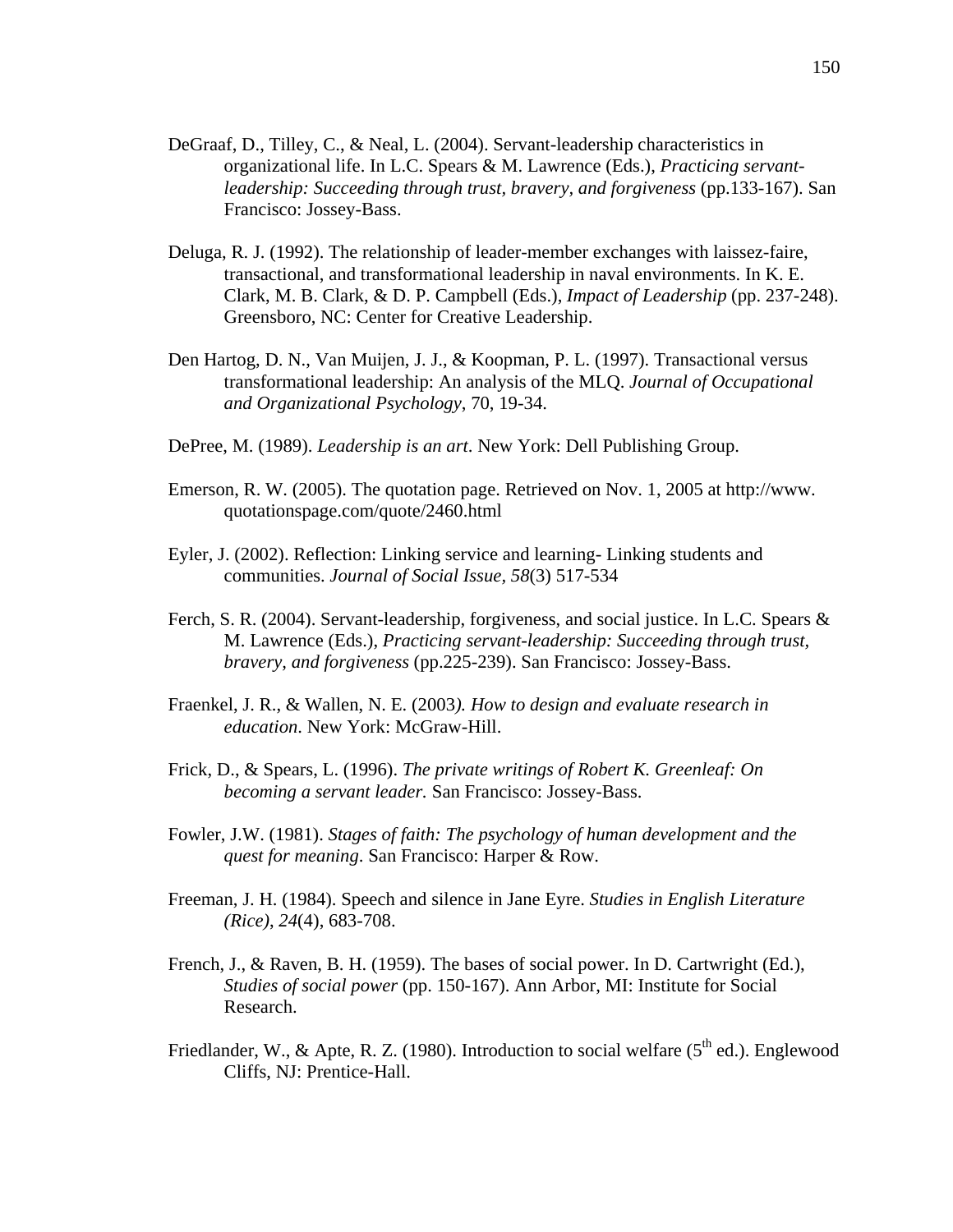DeGraaf, D., Tilley, C., & Neal, L. (2004). Servant-leadership characteristics in organizational life. In L.C. Spears & M. Lawrence (Eds.), *Practicing servant-leadership: Succeeding through trust, bravery, and forgiveness* (pp.133-167). San Francisco: Jossey-Bass.

Deluga, R. J. (1992). The relationship of leader-member exchanges with laissez-faire, transactional, and transformational leadership in naval environments. In K. E. Clark, M. B. Clark, & D. P. Campbell (Eds.), *Impact of Leadership* (pp. 237-248). Greensboro, NC: Center for Creative Leadership.

Den Hartog, D. N., Van Muijen, J. J., & Koopman, P. L. (1997). Transactional versus transformational leadership: An analysis of the MLQ. *Journal of Occupational and Organizational Psychology*, 70, 19-34.

DePree, M. (1989). *Leadership is an art*. New York: Dell Publishing Group.

Emerson, R. W. (2005). The quotation page. Retrieved on Nov. 1, 2005 at http://www. quotationspage.com/quote/2460.html

Eyler, J. (2002). Reflection: Linking service and learning- Linking students and communities. *Journal of Social Issue, 58*(3) 517-534

Ferch, S. R. (2004). Servant-leadership, forgiveness, and social justice. In L.C. Spears & M. Lawrence (Eds.), *Practicing servant-leadership: Succeeding through trust, bravery, and forgiveness* (pp.225-239). San Francisco: Jossey-Bass.

Fraenkel, J. R., & Wallen, N. E. (2003*). How to design and evaluate research in education.* New York: McGraw-Hill.

Frick, D., & Spears, L. (1996). *The private writings of Robert K. Greenleaf: On becoming a servant leader.* San Francisco: Jossey-Bass.

Fowler, J.W. (1981). *Stages of faith: The psychology of human development and the quest for meaning*. San Francisco: Harper & Row.

Freeman, J. H. (1984). Speech and silence in Jane Eyre. *Studies in English Literature (Rice)*, *24*(4), 683-708.

French, J., & Raven, B. H. (1959). The bases of social power. In D. Cartwright (Ed.), *Studies of social power* (pp. 150-167). Ann Arbor, MI: Institute for Social Research.

Friedlander, W., & Apte, R. Z. (1980). Introduction to social welfare (5th ed.). Englewood Cliffs, NJ: Prentice-Hall.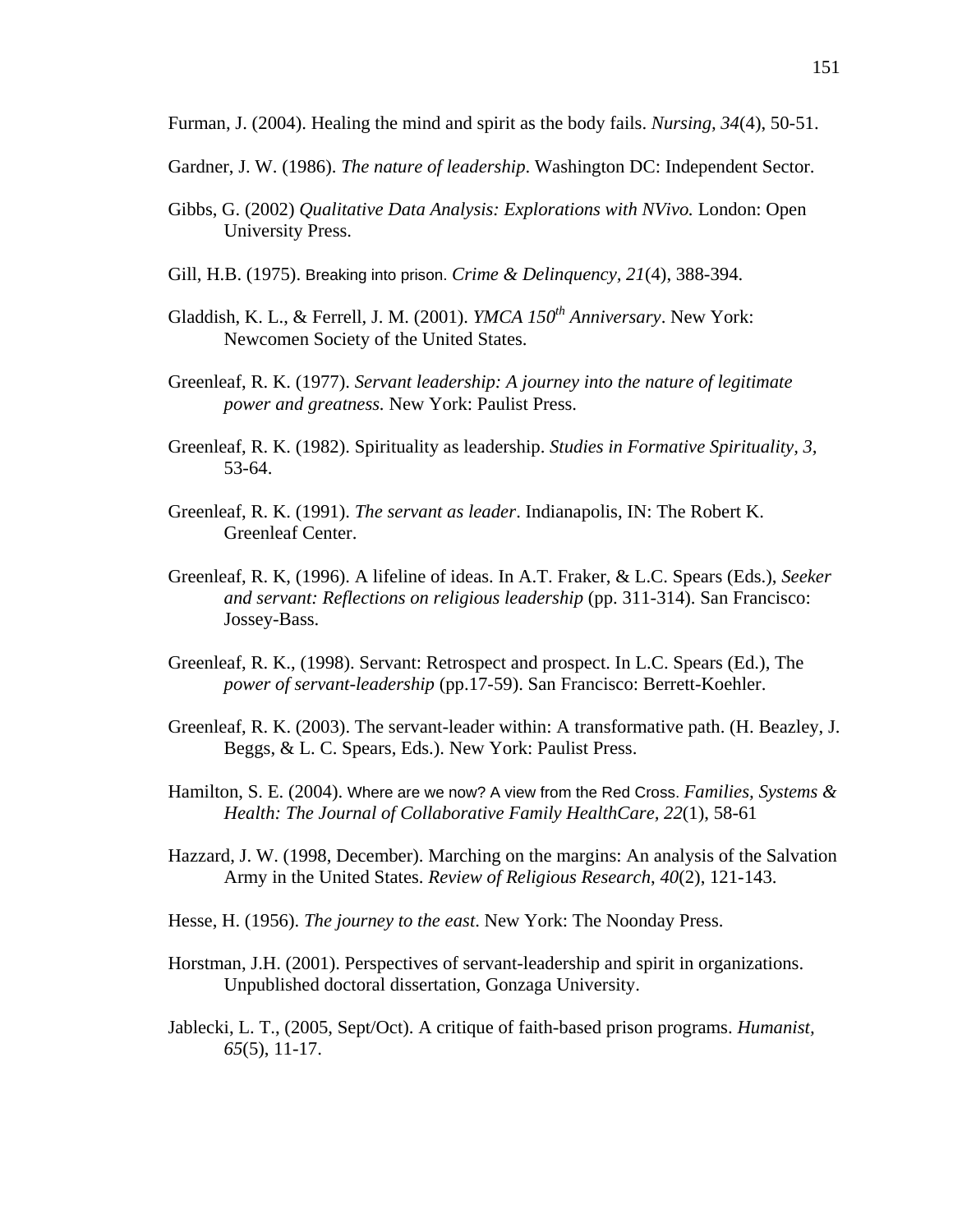Furman, J. (2004). Healing the mind and spirit as the body fails. *Nursing, 34*(4), 50-51.

Gardner, J. W. (1986). *The nature of leadership*. Washington DC: Independent Sector.

Gibbs, G. (2002) *Qualitative Data Analysis: Explorations with NVivo.* London: Open University Press.

Gill, H.B. (1975). Breaking into prison. *Crime & Delinquency, 21*(4), 388-394.

Gladdish, K. L., & Ferrell, J. M. (2001). *YMCA 150th Anniversary*. New York: Newcomen Society of the United States.

Greenleaf, R. K. (1977). *Servant leadership: A journey into the nature of legitimate power and greatness.* New York: Paulist Press.

Greenleaf, R. K. (1982). Spirituality as leadership. *Studies in Formative Spirituality, 3,* 53-64.

Greenleaf, R. K. (1991). *The servant as leader*. Indianapolis, IN: The Robert K. Greenleaf Center.

Greenleaf, R. K, (1996). A lifeline of ideas. In A.T. Fraker, & L.C. Spears (Eds.), *Seeker and servant: Reflections on religious leadership* (pp. 311-314). San Francisco: Jossey-Bass.

Greenleaf, R. K., (1998). Servant: Retrospect and prospect. In L.C. Spears (Ed.), The *power of servant-leadership* (pp.17-59). San Francisco: Berrett-Koehler.

Greenleaf, R. K. (2003). The servant-leader within: A transformative path. (H. Beazley, J. Beggs, & L. C. Spears, Eds.). New York: Paulist Press.

Hamilton, S. E. (2004). Where are we now? A view from the Red Cross. *Families, Systems & Health: The Journal of Collaborative Family HealthCare*, *22*(1), 58-61

Hazzard, J. W. (1998, December). Marching on the margins: An analysis of the Salvation Army in the United States. *Review of Religious Research*, *40*(2), 121-143.

Hesse, H. (1956). *The journey to the east*. New York: The Noonday Press.

Horstman, J.H. (2001). Perspectives of servant-leadership and spirit in organizations. Unpublished doctoral dissertation, Gonzaga University.

Jablecki, L. T., (2005, Sept/Oct). A critique of faith-based prison programs. *Humanist, 65*(5), 11-17.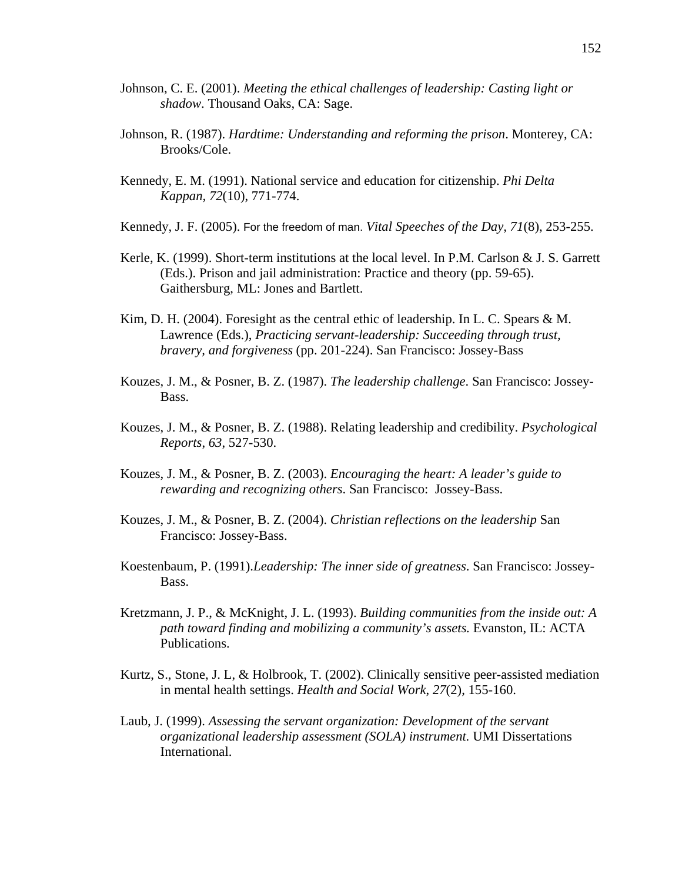Johnson, C. E. (2001). *Meeting the ethical challenges of leadership: Casting light or shadow*. Thousand Oaks, CA: Sage.

Johnson, R. (1987). *Hardtime: Understanding and reforming the prison*. Monterey, CA: Brooks/Cole.

Kennedy, E. M. (1991). National service and education for citizenship. *Phi Delta Kappan, 72*(10), 771-774.

Kennedy, J. F. (2005). For the freedom of man. *Vital Speeches of the Day, 71*(8), 253-255.

Kerle, K. (1999). Short-term institutions at the local level. In P.M. Carlson & J. S. Garrett (Eds.). Prison and jail administration: Practice and theory (pp. 59-65). Gaithersburg, ML: Jones and Bartlett.

Kim, D. H. (2004). Foresight as the central ethic of leadership. In L. C. Spears & M. Lawrence (Eds.), *Practicing servant-leadership: Succeeding through trust, bravery, and forgiveness* (pp. 201-224). San Francisco: Jossey-Bass

Kouzes, J. M., & Posner, B. Z. (1987). *The leadership challenge*. San Francisco: Jossey-Bass.

Kouzes, J. M., & Posner, B. Z. (1988). Relating leadership and credibility. *Psychological Reports*, *63*, 527-530.

Kouzes, J. M., & Posner, B. Z. (2003). *Encouraging the heart: A leader's guide to rewarding and recognizing others*. San Francisco: Jossey-Bass.

Kouzes, J. M., & Posner, B. Z. (2004). *Christian reflections on the leadership* San Francisco: Jossey-Bass.

Koestenbaum, P. (1991).*Leadership: The inner side of greatness*. San Francisco: Jossey-Bass.

Kretzmann, J. P., & McKnight, J. L. (1993). *Building communities from the inside out: A path toward finding and mobilizing a community's assets.* Evanston, IL: ACTA Publications.

Kurtz, S., Stone, J. L, & Holbrook, T. (2002). Clinically sensitive peer-assisted mediation in mental health settings. *Health and Social Work*, *27*(2), 155-160.

Laub, J. (1999). *Assessing the servant organization: Development of the servant organizational leadership assessment (SOLA) instrument.* UMI Dissertations International.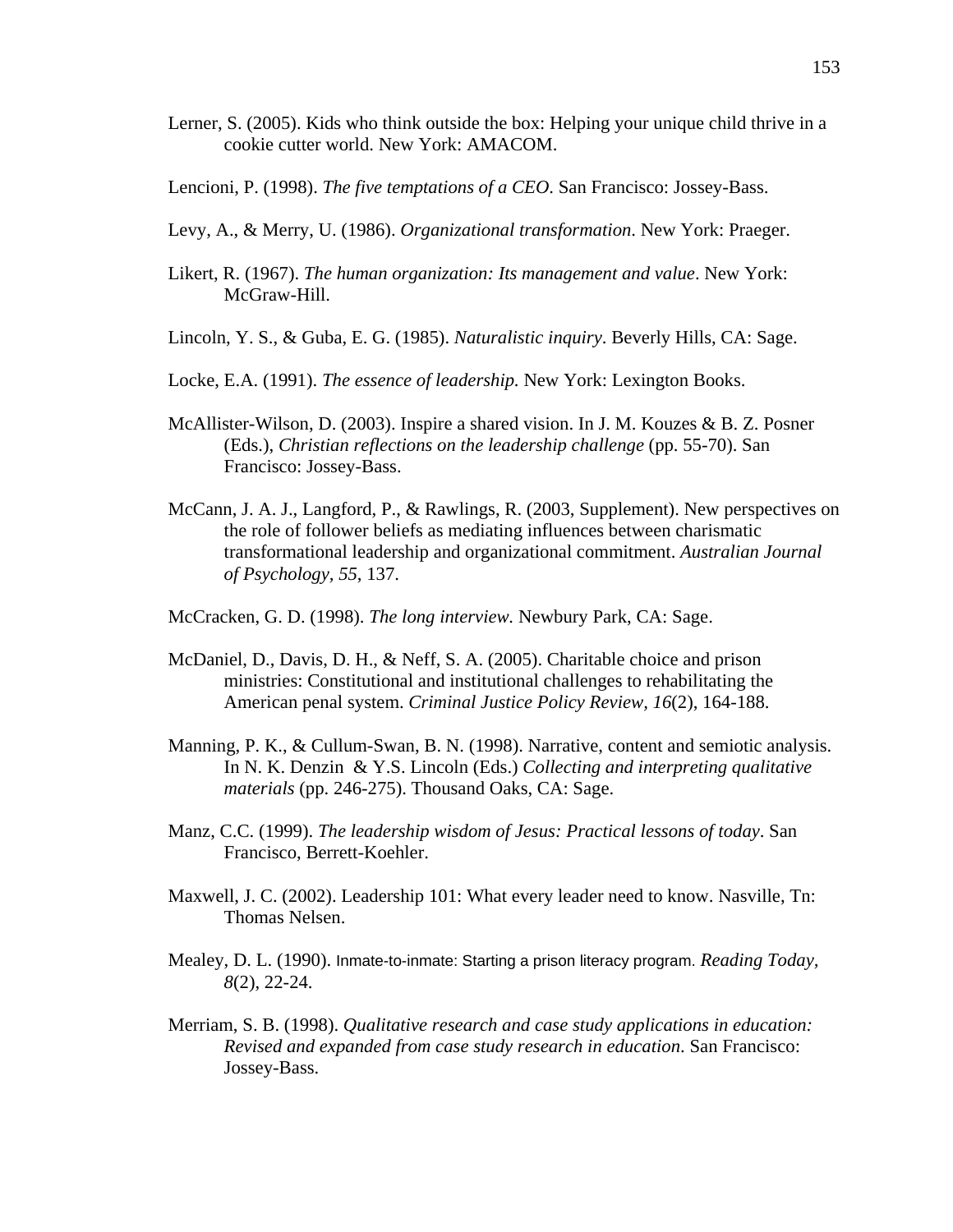Lerner, S. (2005). Kids who think outside the box: Helping your unique child thrive in a cookie cutter world. New York: AMACOM.

Lencioni, P. (1998). *The five temptations of a CEO*. San Francisco: Jossey-Bass.

Levy, A., & Merry, U. (1986). *Organizational transformation*. New York: Praeger.

Likert, R. (1967). *The human organization: Its management and value*. New York: McGraw-Hill.

Lincoln, Y. S., & Guba, E. G. (1985). *Naturalistic inquiry*. Beverly Hills, CA: Sage.

Locke, E.A. (1991). *The essence of leadership.* New York: Lexington Books.

McAllister-Wilson, D. (2003). Inspire a shared vision. In J. M. Kouzes & B. Z. Posner (Eds.), *Christian reflections on the leadership challenge* (pp. 55-70). San Francisco: Jossey-Bass.

McCann, J. A. J., Langford, P., & Rawlings, R. (2003, Supplement). New perspectives on the role of follower beliefs as mediating influences between charismatic transformational leadership and organizational commitment. *Australian Journal of Psychology, 55*, 137.

McCracken, G. D. (1998). *The long interview.* Newbury Park, CA: Sage.

McDaniel, D., Davis, D. H., & Neff, S. A. (2005). Charitable choice and prison ministries: Constitutional and institutional challenges to rehabilitating the American penal system. *Criminal Justice Policy Review, 16*(2), 164-188.

Manning, P. K., & Cullum-Swan, B. N. (1998). Narrative, content and semiotic analysis. In N. K. Denzin & Y.S. Lincoln (Eds.) *Collecting and interpreting qualitative materials* (pp. 246-275). Thousand Oaks, CA: Sage.

Manz, C.C. (1999). *The leadership wisdom of Jesus: Practical lessons of today*. San Francisco, Berrett-Koehler.

Maxwell, J. C. (2002). Leadership 101: What every leader need to know. Nasville, Tn: Thomas Nelsen.

Mealey, D. L. (1990). Inmate-to-inmate: Starting a prison literacy program. *Reading Today, 8*(2), 22-24.

Merriam, S. B. (1998). *Qualitative research and case study applications in education: Revised and expanded from case study research in education.* San Francisco: Jossey-Bass.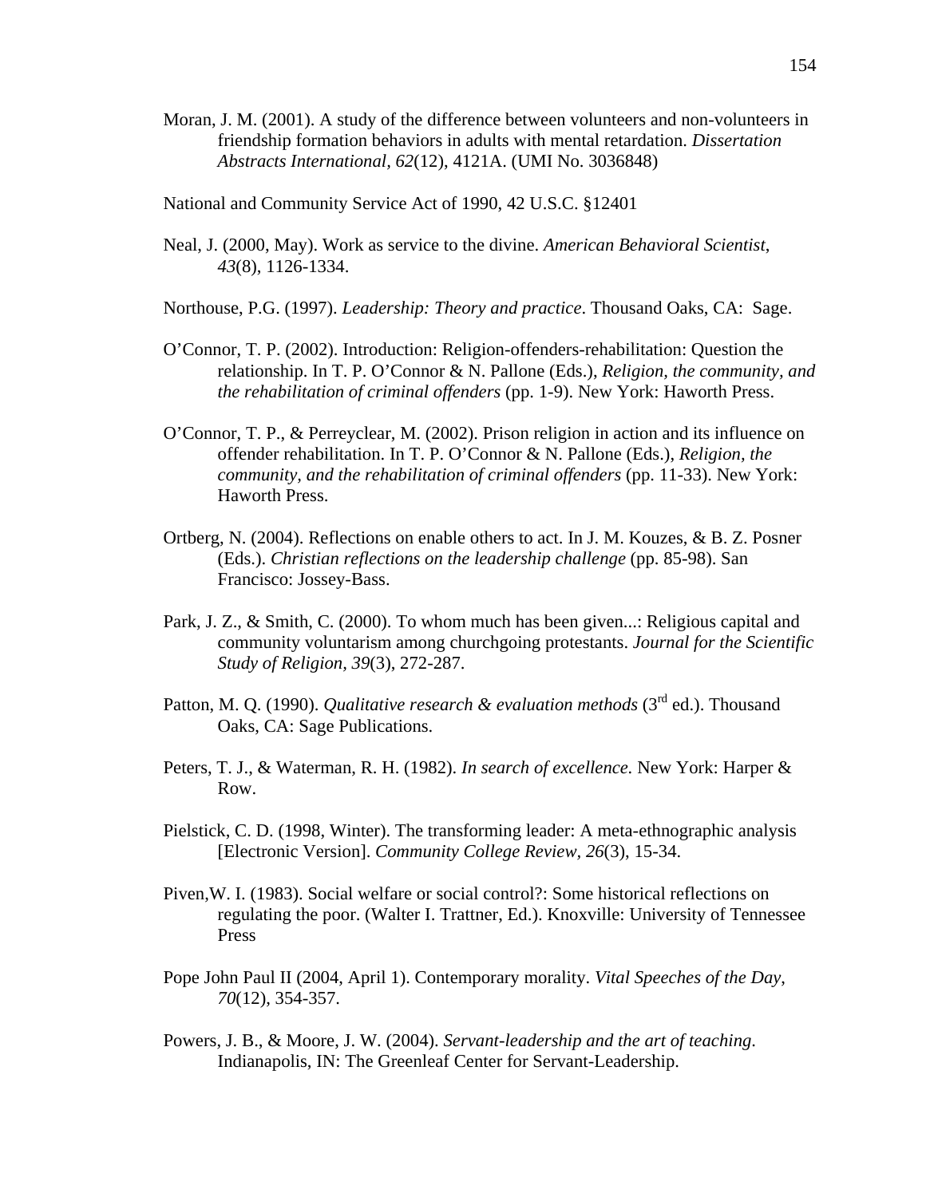Moran, J. M. (2001). A study of the difference between volunteers and non-volunteers in friendship formation behaviors in adults with mental retardation. *Dissertation Abstracts International, 62*(12), 4121A. (UMI No. 3036848)

National and Community Service Act of 1990, 42 U.S.C. §12401

Neal, J. (2000, May). Work as service to the divine. *American Behavioral Scientist*, *43*(8), 1126-1334.

Northouse, P.G. (1997). *Leadership: Theory and practice*. Thousand Oaks, CA: Sage.

O'Connor, T. P. (2002). Introduction: Religion-offenders-rehabilitation: Question the relationship. In T. P. O'Connor & N. Pallone (Eds.), *Religion, the community, and the rehabilitation of criminal offenders* (pp. 1-9). New York: Haworth Press.

O'Connor, T. P., & Perreyclear, M. (2002). Prison religion in action and its influence on offender rehabilitation. In T. P. O'Connor & N. Pallone (Eds.), *Religion, the community, and the rehabilitation of criminal offenders* (pp. 11-33). New York: Haworth Press.

Ortberg, N. (2004). Reflections on enable others to act. In J. M. Kouzes, & B. Z. Posner (Eds.). *Christian reflections on the leadership challenge* (pp. 85-98). San Francisco: Jossey-Bass.

Park, J. Z., & Smith, C. (2000). To whom much has been given...: Religious capital and community voluntarism among churchgoing protestants. *Journal for the Scientific Study of Religion, 39*(3), 272-287.

Patton, M. Q. (1990). *Qualitative research & evaluation methods* (3rd ed.). Thousand Oaks, CA: Sage Publications.

Peters, T. J., & Waterman, R. H. (1982). *In search of excellence.* New York: Harper & Row.

Pielstick, C. D. (1998, Winter). The transforming leader: A meta-ethnographic analysis [Electronic Version]. *Community College Review, 26*(3), 15-34.

Piven,W. I. (1983). Social welfare or social control?: Some historical reflections on regulating the poor. (Walter I. Trattner, Ed.). Knoxville: University of Tennessee Press

Pope John Paul II (2004, April 1). Contemporary morality. *Vital Speeches of the Day*, *70*(12), 354-357.

Powers, J. B., & Moore, J. W. (2004). *Servant-leadership and the art of teaching*. Indianapolis, IN: The Greenleaf Center for Servant-Leadership.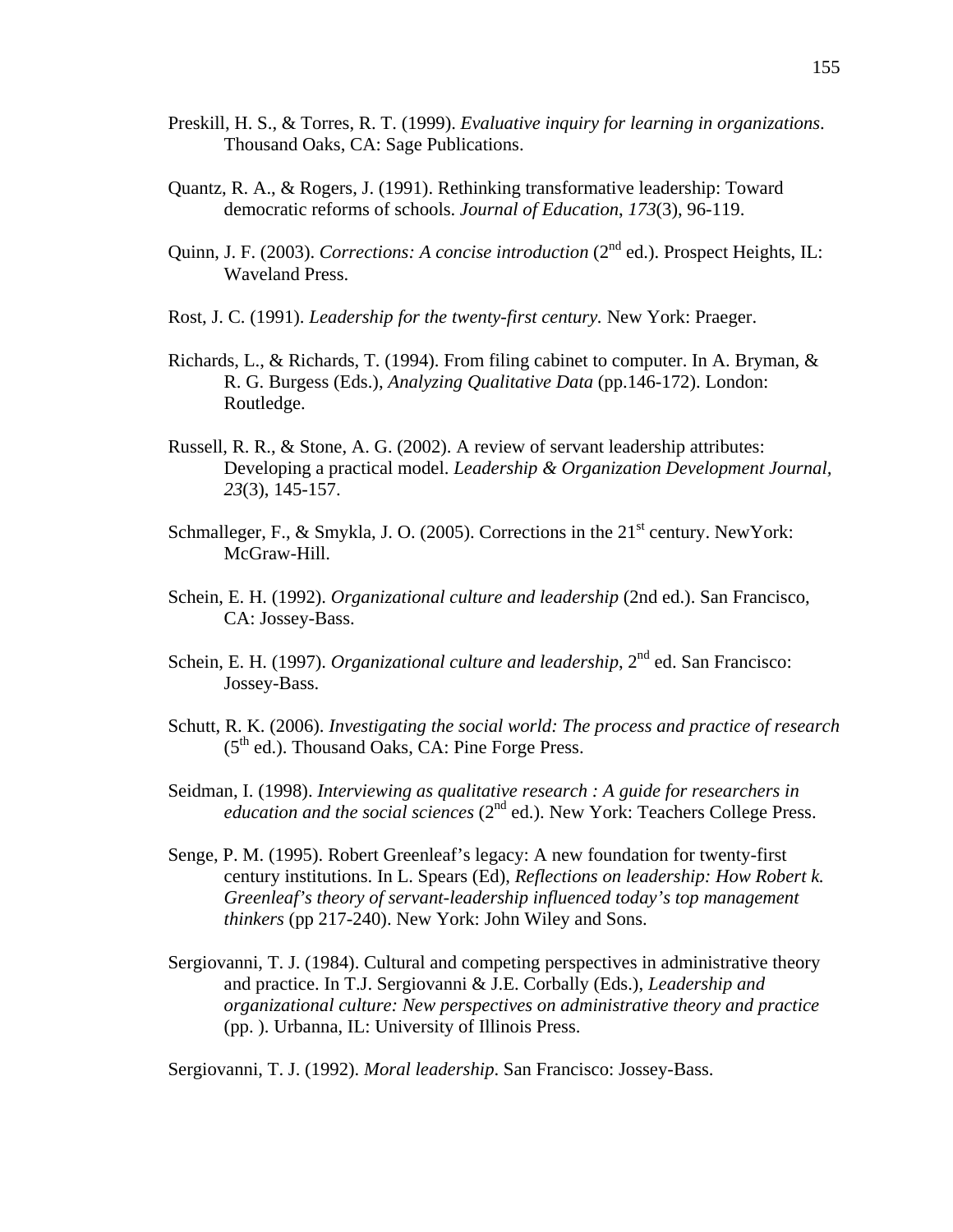Preskill, H. S., & Torres, R. T. (1999). *Evaluative inquiry for learning in organizations*. Thousand Oaks, CA: Sage Publications.

Quantz, R. A., & Rogers, J. (1991). Rethinking transformative leadership: Toward democratic reforms of schools. *Journal of Education*, *173*(3), 96-119.

Quinn, J. F. (2003). *Corrections: A concise introduction* (2nd ed.). Prospect Heights, IL: Waveland Press.

Rost, J. C. (1991). *Leadership for the twenty-first century.* New York: Praeger.

Richards, L., & Richards, T. (1994). From filing cabinet to computer. In A. Bryman, & R. G. Burgess (Eds.), *Analyzing Qualitative Data* (pp.146-172). London: Routledge.

Russell, R. R., & Stone, A. G. (2002). A review of servant leadership attributes: Developing a practical model. *Leadership & Organization Development Journal*, *23*(3), 145-157.

Schmalleger, F., & Smykla, J. O. (2005). Corrections in the 21st century. NewYork: McGraw-Hill.

Schein, E. H. (1992). *Organizational culture and leadership* (2nd ed.). San Francisco, CA: Jossey-Bass.

Schein, E. H. (1997). *Organizational culture and leadership,* 2nd ed. San Francisco: Jossey-Bass.

Schutt, R. K. (2006). *Investigating the social world: The process and practice of research* (5th ed.). Thousand Oaks, CA: Pine Forge Press.

Seidman, I. (1998). *Interviewing as qualitative research : A guide for researchers in education and the social sciences* (2nd ed.). New York: Teachers College Press.

Senge, P. M. (1995). Robert Greenleaf's legacy: A new foundation for twenty-first century institutions. In L. Spears (Ed), *Reflections on leadership: How Robert k. Greenleaf's theory of servant-leadership influenced today's top management thinkers* (pp 217-240). New York: John Wiley and Sons.

Sergiovanni, T. J. (1984). Cultural and competing perspectives in administrative theory and practice. In T.J. Sergiovanni & J.E. Corbally (Eds.), *Leadership and organizational culture: New perspectives on administrative theory and practice* (pp. ). Urbanna, IL: University of Illinois Press.

Sergiovanni, T. J. (1992). *Moral leadership*. San Francisco: Jossey-Bass.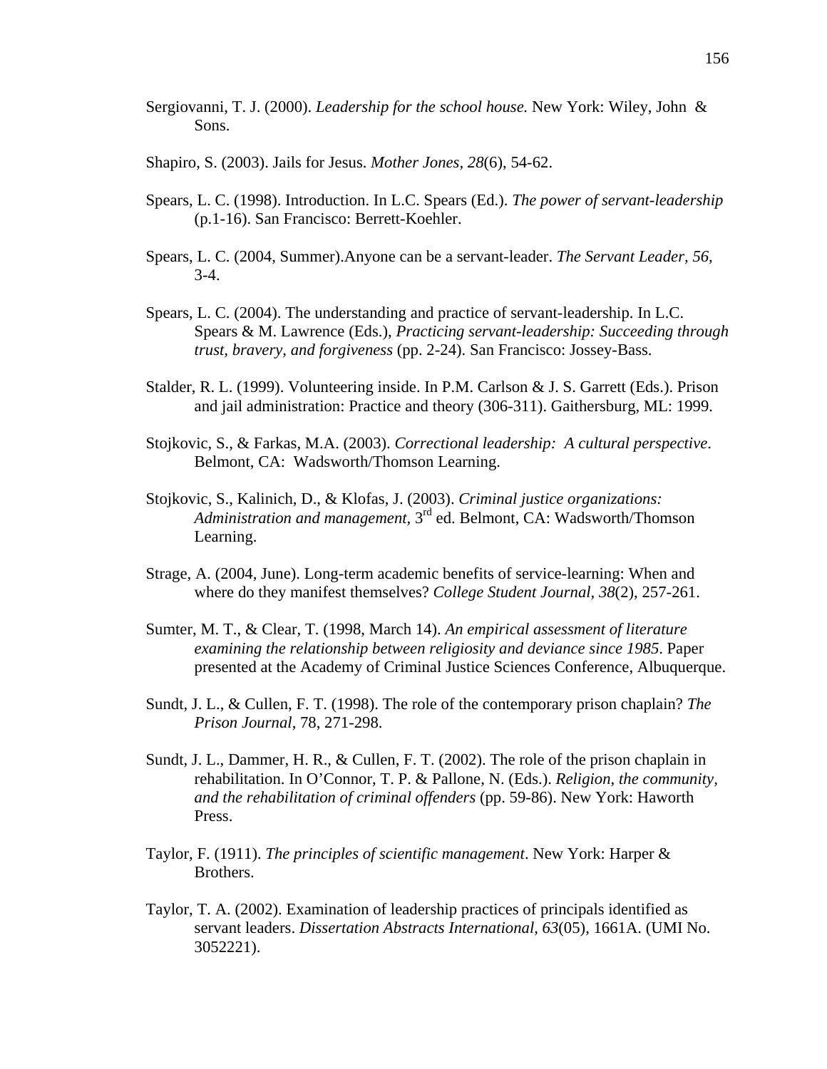Sergiovanni, T. J. (2000). *Leadership for the school house.* New York: Wiley, John & Sons.

Shapiro, S. (2003). Jails for Jesus. *Mother Jones, 28*(6), 54-62.

Spears, L. C. (1998). Introduction. In L.C. Spears (Ed.). *The power of servant-leadership* (p.1-16). San Francisco: Berrett-Koehler.

Spears, L. C. (2004, Summer).Anyone can be a servant-leader. *The Servant Leader, 56,* 3-4.

Spears, L. C. (2004). The understanding and practice of servant-leadership. In L.C. Spears & M. Lawrence (Eds.), *Practicing servant-leadership: Succeeding through trust, bravery, and forgiveness* (pp. 2-24). San Francisco: Jossey-Bass.

Stalder, R. L. (1999). Volunteering inside. In P.M. Carlson & J. S. Garrett (Eds.). Prison and jail administration: Practice and theory (306-311). Gaithersburg, ML: 1999.

Stojkovic, S., & Farkas, M.A. (2003). *Correctional leadership: A cultural perspective*. Belmont, CA: Wadsworth/Thomson Learning.

Stojkovic, S., Kalinich, D., & Klofas, J. (2003). *Criminal justice organizations: Administration and management,* 3rd ed. Belmont, CA: Wadsworth/Thomson Learning.

Strage, A. (2004, June). Long-term academic benefits of service-learning: When and where do they manifest themselves? *College Student Journal, 38*(2), 257-261.

Sumter, M. T., & Clear, T. (1998, March 14). *An empirical assessment of literature examining the relationship between religiosity and deviance since 1985*. Paper presented at the Academy of Criminal Justice Sciences Conference, Albuquerque.

Sundt, J. L., & Cullen, F. T. (1998). The role of the contemporary prison chaplain? *The Prison Journal*, 78, 271-298.

Sundt, J. L., Dammer, H. R., & Cullen, F. T. (2002). The role of the prison chaplain in rehabilitation. In O'Connor, T. P. & Pallone, N. (Eds.). *Religion, the community, and the rehabilitation of criminal offenders* (pp. 59-86). New York: Haworth Press.

Taylor, F. (1911). *The principles of scientific management*. New York: Harper & Brothers.

Taylor, T. A. (2002). Examination of leadership practices of principals identified as servant leaders. *Dissertation Abstracts International, 63*(05), 1661A. (UMI No. 3052221).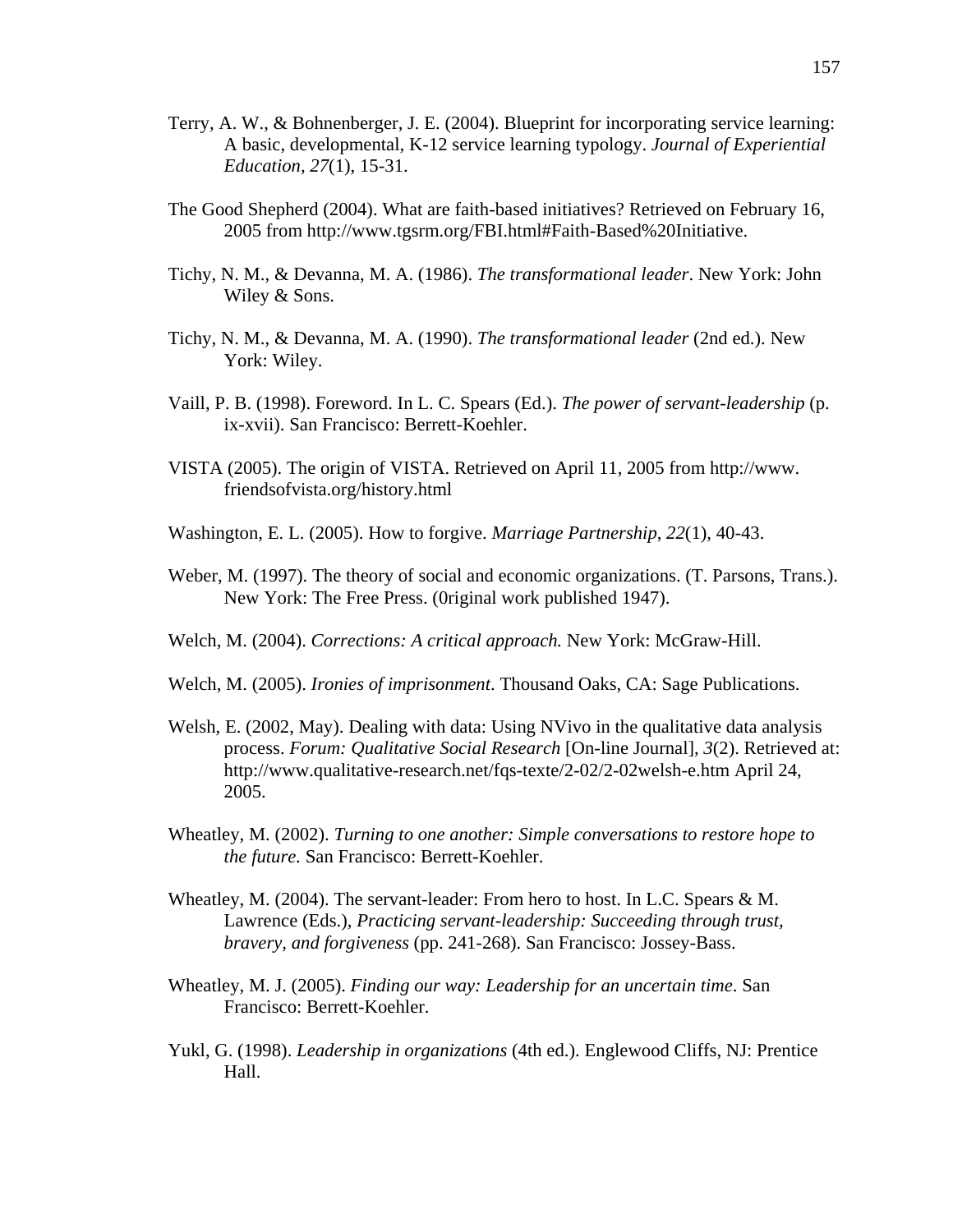Terry, A. W., & Bohnenberger, J. E. (2004). Blueprint for incorporating service learning: A basic, developmental, K-12 service learning typology. *Journal of Experiential Education, 27*(1), 15-31.

The Good Shepherd (2004). What are faith-based initiatives? Retrieved on February 16, 2005 from http://www.tgsrm.org/FBI.html#Faith-Based%20Initiative.

Tichy, N. M., & Devanna, M. A. (1986). *The transformational leader*. New York: John Wiley & Sons.

Tichy, N. M., & Devanna, M. A. (1990). *The transformational leader* (2nd ed.). New York: Wiley.

Vaill, P. B. (1998). Foreword. In L. C. Spears (Ed.). *The power of servant-leadership* (p. ix-xvii). San Francisco: Berrett-Koehler.

VISTA (2005). The origin of VISTA. Retrieved on April 11, 2005 from http://www.friendsofvista.org/history.html

Washington, E. L. (2005). How to forgive. *Marriage Partnership*, *22*(1), 40-43.

Weber, M. (1997). The theory of social and economic organizations. (T. Parsons, Trans.). New York: The Free Press. (0riginal work published 1947).

Welch, M. (2004). *Corrections: A critical approach.* New York: McGraw-Hill.

Welch, M. (2005). *Ironies of imprisonment*. Thousand Oaks, CA: Sage Publications.

Welsh, E. (2002, May). Dealing with data: Using NVivo in the qualitative data analysis process. *Forum: Qualitative Social Research* [On-line Journal], *3*(2). Retrieved at: http://www.qualitative-research.net/fqs-texte/2-02/2-02welsh-e.htm April 24, 2005.

Wheatley, M. (2002). *Turning to one another: Simple conversations to restore hope to the future.* San Francisco: Berrett-Koehler.

Wheatley, M. (2004). The servant-leader: From hero to host. In L.C. Spears & M. Lawrence (Eds.), *Practicing servant-leadership: Succeeding through trust, bravery, and forgiveness* (pp. 241-268). San Francisco: Jossey-Bass.

Wheatley, M. J. (2005). *Finding our way: Leadership for an uncertain time*. San Francisco: Berrett-Koehler.

Yukl, G. (1998). *Leadership in organizations* (4th ed.). Englewood Cliffs, NJ: Prentice Hall.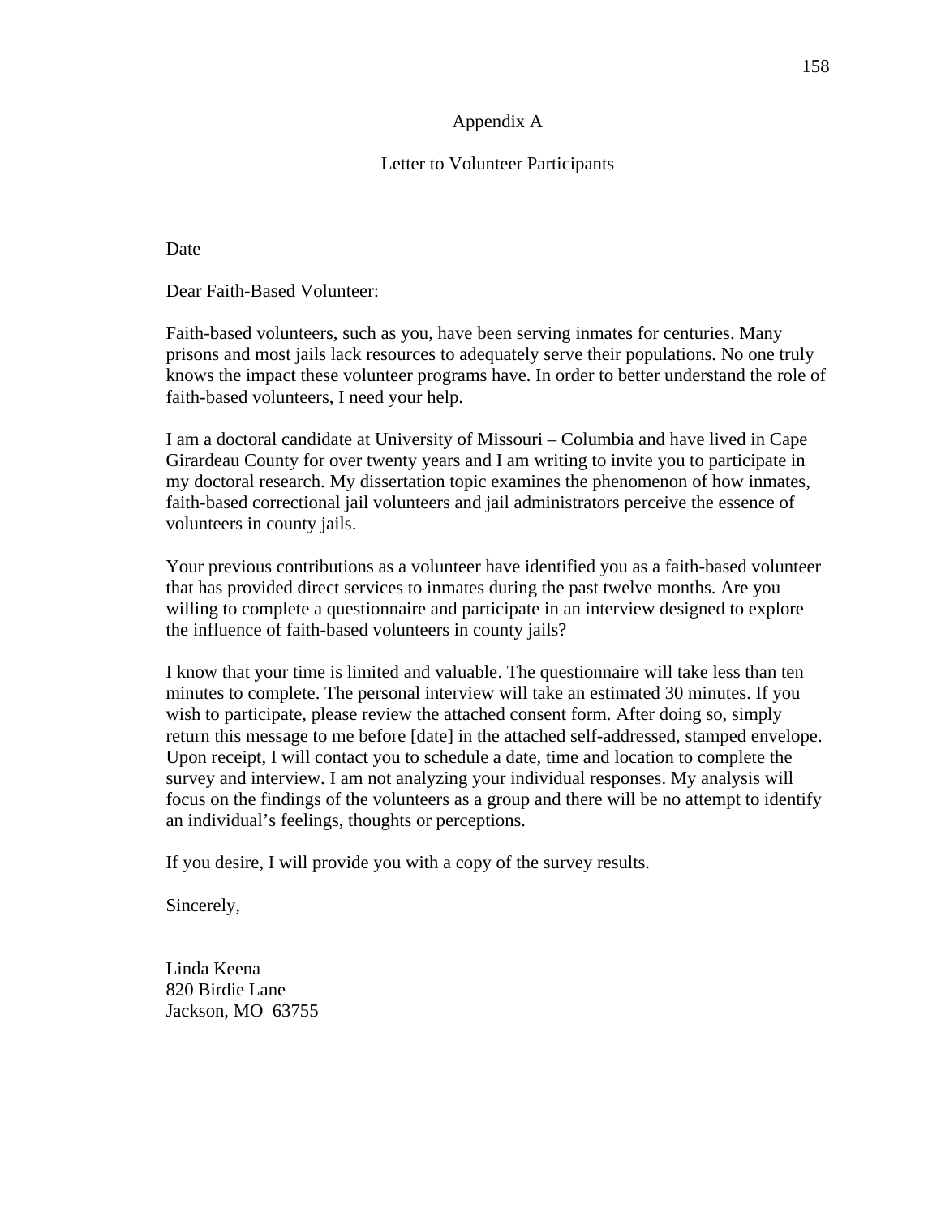# Appendix A

## Letter to Volunteer Participants

Date

Dear Faith-Based Volunteer:

Faith-based volunteers, such as you, have been serving inmates for centuries. Many prisons and most jails lack resources to adequately serve their populations. No one truly knows the impact these volunteer programs have. In order to better understand the role of faith-based volunteers, I need your help.

I am a doctoral candidate at University of Missouri – Columbia and have lived in Cape Girardeau County for over twenty years and I am writing to invite you to participate in my doctoral research. My dissertation topic examines the phenomenon of how inmates, faith-based correctional jail volunteers and jail administrators perceive the essence of volunteers in county jails.

Your previous contributions as a volunteer have identified you as a faith-based volunteer that has provided direct services to inmates during the past twelve months. Are you willing to complete a questionnaire and participate in an interview designed to explore the influence of faith-based volunteers in county jails?

I know that your time is limited and valuable. The questionnaire will take less than ten minutes to complete. The personal interview will take an estimated 30 minutes. If you wish to participate, please review the attached consent form. After doing so, simply return this message to me before [date] in the attached self-addressed, stamped envelope. Upon receipt, I will contact you to schedule a date, time and location to complete the survey and interview. I am not analyzing your individual responses. My analysis will focus on the findings of the volunteers as a group and there will be no attempt to identify an individual's feelings, thoughts or perceptions.

If you desire, I will provide you with a copy of the survey results.

Sincerely,

Linda Keena
820 Birdie Lane
Jackson, MO 63755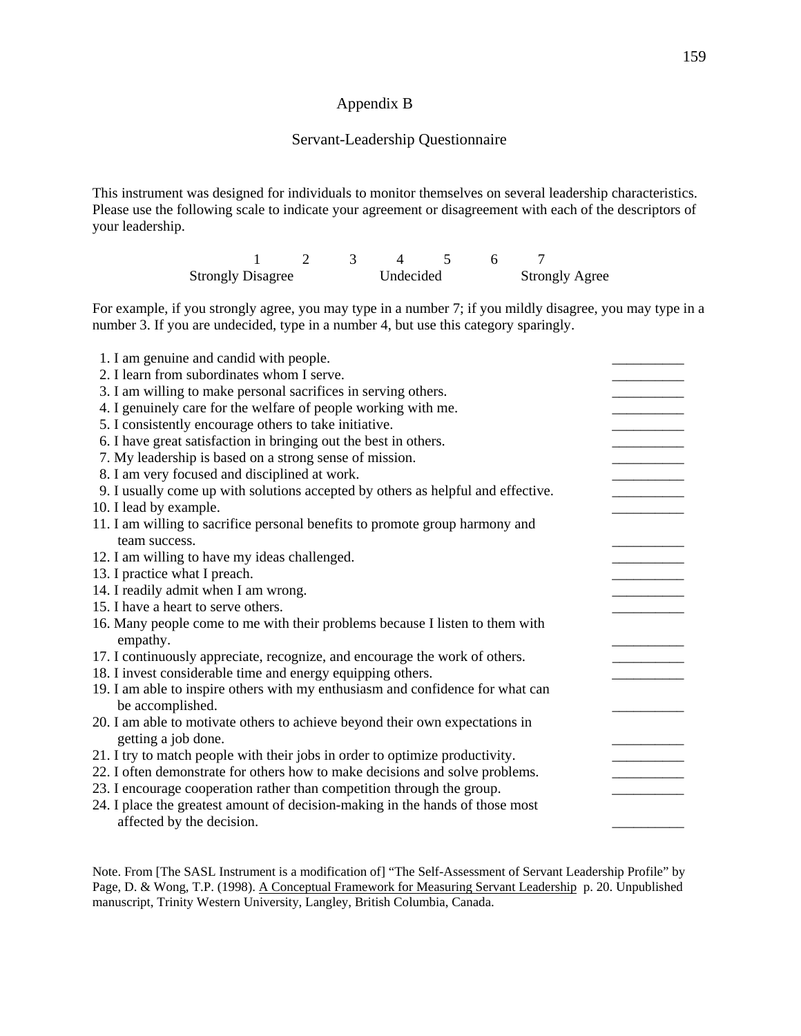## Appendix B

## Servant-Leadership Questionnaire

This instrument was designed for individuals to monitor themselves on several leadership characteristics. Please use the following scale to indicate your agreement or disagreement with each of the descriptors of your leadership.

| 1 | 2 | 3 | 4 | 5 | 6 | 7 |
|---|---|---|---|---|---|---|
| Strongly Disagree | | | Undecided | | | Strongly Agree |

For example, if you strongly agree, you may type in a number 7; if you mildly disagree, you may type in a number 3. If you are undecided, type in a number 4, but use this category sparingly.

1. I am genuine and candid with people. __________
2. I learn from subordinates whom I serve. __________
3. I am willing to make personal sacrifices in serving others. __________
4. I genuinely care for the welfare of people working with me. __________
5. I consistently encourage others to take initiative. __________
6. I have great satisfaction in bringing out the best in others. __________
7. My leadership is based on a strong sense of mission. __________
8. I am very focused and disciplined at work. __________
9. I usually come up with solutions accepted by others as helpful and effective. __________
10. I lead by example. __________
11. I am willing to sacrifice personal benefits to promote group harmony and team success. __________
12. I am willing to have my ideas challenged. __________
13. I practice what I preach. __________
14. I readily admit when I am wrong. __________
15. I have a heart to serve others. __________
16. Many people come to me with their problems because I listen to them with empathy. __________
17. I continuously appreciate, recognize, and encourage the work of others. __________
18. I invest considerable time and energy equipping others. __________
19. I am able to inspire others with my enthusiasm and confidence for what can be accomplished. __________
20. I am able to motivate others to achieve beyond their own expectations in getting a job done. __________
21. I try to match people with their jobs in order to optimize productivity. __________
22. I often demonstrate for others how to make decisions and solve problems. __________
23. I encourage cooperation rather than competition through the group. __________
24. I place the greatest amount of decision-making in the hands of those most affected by the decision. __________

Note. From [The SASL Instrument is a modification of] "The Self-Assessment of Servant Leadership Profile" by Page, D. & Wong, T.P. (1998). A Conceptual Framework for Measuring Servant Leadership p. 20. Unpublished manuscript, Trinity Western University, Langley, British Columbia, Canada.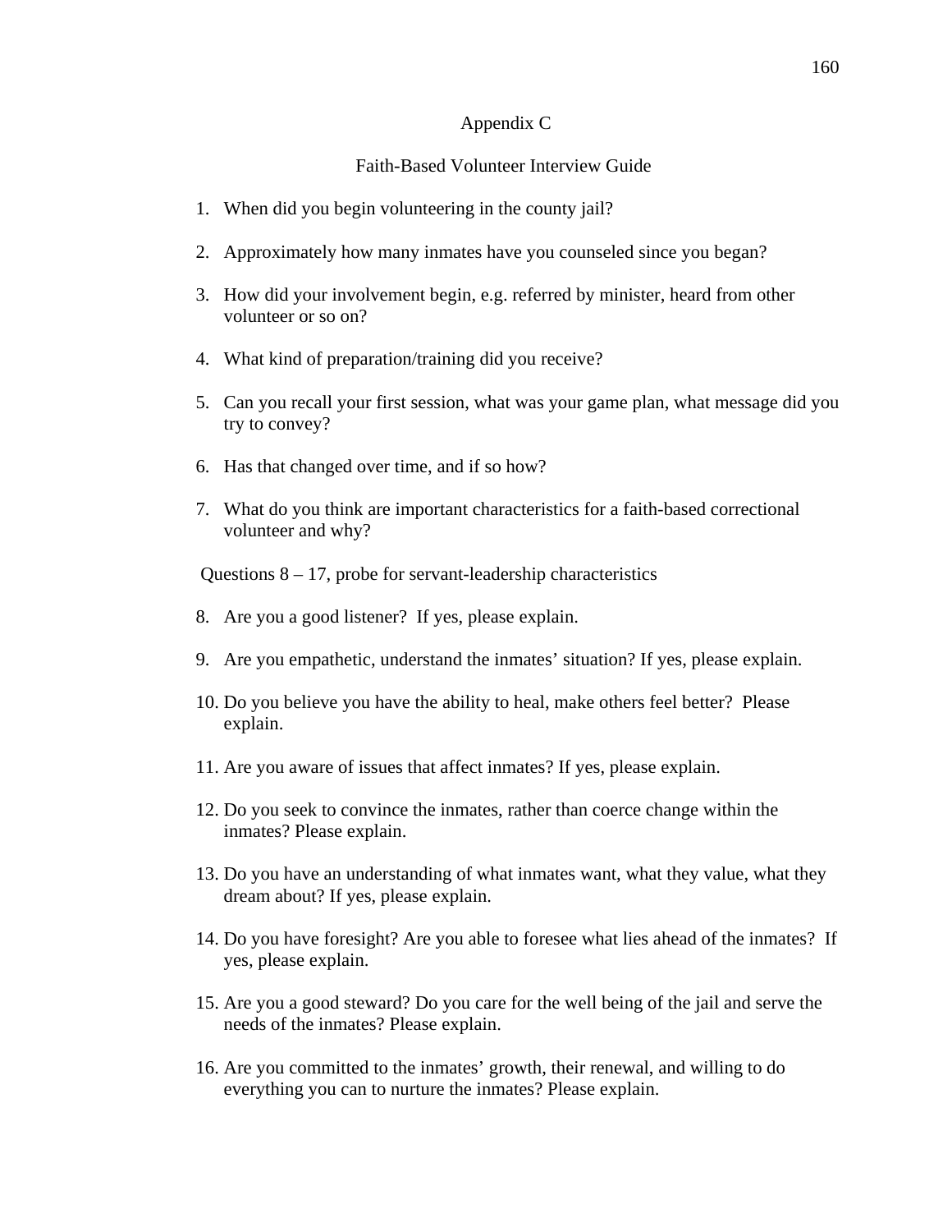# Appendix C

## Faith-Based Volunteer Interview Guide

1. When did you begin volunteering in the county jail?

2. Approximately how many inmates have you counseled since you began?

3. How did your involvement begin, e.g. referred by minister, heard from other volunteer or so on?

4. What kind of preparation/training did you receive?

5. Can you recall your first session, what was your game plan, what message did you try to convey?

6. Has that changed over time, and if so how?

7. What do you think are important characteristics for a faith-based correctional volunteer and why?

Questions 8 – 17, probe for servant-leadership characteristics

8. Are you a good listener? If yes, please explain.

9. Are you empathetic, understand the inmates' situation? If yes, please explain.

10. Do you believe you have the ability to heal, make others feel better? Please explain.

11. Are you aware of issues that affect inmates? If yes, please explain.

12. Do you seek to convince the inmates, rather than coerce change within the inmates? Please explain.

13. Do you have an understanding of what inmates want, what they value, what they dream about? If yes, please explain.

14. Do you have foresight? Are you able to foresee what lies ahead of the inmates? If yes, please explain.

15. Are you a good steward? Do you care for the well being of the jail and serve the needs of the inmates? Please explain.

16. Are you committed to the inmates' growth, their renewal, and willing to do everything you can to nurture the inmates? Please explain.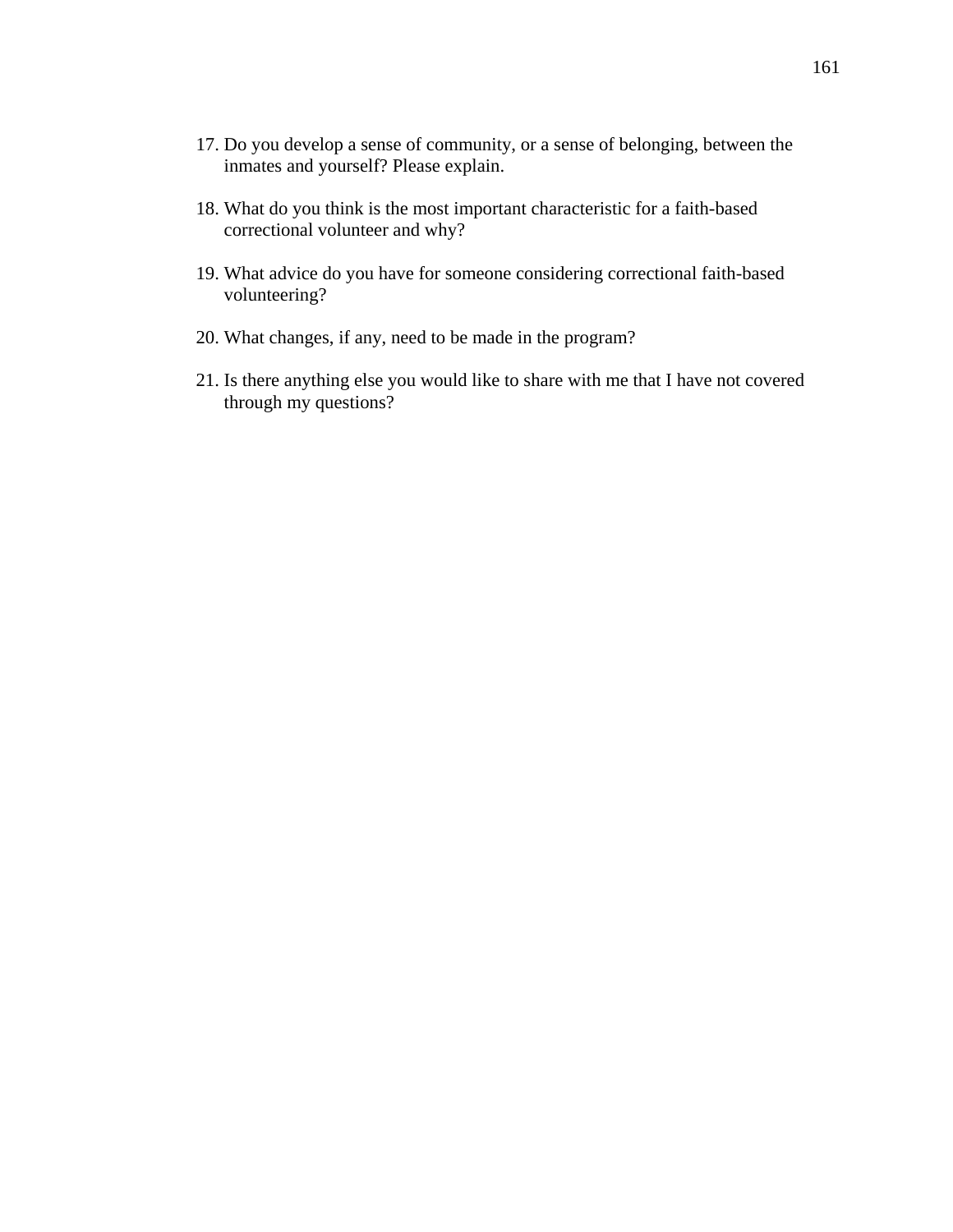17. Do you develop a sense of community, or a sense of belonging, between the inmates and yourself? Please explain.

18. What do you think is the most important characteristic for a faith-based correctional volunteer and why?

19. What advice do you have for someone considering correctional faith-based volunteering?

20. What changes, if any, need to be made in the program?

21. Is there anything else you would like to share with me that I have not covered through my questions?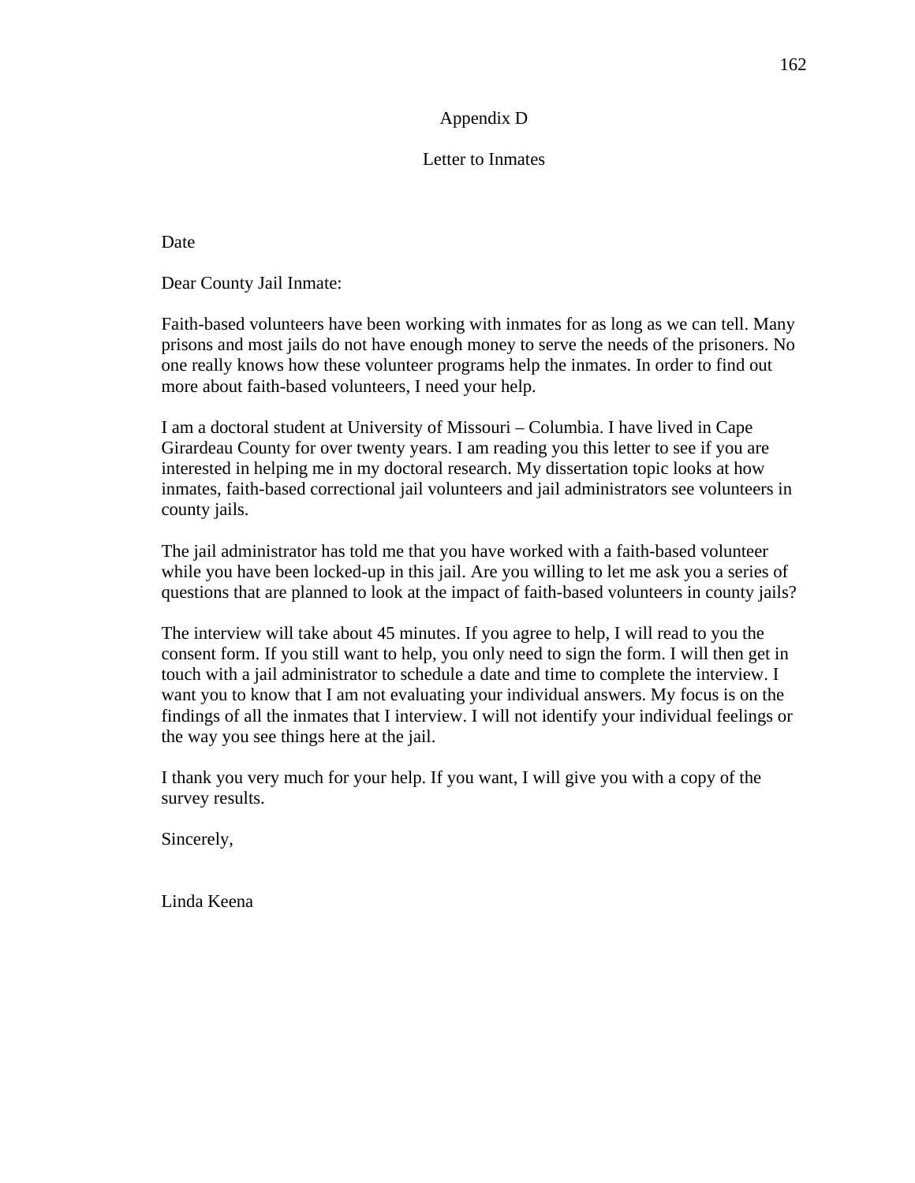# Appendix D

## Letter to Inmates

Date

Dear County Jail Inmate:

Faith-based volunteers have been working with inmates for as long as we can tell. Many prisons and most jails do not have enough money to serve the needs of the prisoners. No one really knows how these volunteer programs help the inmates. In order to find out more about faith-based volunteers, I need your help.

I am a doctoral student at University of Missouri – Columbia. I have lived in Cape Girardeau County for over twenty years. I am reading you this letter to see if you are interested in helping me in my doctoral research. My dissertation topic looks at how inmates, faith-based correctional jail volunteers and jail administrators see volunteers in county jails.

The jail administrator has told me that you have worked with a faith-based volunteer while you have been locked-up in this jail. Are you willing to let me ask you a series of questions that are planned to look at the impact of faith-based volunteers in county jails?

The interview will take about 45 minutes. If you agree to help, I will read to you the consent form. If you still want to help, you only need to sign the form. I will then get in touch with a jail administrator to schedule a date and time to complete the interview. I want you to know that I am not evaluating your individual answers. My focus is on the findings of all the inmates that I interview. I will not identify your individual feelings or the way you see things here at the jail.

I thank you very much for your help. If you want, I will give you with a copy of the survey results.

Sincerely,

Linda Keena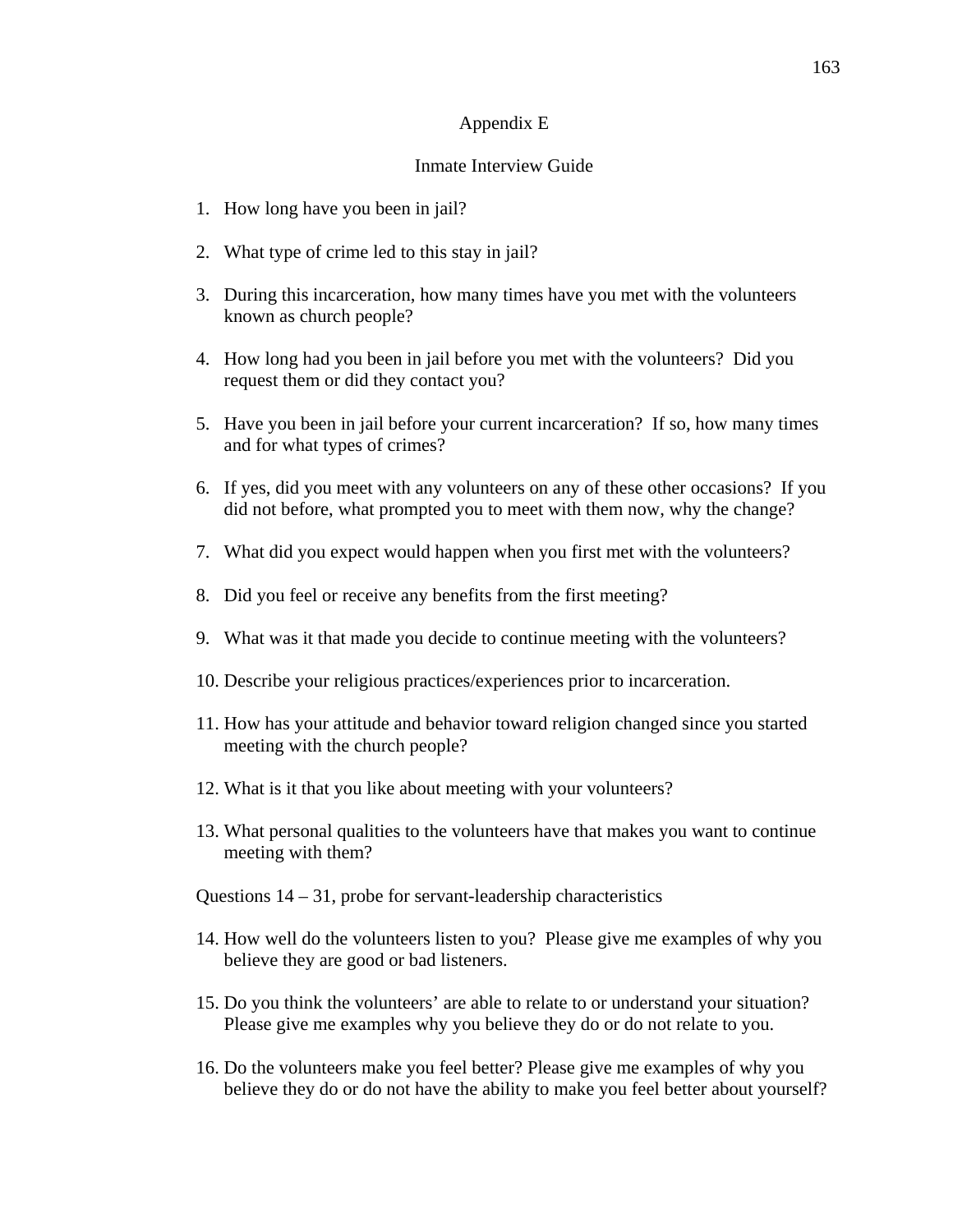# Appendix E

## Inmate Interview Guide

1. How long have you been in jail?

2. What type of crime led to this stay in jail?

3. During this incarceration, how many times have you met with the volunteers known as church people?

4. How long had you been in jail before you met with the volunteers? Did you request them or did they contact you?

5. Have you been in jail before your current incarceration? If so, how many times and for what types of crimes?

6. If yes, did you meet with any volunteers on any of these other occasions? If you did not before, what prompted you to meet with them now, why the change?

7. What did you expect would happen when you first met with the volunteers?

8. Did you feel or receive any benefits from the first meeting?

9. What was it that made you decide to continue meeting with the volunteers?

10. Describe your religious practices/experiences prior to incarceration.

11. How has your attitude and behavior toward religion changed since you started meeting with the church people?

12. What is it that you like about meeting with your volunteers?

13. What personal qualities to the volunteers have that makes you want to continue meeting with them?

Questions 14 – 31, probe for servant-leadership characteristics

14. How well do the volunteers listen to you? Please give me examples of why you believe they are good or bad listeners.

15. Do you think the volunteers' are able to relate to or understand your situation? Please give me examples why you believe they do or do not relate to you.

16. Do the volunteers make you feel better? Please give me examples of why you believe they do or do not have the ability to make you feel better about yourself?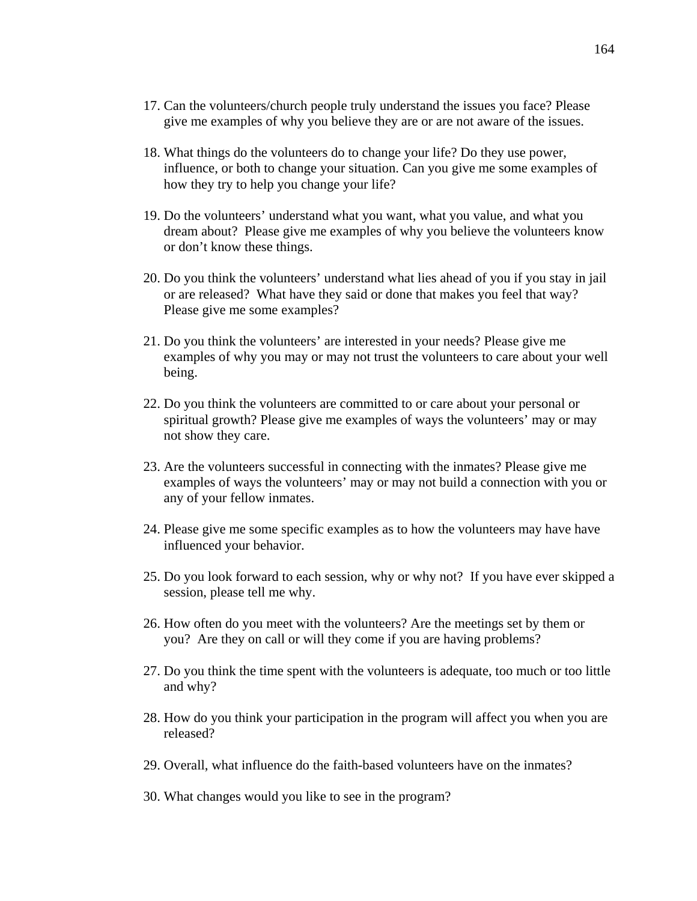17. Can the volunteers/church people truly understand the issues you face? Please give me examples of why you believe they are or are not aware of the issues.

18. What things do the volunteers do to change your life? Do they use power, influence, or both to change your situation. Can you give me some examples of how they try to help you change your life?

19. Do the volunteers' understand what you want, what you value, and what you dream about? Please give me examples of why you believe the volunteers know or don't know these things.

20. Do you think the volunteers' understand what lies ahead of you if you stay in jail or are released? What have they said or done that makes you feel that way? Please give me some examples?

21. Do you think the volunteers' are interested in your needs? Please give me examples of why you may or may not trust the volunteers to care about your well being.

22. Do you think the volunteers are committed to or care about your personal or spiritual growth? Please give me examples of ways the volunteers' may or may not show they care.

23. Are the volunteers successful in connecting with the inmates? Please give me examples of ways the volunteers' may or may not build a connection with you or any of your fellow inmates.

24. Please give me some specific examples as to how the volunteers may have have influenced your behavior.

25. Do you look forward to each session, why or why not? If you have ever skipped a session, please tell me why.

26. How often do you meet with the volunteers? Are the meetings set by them or you? Are they on call or will they come if you are having problems?

27. Do you think the time spent with the volunteers is adequate, too much or too little and why?

28. How do you think your participation in the program will affect you when you are released?

29. Overall, what influence do the faith-based volunteers have on the inmates?

30. What changes would you like to see in the program?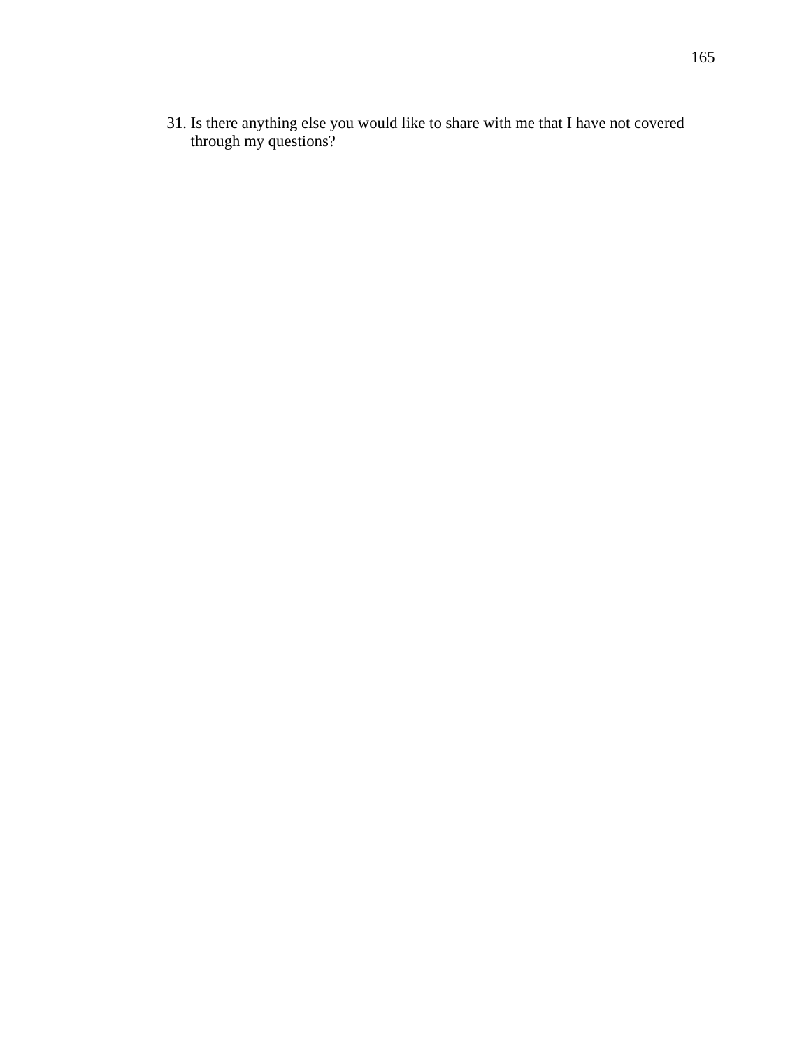31. Is there anything else you would like to share with me that I have not covered through my questions?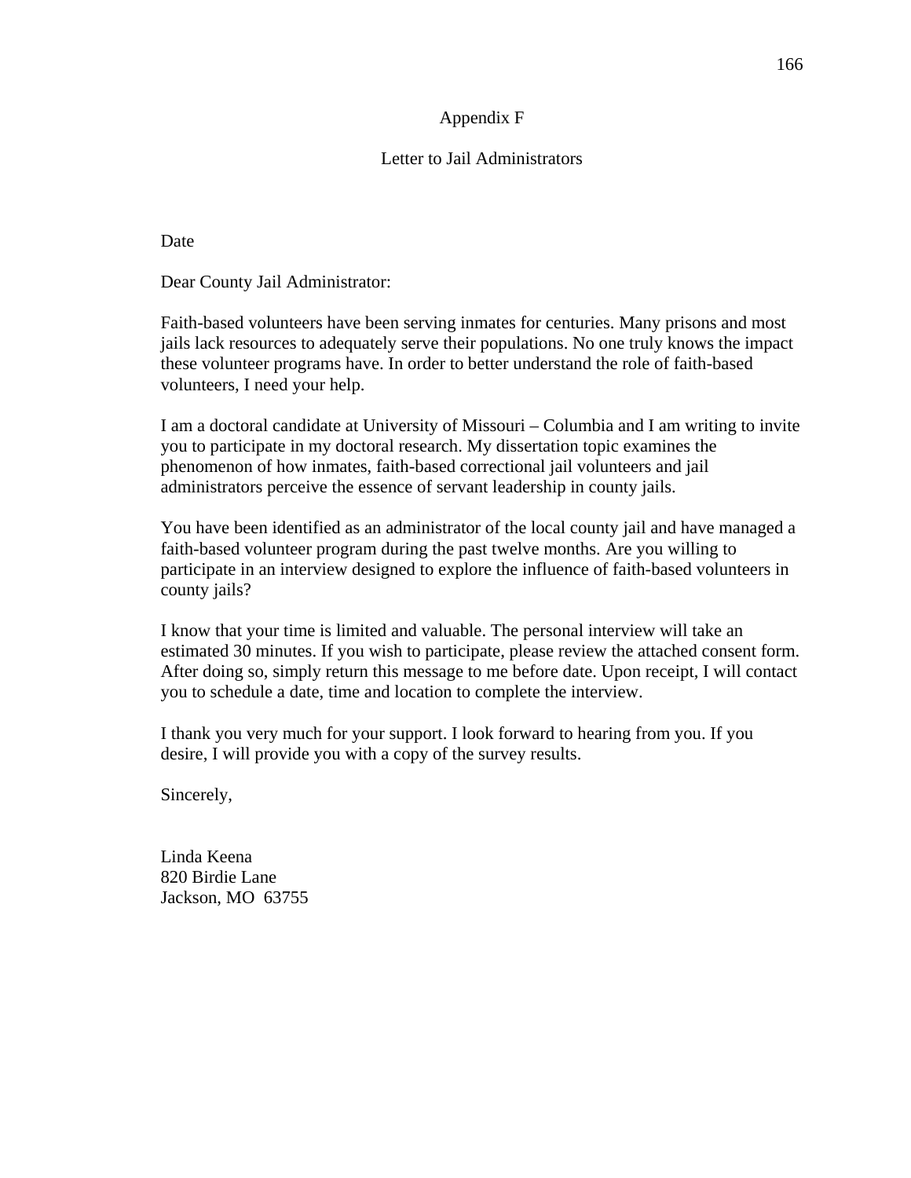# Appendix F

## Letter to Jail Administrators

Date

Dear County Jail Administrator:

Faith-based volunteers have been serving inmates for centuries. Many prisons and most jails lack resources to adequately serve their populations. No one truly knows the impact these volunteer programs have. In order to better understand the role of faith-based volunteers, I need your help.

I am a doctoral candidate at University of Missouri – Columbia and I am writing to invite you to participate in my doctoral research. My dissertation topic examines the phenomenon of how inmates, faith-based correctional jail volunteers and jail administrators perceive the essence of servant leadership in county jails.

You have been identified as an administrator of the local county jail and have managed a faith-based volunteer program during the past twelve months. Are you willing to participate in an interview designed to explore the influence of faith-based volunteers in county jails?

I know that your time is limited and valuable. The personal interview will take an estimated 30 minutes. If you wish to participate, please review the attached consent form. After doing so, simply return this message to me before date. Upon receipt, I will contact you to schedule a date, time and location to complete the interview.

I thank you very much for your support. I look forward to hearing from you. If you desire, I will provide you with a copy of the survey results.

Sincerely,

Linda Keena
820 Birdie Lane
Jackson, MO 63755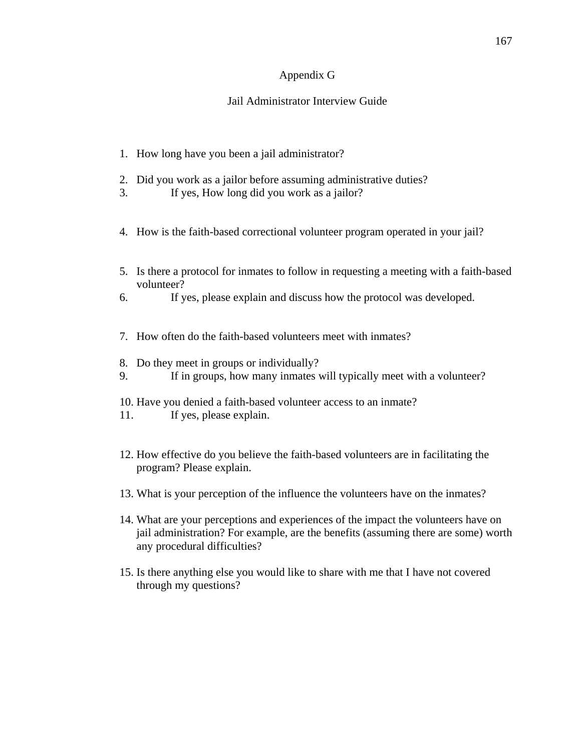# Appendix G

## Jail Administrator Interview Guide

1. How long have you been a jail administrator?

2. Did you work as a jailor before assuming administrative duties?
3. If yes, How long did you work as a jailor?

4. How is the faith-based correctional volunteer program operated in your jail?

5. Is there a protocol for inmates to follow in requesting a meeting with a faith-based volunteer?
6. If yes, please explain and discuss how the protocol was developed.

7. How often do the faith-based volunteers meet with inmates?

8. Do they meet in groups or individually?
9. If in groups, how many inmates will typically meet with a volunteer?

10. Have you denied a faith-based volunteer access to an inmate?
11. If yes, please explain.

12. How effective do you believe the faith-based volunteers are in facilitating the program? Please explain.

13. What is your perception of the influence the volunteers have on the inmates?

14. What are your perceptions and experiences of the impact the volunteers have on jail administration? For example, are the benefits (assuming there are some) worth any procedural difficulties?

15. Is there anything else you would like to share with me that I have not covered through my questions?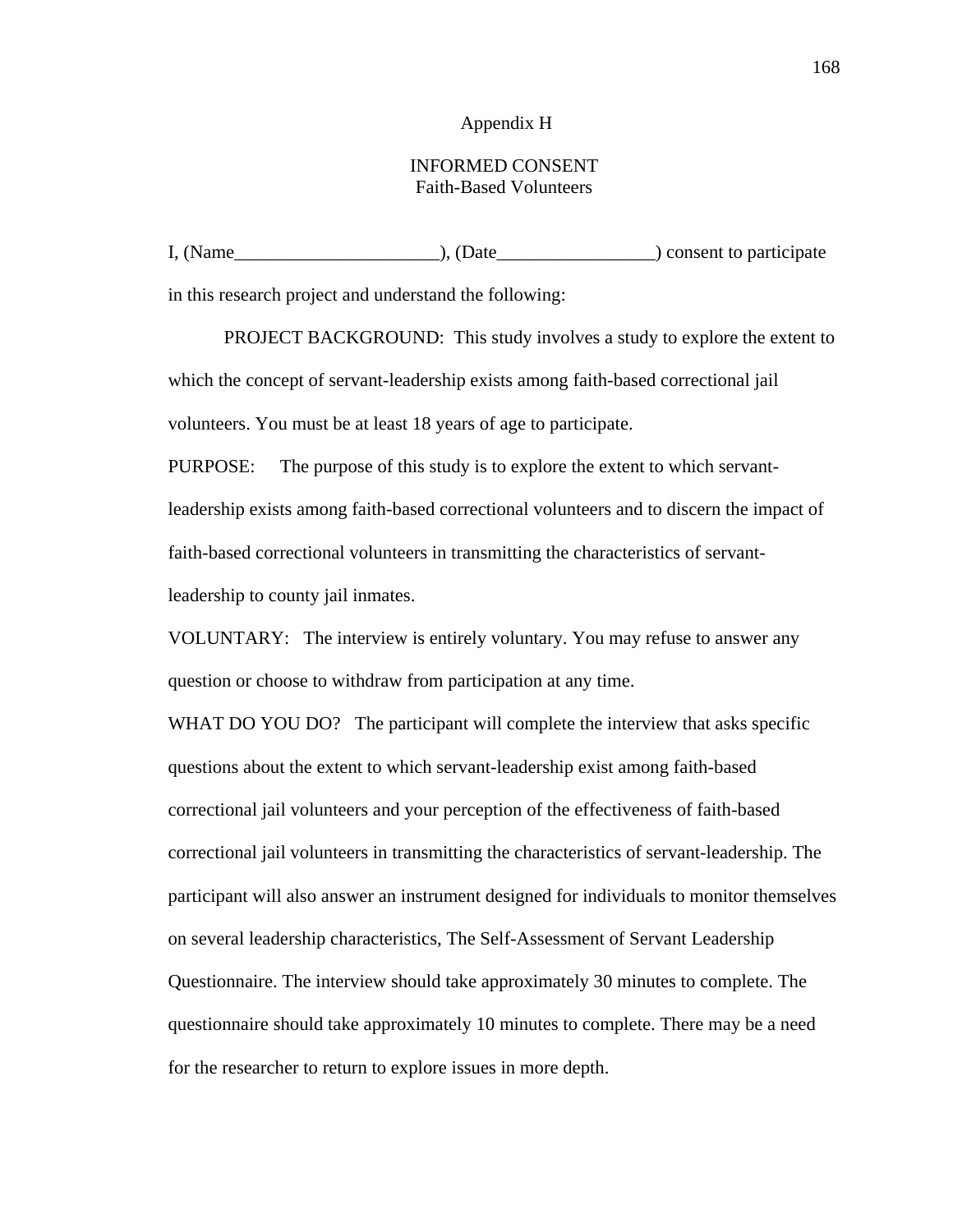# Appendix H

## INFORMED CONSENT
### Faith-Based Volunteers

I, (Name______________________), (Date_________________) consent to participate in this research project and understand the following:

PROJECT BACKGROUND: This study involves a study to explore the extent to which the concept of servant-leadership exists among faith-based correctional jail volunteers. You must be at least 18 years of age to participate.

PURPOSE: The purpose of this study is to explore the extent to which servant-leadership exists among faith-based correctional volunteers and to discern the impact of faith-based correctional volunteers in transmitting the characteristics of servant-leadership to county jail inmates.

VOLUNTARY: The interview is entirely voluntary. You may refuse to answer any question or choose to withdraw from participation at any time.

WHAT DO YOU DO? The participant will complete the interview that asks specific questions about the extent to which servant-leadership exist among faith-based correctional jail volunteers and your perception of the effectiveness of faith-based correctional jail volunteers in transmitting the characteristics of servant-leadership. The participant will also answer an instrument designed for individuals to monitor themselves on several leadership characteristics, The Self-Assessment of Servant Leadership Questionnaire. The interview should take approximately 30 minutes to complete. The questionnaire should take approximately 10 minutes to complete. There may be a need for the researcher to return to explore issues in more depth.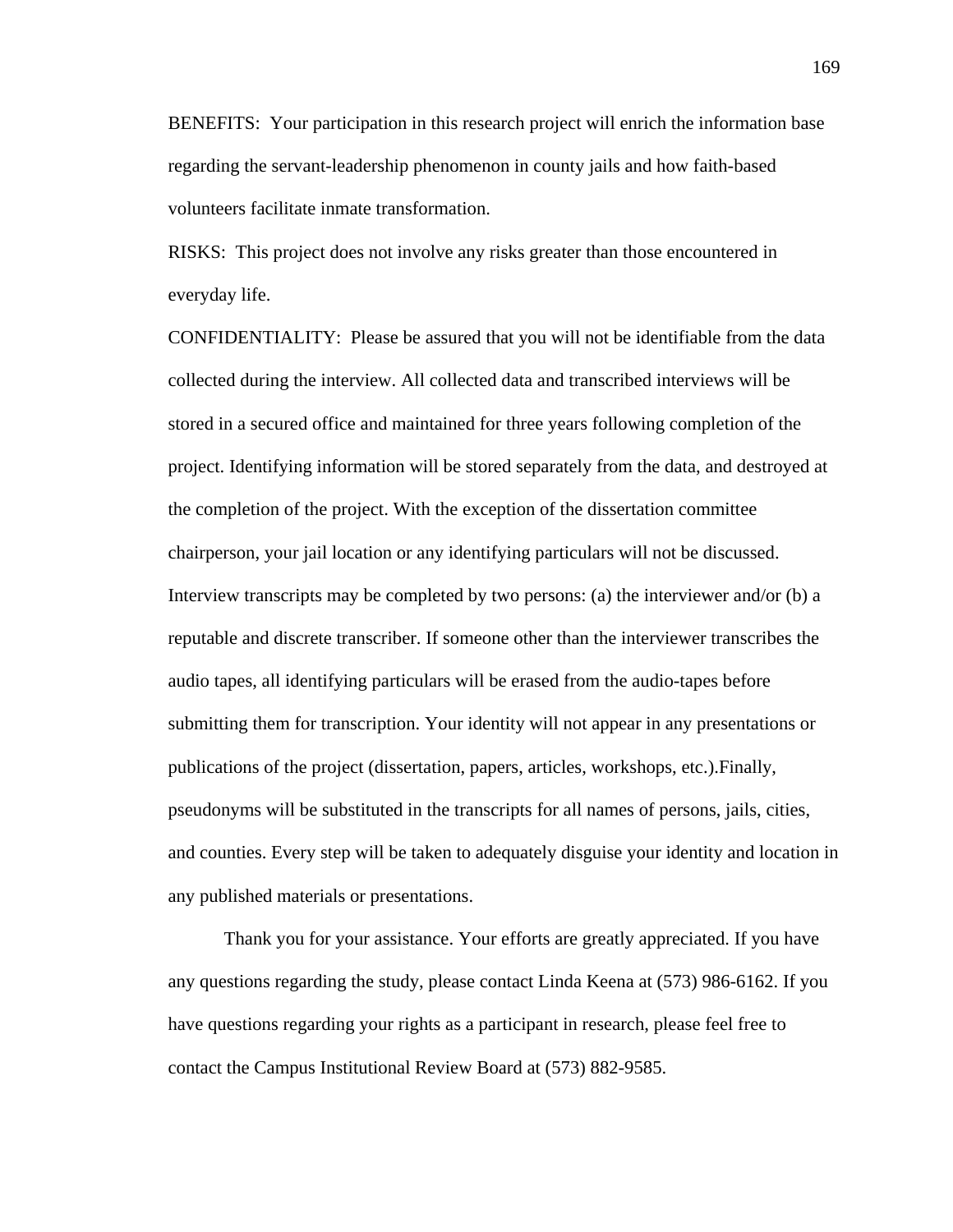BENEFITS: Your participation in this research project will enrich the information base regarding the servant-leadership phenomenon in county jails and how faith-based volunteers facilitate inmate transformation.

RISKS: This project does not involve any risks greater than those encountered in everyday life.

CONFIDENTIALITY: Please be assured that you will not be identifiable from the data collected during the interview. All collected data and transcribed interviews will be stored in a secured office and maintained for three years following completion of the project. Identifying information will be stored separately from the data, and destroyed at the completion of the project. With the exception of the dissertation committee chairperson, your jail location or any identifying particulars will not be discussed. Interview transcripts may be completed by two persons: (a) the interviewer and/or (b) a reputable and discrete transcriber. If someone other than the interviewer transcribes the audio tapes, all identifying particulars will be erased from the audio-tapes before submitting them for transcription. Your identity will not appear in any presentations or publications of the project (dissertation, papers, articles, workshops, etc.).Finally, pseudonyms will be substituted in the transcripts for all names of persons, jails, cities, and counties. Every step will be taken to adequately disguise your identity and location in any published materials or presentations.

Thank you for your assistance. Your efforts are greatly appreciated. If you have any questions regarding the study, please contact Linda Keena at (573) 986-6162. If you have questions regarding your rights as a participant in research, please feel free to contact the Campus Institutional Review Board at (573) 882-9585.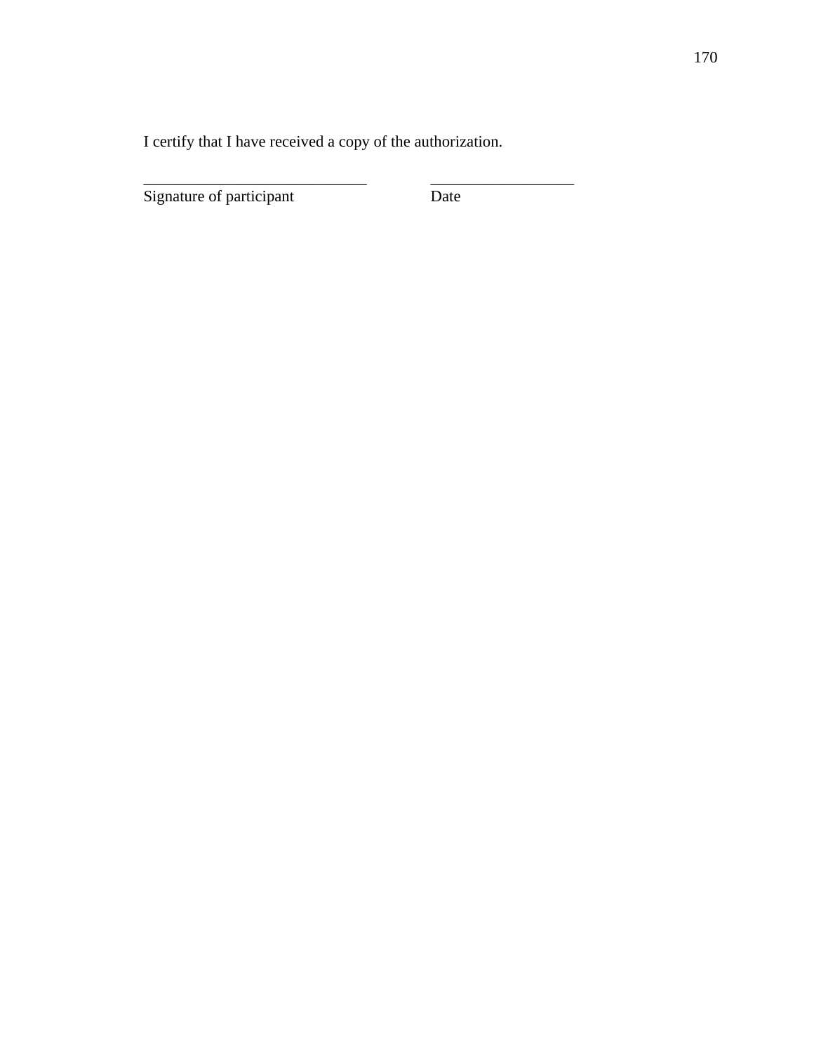I certify that I have received a copy of the authorization.

_____________________________ __________________

Signature of participant Date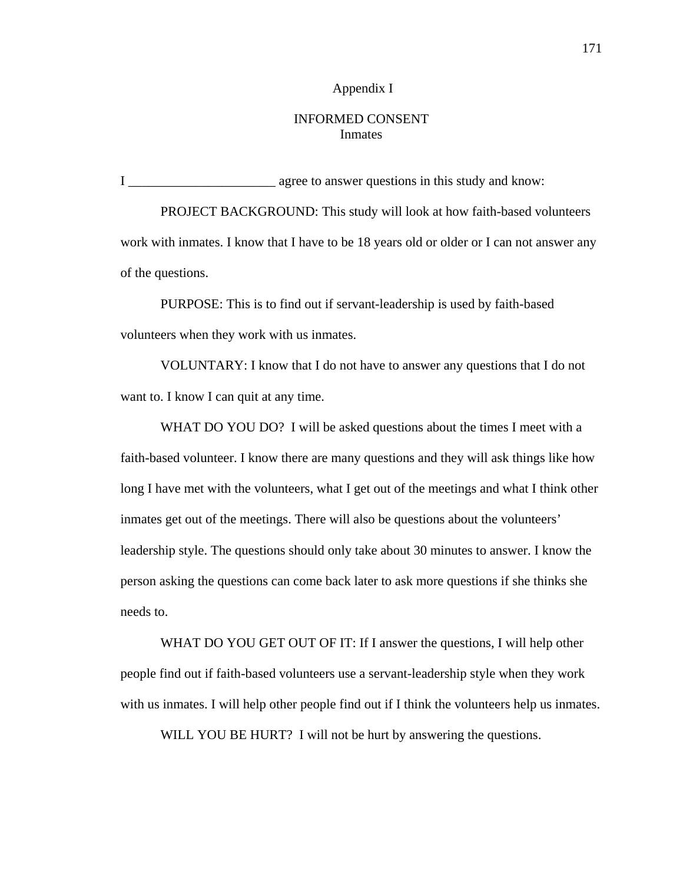# Appendix I

## INFORMED CONSENT
### Inmates

I ______________________ agree to answer questions in this study and know:

PROJECT BACKGROUND: This study will look at how faith-based volunteers work with inmates. I know that I have to be 18 years old or older or I can not answer any of the questions.

PURPOSE: This is to find out if servant-leadership is used by faith-based volunteers when they work with us inmates.

VOLUNTARY: I know that I do not have to answer any questions that I do not want to. I know I can quit at any time.

WHAT DO YOU DO? I will be asked questions about the times I meet with a faith-based volunteer. I know there are many questions and they will ask things like how long I have met with the volunteers, what I get out of the meetings and what I think other inmates get out of the meetings. There will also be questions about the volunteers' leadership style. The questions should only take about 30 minutes to answer. I know the person asking the questions can come back later to ask more questions if she thinks she needs to.

WHAT DO YOU GET OUT OF IT: If I answer the questions, I will help other people find out if faith-based volunteers use a servant-leadership style when they work with us inmates. I will help other people find out if I think the volunteers help us inmates.

WILL YOU BE HURT? I will not be hurt by answering the questions.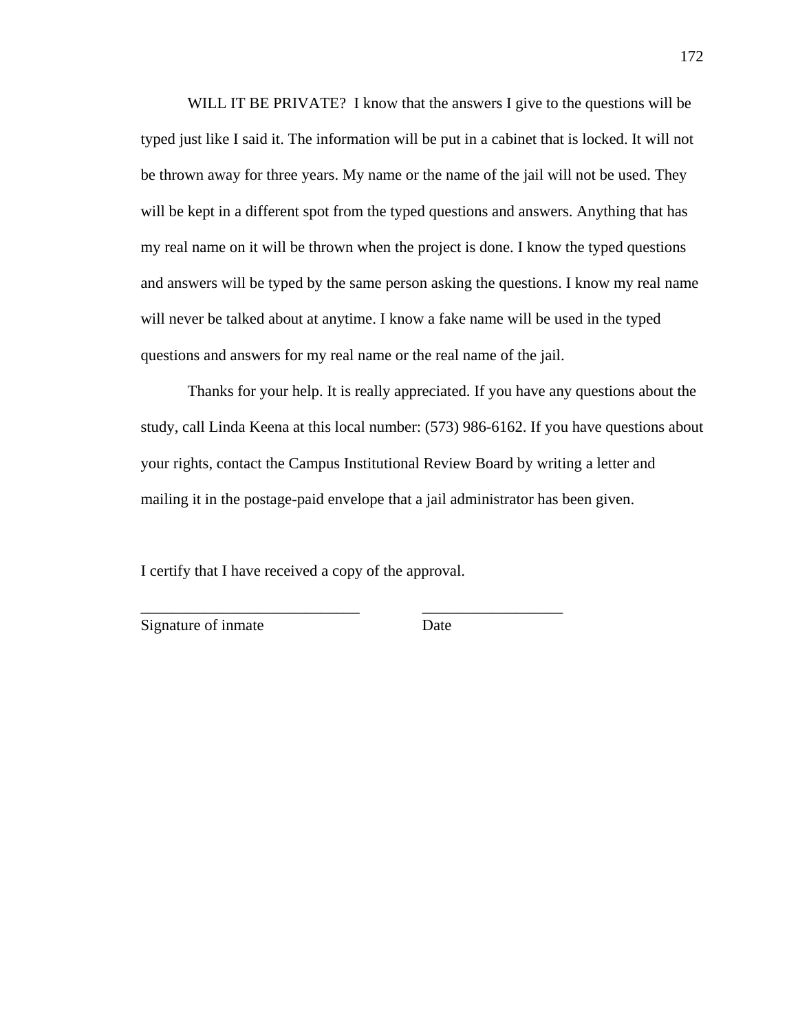WILL IT BE PRIVATE? I know that the answers I give to the questions will be typed just like I said it. The information will be put in a cabinet that is locked. It will not be thrown away for three years. My name or the name of the jail will not be used. They will be kept in a different spot from the typed questions and answers. Anything that has my real name on it will be thrown when the project is done. I know the typed questions and answers will be typed by the same person asking the questions. I know my real name will never be talked about at anytime. I know a fake name will be used in the typed questions and answers for my real name or the real name of the jail.

Thanks for your help. It is really appreciated. If you have any questions about the study, call Linda Keena at this local number: (573) 986-6162. If you have questions about your rights, contact the Campus Institutional Review Board by writing a letter and mailing it in the postage-paid envelope that a jail administrator has been given.

I certify that I have received a copy of the approval.

____________________________ __________________
Signature of inmate Date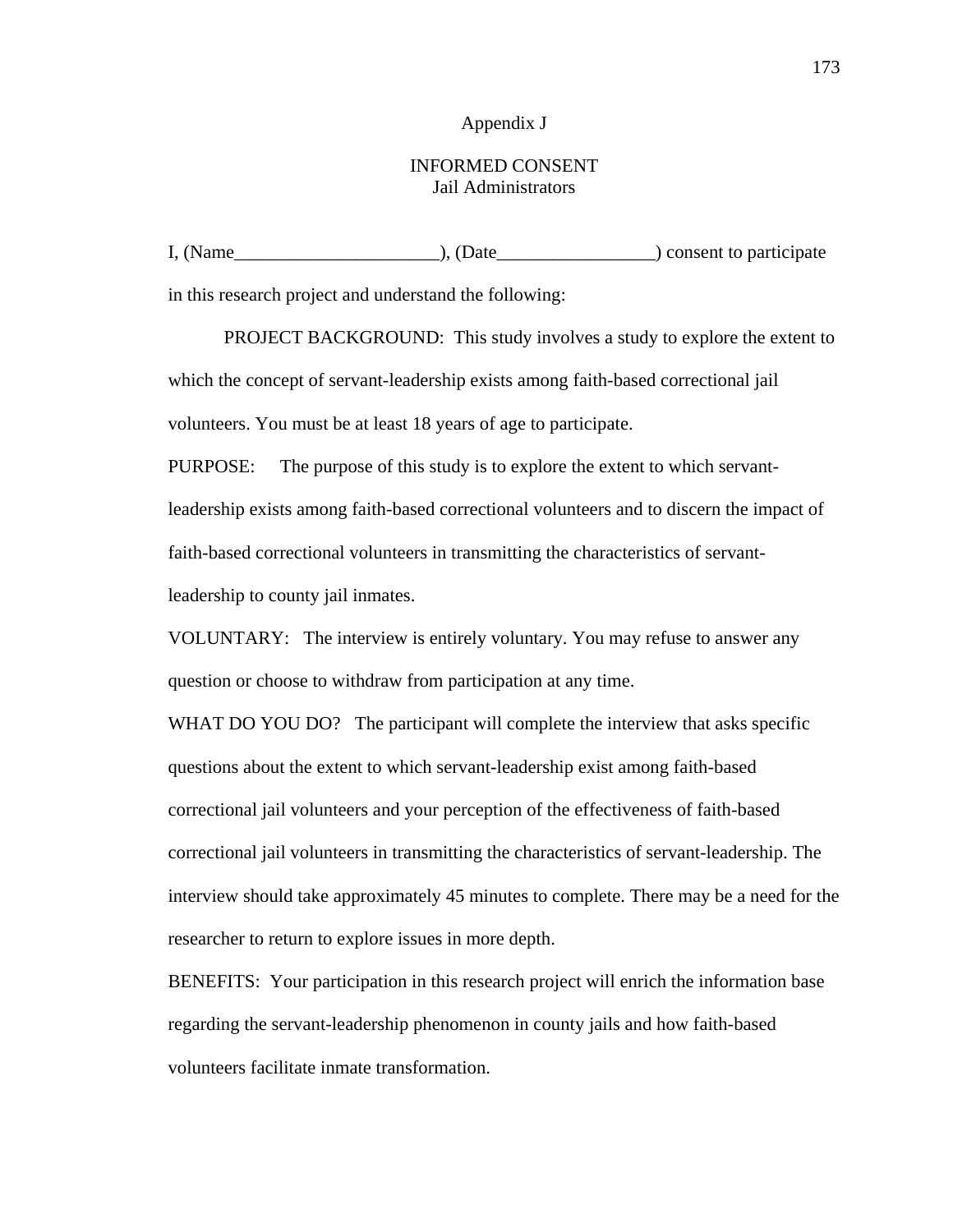Appendix J

INFORMED CONSENT
Jail Administrators

I, (Name______________________), (Date_________________) consent to participate in this research project and understand the following:

PROJECT BACKGROUND: This study involves a study to explore the extent to which the concept of servant-leadership exists among faith-based correctional jail volunteers. You must be at least 18 years of age to participate.

PURPOSE: The purpose of this study is to explore the extent to which servant-leadership exists among faith-based correctional volunteers and to discern the impact of faith-based correctional volunteers in transmitting the characteristics of servant-leadership to county jail inmates.

VOLUNTARY: The interview is entirely voluntary. You may refuse to answer any question or choose to withdraw from participation at any time.

WHAT DO YOU DO? The participant will complete the interview that asks specific questions about the extent to which servant-leadership exist among faith-based correctional jail volunteers and your perception of the effectiveness of faith-based correctional jail volunteers in transmitting the characteristics of servant-leadership. The interview should take approximately 45 minutes to complete. There may be a need for the researcher to return to explore issues in more depth.

BENEFITS: Your participation in this research project will enrich the information base regarding the servant-leadership phenomenon in county jails and how faith-based volunteers facilitate inmate transformation.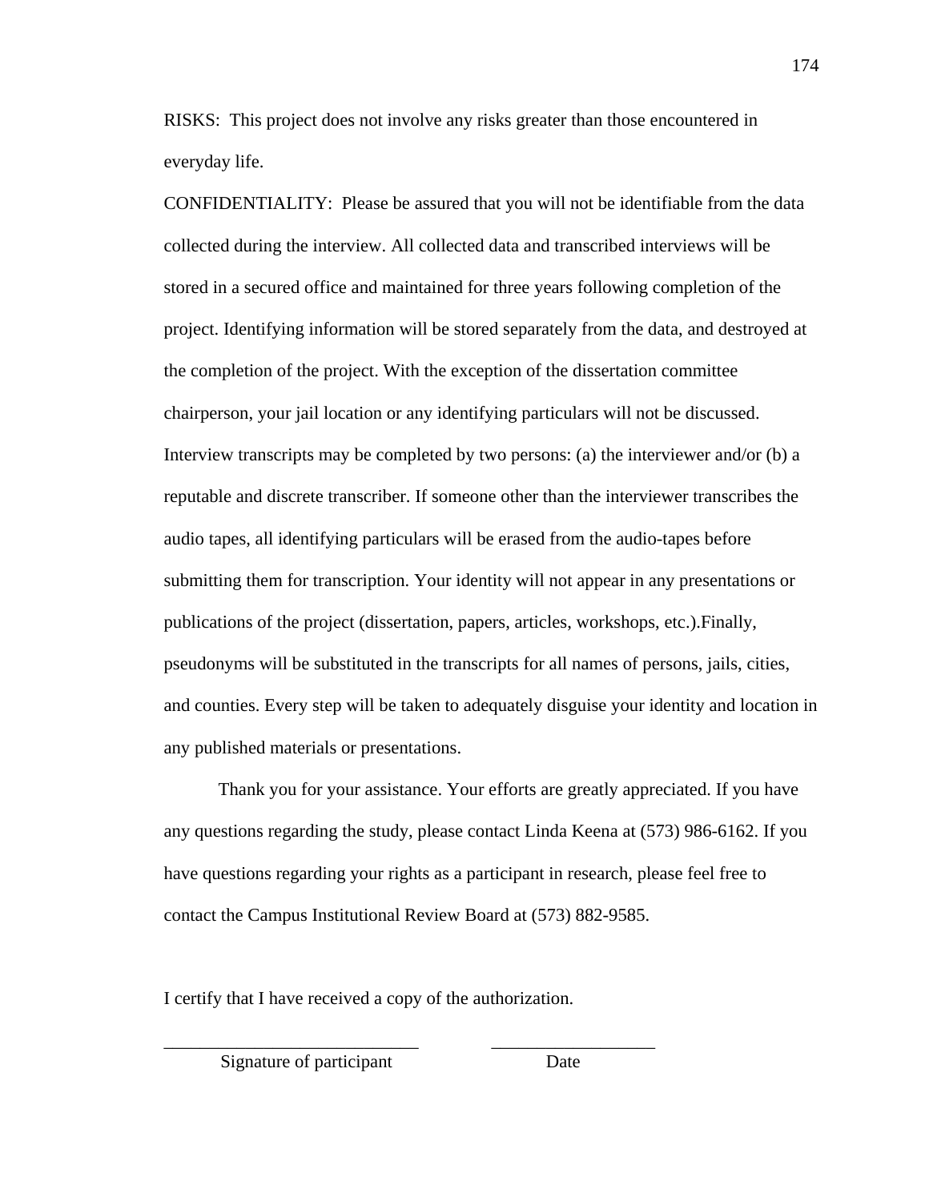RISKS: This project does not involve any risks greater than those encountered in everyday life.

CONFIDENTIALITY: Please be assured that you will not be identifiable from the data collected during the interview. All collected data and transcribed interviews will be stored in a secured office and maintained for three years following completion of the project. Identifying information will be stored separately from the data, and destroyed at the completion of the project. With the exception of the dissertation committee chairperson, your jail location or any identifying particulars will not be discussed. Interview transcripts may be completed by two persons: (a) the interviewer and/or (b) a reputable and discrete transcriber. If someone other than the interviewer transcribes the audio tapes, all identifying particulars will be erased from the audio-tapes before submitting them for transcription. Your identity will not appear in any presentations or publications of the project (dissertation, papers, articles, workshops, etc.).Finally, pseudonyms will be substituted in the transcripts for all names of persons, jails, cities, and counties. Every step will be taken to adequately disguise your identity and location in any published materials or presentations.

Thank you for your assistance. Your efforts are greatly appreciated. If you have any questions regarding the study, please contact Linda Keena at (573) 986-6162. If you have questions regarding your rights as a participant in research, please feel free to contact the Campus Institutional Review Board at (573) 882-9585.

I certify that I have received a copy of the authorization.

_____________________________ __________________

Signature of participant Date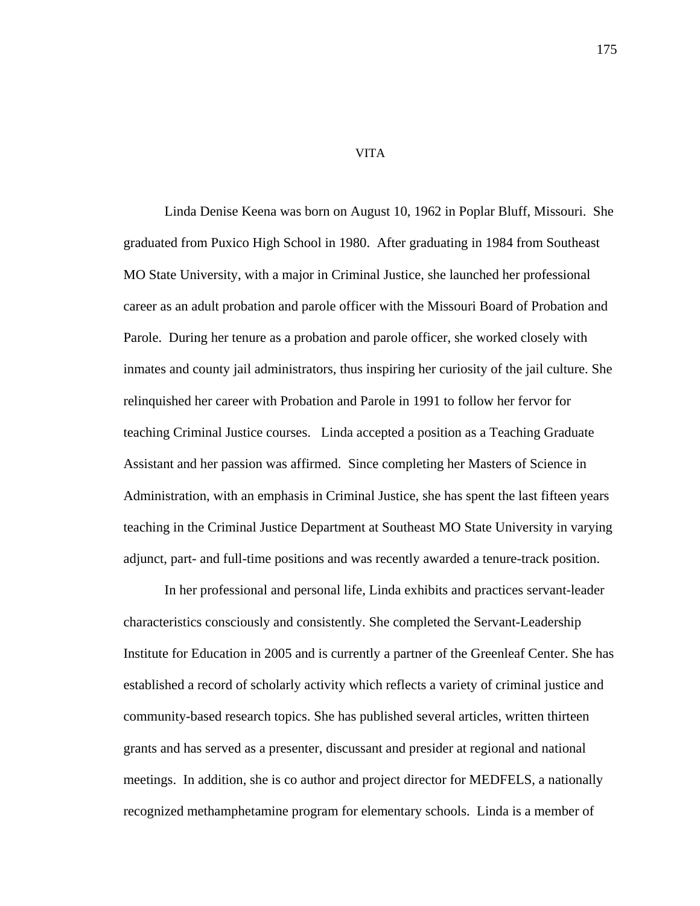# VITA

Linda Denise Keena was born on August 10, 1962 in Poplar Bluff, Missouri. She graduated from Puxico High School in 1980. After graduating in 1984 from Southeast MO State University, with a major in Criminal Justice, she launched her professional career as an adult probation and parole officer with the Missouri Board of Probation and Parole. During her tenure as a probation and parole officer, she worked closely with inmates and county jail administrators, thus inspiring her curiosity of the jail culture. She relinquished her career with Probation and Parole in 1991 to follow her fervor for teaching Criminal Justice courses. Linda accepted a position as a Teaching Graduate Assistant and her passion was affirmed. Since completing her Masters of Science in Administration, with an emphasis in Criminal Justice, she has spent the last fifteen years teaching in the Criminal Justice Department at Southeast MO State University in varying adjunct, part- and full-time positions and was recently awarded a tenure-track position.

In her professional and personal life, Linda exhibits and practices servant-leader characteristics consciously and consistently. She completed the Servant-Leadership Institute for Education in 2005 and is currently a partner of the Greenleaf Center. She has established a record of scholarly activity which reflects a variety of criminal justice and community-based research topics. She has published several articles, written thirteen grants and has served as a presenter, discussant and presider at regional and national meetings. In addition, she is co author and project director for MEDFELS, a nationally recognized methamphetamine program for elementary schools. Linda is a member of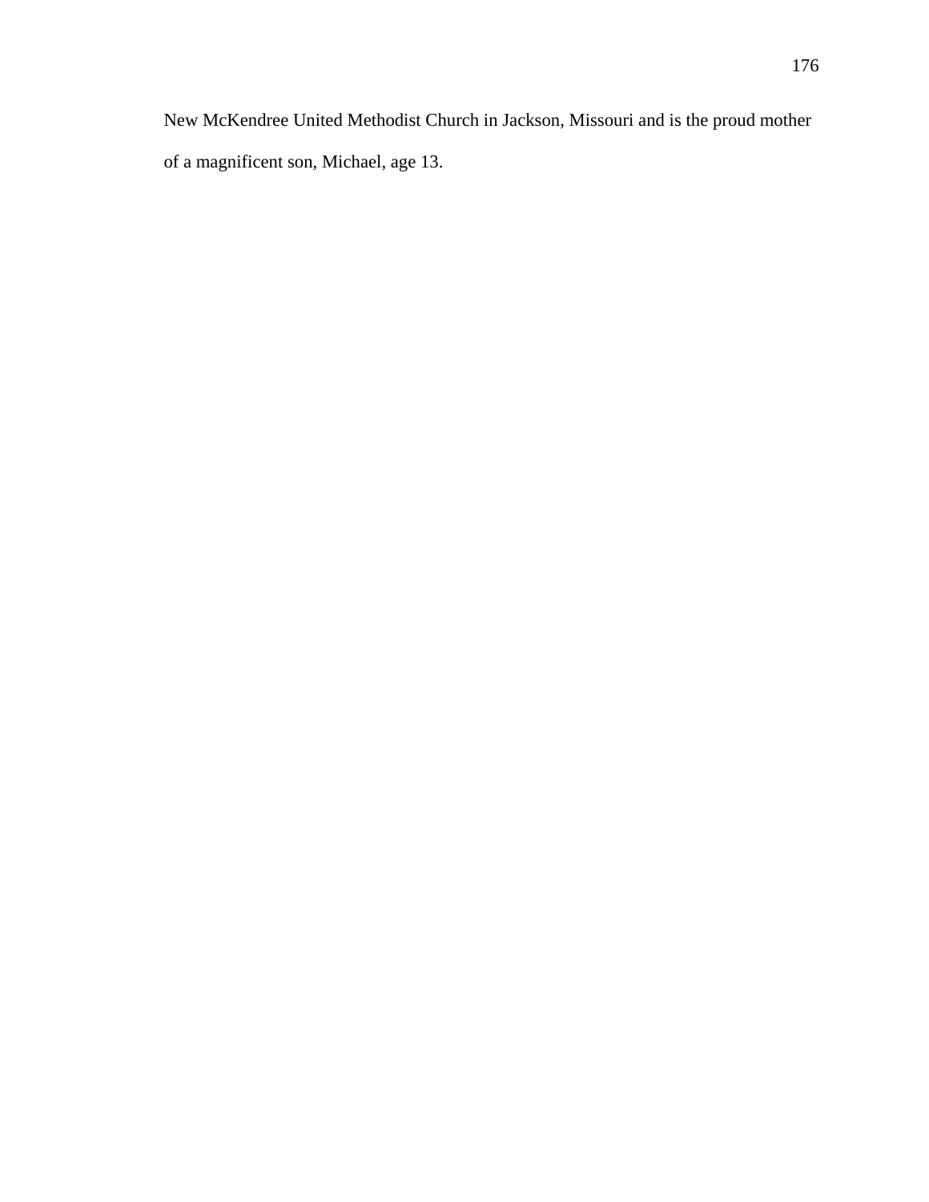New McKendree United Methodist Church in Jackson, Missouri and is the proud mother of a magnificent son, Michael, age 13.